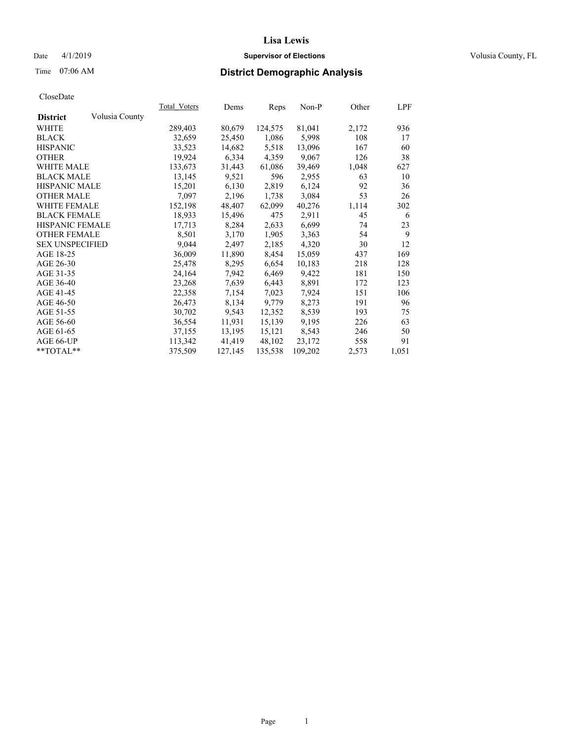**Lisa Lewis**

Date 4/1/2019 **Supervisor of Elections** Volusia County, FL

Time 07:06 AM **District Demographic Analysis**

CloseDate

| **District** Volusia County | Total_Voters | Dems | Reps | Non-P | Other | LPF |
|---|---|---|---|---|---|---|
| WHITE | 289,403 | 80,679 | 124,575 | 81,041 | 2,172 | 936 |
| BLACK | 32,659 | 25,450 | 1,086 | 5,998 | 108 | 17 |
| HISPANIC | 33,523 | 14,682 | 5,518 | 13,096 | 167 | 60 |
| OTHER | 19,924 | 6,334 | 4,359 | 9,067 | 126 | 38 |
| WHITE MALE | 133,673 | 31,443 | 61,086 | 39,469 | 1,048 | 627 |
| BLACK MALE | 13,145 | 9,521 | 596 | 2,955 | 63 | 10 |
| HISPANIC MALE | 15,201 | 6,130 | 2,819 | 6,124 | 92 | 36 |
| OTHER MALE | 7,097 | 2,196 | 1,738 | 3,084 | 53 | 26 |
| WHITE FEMALE | 152,198 | 48,407 | 62,099 | 40,276 | 1,114 | 302 |
| BLACK FEMALE | 18,933 | 15,496 | 475 | 2,911 | 45 | 6 |
| HISPANIC FEMALE | 17,713 | 8,284 | 2,633 | 6,699 | 74 | 23 |
| OTHER FEMALE | 8,501 | 3,170 | 1,905 | 3,363 | 54 | 9 |
| SEX UNSPECIFIED | 9,044 | 2,497 | 2,185 | 4,320 | 30 | 12 |
| AGE 18-25 | 36,009 | 11,890 | 8,454 | 15,059 | 437 | 169 |
| AGE 26-30 | 25,478 | 8,295 | 6,654 | 10,183 | 218 | 128 |
| AGE 31-35 | 24,164 | 7,942 | 6,469 | 9,422 | 181 | 150 |
| AGE 36-40 | 23,268 | 7,639 | 6,443 | 8,891 | 172 | 123 |
| AGE 41-45 | 22,358 | 7,154 | 7,023 | 7,924 | 151 | 106 |
| AGE 46-50 | 26,473 | 8,134 | 9,779 | 8,273 | 191 | 96 |
| AGE 51-55 | 30,702 | 9,543 | 12,352 | 8,539 | 193 | 75 |
| AGE 56-60 | 36,554 | 11,931 | 15,139 | 9,195 | 226 | 63 |
| AGE 61-65 | 37,155 | 13,195 | 15,121 | 8,543 | 246 | 50 |
| AGE 66-UP | 113,342 | 41,419 | 48,102 | 23,172 | 558 | 91 |
| **TOTAL** | 375,509 | 127,145 | 135,538 | 109,202 | 2,573 | 1,051 |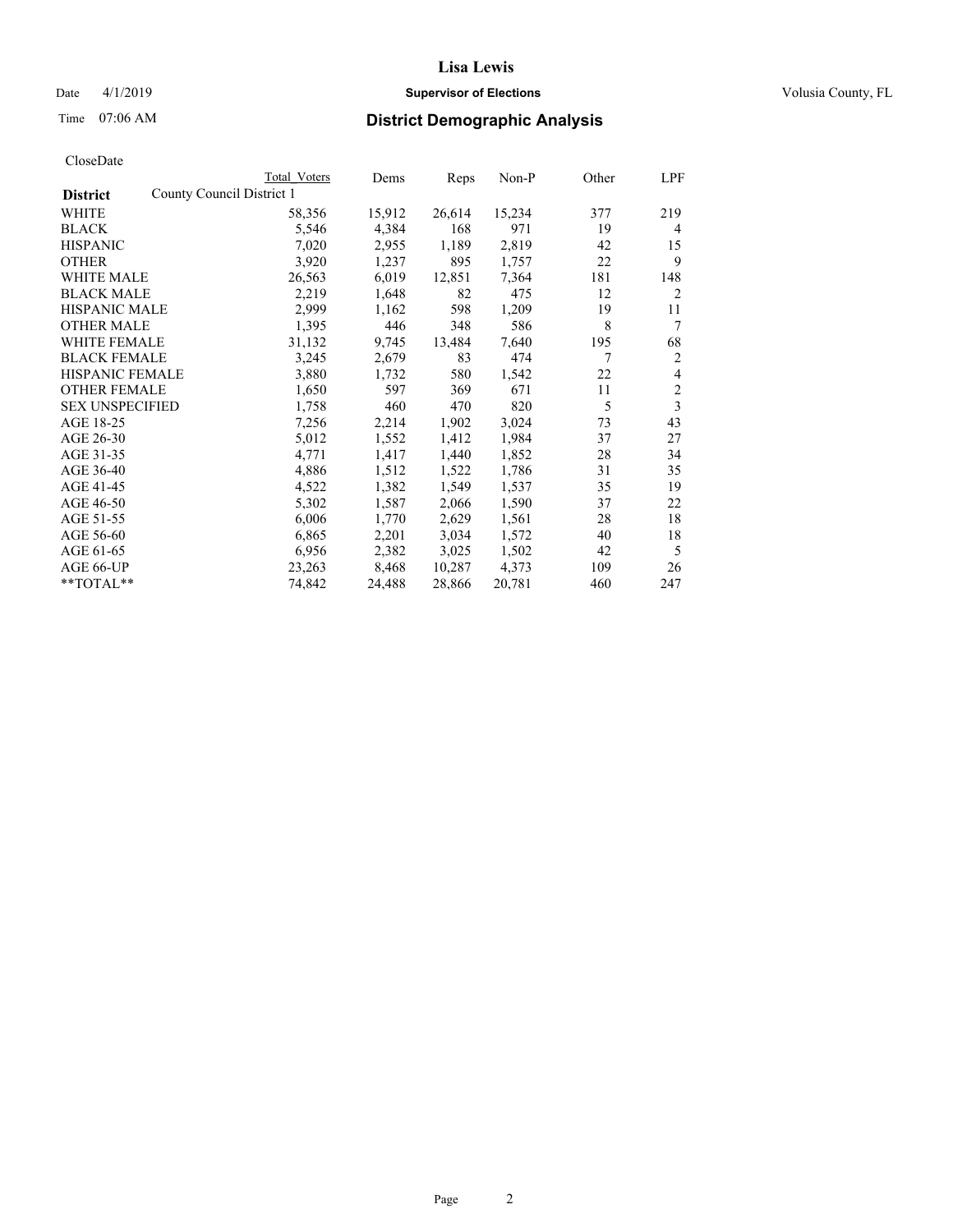CloseDate

| District | County Council District 1 | Total Voters | Dems | Reps | Non-P | Other | LPF |
|---|---|---|---|---|---|---|---|
| WHITE | | 58,356 | 15,912 | 26,614 | 15,234 | 377 | 219 |
| BLACK | | 5,546 | 4,384 | 168 | 971 | 19 | 4 |
| HISPANIC | | 7,020 | 2,955 | 1,189 | 2,819 | 42 | 15 |
| OTHER | | 3,920 | 1,237 | 895 | 1,757 | 22 | 9 |
| WHITE MALE | | 26,563 | 6,019 | 12,851 | 7,364 | 181 | 148 |
| BLACK MALE | | 2,219 | 1,648 | 82 | 475 | 12 | 2 |
| HISPANIC MALE | | 2,999 | 1,162 | 598 | 1,209 | 19 | 11 |
| OTHER MALE | | 1,395 | 446 | 348 | 586 | 8 | 7 |
| WHITE FEMALE | | 31,132 | 9,745 | 13,484 | 7,640 | 195 | 68 |
| BLACK FEMALE | | 3,245 | 2,679 | 83 | 474 | 7 | 2 |
| HISPANIC FEMALE | | 3,880 | 1,732 | 580 | 1,542 | 22 | 4 |
| OTHER FEMALE | | 1,650 | 597 | 369 | 671 | 11 | 2 |
| SEX UNSPECIFIED | | 1,758 | 460 | 470 | 820 | 5 | 3 |
| AGE 18-25 | | 7,256 | 2,214 | 1,902 | 3,024 | 73 | 43 |
| AGE 26-30 | | 5,012 | 1,552 | 1,412 | 1,984 | 37 | 27 |
| AGE 31-35 | | 4,771 | 1,417 | 1,440 | 1,852 | 28 | 34 |
| AGE 36-40 | | 4,886 | 1,512 | 1,522 | 1,786 | 31 | 35 |
| AGE 41-45 | | 4,522 | 1,382 | 1,549 | 1,537 | 35 | 19 |
| AGE 46-50 | | 5,302 | 1,587 | 2,066 | 1,590 | 37 | 22 |
| AGE 51-55 | | 6,006 | 1,770 | 2,629 | 1,561 | 28 | 18 |
| AGE 56-60 | | 6,865 | 2,201 | 3,034 | 1,572 | 40 | 18 |
| AGE 61-65 | | 6,956 | 2,382 | 3,025 | 1,502 | 42 | 5 |
| AGE 66-UP | | 23,263 | 8,468 | 10,287 | 4,373 | 109 | 26 |
| **TOTAL** | | 74,842 | 24,488 | 28,866 | 20,781 | 460 | 247 |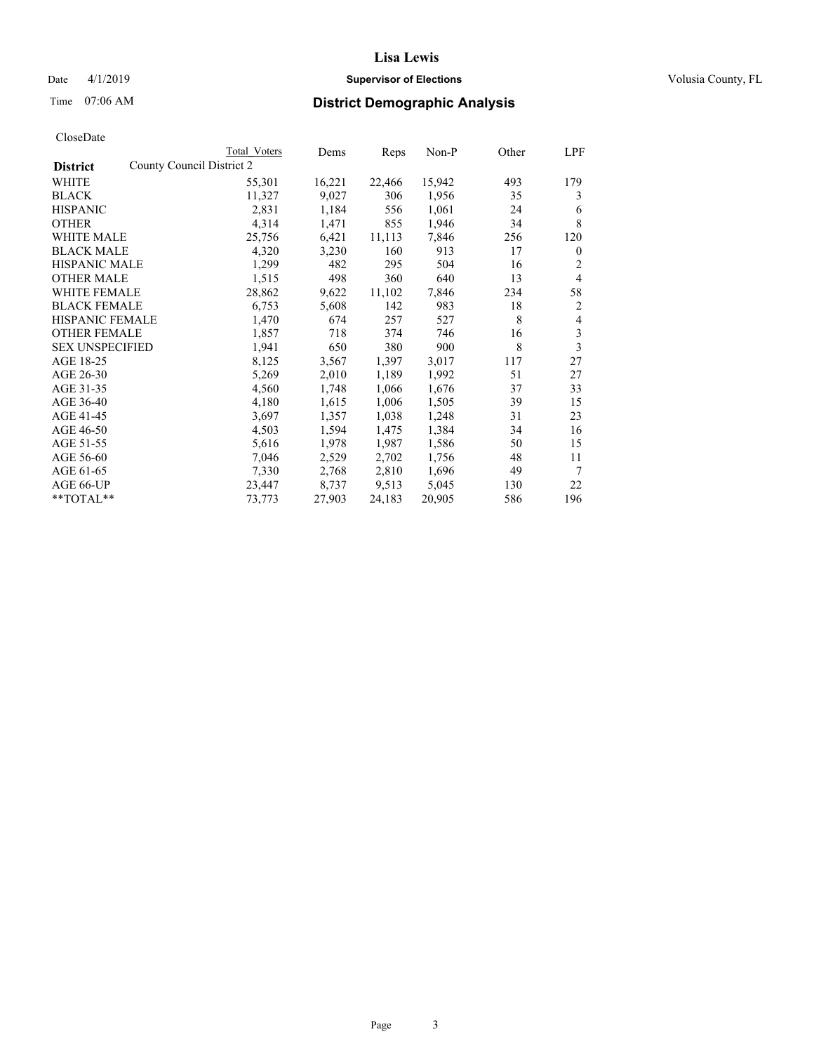# Lisa Lewis

Date 4/1/2019 **Supervisor of Elections** Volusia County, FL

Time 07:06 AM **District Demographic Analysis**

CloseDate

| | Total Voters | Dems | Reps | Non-P | Other | LPF |
|---|---|---|---|---|---|---|
| **District** County Council District 2 | | | | | | |
| WHITE | 55,301 | 16,221 | 22,466 | 15,942 | 493 | 179 |
| BLACK | 11,327 | 9,027 | 306 | 1,956 | 35 | 3 |
| HISPANIC | 2,831 | 1,184 | 556 | 1,061 | 24 | 6 |
| OTHER | 4,314 | 1,471 | 855 | 1,946 | 34 | 8 |
| WHITE MALE | 25,756 | 6,421 | 11,113 | 7,846 | 256 | 120 |
| BLACK MALE | 4,320 | 3,230 | 160 | 913 | 17 | 0 |
| HISPANIC MALE | 1,299 | 482 | 295 | 504 | 16 | 2 |
| OTHER MALE | 1,515 | 498 | 360 | 640 | 13 | 4 |
| WHITE FEMALE | 28,862 | 9,622 | 11,102 | 7,846 | 234 | 58 |
| BLACK FEMALE | 6,753 | 5,608 | 142 | 983 | 18 | 2 |
| HISPANIC FEMALE | 1,470 | 674 | 257 | 527 | 8 | 4 |
| OTHER FEMALE | 1,857 | 718 | 374 | 746 | 16 | 3 |
| SEX UNSPECIFIED | 1,941 | 650 | 380 | 900 | 8 | 3 |
| AGE 18-25 | 8,125 | 3,567 | 1,397 | 3,017 | 117 | 27 |
| AGE 26-30 | 5,269 | 2,010 | 1,189 | 1,992 | 51 | 27 |
| AGE 31-35 | 4,560 | 1,748 | 1,066 | 1,676 | 37 | 33 |
| AGE 36-40 | 4,180 | 1,615 | 1,006 | 1,505 | 39 | 15 |
| AGE 41-45 | 3,697 | 1,357 | 1,038 | 1,248 | 31 | 23 |
| AGE 46-50 | 4,503 | 1,594 | 1,475 | 1,384 | 34 | 16 |
| AGE 51-55 | 5,616 | 1,978 | 1,987 | 1,586 | 50 | 15 |
| AGE 56-60 | 7,046 | 2,529 | 2,702 | 1,756 | 48 | 11 |
| AGE 61-65 | 7,330 | 2,768 | 2,810 | 1,696 | 49 | 7 |
| AGE 66-UP | 23,447 | 8,737 | 9,513 | 5,045 | 130 | 22 |
| **TOTAL** | 73,773 | 27,903 | 24,183 | 20,905 | 586 | 196 |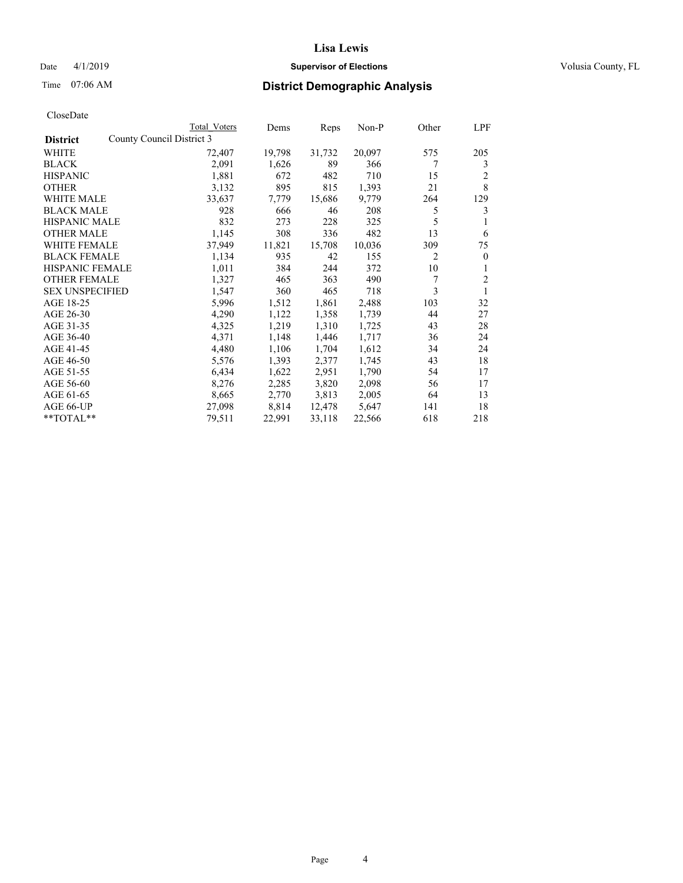# Lisa Lewis

Date 4/1/2019 **Supervisor of Elections** Volusia County, FL

Time 07:06 AM **District Demographic Analysis**

CloseDate

| District | Total Voters | Dems | Reps | Non-P | Other | LPF |
|---|---|---|---|---|---|---|
| County Council District 3 | | | | | | |
| WHITE | 72,407 | 19,798 | 31,732 | 20,097 | 575 | 205 |
| BLACK | 2,091 | 1,626 | 89 | 366 | 7 | 3 |
| HISPANIC | 1,881 | 672 | 482 | 710 | 15 | 2 |
| OTHER | 3,132 | 895 | 815 | 1,393 | 21 | 8 |
| WHITE MALE | 33,637 | 7,779 | 15,686 | 9,779 | 264 | 129 |
| BLACK MALE | 928 | 666 | 46 | 208 | 5 | 3 |
| HISPANIC MALE | 832 | 273 | 228 | 325 | 5 | 1 |
| OTHER MALE | 1,145 | 308 | 336 | 482 | 13 | 6 |
| WHITE FEMALE | 37,949 | 11,821 | 15,708 | 10,036 | 309 | 75 |
| BLACK FEMALE | 1,134 | 935 | 42 | 155 | 2 | 0 |
| HISPANIC FEMALE | 1,011 | 384 | 244 | 372 | 10 | 1 |
| OTHER FEMALE | 1,327 | 465 | 363 | 490 | 7 | 2 |
| SEX UNSPECIFIED | 1,547 | 360 | 465 | 718 | 3 | 1 |
| AGE 18-25 | 5,996 | 1,512 | 1,861 | 2,488 | 103 | 32 |
| AGE 26-30 | 4,290 | 1,122 | 1,358 | 1,739 | 44 | 27 |
| AGE 31-35 | 4,325 | 1,219 | 1,310 | 1,725 | 43 | 28 |
| AGE 36-40 | 4,371 | 1,148 | 1,446 | 1,717 | 36 | 24 |
| AGE 41-45 | 4,480 | 1,106 | 1,704 | 1,612 | 34 | 24 |
| AGE 46-50 | 5,576 | 1,393 | 2,377 | 1,745 | 43 | 18 |
| AGE 51-55 | 6,434 | 1,622 | 2,951 | 1,790 | 54 | 17 |
| AGE 56-60 | 8,276 | 2,285 | 3,820 | 2,098 | 56 | 17 |
| AGE 61-65 | 8,665 | 2,770 | 3,813 | 2,005 | 64 | 13 |
| AGE 66-UP | 27,098 | 8,814 | 12,478 | 5,647 | 141 | 18 |
| **TOTAL** | 79,511 | 22,991 | 33,118 | 22,566 | 618 | 218 |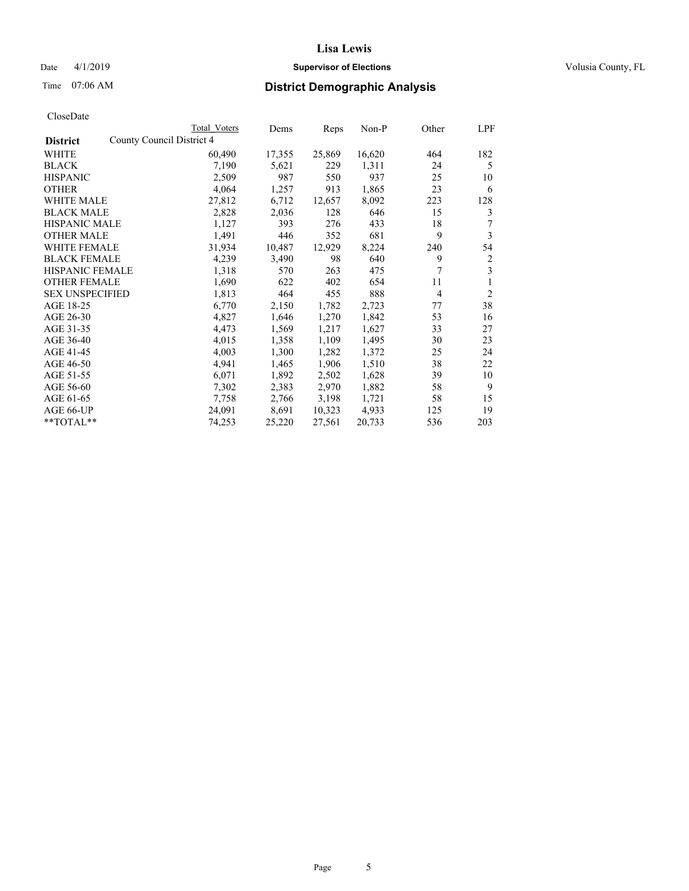**Lisa Lewis**

Date 4/1/2019 **Supervisor of Elections** Volusia County, FL

Time 07:06 AM **District Demographic Analysis**

CloseDate

| District | Total Voters | Dems | Reps | Non-P | Other | LPF |
|---|---|---|---|---|---|---|
| County Council District 4 | | | | | | |
| WHITE | 60,490 | 17,355 | 25,869 | 16,620 | 464 | 182 |
| BLACK | 7,190 | 5,621 | 229 | 1,311 | 24 | 5 |
| HISPANIC | 2,509 | 987 | 550 | 937 | 25 | 10 |
| OTHER | 4,064 | 1,257 | 913 | 1,865 | 23 | 6 |
| WHITE MALE | 27,812 | 6,712 | 12,657 | 8,092 | 223 | 128 |
| BLACK MALE | 2,828 | 2,036 | 128 | 646 | 15 | 3 |
| HISPANIC MALE | 1,127 | 393 | 276 | 433 | 18 | 7 |
| OTHER MALE | 1,491 | 446 | 352 | 681 | 9 | 3 |
| WHITE FEMALE | 31,934 | 10,487 | 12,929 | 8,224 | 240 | 54 |
| BLACK FEMALE | 4,239 | 3,490 | 98 | 640 | 9 | 2 |
| HISPANIC FEMALE | 1,318 | 570 | 263 | 475 | 7 | 3 |
| OTHER FEMALE | 1,690 | 622 | 402 | 654 | 11 | 1 |
| SEX UNSPECIFIED | 1,813 | 464 | 455 | 888 | 4 | 2 |
| AGE 18-25 | 6,770 | 2,150 | 1,782 | 2,723 | 77 | 38 |
| AGE 26-30 | 4,827 | 1,646 | 1,270 | 1,842 | 53 | 16 |
| AGE 31-35 | 4,473 | 1,569 | 1,217 | 1,627 | 33 | 27 |
| AGE 36-40 | 4,015 | 1,358 | 1,109 | 1,495 | 30 | 23 |
| AGE 41-45 | 4,003 | 1,300 | 1,282 | 1,372 | 25 | 24 |
| AGE 46-50 | 4,941 | 1,465 | 1,906 | 1,510 | 38 | 22 |
| AGE 51-55 | 6,071 | 1,892 | 2,502 | 1,628 | 39 | 10 |
| AGE 56-60 | 7,302 | 2,383 | 2,970 | 1,882 | 58 | 9 |
| AGE 61-65 | 7,758 | 2,766 | 3,198 | 1,721 | 58 | 15 |
| AGE 66-UP | 24,091 | 8,691 | 10,323 | 4,933 | 125 | 19 |
| **TOTAL** | 74,253 | 25,220 | 27,561 | 20,733 | 536 | 203 |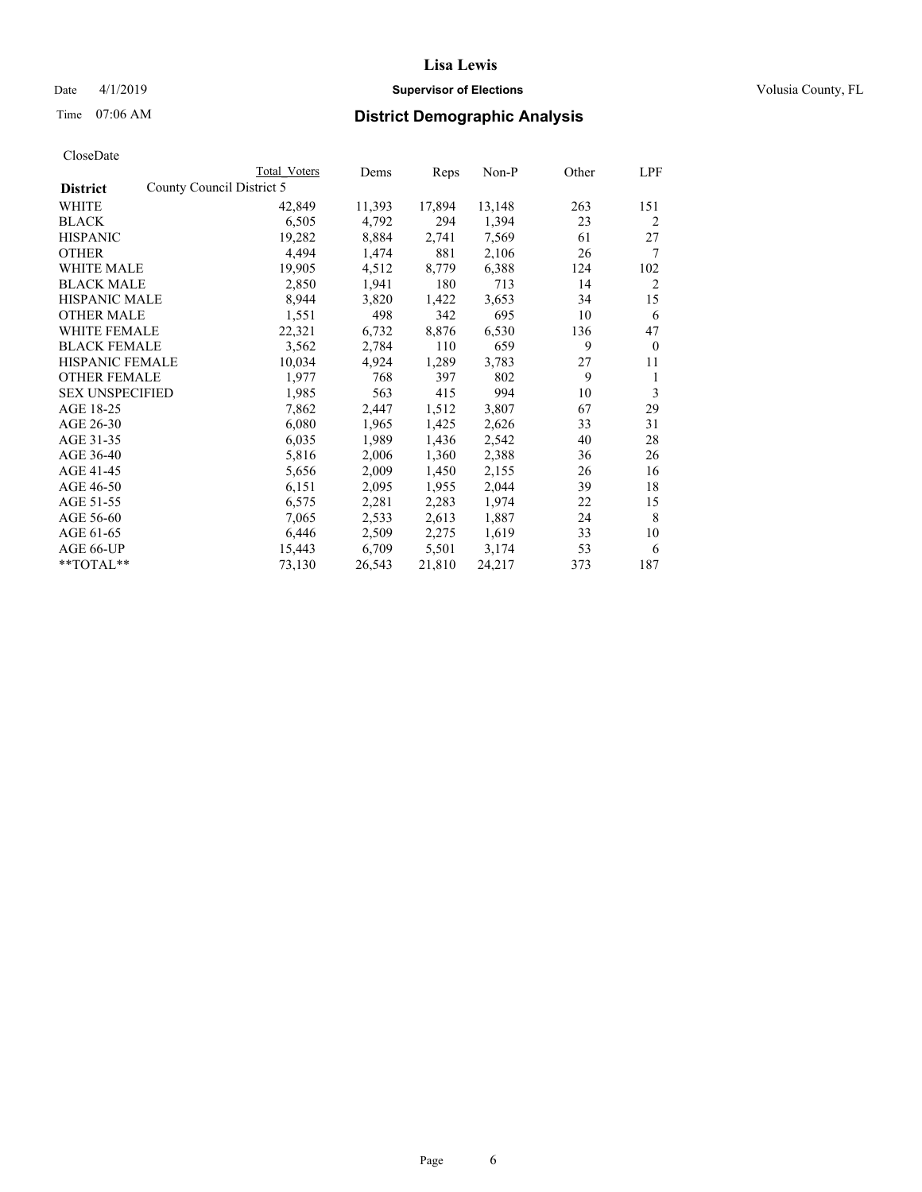# Lisa Lewis

Date 4/1/2019 **Supervisor of Elections** Volusia County, FL

Time 07:06 AM **District Demographic Analysis**

CloseDate

| | Total Voters | Dems | Reps | Non-P | Other | LPF |
|---|---|---|---|---|---|---|
| **District** County Council District 5 | | | | | | |
| WHITE | 42,849 | 11,393 | 17,894 | 13,148 | 263 | 151 |
| BLACK | 6,505 | 4,792 | 294 | 1,394 | 23 | 2 |
| HISPANIC | 19,282 | 8,884 | 2,741 | 7,569 | 61 | 27 |
| OTHER | 4,494 | 1,474 | 881 | 2,106 | 26 | 7 |
| WHITE MALE | 19,905 | 4,512 | 8,779 | 6,388 | 124 | 102 |
| BLACK MALE | 2,850 | 1,941 | 180 | 713 | 14 | 2 |
| HISPANIC MALE | 8,944 | 3,820 | 1,422 | 3,653 | 34 | 15 |
| OTHER MALE | 1,551 | 498 | 342 | 695 | 10 | 6 |
| WHITE FEMALE | 22,321 | 6,732 | 8,876 | 6,530 | 136 | 47 |
| BLACK FEMALE | 3,562 | 2,784 | 110 | 659 | 9 | 0 |
| HISPANIC FEMALE | 10,034 | 4,924 | 1,289 | 3,783 | 27 | 11 |
| OTHER FEMALE | 1,977 | 768 | 397 | 802 | 9 | 1 |
| SEX UNSPECIFIED | 1,985 | 563 | 415 | 994 | 10 | 3 |
| AGE 18-25 | 7,862 | 2,447 | 1,512 | 3,807 | 67 | 29 |
| AGE 26-30 | 6,080 | 1,965 | 1,425 | 2,626 | 33 | 31 |
| AGE 31-35 | 6,035 | 1,989 | 1,436 | 2,542 | 40 | 28 |
| AGE 36-40 | 5,816 | 2,006 | 1,360 | 2,388 | 36 | 26 |
| AGE 41-45 | 5,656 | 2,009 | 1,450 | 2,155 | 26 | 16 |
| AGE 46-50 | 6,151 | 2,095 | 1,955 | 2,044 | 39 | 18 |
| AGE 51-55 | 6,575 | 2,281 | 2,283 | 1,974 | 22 | 15 |
| AGE 56-60 | 7,065 | 2,533 | 2,613 | 1,887 | 24 | 8 |
| AGE 61-65 | 6,446 | 2,509 | 2,275 | 1,619 | 33 | 10 |
| AGE 66-UP | 15,443 | 6,709 | 5,501 | 3,174 | 53 | 6 |
| **TOTAL** | 73,130 | 26,543 | 21,810 | 24,217 | 373 | 187 |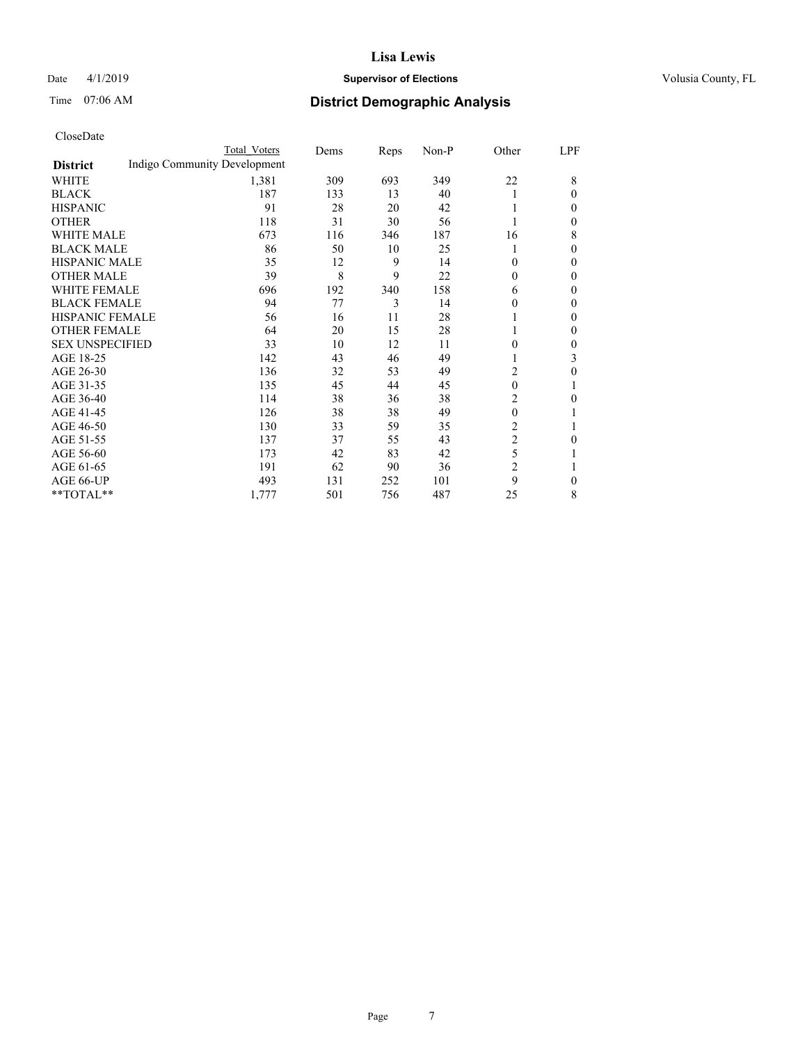# Lisa Lewis

Date 4/1/2019 **Supervisor of Elections** Volusia County, FL

Time 07:06 AM **District Demographic Analysis**

CloseDate

| District | Total Voters | Dems | Reps | Non-P | Other | LPF |
|---|---|---|---|---|---|---|
| Indigo Community Development | | | | | | |
| WHITE | 1,381 | 309 | 693 | 349 | 22 | 8 |
| BLACK | 187 | 133 | 13 | 40 | 1 | 0 |
| HISPANIC | 91 | 28 | 20 | 42 | 1 | 0 |
| OTHER | 118 | 31 | 30 | 56 | 1 | 0 |
| WHITE MALE | 673 | 116 | 346 | 187 | 16 | 8 |
| BLACK MALE | 86 | 50 | 10 | 25 | 1 | 0 |
| HISPANIC MALE | 35 | 12 | 9 | 14 | 0 | 0 |
| OTHER MALE | 39 | 8 | 9 | 22 | 0 | 0 |
| WHITE FEMALE | 696 | 192 | 340 | 158 | 6 | 0 |
| BLACK FEMALE | 94 | 77 | 3 | 14 | 0 | 0 |
| HISPANIC FEMALE | 56 | 16 | 11 | 28 | 1 | 0 |
| OTHER FEMALE | 64 | 20 | 15 | 28 | 1 | 0 |
| SEX UNSPECIFIED | 33 | 10 | 12 | 11 | 0 | 0 |
| AGE 18-25 | 142 | 43 | 46 | 49 | 1 | 3 |
| AGE 26-30 | 136 | 32 | 53 | 49 | 2 | 0 |
| AGE 31-35 | 135 | 45 | 44 | 45 | 0 | 1 |
| AGE 36-40 | 114 | 38 | 36 | 38 | 2 | 0 |
| AGE 41-45 | 126 | 38 | 38 | 49 | 0 | 1 |
| AGE 46-50 | 130 | 33 | 59 | 35 | 2 | 1 |
| AGE 51-55 | 137 | 37 | 55 | 43 | 2 | 0 |
| AGE 56-60 | 173 | 42 | 83 | 42 | 5 | 1 |
| AGE 61-65 | 191 | 62 | 90 | 36 | 2 | 1 |
| AGE 66-UP | 493 | 131 | 252 | 101 | 9 | 0 |
| **TOTAL** | 1,777 | 501 | 756 | 487 | 25 | 8 |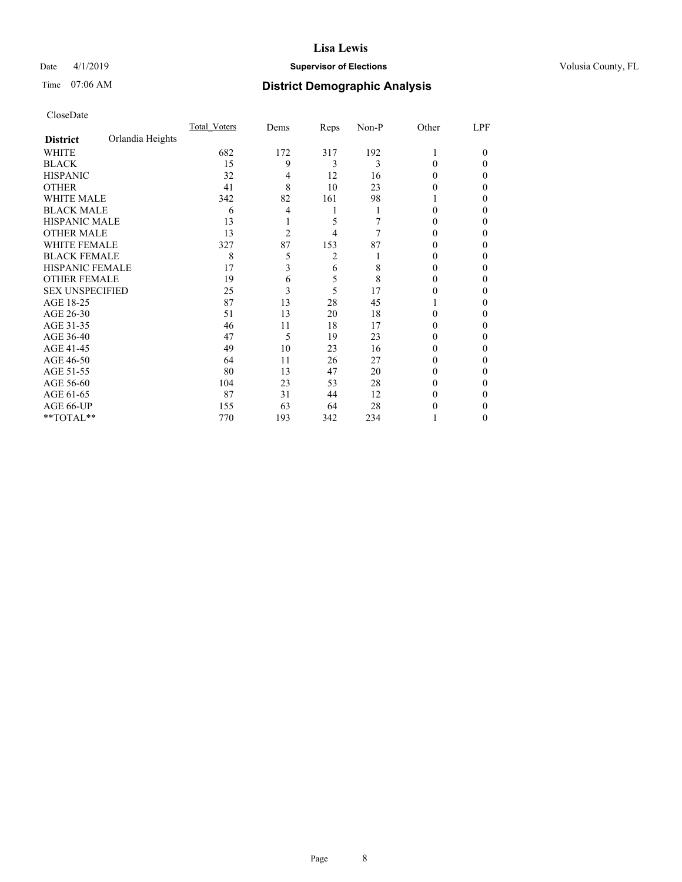# Lisa Lewis

Date 4/1/2019 **Supervisor of Elections** Volusia County, FL

Time 07:06 AM **District Demographic Analysis**

CloseDate

| District: Orlandia Heights | Total_Voters | Dems | Reps | Non-P | Other | LPF |
|---|---|---|---|---|---|---|
| WHITE | 682 | 172 | 317 | 192 | 1 | 0 |
| BLACK | 15 | 9 | 3 | 3 | 0 | 0 |
| HISPANIC | 32 | 4 | 12 | 16 | 0 | 0 |
| OTHER | 41 | 8 | 10 | 23 | 0 | 0 |
| WHITE MALE | 342 | 82 | 161 | 98 | 1 | 0 |
| BLACK MALE | 6 | 4 | 1 | 1 | 0 | 0 |
| HISPANIC MALE | 13 | 1 | 5 | 7 | 0 | 0 |
| OTHER MALE | 13 | 2 | 4 | 7 | 0 | 0 |
| WHITE FEMALE | 327 | 87 | 153 | 87 | 0 | 0 |
| BLACK FEMALE | 8 | 5 | 2 | 1 | 0 | 0 |
| HISPANIC FEMALE | 17 | 3 | 6 | 8 | 0 | 0 |
| OTHER FEMALE | 19 | 6 | 5 | 8 | 0 | 0 |
| SEX UNSPECIFIED | 25 | 3 | 5 | 17 | 0 | 0 |
| AGE 18-25 | 87 | 13 | 28 | 45 | 1 | 0 |
| AGE 26-30 | 51 | 13 | 20 | 18 | 0 | 0 |
| AGE 31-35 | 46 | 11 | 18 | 17 | 0 | 0 |
| AGE 36-40 | 47 | 5 | 19 | 23 | 0 | 0 |
| AGE 41-45 | 49 | 10 | 23 | 16 | 0 | 0 |
| AGE 46-50 | 64 | 11 | 26 | 27 | 0 | 0 |
| AGE 51-55 | 80 | 13 | 47 | 20 | 0 | 0 |
| AGE 56-60 | 104 | 23 | 53 | 28 | 0 | 0 |
| AGE 61-65 | 87 | 31 | 44 | 12 | 0 | 0 |
| AGE 66-UP | 155 | 63 | 64 | 28 | 0 | 0 |
| **TOTAL** | 770 | 193 | 342 | 234 | 1 | 0 |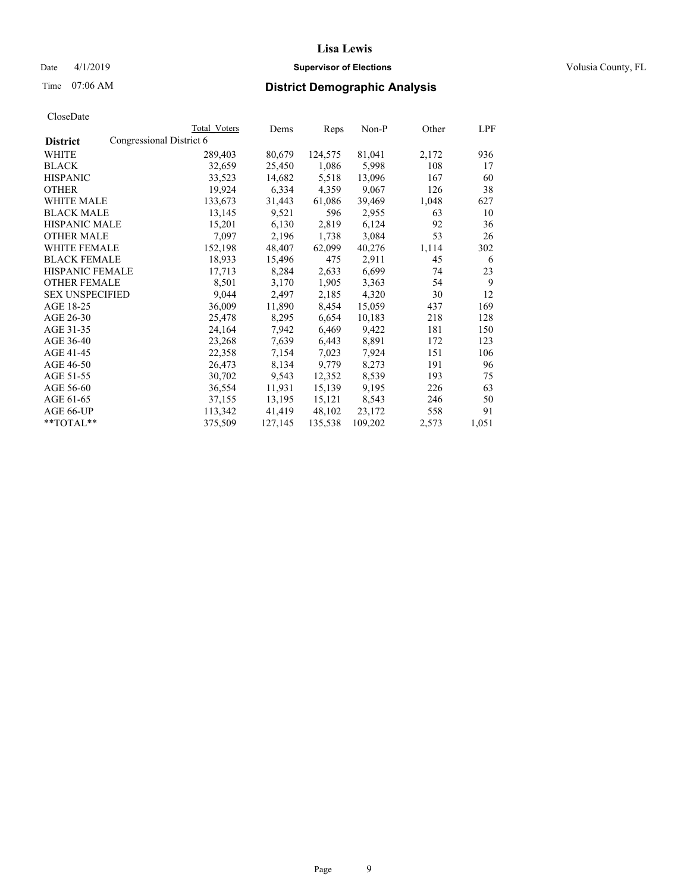**Lisa Lewis**

Date 4/1/2019 **Supervisor of Elections** Volusia County, FL

Time 07:06 AM

## District Demographic Analysis

CloseDate

**District** Congressional District 6

| | Total Voters | Dems | Reps | Non-P | Other | LPF |
|---|---|---|---|---|---|---|
| WHITE | 289,403 | 80,679 | 124,575 | 81,041 | 2,172 | 936 |
| BLACK | 32,659 | 25,450 | 1,086 | 5,998 | 108 | 17 |
| HISPANIC | 33,523 | 14,682 | 5,518 | 13,096 | 167 | 60 |
| OTHER | 19,924 | 6,334 | 4,359 | 9,067 | 126 | 38 |
| WHITE MALE | 133,673 | 31,443 | 61,086 | 39,469 | 1,048 | 627 |
| BLACK MALE | 13,145 | 9,521 | 596 | 2,955 | 63 | 10 |
| HISPANIC MALE | 15,201 | 6,130 | 2,819 | 6,124 | 92 | 36 |
| OTHER MALE | 7,097 | 2,196 | 1,738 | 3,084 | 53 | 26 |
| WHITE FEMALE | 152,198 | 48,407 | 62,099 | 40,276 | 1,114 | 302 |
| BLACK FEMALE | 18,933 | 15,496 | 475 | 2,911 | 45 | 6 |
| HISPANIC FEMALE | 17,713 | 8,284 | 2,633 | 6,699 | 74 | 23 |
| OTHER FEMALE | 8,501 | 3,170 | 1,905 | 3,363 | 54 | 9 |
| SEX UNSPECIFIED | 9,044 | 2,497 | 2,185 | 4,320 | 30 | 12 |
| AGE 18-25 | 36,009 | 11,890 | 8,454 | 15,059 | 437 | 169 |
| AGE 26-30 | 25,478 | 8,295 | 6,654 | 10,183 | 218 | 128 |
| AGE 31-35 | 24,164 | 7,942 | 6,469 | 9,422 | 181 | 150 |
| AGE 36-40 | 23,268 | 7,639 | 6,443 | 8,891 | 172 | 123 |
| AGE 41-45 | 22,358 | 7,154 | 7,023 | 7,924 | 151 | 106 |
| AGE 46-50 | 26,473 | 8,134 | 9,779 | 8,273 | 191 | 96 |
| AGE 51-55 | 30,702 | 9,543 | 12,352 | 8,539 | 193 | 75 |
| AGE 56-60 | 36,554 | 11,931 | 15,139 | 9,195 | 226 | 63 |
| AGE 61-65 | 37,155 | 13,195 | 15,121 | 8,543 | 246 | 50 |
| AGE 66-UP | 113,342 | 41,419 | 48,102 | 23,172 | 558 | 91 |
| **TOTAL** | 375,509 | 127,145 | 135,538 | 109,202 | 2,573 | 1,051 |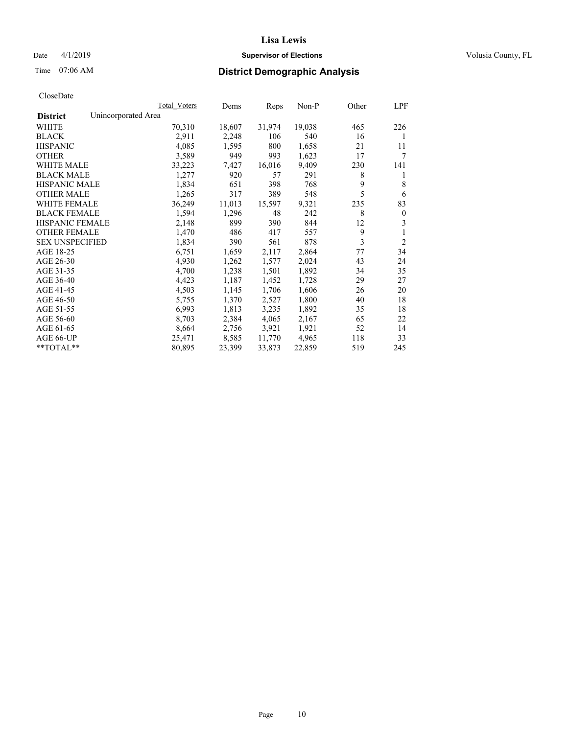# Lisa Lewis

Date 4/1/2019 **Supervisor of Elections** Volusia County, FL

Time 07:06 AM **District Demographic Analysis**

CloseDate

| District | Unincorporated Area | Total Voters | Dems | Reps | Non-P | Other | LPF |
|---|---|---|---|---|---|---|---|
| WHITE | | 70,310 | 18,607 | 31,974 | 19,038 | 465 | 226 |
| BLACK | | 2,911 | 2,248 | 106 | 540 | 16 | 1 |
| HISPANIC | | 4,085 | 1,595 | 800 | 1,658 | 21 | 11 |
| OTHER | | 3,589 | 949 | 993 | 1,623 | 17 | 7 |
| WHITE MALE | | 33,223 | 7,427 | 16,016 | 9,409 | 230 | 141 |
| BLACK MALE | | 1,277 | 920 | 57 | 291 | 8 | 1 |
| HISPANIC MALE | | 1,834 | 651 | 398 | 768 | 9 | 8 |
| OTHER MALE | | 1,265 | 317 | 389 | 548 | 5 | 6 |
| WHITE FEMALE | | 36,249 | 11,013 | 15,597 | 9,321 | 235 | 83 |
| BLACK FEMALE | | 1,594 | 1,296 | 48 | 242 | 8 | 0 |
| HISPANIC FEMALE | | 2,148 | 899 | 390 | 844 | 12 | 3 |
| OTHER FEMALE | | 1,470 | 486 | 417 | 557 | 9 | 1 |
| SEX UNSPECIFIED | | 1,834 | 390 | 561 | 878 | 3 | 2 |
| AGE 18-25 | | 6,751 | 1,659 | 2,117 | 2,864 | 77 | 34 |
| AGE 26-30 | | 4,930 | 1,262 | 1,577 | 2,024 | 43 | 24 |
| AGE 31-35 | | 4,700 | 1,238 | 1,501 | 1,892 | 34 | 35 |
| AGE 36-40 | | 4,423 | 1,187 | 1,452 | 1,728 | 29 | 27 |
| AGE 41-45 | | 4,503 | 1,145 | 1,706 | 1,606 | 26 | 20 |
| AGE 46-50 | | 5,755 | 1,370 | 2,527 | 1,800 | 40 | 18 |
| AGE 51-55 | | 6,993 | 1,813 | 3,235 | 1,892 | 35 | 18 |
| AGE 56-60 | | 8,703 | 2,384 | 4,065 | 2,167 | 65 | 22 |
| AGE 61-65 | | 8,664 | 2,756 | 3,921 | 1,921 | 52 | 14 |
| AGE 66-UP | | 25,471 | 8,585 | 11,770 | 4,965 | 118 | 33 |
| **TOTAL** | | 80,895 | 23,399 | 33,873 | 22,859 | 519 | 245 |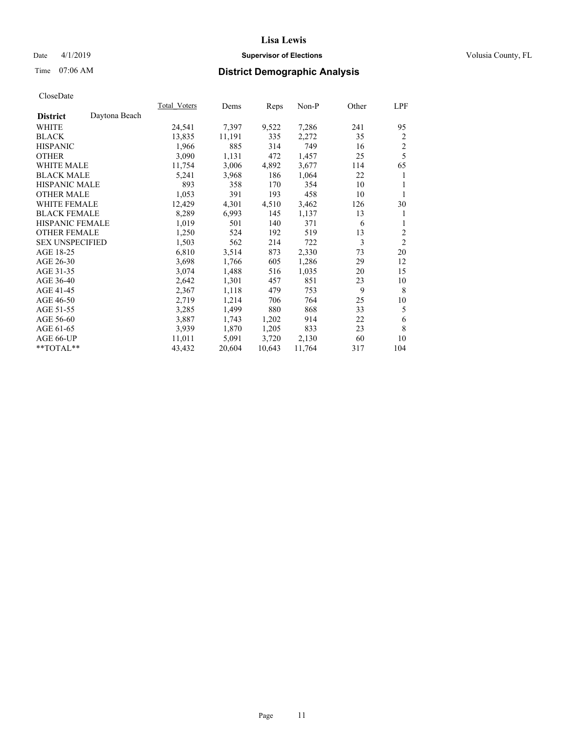# Lisa Lewis

Date 4/1/2019 **Supervisor of Elections** Volusia County, FL

Time 07:06 AM **District Demographic Analysis**

CloseDate

| **District** Daytona Beach | Total_Voters | Dems | Reps | Non-P | Other | LPF |
|---|---|---|---|---|---|---|
| WHITE | 24,541 | 7,397 | 9,522 | 7,286 | 241 | 95 |
| BLACK | 13,835 | 11,191 | 335 | 2,272 | 35 | 2 |
| HISPANIC | 1,966 | 885 | 314 | 749 | 16 | 2 |
| OTHER | 3,090 | 1,131 | 472 | 1,457 | 25 | 5 |
| WHITE MALE | 11,754 | 3,006 | 4,892 | 3,677 | 114 | 65 |
| BLACK MALE | 5,241 | 3,968 | 186 | 1,064 | 22 | 1 |
| HISPANIC MALE | 893 | 358 | 170 | 354 | 10 | 1 |
| OTHER MALE | 1,053 | 391 | 193 | 458 | 10 | 1 |
| WHITE FEMALE | 12,429 | 4,301 | 4,510 | 3,462 | 126 | 30 |
| BLACK FEMALE | 8,289 | 6,993 | 145 | 1,137 | 13 | 1 |
| HISPANIC FEMALE | 1,019 | 501 | 140 | 371 | 6 | 1 |
| OTHER FEMALE | 1,250 | 524 | 192 | 519 | 13 | 2 |
| SEX UNSPECIFIED | 1,503 | 562 | 214 | 722 | 3 | 2 |
| AGE 18-25 | 6,810 | 3,514 | 873 | 2,330 | 73 | 20 |
| AGE 26-30 | 3,698 | 1,766 | 605 | 1,286 | 29 | 12 |
| AGE 31-35 | 3,074 | 1,488 | 516 | 1,035 | 20 | 15 |
| AGE 36-40 | 2,642 | 1,301 | 457 | 851 | 23 | 10 |
| AGE 41-45 | 2,367 | 1,118 | 479 | 753 | 9 | 8 |
| AGE 46-50 | 2,719 | 1,214 | 706 | 764 | 25 | 10 |
| AGE 51-55 | 3,285 | 1,499 | 880 | 868 | 33 | 5 |
| AGE 56-60 | 3,887 | 1,743 | 1,202 | 914 | 22 | 6 |
| AGE 61-65 | 3,939 | 1,870 | 1,205 | 833 | 23 | 8 |
| AGE 66-UP | 11,011 | 5,091 | 3,720 | 2,130 | 60 | 10 |
| **TOTAL** | 43,432 | 20,604 | 10,643 | 11,764 | 317 | 104 |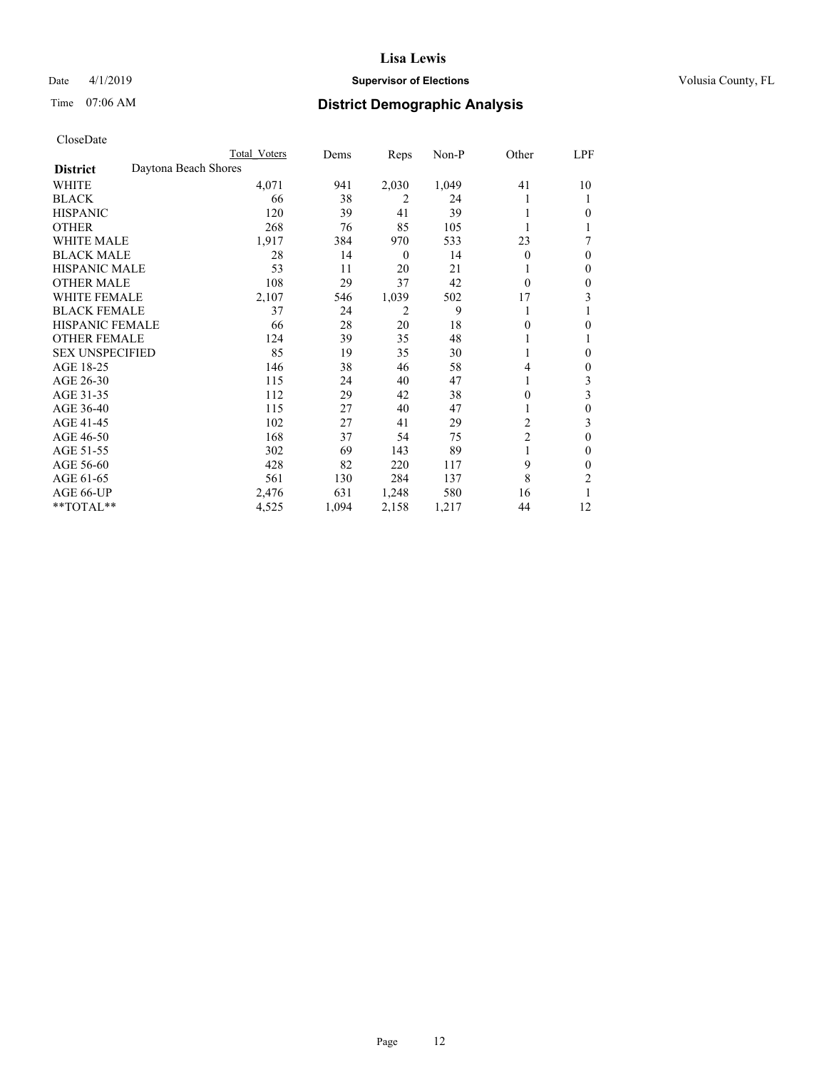**Lisa Lewis**

Date 4/1/2019 **Supervisor of Elections** Volusia County, FL

Time 07:06 AM **District Demographic Analysis**

CloseDate

| | Total Voters | Dems | Reps | Non-P | Other | LPF |
|---|---|---|---|---|---|---|
| **District** Daytona Beach Shores | | | | | | |
| WHITE | 4,071 | 941 | 2,030 | 1,049 | 41 | 10 |
| BLACK | 66 | 38 | 2 | 24 | 1 | 1 |
| HISPANIC | 120 | 39 | 41 | 39 | 1 | 0 |
| OTHER | 268 | 76 | 85 | 105 | 1 | 1 |
| WHITE MALE | 1,917 | 384 | 970 | 533 | 23 | 7 |
| BLACK MALE | 28 | 14 | 0 | 14 | 0 | 0 |
| HISPANIC MALE | 53 | 11 | 20 | 21 | 1 | 0 |
| OTHER MALE | 108 | 29 | 37 | 42 | 0 | 0 |
| WHITE FEMALE | 2,107 | 546 | 1,039 | 502 | 17 | 3 |
| BLACK FEMALE | 37 | 24 | 2 | 9 | 1 | 1 |
| HISPANIC FEMALE | 66 | 28 | 20 | 18 | 0 | 0 |
| OTHER FEMALE | 124 | 39 | 35 | 48 | 1 | 1 |
| SEX UNSPECIFIED | 85 | 19 | 35 | 30 | 1 | 0 |
| AGE 18-25 | 146 | 38 | 46 | 58 | 4 | 0 |
| AGE 26-30 | 115 | 24 | 40 | 47 | 1 | 3 |
| AGE 31-35 | 112 | 29 | 42 | 38 | 0 | 3 |
| AGE 36-40 | 115 | 27 | 40 | 47 | 1 | 0 |
| AGE 41-45 | 102 | 27 | 41 | 29 | 2 | 3 |
| AGE 46-50 | 168 | 37 | 54 | 75 | 2 | 0 |
| AGE 51-55 | 302 | 69 | 143 | 89 | 1 | 0 |
| AGE 56-60 | 428 | 82 | 220 | 117 | 9 | 0 |
| AGE 61-65 | 561 | 130 | 284 | 137 | 8 | 2 |
| AGE 66-UP | 2,476 | 631 | 1,248 | 580 | 16 | 1 |
| **TOTAL** | 4,525 | 1,094 | 2,158 | 1,217 | 44 | 12 |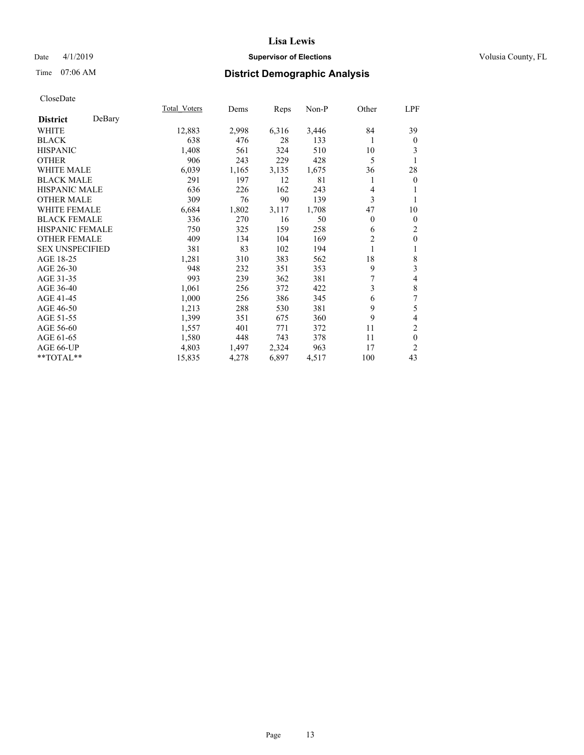Lisa Lewis

Date 4/1/2019 **Supervisor of Elections** Volusia County, FL

Time 07:06 AM **District Demographic Analysis**

CloseDate

| **District** DeBary | Total_Voters | Dems | Reps | Non-P | Other | LPF |
|---|---|---|---|---|---|---|
| WHITE | 12,883 | 2,998 | 6,316 | 3,446 | 84 | 39 |
| BLACK | 638 | 476 | 28 | 133 | 1 | 0 |
| HISPANIC | 1,408 | 561 | 324 | 510 | 10 | 3 |
| OTHER | 906 | 243 | 229 | 428 | 5 | 1 |
| WHITE MALE | 6,039 | 1,165 | 3,135 | 1,675 | 36 | 28 |
| BLACK MALE | 291 | 197 | 12 | 81 | 1 | 0 |
| HISPANIC MALE | 636 | 226 | 162 | 243 | 4 | 1 |
| OTHER MALE | 309 | 76 | 90 | 139 | 3 | 1 |
| WHITE FEMALE | 6,684 | 1,802 | 3,117 | 1,708 | 47 | 10 |
| BLACK FEMALE | 336 | 270 | 16 | 50 | 0 | 0 |
| HISPANIC FEMALE | 750 | 325 | 159 | 258 | 6 | 2 |
| OTHER FEMALE | 409 | 134 | 104 | 169 | 2 | 0 |
| SEX UNSPECIFIED | 381 | 83 | 102 | 194 | 1 | 1 |
| AGE 18-25 | 1,281 | 310 | 383 | 562 | 18 | 8 |
| AGE 26-30 | 948 | 232 | 351 | 353 | 9 | 3 |
| AGE 31-35 | 993 | 239 | 362 | 381 | 7 | 4 |
| AGE 36-40 | 1,061 | 256 | 372 | 422 | 3 | 8 |
| AGE 41-45 | 1,000 | 256 | 386 | 345 | 6 | 7 |
| AGE 46-50 | 1,213 | 288 | 530 | 381 | 9 | 5 |
| AGE 51-55 | 1,399 | 351 | 675 | 360 | 9 | 4 |
| AGE 56-60 | 1,557 | 401 | 771 | 372 | 11 | 2 |
| AGE 61-65 | 1,580 | 448 | 743 | 378 | 11 | 0 |
| AGE 66-UP | 4,803 | 1,497 | 2,324 | 963 | 17 | 2 |
| **TOTAL** | 15,835 | 4,278 | 6,897 | 4,517 | 100 | 43 |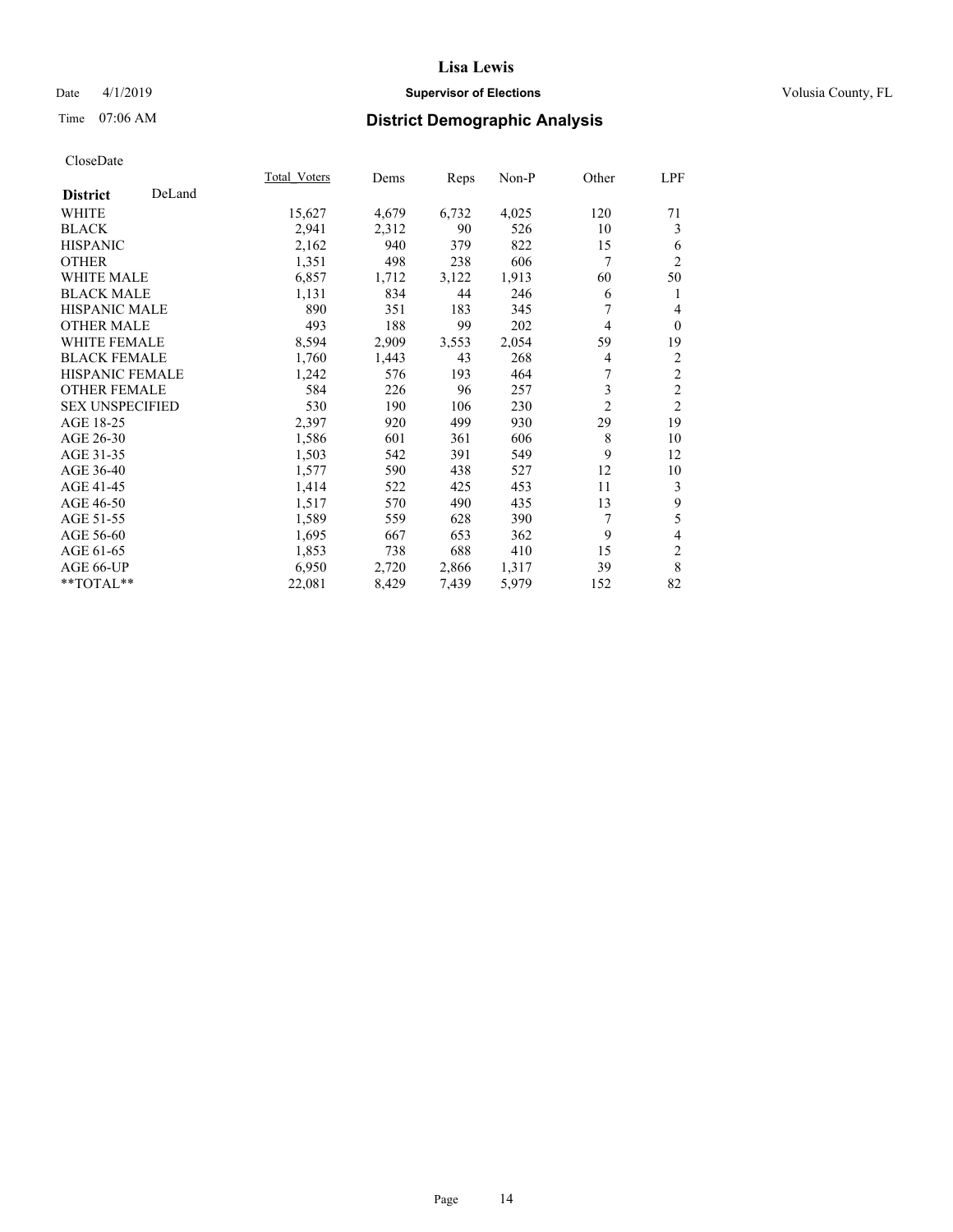# Lisa Lewis

Date 4/1/2019 **Supervisor of Elections** Volusia County, FL

Time 07:06 AM **District Demographic Analysis**

CloseDate

| **District** DeLand | Total_Voters | Dems | Reps | Non-P | Other | LPF |
|---|---|---|---|---|---|---|
| WHITE | 15,627 | 4,679 | 6,732 | 4,025 | 120 | 71 |
| BLACK | 2,941 | 2,312 | 90 | 526 | 10 | 3 |
| HISPANIC | 2,162 | 940 | 379 | 822 | 15 | 6 |
| OTHER | 1,351 | 498 | 238 | 606 | 7 | 2 |
| WHITE MALE | 6,857 | 1,712 | 3,122 | 1,913 | 60 | 50 |
| BLACK MALE | 1,131 | 834 | 44 | 246 | 6 | 1 |
| HISPANIC MALE | 890 | 351 | 183 | 345 | 7 | 4 |
| OTHER MALE | 493 | 188 | 99 | 202 | 4 | 0 |
| WHITE FEMALE | 8,594 | 2,909 | 3,553 | 2,054 | 59 | 19 |
| BLACK FEMALE | 1,760 | 1,443 | 43 | 268 | 4 | 2 |
| HISPANIC FEMALE | 1,242 | 576 | 193 | 464 | 7 | 2 |
| OTHER FEMALE | 584 | 226 | 96 | 257 | 3 | 2 |
| SEX UNSPECIFIED | 530 | 190 | 106 | 230 | 2 | 2 |
| AGE 18-25 | 2,397 | 920 | 499 | 930 | 29 | 19 |
| AGE 26-30 | 1,586 | 601 | 361 | 606 | 8 | 10 |
| AGE 31-35 | 1,503 | 542 | 391 | 549 | 9 | 12 |
| AGE 36-40 | 1,577 | 590 | 438 | 527 | 12 | 10 |
| AGE 41-45 | 1,414 | 522 | 425 | 453 | 11 | 3 |
| AGE 46-50 | 1,517 | 570 | 490 | 435 | 13 | 9 |
| AGE 51-55 | 1,589 | 559 | 628 | 390 | 7 | 5 |
| AGE 56-60 | 1,695 | 667 | 653 | 362 | 9 | 4 |
| AGE 61-65 | 1,853 | 738 | 688 | 410 | 15 | 2 |
| AGE 66-UP | 6,950 | 2,720 | 2,866 | 1,317 | 39 | 8 |
| **TOTAL** | 22,081 | 8,429 | 7,439 | 5,979 | 152 | 82 |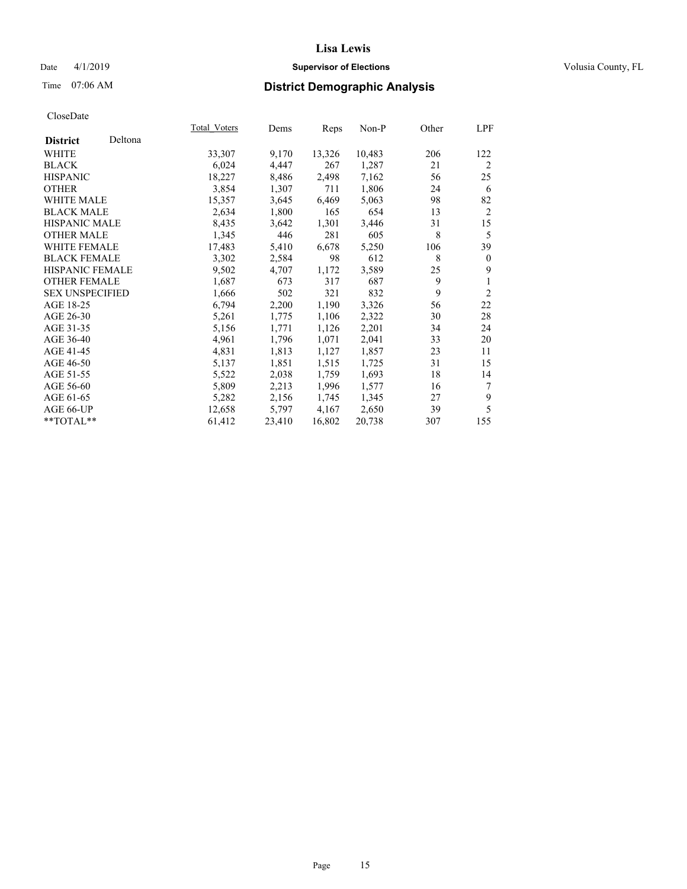**Lisa Lewis**

Date 4/1/2019 **Supervisor of Elections** Volusia County, FL

Time 07:06 AM **District Demographic Analysis**

CloseDate

| **District** Deltona | Total_Voters | Dems | Reps | Non-P | Other | LPF |
|---|---|---|---|---|---|---|
| WHITE | 33,307 | 9,170 | 13,326 | 10,483 | 206 | 122 |
| BLACK | 6,024 | 4,447 | 267 | 1,287 | 21 | 2 |
| HISPANIC | 18,227 | 8,486 | 2,498 | 7,162 | 56 | 25 |
| OTHER | 3,854 | 1,307 | 711 | 1,806 | 24 | 6 |
| WHITE MALE | 15,357 | 3,645 | 6,469 | 5,063 | 98 | 82 |
| BLACK MALE | 2,634 | 1,800 | 165 | 654 | 13 | 2 |
| HISPANIC MALE | 8,435 | 3,642 | 1,301 | 3,446 | 31 | 15 |
| OTHER MALE | 1,345 | 446 | 281 | 605 | 8 | 5 |
| WHITE FEMALE | 17,483 | 5,410 | 6,678 | 5,250 | 106 | 39 |
| BLACK FEMALE | 3,302 | 2,584 | 98 | 612 | 8 | 0 |
| HISPANIC FEMALE | 9,502 | 4,707 | 1,172 | 3,589 | 25 | 9 |
| OTHER FEMALE | 1,687 | 673 | 317 | 687 | 9 | 1 |
| SEX UNSPECIFIED | 1,666 | 502 | 321 | 832 | 9 | 2 |
| AGE 18-25 | 6,794 | 2,200 | 1,190 | 3,326 | 56 | 22 |
| AGE 26-30 | 5,261 | 1,775 | 1,106 | 2,322 | 30 | 28 |
| AGE 31-35 | 5,156 | 1,771 | 1,126 | 2,201 | 34 | 24 |
| AGE 36-40 | 4,961 | 1,796 | 1,071 | 2,041 | 33 | 20 |
| AGE 41-45 | 4,831 | 1,813 | 1,127 | 1,857 | 23 | 11 |
| AGE 46-50 | 5,137 | 1,851 | 1,515 | 1,725 | 31 | 15 |
| AGE 51-55 | 5,522 | 2,038 | 1,759 | 1,693 | 18 | 14 |
| AGE 56-60 | 5,809 | 2,213 | 1,996 | 1,577 | 16 | 7 |
| AGE 61-65 | 5,282 | 2,156 | 1,745 | 1,345 | 27 | 9 |
| AGE 66-UP | 12,658 | 5,797 | 4,167 | 2,650 | 39 | 5 |
| **TOTAL** | 61,412 | 23,410 | 16,802 | 20,738 | 307 | 155 |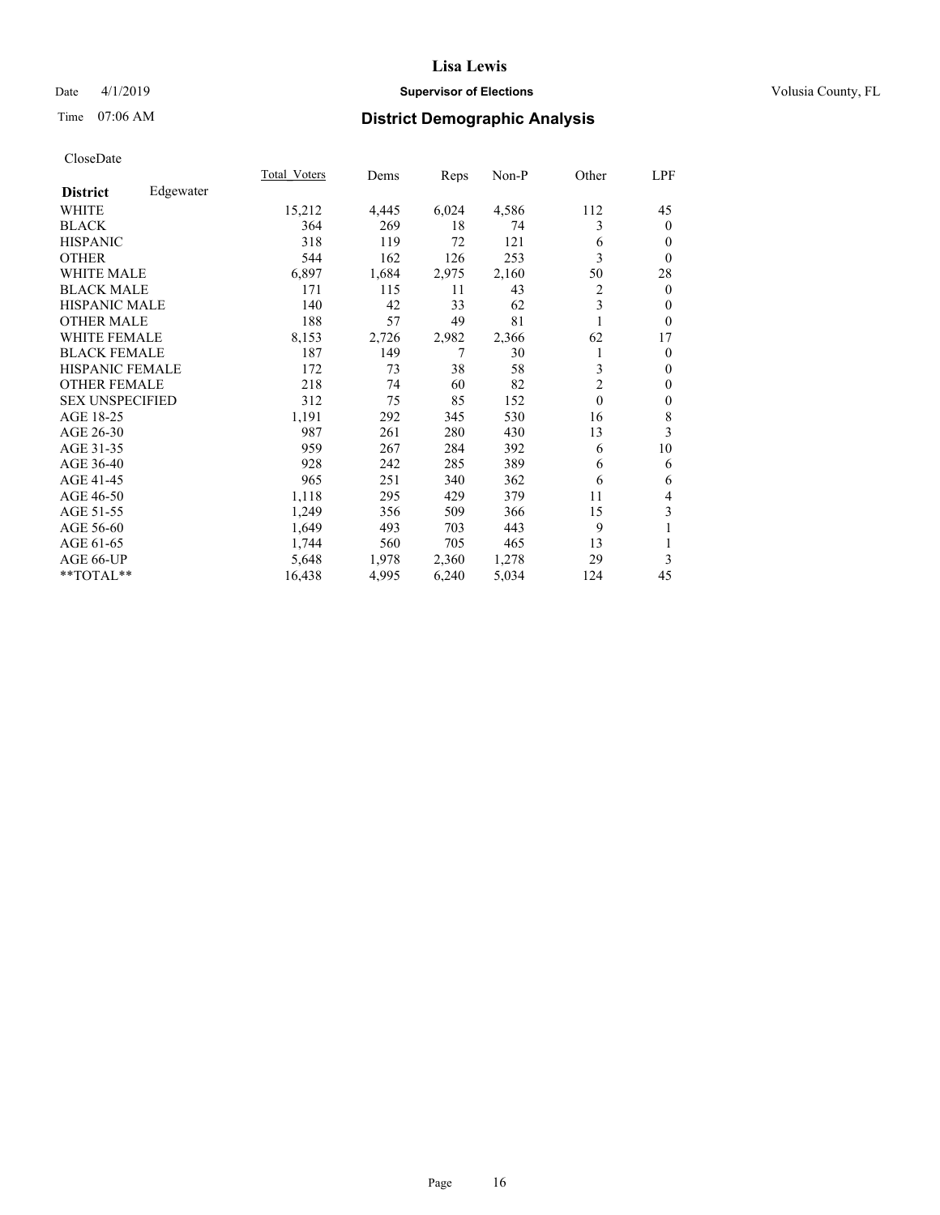# Lisa Lewis

Date 4/1/2019 **Supervisor of Elections** Volusia County, FL

Time 07:06 AM **District Demographic Analysis**

CloseDate

| **District** Edgewater | Total_Voters | Dems | Reps | Non-P | Other | LPF |
|---|---|---|---|---|---|---|
| WHITE | 15,212 | 4,445 | 6,024 | 4,586 | 112 | 45 |
| BLACK | 364 | 269 | 18 | 74 | 3 | 0 |
| HISPANIC | 318 | 119 | 72 | 121 | 6 | 0 |
| OTHER | 544 | 162 | 126 | 253 | 3 | 0 |
| WHITE MALE | 6,897 | 1,684 | 2,975 | 2,160 | 50 | 28 |
| BLACK MALE | 171 | 115 | 11 | 43 | 2 | 0 |
| HISPANIC MALE | 140 | 42 | 33 | 62 | 3 | 0 |
| OTHER MALE | 188 | 57 | 49 | 81 | 1 | 0 |
| WHITE FEMALE | 8,153 | 2,726 | 2,982 | 2,366 | 62 | 17 |
| BLACK FEMALE | 187 | 149 | 7 | 30 | 1 | 0 |
| HISPANIC FEMALE | 172 | 73 | 38 | 58 | 3 | 0 |
| OTHER FEMALE | 218 | 74 | 60 | 82 | 2 | 0 |
| SEX UNSPECIFIED | 312 | 75 | 85 | 152 | 0 | 0 |
| AGE 18-25 | 1,191 | 292 | 345 | 530 | 16 | 8 |
| AGE 26-30 | 987 | 261 | 280 | 430 | 13 | 3 |
| AGE 31-35 | 959 | 267 | 284 | 392 | 6 | 10 |
| AGE 36-40 | 928 | 242 | 285 | 389 | 6 | 6 |
| AGE 41-45 | 965 | 251 | 340 | 362 | 6 | 6 |
| AGE 46-50 | 1,118 | 295 | 429 | 379 | 11 | 4 |
| AGE 51-55 | 1,249 | 356 | 509 | 366 | 15 | 3 |
| AGE 56-60 | 1,649 | 493 | 703 | 443 | 9 | 1 |
| AGE 61-65 | 1,744 | 560 | 705 | 465 | 13 | 1 |
| AGE 66-UP | 5,648 | 1,978 | 2,360 | 1,278 | 29 | 3 |
| **TOTAL** | 16,438 | 4,995 | 6,240 | 5,034 | 124 | 45 |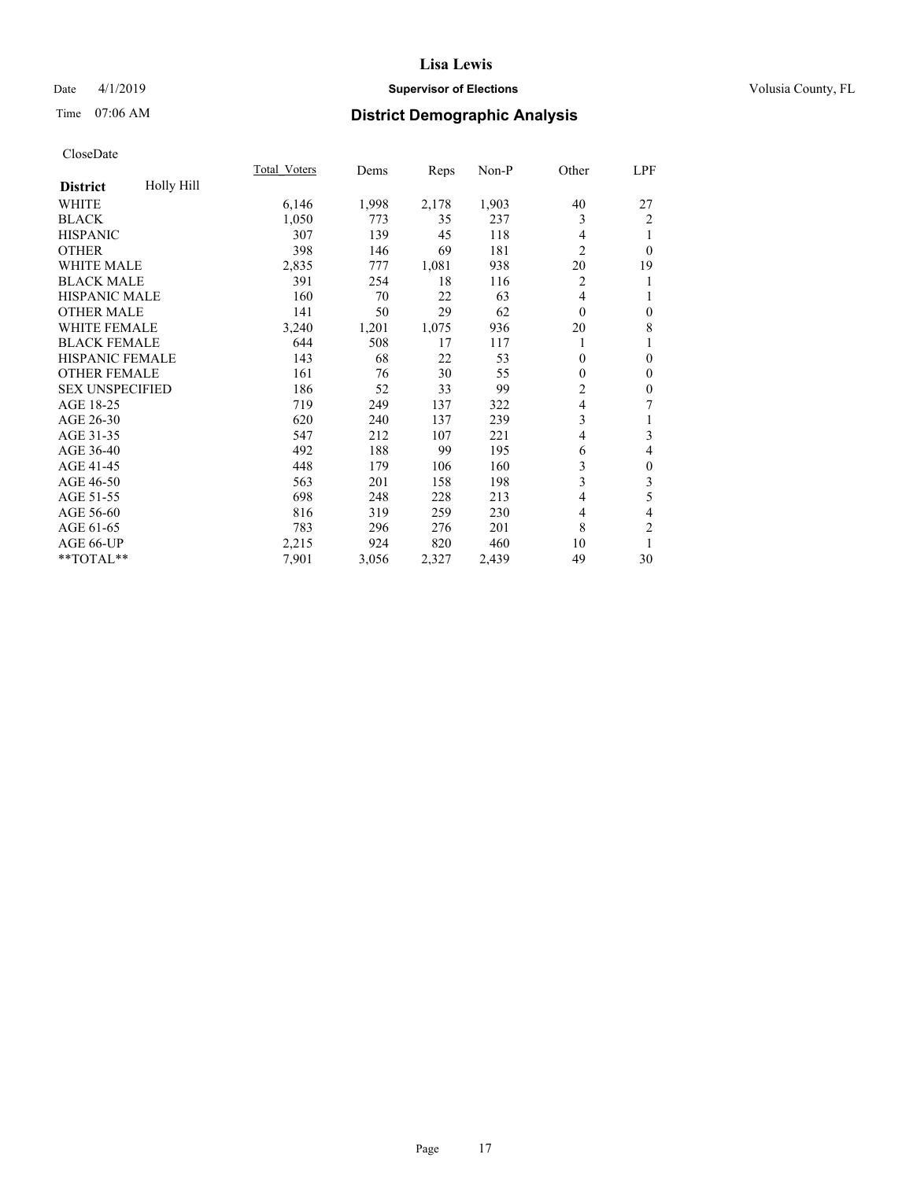# Lisa Lewis

Date 4/1/2019 **Supervisor of Elections** Volusia County, FL

Time 07:06 AM **District Demographic Analysis**

CloseDate

| District: Holly Hill | Total_Voters | Dems | Reps | Non-P | Other | LPF |
|---|---|---|---|---|---|---|
| WHITE | 6,146 | 1,998 | 2,178 | 1,903 | 40 | 27 |
| BLACK | 1,050 | 773 | 35 | 237 | 3 | 2 |
| HISPANIC | 307 | 139 | 45 | 118 | 4 | 1 |
| OTHER | 398 | 146 | 69 | 181 | 2 | 0 |
| WHITE MALE | 2,835 | 777 | 1,081 | 938 | 20 | 19 |
| BLACK MALE | 391 | 254 | 18 | 116 | 2 | 1 |
| HISPANIC MALE | 160 | 70 | 22 | 63 | 4 | 1 |
| OTHER MALE | 141 | 50 | 29 | 62 | 0 | 0 |
| WHITE FEMALE | 3,240 | 1,201 | 1,075 | 936 | 20 | 8 |
| BLACK FEMALE | 644 | 508 | 17 | 117 | 1 | 1 |
| HISPANIC FEMALE | 143 | 68 | 22 | 53 | 0 | 0 |
| OTHER FEMALE | 161 | 76 | 30 | 55 | 0 | 0 |
| SEX UNSPECIFIED | 186 | 52 | 33 | 99 | 2 | 0 |
| AGE 18-25 | 719 | 249 | 137 | 322 | 4 | 7 |
| AGE 26-30 | 620 | 240 | 137 | 239 | 3 | 1 |
| AGE 31-35 | 547 | 212 | 107 | 221 | 4 | 3 |
| AGE 36-40 | 492 | 188 | 99 | 195 | 6 | 4 |
| AGE 41-45 | 448 | 179 | 106 | 160 | 3 | 0 |
| AGE 46-50 | 563 | 201 | 158 | 198 | 3 | 3 |
| AGE 51-55 | 698 | 248 | 228 | 213 | 4 | 5 |
| AGE 56-60 | 816 | 319 | 259 | 230 | 4 | 4 |
| AGE 61-65 | 783 | 296 | 276 | 201 | 8 | 2 |
| AGE 66-UP | 2,215 | 924 | 820 | 460 | 10 | 1 |
| **TOTAL** | 7,901 | 3,056 | 2,327 | 2,439 | 49 | 30 |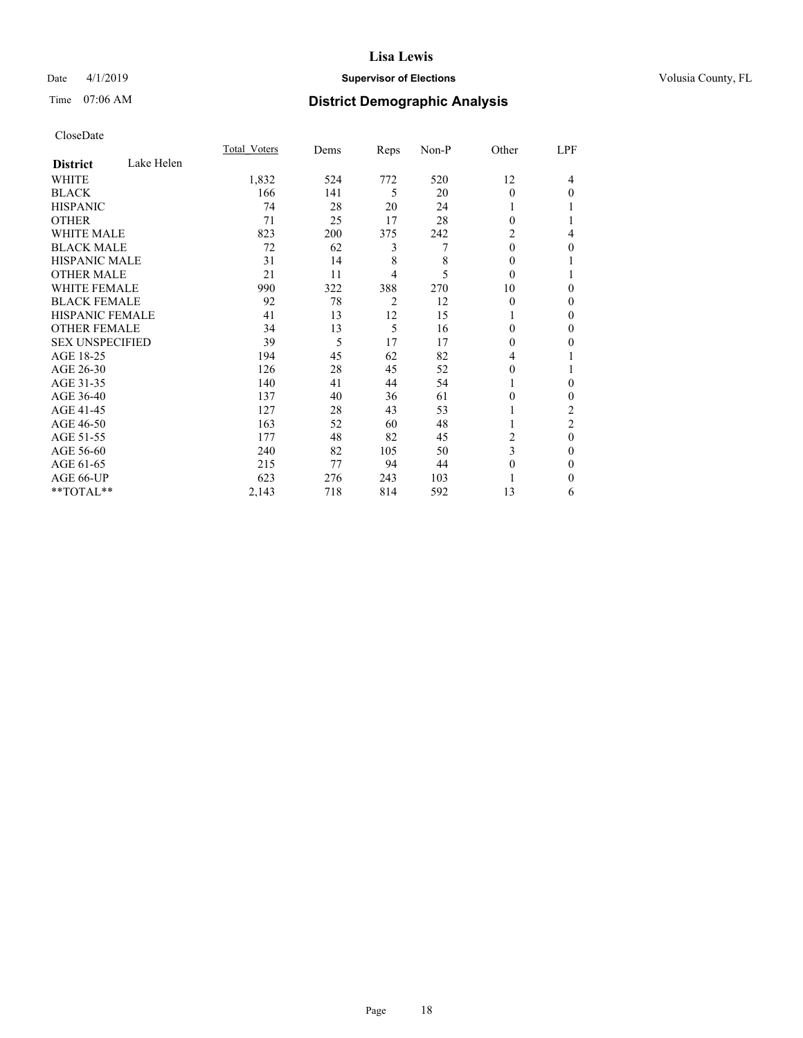**Lisa Lewis**

Date 4/1/2019 **Supervisor of Elections** Volusia County, FL

Time 07:06 AM **District Demographic Analysis**

CloseDate

| **District** Lake Helen | Total_Voters | Dems | Reps | Non-P | Other | LPF |
|---|---|---|---|---|---|---|
| WHITE | 1,832 | 524 | 772 | 520 | 12 | 4 |
| BLACK | 166 | 141 | 5 | 20 | 0 | 0 |
| HISPANIC | 74 | 28 | 20 | 24 | 1 | 1 |
| OTHER | 71 | 25 | 17 | 28 | 0 | 1 |
| WHITE MALE | 823 | 200 | 375 | 242 | 2 | 4 |
| BLACK MALE | 72 | 62 | 3 | 7 | 0 | 0 |
| HISPANIC MALE | 31 | 14 | 8 | 8 | 0 | 1 |
| OTHER MALE | 21 | 11 | 4 | 5 | 0 | 1 |
| WHITE FEMALE | 990 | 322 | 388 | 270 | 10 | 0 |
| BLACK FEMALE | 92 | 78 | 2 | 12 | 0 | 0 |
| HISPANIC FEMALE | 41 | 13 | 12 | 15 | 1 | 0 |
| OTHER FEMALE | 34 | 13 | 5 | 16 | 0 | 0 |
| SEX UNSPECIFIED | 39 | 5 | 17 | 17 | 0 | 0 |
| AGE 18-25 | 194 | 45 | 62 | 82 | 4 | 1 |
| AGE 26-30 | 126 | 28 | 45 | 52 | 0 | 1 |
| AGE 31-35 | 140 | 41 | 44 | 54 | 1 | 0 |
| AGE 36-40 | 137 | 40 | 36 | 61 | 0 | 0 |
| AGE 41-45 | 127 | 28 | 43 | 53 | 1 | 2 |
| AGE 46-50 | 163 | 52 | 60 | 48 | 1 | 2 |
| AGE 51-55 | 177 | 48 | 82 | 45 | 2 | 0 |
| AGE 56-60 | 240 | 82 | 105 | 50 | 3 | 0 |
| AGE 61-65 | 215 | 77 | 94 | 44 | 0 | 0 |
| AGE 66-UP | 623 | 276 | 243 | 103 | 1 | 0 |
| **TOTAL** | 2,143 | 718 | 814 | 592 | 13 | 6 |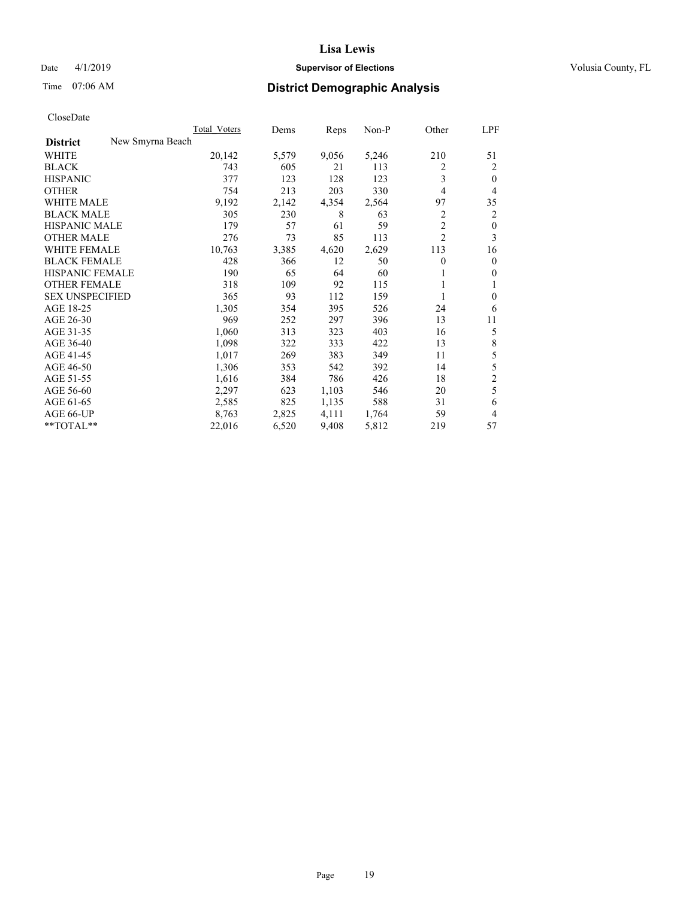# Lisa Lewis

Date 4/1/2019 **Supervisor of Elections** Volusia County, FL

Time 07:06 AM **District Demographic Analysis**

CloseDate

| | Total_Voters | Dems | Reps | Non-P | Other | LPF |
|---|---|---|---|---|---|---|
| **District** New Smyrna Beach | | | | | | |
| WHITE | 20,142 | 5,579 | 9,056 | 5,246 | 210 | 51 |
| BLACK | 743 | 605 | 21 | 113 | 2 | 2 |
| HISPANIC | 377 | 123 | 128 | 123 | 3 | 0 |
| OTHER | 754 | 213 | 203 | 330 | 4 | 4 |
| WHITE MALE | 9,192 | 2,142 | 4,354 | 2,564 | 97 | 35 |
| BLACK MALE | 305 | 230 | 8 | 63 | 2 | 2 |
| HISPANIC MALE | 179 | 57 | 61 | 59 | 2 | 0 |
| OTHER MALE | 276 | 73 | 85 | 113 | 2 | 3 |
| WHITE FEMALE | 10,763 | 3,385 | 4,620 | 2,629 | 113 | 16 |
| BLACK FEMALE | 428 | 366 | 12 | 50 | 0 | 0 |
| HISPANIC FEMALE | 190 | 65 | 64 | 60 | 1 | 0 |
| OTHER FEMALE | 318 | 109 | 92 | 115 | 1 | 1 |
| SEX UNSPECIFIED | 365 | 93 | 112 | 159 | 1 | 0 |
| AGE 18-25 | 1,305 | 354 | 395 | 526 | 24 | 6 |
| AGE 26-30 | 969 | 252 | 297 | 396 | 13 | 11 |
| AGE 31-35 | 1,060 | 313 | 323 | 403 | 16 | 5 |
| AGE 36-40 | 1,098 | 322 | 333 | 422 | 13 | 8 |
| AGE 41-45 | 1,017 | 269 | 383 | 349 | 11 | 5 |
| AGE 46-50 | 1,306 | 353 | 542 | 392 | 14 | 5 |
| AGE 51-55 | 1,616 | 384 | 786 | 426 | 18 | 2 |
| AGE 56-60 | 2,297 | 623 | 1,103 | 546 | 20 | 5 |
| AGE 61-65 | 2,585 | 825 | 1,135 | 588 | 31 | 6 |
| AGE 66-UP | 8,763 | 2,825 | 4,111 | 1,764 | 59 | 4 |
| **TOTAL** | 22,016 | 6,520 | 9,408 | 5,812 | 219 | 57 |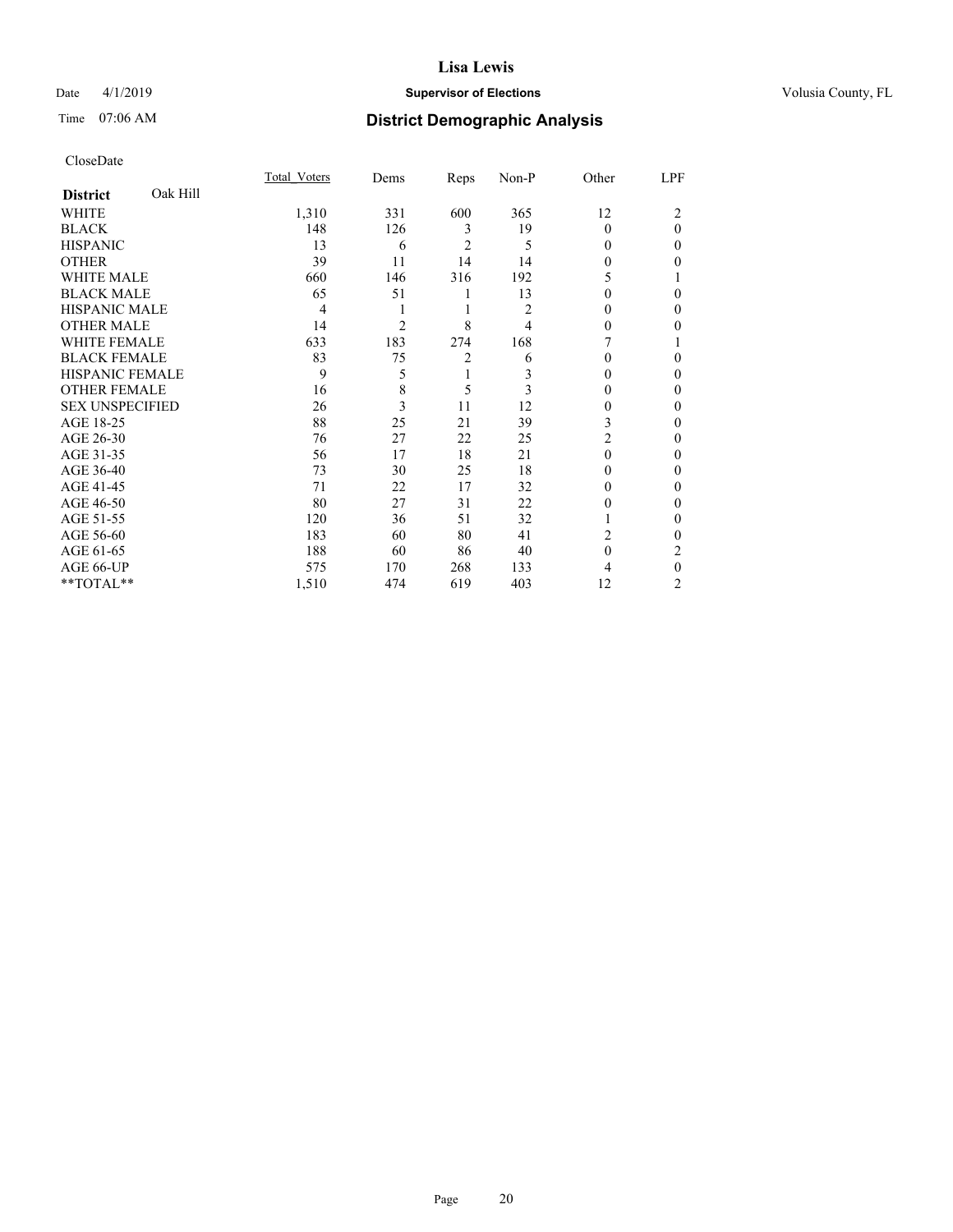# Lisa Lewis

Date 4/1/2019 **Supervisor of Elections** Volusia County, FL

Time 07:06 AM **District Demographic Analysis**

CloseDate

| **District** Oak Hill | Total_Voters | Dems | Reps | Non-P | Other | LPF |
|---|---|---|---|---|---|---|
| WHITE | 1,310 | 331 | 600 | 365 | 12 | 2 |
| BLACK | 148 | 126 | 3 | 19 | 0 | 0 |
| HISPANIC | 13 | 6 | 2 | 5 | 0 | 0 |
| OTHER | 39 | 11 | 14 | 14 | 0 | 0 |
| WHITE MALE | 660 | 146 | 316 | 192 | 5 | 1 |
| BLACK MALE | 65 | 51 | 1 | 13 | 0 | 0 |
| HISPANIC MALE | 4 | 1 | 1 | 2 | 0 | 0 |
| OTHER MALE | 14 | 2 | 8 | 4 | 0 | 0 |
| WHITE FEMALE | 633 | 183 | 274 | 168 | 7 | 1 |
| BLACK FEMALE | 83 | 75 | 2 | 6 | 0 | 0 |
| HISPANIC FEMALE | 9 | 5 | 1 | 3 | 0 | 0 |
| OTHER FEMALE | 16 | 8 | 5 | 3 | 0 | 0 |
| SEX UNSPECIFIED | 26 | 3 | 11 | 12 | 0 | 0 |
| AGE 18-25 | 88 | 25 | 21 | 39 | 3 | 0 |
| AGE 26-30 | 76 | 27 | 22 | 25 | 2 | 0 |
| AGE 31-35 | 56 | 17 | 18 | 21 | 0 | 0 |
| AGE 36-40 | 73 | 30 | 25 | 18 | 0 | 0 |
| AGE 41-45 | 71 | 22 | 17 | 32 | 0 | 0 |
| AGE 46-50 | 80 | 27 | 31 | 22 | 0 | 0 |
| AGE 51-55 | 120 | 36 | 51 | 32 | 1 | 0 |
| AGE 56-60 | 183 | 60 | 80 | 41 | 2 | 0 |
| AGE 61-65 | 188 | 60 | 86 | 40 | 0 | 2 |
| AGE 66-UP | 575 | 170 | 268 | 133 | 4 | 0 |
| **TOTAL** | 1,510 | 474 | 619 | 403 | 12 | 2 |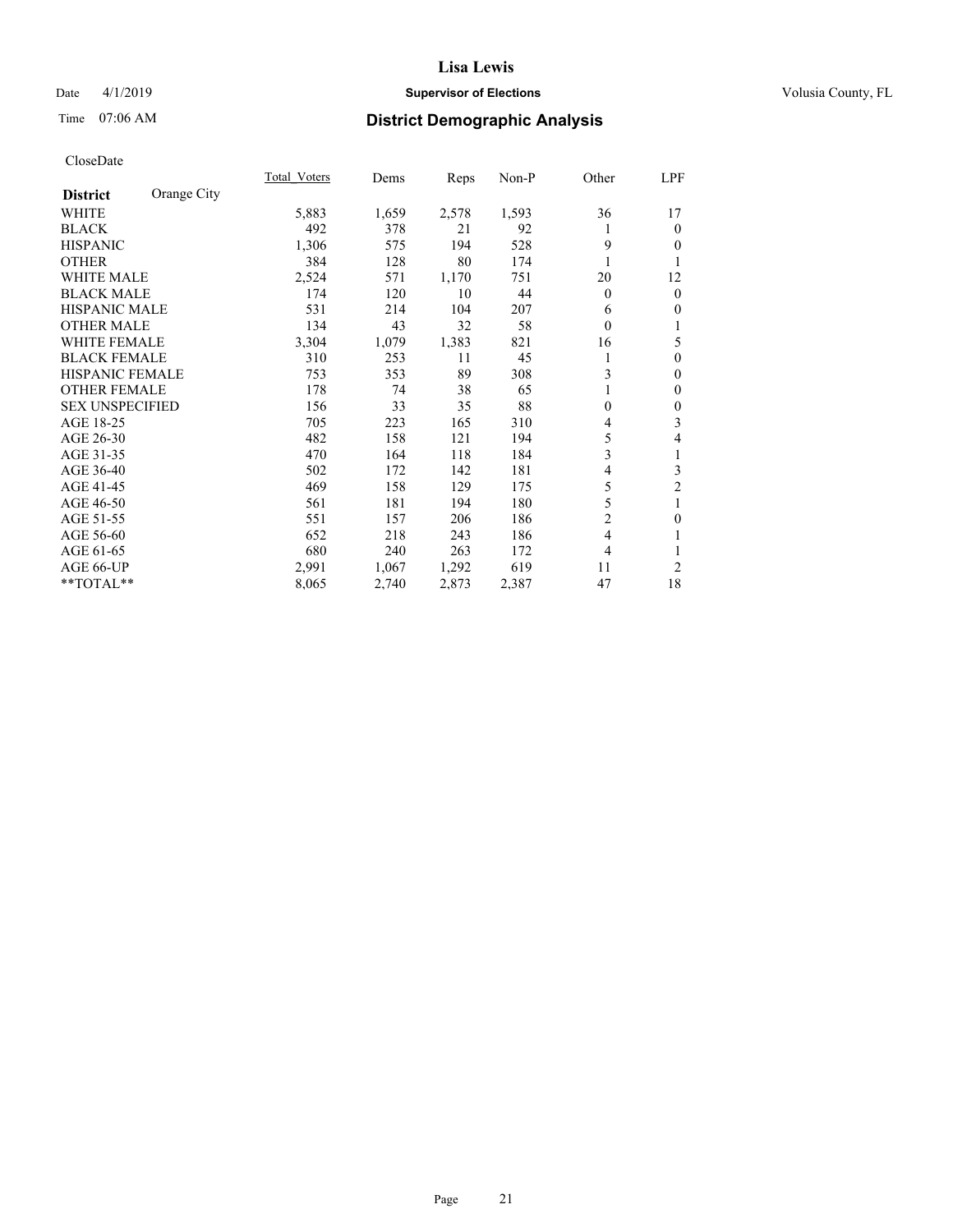**Lisa Lewis**

Date 4/1/2019 **Supervisor of Elections** Volusia County, FL

Time 07:06 AM

## District Demographic Analysis

CloseDate

| District: Orange City | Total_Voters | Dems | Reps | Non-P | Other | LPF |
|---|---|---|---|---|---|---|
| WHITE | 5,883 | 1,659 | 2,578 | 1,593 | 36 | 17 |
| BLACK | 492 | 378 | 21 | 92 | 1 | 0 |
| HISPANIC | 1,306 | 575 | 194 | 528 | 9 | 0 |
| OTHER | 384 | 128 | 80 | 174 | 1 | 1 |
| WHITE MALE | 2,524 | 571 | 1,170 | 751 | 20 | 12 |
| BLACK MALE | 174 | 120 | 10 | 44 | 0 | 0 |
| HISPANIC MALE | 531 | 214 | 104 | 207 | 6 | 0 |
| OTHER MALE | 134 | 43 | 32 | 58 | 0 | 1 |
| WHITE FEMALE | 3,304 | 1,079 | 1,383 | 821 | 16 | 5 |
| BLACK FEMALE | 310 | 253 | 11 | 45 | 1 | 0 |
| HISPANIC FEMALE | 753 | 353 | 89 | 308 | 3 | 0 |
| OTHER FEMALE | 178 | 74 | 38 | 65 | 1 | 0 |
| SEX UNSPECIFIED | 156 | 33 | 35 | 88 | 0 | 0 |
| AGE 18-25 | 705 | 223 | 165 | 310 | 4 | 3 |
| AGE 26-30 | 482 | 158 | 121 | 194 | 5 | 4 |
| AGE 31-35 | 470 | 164 | 118 | 184 | 3 | 1 |
| AGE 36-40 | 502 | 172 | 142 | 181 | 4 | 3 |
| AGE 41-45 | 469 | 158 | 129 | 175 | 5 | 2 |
| AGE 46-50 | 561 | 181 | 194 | 180 | 5 | 1 |
| AGE 51-55 | 551 | 157 | 206 | 186 | 2 | 0 |
| AGE 56-60 | 652 | 218 | 243 | 186 | 4 | 1 |
| AGE 61-65 | 680 | 240 | 263 | 172 | 4 | 1 |
| AGE 66-UP | 2,991 | 1,067 | 1,292 | 619 | 11 | 2 |
| **TOTAL** | 8,065 | 2,740 | 2,873 | 2,387 | 47 | 18 |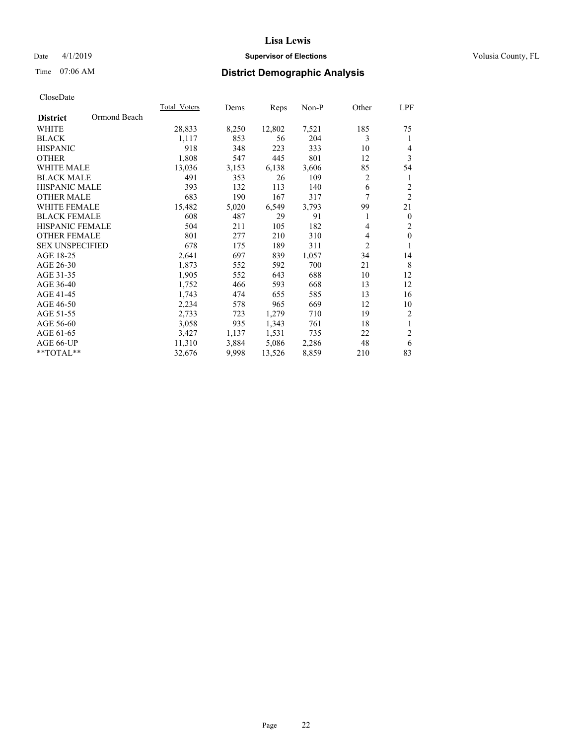**Lisa Lewis**

Date 4/1/2019 **Supervisor of Elections** Volusia County, FL

Time 07:06 AM **District Demographic Analysis**

CloseDate

| **District** Ormond Beach | Total_Voters | Dems | Reps | Non-P | Other | LPF |
|---|---|---|---|---|---|---|
| WHITE | 28,833 | 8,250 | 12,802 | 7,521 | 185 | 75 |
| BLACK | 1,117 | 853 | 56 | 204 | 3 | 1 |
| HISPANIC | 918 | 348 | 223 | 333 | 10 | 4 |
| OTHER | 1,808 | 547 | 445 | 801 | 12 | 3 |
| WHITE MALE | 13,036 | 3,153 | 6,138 | 3,606 | 85 | 54 |
| BLACK MALE | 491 | 353 | 26 | 109 | 2 | 1 |
| HISPANIC MALE | 393 | 132 | 113 | 140 | 6 | 2 |
| OTHER MALE | 683 | 190 | 167 | 317 | 7 | 2 |
| WHITE FEMALE | 15,482 | 5,020 | 6,549 | 3,793 | 99 | 21 |
| BLACK FEMALE | 608 | 487 | 29 | 91 | 1 | 0 |
| HISPANIC FEMALE | 504 | 211 | 105 | 182 | 4 | 2 |
| OTHER FEMALE | 801 | 277 | 210 | 310 | 4 | 0 |
| SEX UNSPECIFIED | 678 | 175 | 189 | 311 | 2 | 1 |
| AGE 18-25 | 2,641 | 697 | 839 | 1,057 | 34 | 14 |
| AGE 26-30 | 1,873 | 552 | 592 | 700 | 21 | 8 |
| AGE 31-35 | 1,905 | 552 | 643 | 688 | 10 | 12 |
| AGE 36-40 | 1,752 | 466 | 593 | 668 | 13 | 12 |
| AGE 41-45 | 1,743 | 474 | 655 | 585 | 13 | 16 |
| AGE 46-50 | 2,234 | 578 | 965 | 669 | 12 | 10 |
| AGE 51-55 | 2,733 | 723 | 1,279 | 710 | 19 | 2 |
| AGE 56-60 | 3,058 | 935 | 1,343 | 761 | 18 | 1 |
| AGE 61-65 | 3,427 | 1,137 | 1,531 | 735 | 22 | 2 |
| AGE 66-UP | 11,310 | 3,884 | 5,086 | 2,286 | 48 | 6 |
| **TOTAL** | 32,676 | 9,998 | 13,526 | 8,859 | 210 | 83 |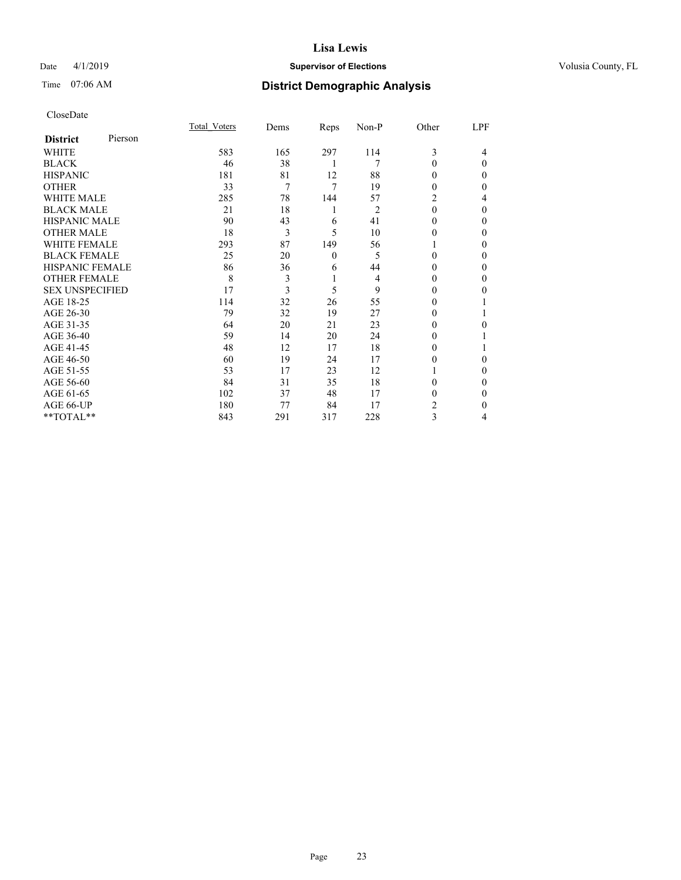# Lisa Lewis

Date 4/1/2019 **Supervisor of Elections** Volusia County, FL

Time 07:06 AM **District Demographic Analysis**

CloseDate

| **District** Pierson | Total_Voters | Dems | Reps | Non-P | Other | LPF |
|---|---|---|---|---|---|---|
| WHITE | 583 | 165 | 297 | 114 | 3 | 4 |
| BLACK | 46 | 38 | 1 | 7 | 0 | 0 |
| HISPANIC | 181 | 81 | 12 | 88 | 0 | 0 |
| OTHER | 33 | 7 | 7 | 19 | 0 | 0 |
| WHITE MALE | 285 | 78 | 144 | 57 | 2 | 4 |
| BLACK MALE | 21 | 18 | 1 | 2 | 0 | 0 |
| HISPANIC MALE | 90 | 43 | 6 | 41 | 0 | 0 |
| OTHER MALE | 18 | 3 | 5 | 10 | 0 | 0 |
| WHITE FEMALE | 293 | 87 | 149 | 56 | 1 | 0 |
| BLACK FEMALE | 25 | 20 | 0 | 5 | 0 | 0 |
| HISPANIC FEMALE | 86 | 36 | 6 | 44 | 0 | 0 |
| OTHER FEMALE | 8 | 3 | 1 | 4 | 0 | 0 |
| SEX UNSPECIFIED | 17 | 3 | 5 | 9 | 0 | 0 |
| AGE 18-25 | 114 | 32 | 26 | 55 | 0 | 1 |
| AGE 26-30 | 79 | 32 | 19 | 27 | 0 | 1 |
| AGE 31-35 | 64 | 20 | 21 | 23 | 0 | 0 |
| AGE 36-40 | 59 | 14 | 20 | 24 | 0 | 1 |
| AGE 41-45 | 48 | 12 | 17 | 18 | 0 | 1 |
| AGE 46-50 | 60 | 19 | 24 | 17 | 0 | 0 |
| AGE 51-55 | 53 | 17 | 23 | 12 | 1 | 0 |
| AGE 56-60 | 84 | 31 | 35 | 18 | 0 | 0 |
| AGE 61-65 | 102 | 37 | 48 | 17 | 0 | 0 |
| AGE 66-UP | 180 | 77 | 84 | 17 | 2 | 0 |
| **TOTAL** | 843 | 291 | 317 | 228 | 3 | 4 |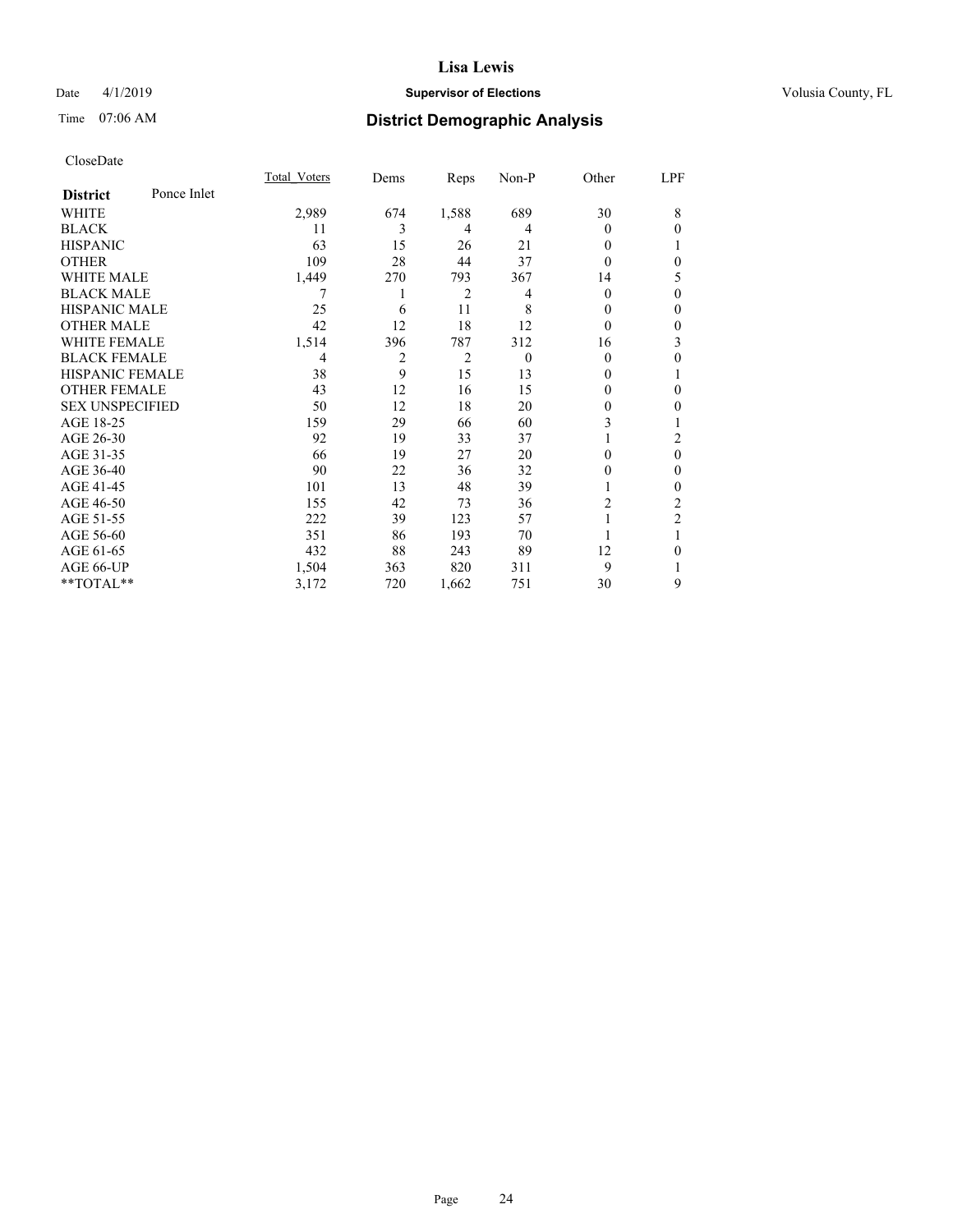**Lisa Lewis**

Date 4/1/2019 **Supervisor of Elections** Volusia County, FL

Time 07:06 AM **District Demographic Analysis**

CloseDate

| District | Ponce Inlet | Total_Voters | Dems | Reps | Non-P | Other | LPF |
|---|---|---|---|---|---|---|---|
| WHITE | | 2,989 | 674 | 1,588 | 689 | 30 | 8 |
| BLACK | | 11 | 3 | 4 | 4 | 0 | 0 |
| HISPANIC | | 63 | 15 | 26 | 21 | 0 | 1 |
| OTHER | | 109 | 28 | 44 | 37 | 0 | 0 |
| WHITE MALE | | 1,449 | 270 | 793 | 367 | 14 | 5 |
| BLACK MALE | | 7 | 1 | 2 | 4 | 0 | 0 |
| HISPANIC MALE | | 25 | 6 | 11 | 8 | 0 | 0 |
| OTHER MALE | | 42 | 12 | 18 | 12 | 0 | 0 |
| WHITE FEMALE | | 1,514 | 396 | 787 | 312 | 16 | 3 |
| BLACK FEMALE | | 4 | 2 | 2 | 0 | 0 | 0 |
| HISPANIC FEMALE | | 38 | 9 | 15 | 13 | 0 | 1 |
| OTHER FEMALE | | 43 | 12 | 16 | 15 | 0 | 0 |
| SEX UNSPECIFIED | | 50 | 12 | 18 | 20 | 0 | 0 |
| AGE 18-25 | | 159 | 29 | 66 | 60 | 3 | 1 |
| AGE 26-30 | | 92 | 19 | 33 | 37 | 1 | 2 |
| AGE 31-35 | | 66 | 19 | 27 | 20 | 0 | 0 |
| AGE 36-40 | | 90 | 22 | 36 | 32 | 0 | 0 |
| AGE 41-45 | | 101 | 13 | 48 | 39 | 1 | 0 |
| AGE 46-50 | | 155 | 42 | 73 | 36 | 2 | 2 |
| AGE 51-55 | | 222 | 39 | 123 | 57 | 1 | 2 |
| AGE 56-60 | | 351 | 86 | 193 | 70 | 1 | 1 |
| AGE 61-65 | | 432 | 88 | 243 | 89 | 12 | 0 |
| AGE 66-UP | | 1,504 | 363 | 820 | 311 | 9 | 1 |
| **TOTAL** | | 3,172 | 720 | 1,662 | 751 | 30 | 9 |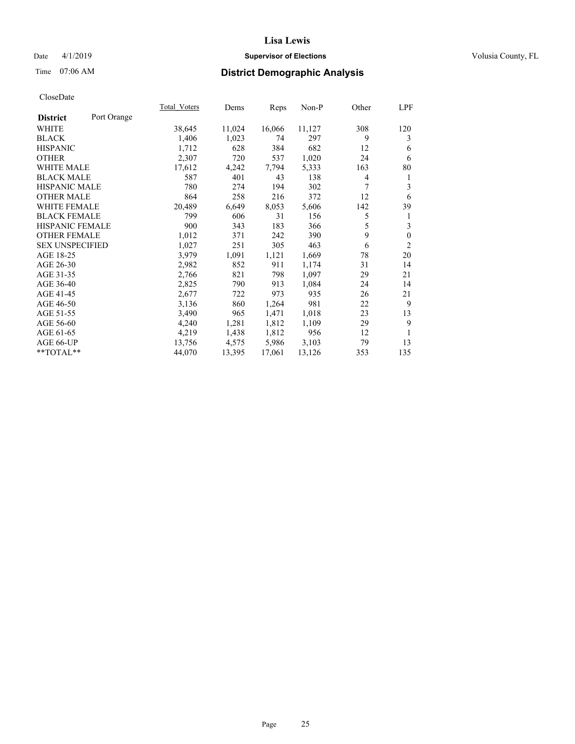# Lisa Lewis

Date 4/1/2019 **Supervisor of Elections** Volusia County, FL

Time 07:06 AM **District Demographic Analysis**

CloseDate

| **District** Port Orange | Total_Voters | Dems | Reps | Non-P | Other | LPF |
|---|---|---|---|---|---|---|
| WHITE | 38,645 | 11,024 | 16,066 | 11,127 | 308 | 120 |
| BLACK | 1,406 | 1,023 | 74 | 297 | 9 | 3 |
| HISPANIC | 1,712 | 628 | 384 | 682 | 12 | 6 |
| OTHER | 2,307 | 720 | 537 | 1,020 | 24 | 6 |
| WHITE MALE | 17,612 | 4,242 | 7,794 | 5,333 | 163 | 80 |
| BLACK MALE | 587 | 401 | 43 | 138 | 4 | 1 |
| HISPANIC MALE | 780 | 274 | 194 | 302 | 7 | 3 |
| OTHER MALE | 864 | 258 | 216 | 372 | 12 | 6 |
| WHITE FEMALE | 20,489 | 6,649 | 8,053 | 5,606 | 142 | 39 |
| BLACK FEMALE | 799 | 606 | 31 | 156 | 5 | 1 |
| HISPANIC FEMALE | 900 | 343 | 183 | 366 | 5 | 3 |
| OTHER FEMALE | 1,012 | 371 | 242 | 390 | 9 | 0 |
| SEX UNSPECIFIED | 1,027 | 251 | 305 | 463 | 6 | 2 |
| AGE 18-25 | 3,979 | 1,091 | 1,121 | 1,669 | 78 | 20 |
| AGE 26-30 | 2,982 | 852 | 911 | 1,174 | 31 | 14 |
| AGE 31-35 | 2,766 | 821 | 798 | 1,097 | 29 | 21 |
| AGE 36-40 | 2,825 | 790 | 913 | 1,084 | 24 | 14 |
| AGE 41-45 | 2,677 | 722 | 973 | 935 | 26 | 21 |
| AGE 46-50 | 3,136 | 860 | 1,264 | 981 | 22 | 9 |
| AGE 51-55 | 3,490 | 965 | 1,471 | 1,018 | 23 | 13 |
| AGE 56-60 | 4,240 | 1,281 | 1,812 | 1,109 | 29 | 9 |
| AGE 61-65 | 4,219 | 1,438 | 1,812 | 956 | 12 | 1 |
| AGE 66-UP | 13,756 | 4,575 | 5,986 | 3,103 | 79 | 13 |
| **TOTAL** | 44,070 | 13,395 | 17,061 | 13,126 | 353 | 135 |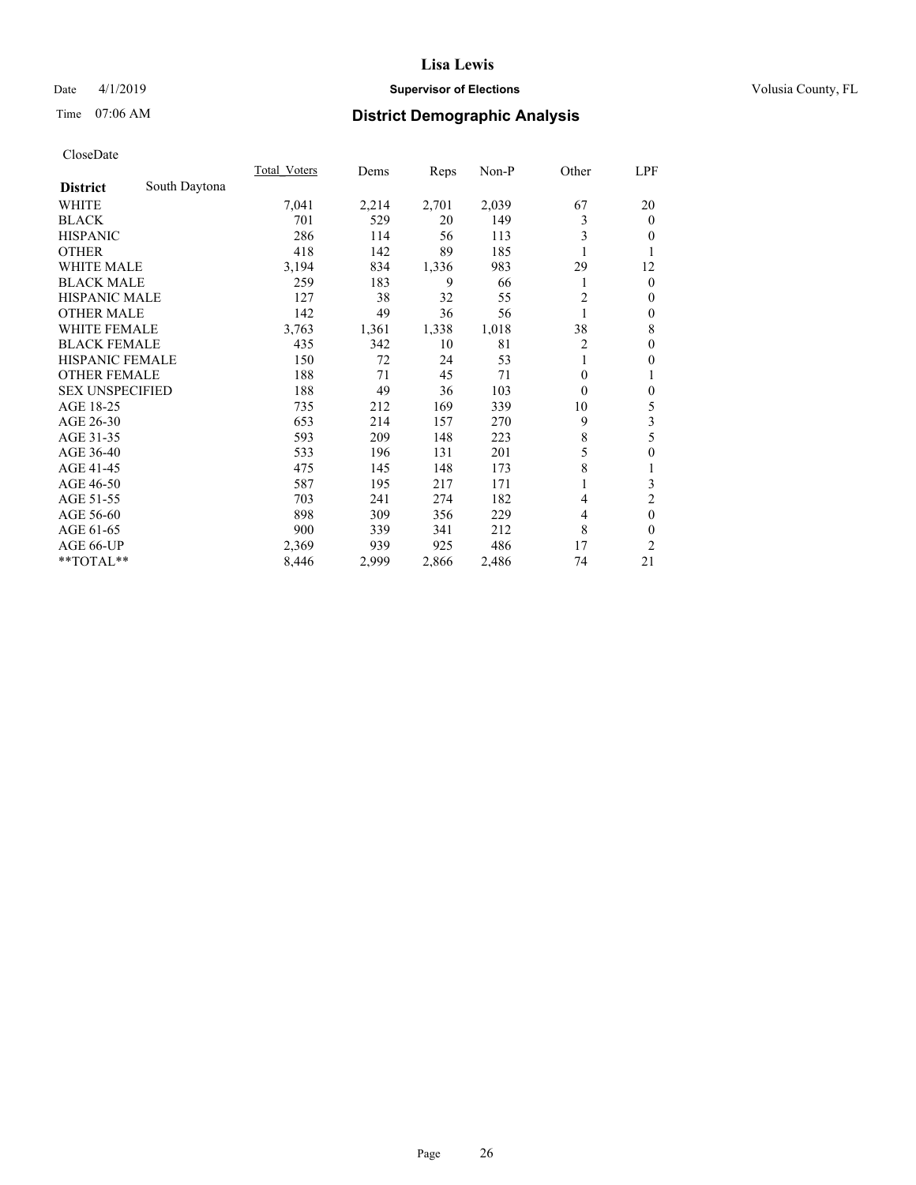Date 4/1/2019

Time 07:06 AM

# Lisa Lewis

**Supervisor of Elections**

Volusia County, FL

## District Demographic Analysis

CloseDate

| | Total_Voters | Dems | Reps | Non-P | Other | LPF |
|---|---|---|---|---|---|---|
| **District** South Daytona | | | | | | |
| WHITE | 7,041 | 2,214 | 2,701 | 2,039 | 67 | 20 |
| BLACK | 701 | 529 | 20 | 149 | 3 | 0 |
| HISPANIC | 286 | 114 | 56 | 113 | 3 | 0 |
| OTHER | 418 | 142 | 89 | 185 | 1 | 1 |
| WHITE MALE | 3,194 | 834 | 1,336 | 983 | 29 | 12 |
| BLACK MALE | 259 | 183 | 9 | 66 | 1 | 0 |
| HISPANIC MALE | 127 | 38 | 32 | 55 | 2 | 0 |
| OTHER MALE | 142 | 49 | 36 | 56 | 1 | 0 |
| WHITE FEMALE | 3,763 | 1,361 | 1,338 | 1,018 | 38 | 8 |
| BLACK FEMALE | 435 | 342 | 10 | 81 | 2 | 0 |
| HISPANIC FEMALE | 150 | 72 | 24 | 53 | 1 | 0 |
| OTHER FEMALE | 188 | 71 | 45 | 71 | 0 | 1 |
| SEX UNSPECIFIED | 188 | 49 | 36 | 103 | 0 | 0 |
| AGE 18-25 | 735 | 212 | 169 | 339 | 10 | 5 |
| AGE 26-30 | 653 | 214 | 157 | 270 | 9 | 3 |
| AGE 31-35 | 593 | 209 | 148 | 223 | 8 | 5 |
| AGE 36-40 | 533 | 196 | 131 | 201 | 5 | 0 |
| AGE 41-45 | 475 | 145 | 148 | 173 | 8 | 1 |
| AGE 46-50 | 587 | 195 | 217 | 171 | 1 | 3 |
| AGE 51-55 | 703 | 241 | 274 | 182 | 4 | 2 |
| AGE 56-60 | 898 | 309 | 356 | 229 | 4 | 0 |
| AGE 61-65 | 900 | 339 | 341 | 212 | 8 | 0 |
| AGE 66-UP | 2,369 | 939 | 925 | 486 | 17 | 2 |
| **TOTAL** | 8,446 | 2,999 | 2,866 | 2,486 | 74 | 21 |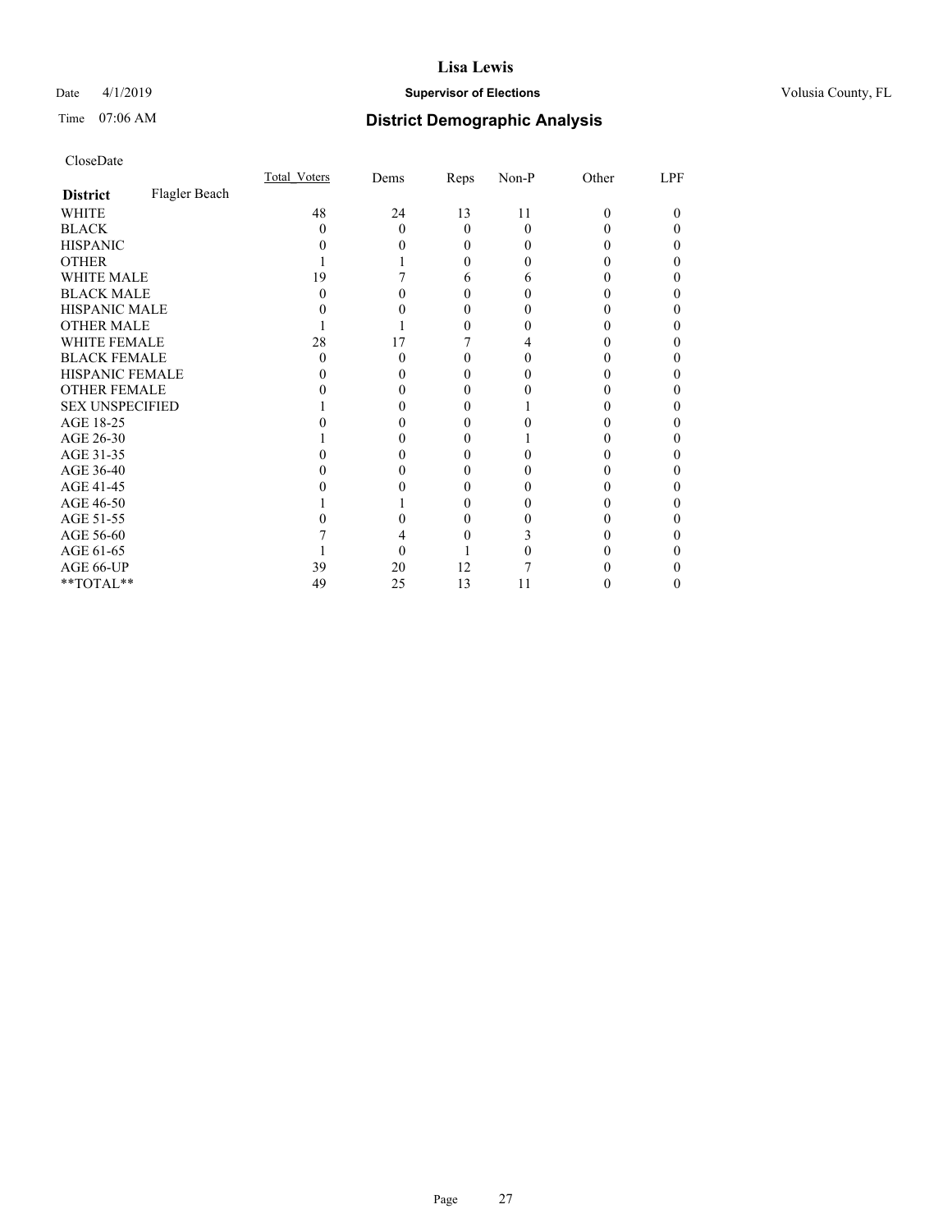# Lisa Lewis

Date 4/1/2019 **Supervisor of Elections** Volusia County, FL

Time 07:06 AM **District Demographic Analysis**

CloseDate

| District | Flagler Beach | Total_Voters | Dems | Reps | Non-P | Other | LPF |
|---|---|---|---|---|---|---|---|
| WHITE | | 48 | 24 | 13 | 11 | 0 | 0 |
| BLACK | | 0 | 0 | 0 | 0 | 0 | 0 |
| HISPANIC | | 0 | 0 | 0 | 0 | 0 | 0 |
| OTHER | | 1 | 1 | 0 | 0 | 0 | 0 |
| WHITE MALE | | 19 | 7 | 6 | 6 | 0 | 0 |
| BLACK MALE | | 0 | 0 | 0 | 0 | 0 | 0 |
| HISPANIC MALE | | 0 | 0 | 0 | 0 | 0 | 0 |
| OTHER MALE | | 1 | 1 | 0 | 0 | 0 | 0 |
| WHITE FEMALE | | 28 | 17 | 7 | 4 | 0 | 0 |
| BLACK FEMALE | | 0 | 0 | 0 | 0 | 0 | 0 |
| HISPANIC FEMALE | | 0 | 0 | 0 | 0 | 0 | 0 |
| OTHER FEMALE | | 0 | 0 | 0 | 0 | 0 | 0 |
| SEX UNSPECIFIED | | 1 | 0 | 0 | 1 | 0 | 0 |
| AGE 18-25 | | 0 | 0 | 0 | 0 | 0 | 0 |
| AGE 26-30 | | 1 | 0 | 0 | 1 | 0 | 0 |
| AGE 31-35 | | 0 | 0 | 0 | 0 | 0 | 0 |
| AGE 36-40 | | 0 | 0 | 0 | 0 | 0 | 0 |
| AGE 41-45 | | 0 | 0 | 0 | 0 | 0 | 0 |
| AGE 46-50 | | 1 | 1 | 0 | 0 | 0 | 0 |
| AGE 51-55 | | 0 | 0 | 0 | 0 | 0 | 0 |
| AGE 56-60 | | 7 | 4 | 0 | 3 | 0 | 0 |
| AGE 61-65 | | 1 | 0 | 1 | 0 | 0 | 0 |
| AGE 66-UP | | 39 | 20 | 12 | 7 | 0 | 0 |
| **TOTAL** | | 49 | 25 | 13 | 11 | 0 | 0 |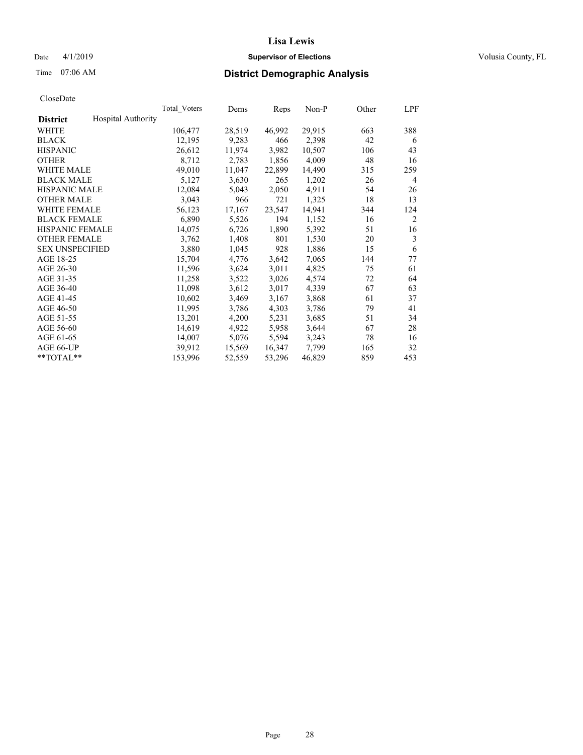# Lisa Lewis

Date 4/1/2019 **Supervisor of Elections** Volusia County, FL

Time 07:06 AM **District Demographic Analysis**

CloseDate

| District | Hospital Authority | Total_Voters | Dems | Reps | Non-P | Other | LPF |
|---|---|---|---|---|---|---|---|
| WHITE | | 106,477 | 28,519 | 46,992 | 29,915 | 663 | 388 |
| BLACK | | 12,195 | 9,283 | 466 | 2,398 | 42 | 6 |
| HISPANIC | | 26,612 | 11,974 | 3,982 | 10,507 | 106 | 43 |
| OTHER | | 8,712 | 2,783 | 1,856 | 4,009 | 48 | 16 |
| WHITE MALE | | 49,010 | 11,047 | 22,899 | 14,490 | 315 | 259 |
| BLACK MALE | | 5,127 | 3,630 | 265 | 1,202 | 26 | 4 |
| HISPANIC MALE | | 12,084 | 5,043 | 2,050 | 4,911 | 54 | 26 |
| OTHER MALE | | 3,043 | 966 | 721 | 1,325 | 18 | 13 |
| WHITE FEMALE | | 56,123 | 17,167 | 23,547 | 14,941 | 344 | 124 |
| BLACK FEMALE | | 6,890 | 5,526 | 194 | 1,152 | 16 | 2 |
| HISPANIC FEMALE | | 14,075 | 6,726 | 1,890 | 5,392 | 51 | 16 |
| OTHER FEMALE | | 3,762 | 1,408 | 801 | 1,530 | 20 | 3 |
| SEX UNSPECIFIED | | 3,880 | 1,045 | 928 | 1,886 | 15 | 6 |
| AGE 18-25 | | 15,704 | 4,776 | 3,642 | 7,065 | 144 | 77 |
| AGE 26-30 | | 11,596 | 3,624 | 3,011 | 4,825 | 75 | 61 |
| AGE 31-35 | | 11,258 | 3,522 | 3,026 | 4,574 | 72 | 64 |
| AGE 36-40 | | 11,098 | 3,612 | 3,017 | 4,339 | 67 | 63 |
| AGE 41-45 | | 10,602 | 3,469 | 3,167 | 3,868 | 61 | 37 |
| AGE 46-50 | | 11,995 | 3,786 | 4,303 | 3,786 | 79 | 41 |
| AGE 51-55 | | 13,201 | 4,200 | 5,231 | 3,685 | 51 | 34 |
| AGE 56-60 | | 14,619 | 4,922 | 5,958 | 3,644 | 67 | 28 |
| AGE 61-65 | | 14,007 | 5,076 | 5,594 | 3,243 | 78 | 16 |
| AGE 66-UP | | 39,912 | 15,569 | 16,347 | 7,799 | 165 | 32 |
| **TOTAL** | | 153,996 | 52,559 | 53,296 | 46,829 | 859 | 453 |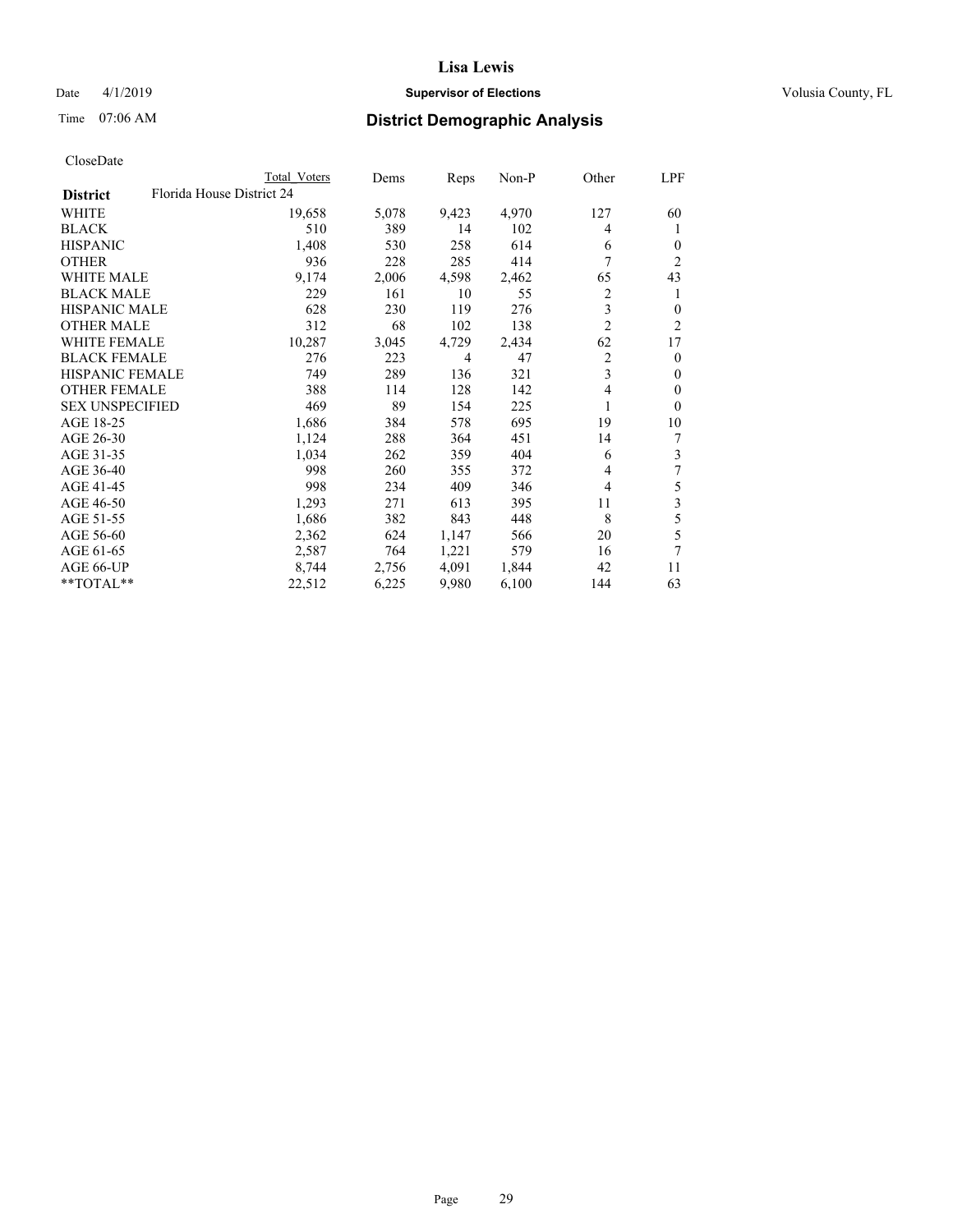Lisa Lewis

Date 4/1/2019 **Supervisor of Elections** Volusia County, FL

Time 07:06 AM

## District Demographic Analysis

CloseDate

| **District** | Total Voters | Dems | Reps | Non-P | Other | LPF |
|---|---|---|---|---|---|---|
| Florida House District 24 | | | | | | |
| WHITE | 19,658 | 5,078 | 9,423 | 4,970 | 127 | 60 |
| BLACK | 510 | 389 | 14 | 102 | 4 | 1 |
| HISPANIC | 1,408 | 530 | 258 | 614 | 6 | 0 |
| OTHER | 936 | 228 | 285 | 414 | 7 | 2 |
| WHITE MALE | 9,174 | 2,006 | 4,598 | 2,462 | 65 | 43 |
| BLACK MALE | 229 | 161 | 10 | 55 | 2 | 1 |
| HISPANIC MALE | 628 | 230 | 119 | 276 | 3 | 0 |
| OTHER MALE | 312 | 68 | 102 | 138 | 2 | 2 |
| WHITE FEMALE | 10,287 | 3,045 | 4,729 | 2,434 | 62 | 17 |
| BLACK FEMALE | 276 | 223 | 4 | 47 | 2 | 0 |
| HISPANIC FEMALE | 749 | 289 | 136 | 321 | 3 | 0 |
| OTHER FEMALE | 388 | 114 | 128 | 142 | 4 | 0 |
| SEX UNSPECIFIED | 469 | 89 | 154 | 225 | 1 | 0 |
| AGE 18-25 | 1,686 | 384 | 578 | 695 | 19 | 10 |
| AGE 26-30 | 1,124 | 288 | 364 | 451 | 14 | 7 |
| AGE 31-35 | 1,034 | 262 | 359 | 404 | 6 | 3 |
| AGE 36-40 | 998 | 260 | 355 | 372 | 4 | 7 |
| AGE 41-45 | 998 | 234 | 409 | 346 | 4 | 5 |
| AGE 46-50 | 1,293 | 271 | 613 | 395 | 11 | 3 |
| AGE 51-55 | 1,686 | 382 | 843 | 448 | 8 | 5 |
| AGE 56-60 | 2,362 | 624 | 1,147 | 566 | 20 | 5 |
| AGE 61-65 | 2,587 | 764 | 1,221 | 579 | 16 | 7 |
| AGE 66-UP | 8,744 | 2,756 | 4,091 | 1,844 | 42 | 11 |
| **TOTAL** | 22,512 | 6,225 | 9,980 | 6,100 | 144 | 63 |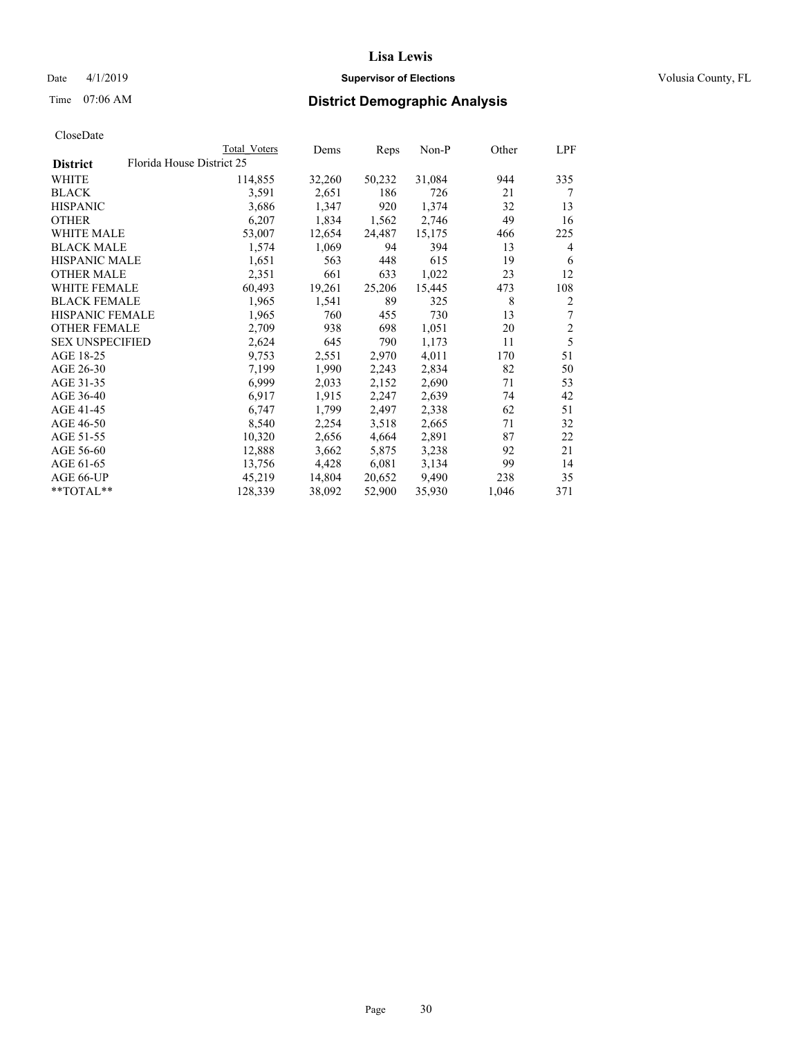**Lisa Lewis**

Date 4/1/2019 **Supervisor of Elections** Volusia County, FL

Time 07:06 AM **District Demographic Analysis**

CloseDate

| District | Total Voters | Dems | Reps | Non-P | Other | LPF |
|---|---|---|---|---|---|---|
| Florida House District 25 | | | | | | |
| WHITE | 114,855 | 32,260 | 50,232 | 31,084 | 944 | 335 |
| BLACK | 3,591 | 2,651 | 186 | 726 | 21 | 7 |
| HISPANIC | 3,686 | 1,347 | 920 | 1,374 | 32 | 13 |
| OTHER | 6,207 | 1,834 | 1,562 | 2,746 | 49 | 16 |
| WHITE MALE | 53,007 | 12,654 | 24,487 | 15,175 | 466 | 225 |
| BLACK MALE | 1,574 | 1,069 | 94 | 394 | 13 | 4 |
| HISPANIC MALE | 1,651 | 563 | 448 | 615 | 19 | 6 |
| OTHER MALE | 2,351 | 661 | 633 | 1,022 | 23 | 12 |
| WHITE FEMALE | 60,493 | 19,261 | 25,206 | 15,445 | 473 | 108 |
| BLACK FEMALE | 1,965 | 1,541 | 89 | 325 | 8 | 2 |
| HISPANIC FEMALE | 1,965 | 760 | 455 | 730 | 13 | 7 |
| OTHER FEMALE | 2,709 | 938 | 698 | 1,051 | 20 | 2 |
| SEX UNSPECIFIED | 2,624 | 645 | 790 | 1,173 | 11 | 5 |
| AGE 18-25 | 9,753 | 2,551 | 2,970 | 4,011 | 170 | 51 |
| AGE 26-30 | 7,199 | 1,990 | 2,243 | 2,834 | 82 | 50 |
| AGE 31-35 | 6,999 | 2,033 | 2,152 | 2,690 | 71 | 53 |
| AGE 36-40 | 6,917 | 1,915 | 2,247 | 2,639 | 74 | 42 |
| AGE 41-45 | 6,747 | 1,799 | 2,497 | 2,338 | 62 | 51 |
| AGE 46-50 | 8,540 | 2,254 | 3,518 | 2,665 | 71 | 32 |
| AGE 51-55 | 10,320 | 2,656 | 4,664 | 2,891 | 87 | 22 |
| AGE 56-60 | 12,888 | 3,662 | 5,875 | 3,238 | 92 | 21 |
| AGE 61-65 | 13,756 | 4,428 | 6,081 | 3,134 | 99 | 14 |
| AGE 66-UP | 45,219 | 14,804 | 20,652 | 9,490 | 238 | 35 |
| **TOTAL** | 128,339 | 38,092 | 52,900 | 35,930 | 1,046 | 371 |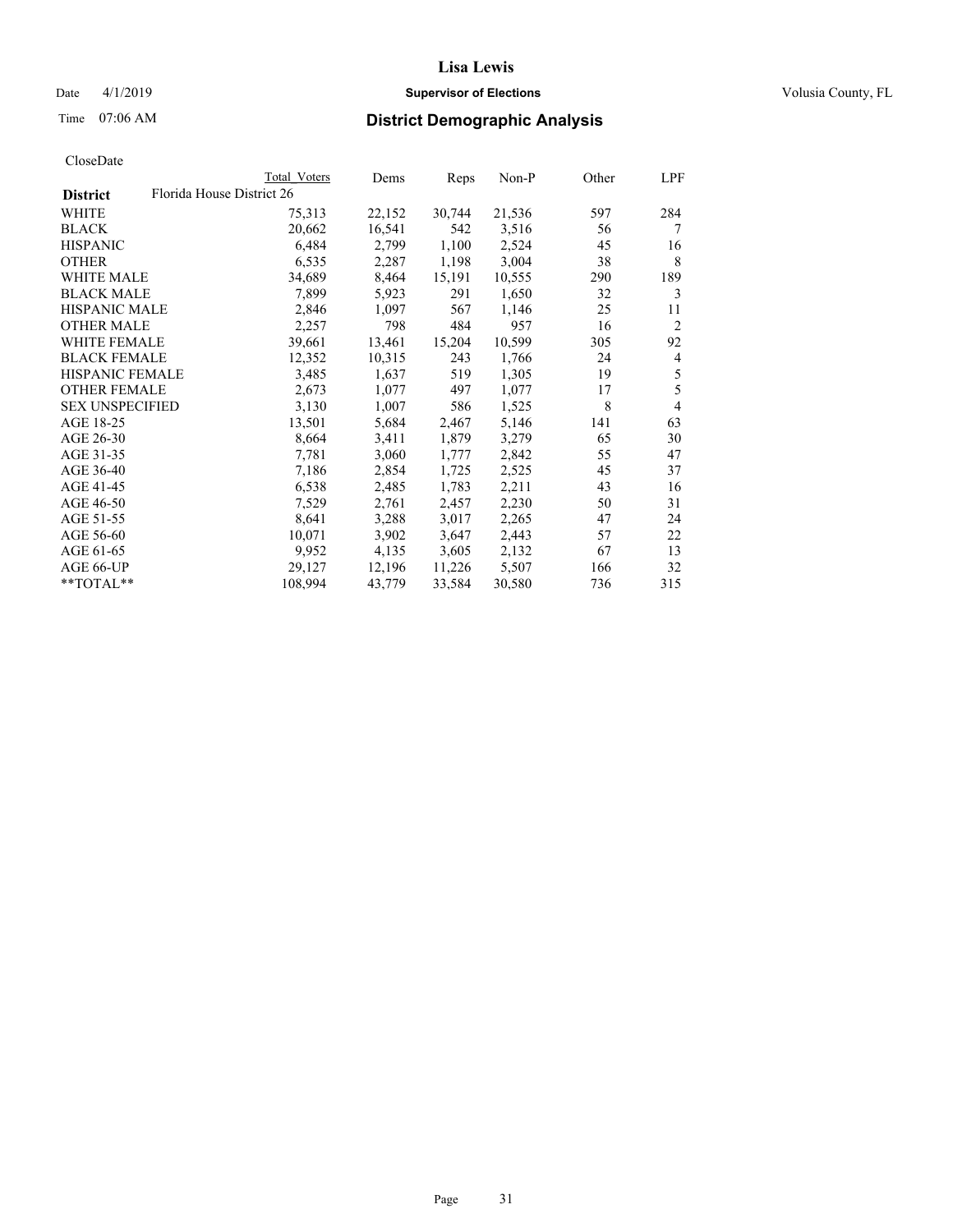# Lisa Lewis

Date 4/1/2019 **Supervisor of Elections** Volusia County, FL

Time 07:06 AM **District Demographic Analysis**

CloseDate

| | Total Voters | Dems | Reps | Non-P | Other | LPF |
|---|---|---|---|---|---|---|
| **District** Florida House District 26 | | | | | | |
| WHITE | 75,313 | 22,152 | 30,744 | 21,536 | 597 | 284 |
| BLACK | 20,662 | 16,541 | 542 | 3,516 | 56 | 7 |
| HISPANIC | 6,484 | 2,799 | 1,100 | 2,524 | 45 | 16 |
| OTHER | 6,535 | 2,287 | 1,198 | 3,004 | 38 | 8 |
| WHITE MALE | 34,689 | 8,464 | 15,191 | 10,555 | 290 | 189 |
| BLACK MALE | 7,899 | 5,923 | 291 | 1,650 | 32 | 3 |
| HISPANIC MALE | 2,846 | 1,097 | 567 | 1,146 | 25 | 11 |
| OTHER MALE | 2,257 | 798 | 484 | 957 | 16 | 2 |
| WHITE FEMALE | 39,661 | 13,461 | 15,204 | 10,599 | 305 | 92 |
| BLACK FEMALE | 12,352 | 10,315 | 243 | 1,766 | 24 | 4 |
| HISPANIC FEMALE | 3,485 | 1,637 | 519 | 1,305 | 19 | 5 |
| OTHER FEMALE | 2,673 | 1,077 | 497 | 1,077 | 17 | 5 |
| SEX UNSPECIFIED | 3,130 | 1,007 | 586 | 1,525 | 8 | 4 |
| AGE 18-25 | 13,501 | 5,684 | 2,467 | 5,146 | 141 | 63 |
| AGE 26-30 | 8,664 | 3,411 | 1,879 | 3,279 | 65 | 30 |
| AGE 31-35 | 7,781 | 3,060 | 1,777 | 2,842 | 55 | 47 |
| AGE 36-40 | 7,186 | 2,854 | 1,725 | 2,525 | 45 | 37 |
| AGE 41-45 | 6,538 | 2,485 | 1,783 | 2,211 | 43 | 16 |
| AGE 46-50 | 7,529 | 2,761 | 2,457 | 2,230 | 50 | 31 |
| AGE 51-55 | 8,641 | 3,288 | 3,017 | 2,265 | 47 | 24 |
| AGE 56-60 | 10,071 | 3,902 | 3,647 | 2,443 | 57 | 22 |
| AGE 61-65 | 9,952 | 4,135 | 3,605 | 2,132 | 67 | 13 |
| AGE 66-UP | 29,127 | 12,196 | 11,226 | 5,507 | 166 | 32 |
| **TOTAL** | 108,994 | 43,779 | 33,584 | 30,580 | 736 | 315 |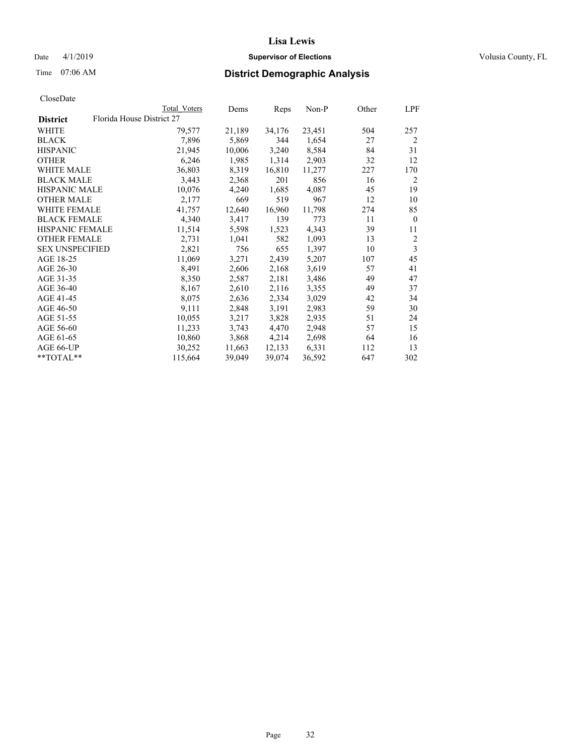CloseDate

| District | Florida House District 27 | Total Voters | Dems | Reps | Non-P | Other | LPF |
|---|---|---|---|---|---|---|---|
| WHITE | | 79,577 | 21,189 | 34,176 | 23,451 | 504 | 257 |
| BLACK | | 7,896 | 5,869 | 344 | 1,654 | 27 | 2 |
| HISPANIC | | 21,945 | 10,006 | 3,240 | 8,584 | 84 | 31 |
| OTHER | | 6,246 | 1,985 | 1,314 | 2,903 | 32 | 12 |
| WHITE MALE | | 36,803 | 8,319 | 16,810 | 11,277 | 227 | 170 |
| BLACK MALE | | 3,443 | 2,368 | 201 | 856 | 16 | 2 |
| HISPANIC MALE | | 10,076 | 4,240 | 1,685 | 4,087 | 45 | 19 |
| OTHER MALE | | 2,177 | 669 | 519 | 967 | 12 | 10 |
| WHITE FEMALE | | 41,757 | 12,640 | 16,960 | 11,798 | 274 | 85 |
| BLACK FEMALE | | 4,340 | 3,417 | 139 | 773 | 11 | 0 |
| HISPANIC FEMALE | | 11,514 | 5,598 | 1,523 | 4,343 | 39 | 11 |
| OTHER FEMALE | | 2,731 | 1,041 | 582 | 1,093 | 13 | 2 |
| SEX UNSPECIFIED | | 2,821 | 756 | 655 | 1,397 | 10 | 3 |
| AGE 18-25 | | 11,069 | 3,271 | 2,439 | 5,207 | 107 | 45 |
| AGE 26-30 | | 8,491 | 2,606 | 2,168 | 3,619 | 57 | 41 |
| AGE 31-35 | | 8,350 | 2,587 | 2,181 | 3,486 | 49 | 47 |
| AGE 36-40 | | 8,167 | 2,610 | 2,116 | 3,355 | 49 | 37 |
| AGE 41-45 | | 8,075 | 2,636 | 2,334 | 3,029 | 42 | 34 |
| AGE 46-50 | | 9,111 | 2,848 | 3,191 | 2,983 | 59 | 30 |
| AGE 51-55 | | 10,055 | 3,217 | 3,828 | 2,935 | 51 | 24 |
| AGE 56-60 | | 11,233 | 3,743 | 4,470 | 2,948 | 57 | 15 |
| AGE 61-65 | | 10,860 | 3,868 | 4,214 | 2,698 | 64 | 16 |
| AGE 66-UP | | 30,252 | 11,663 | 12,133 | 6,331 | 112 | 13 |
| **TOTAL** | | 115,664 | 39,049 | 39,074 | 36,592 | 647 | 302 |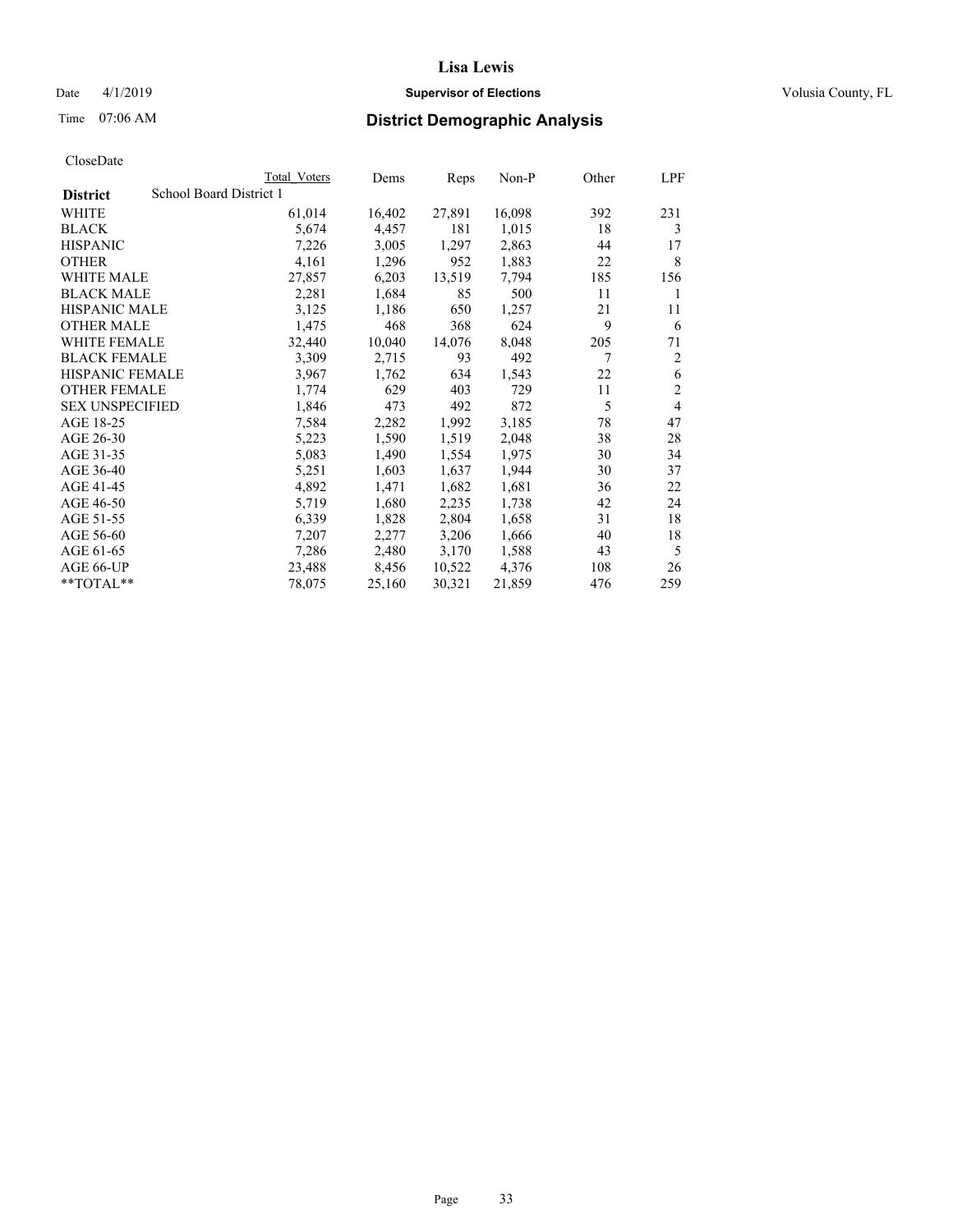# Lisa Lewis

Date 4/1/2019 **Supervisor of Elections** Volusia County, FL

Time 07:06 AM **District Demographic Analysis**

CloseDate

| | Total Voters | Dems | Reps | Non-P | Other | LPF |
|---|---|---|---|---|---|---|
| **District** School Board District 1 | | | | | | |
| WHITE | 61,014 | 16,402 | 27,891 | 16,098 | 392 | 231 |
| BLACK | 5,674 | 4,457 | 181 | 1,015 | 18 | 3 |
| HISPANIC | 7,226 | 3,005 | 1,297 | 2,863 | 44 | 17 |
| OTHER | 4,161 | 1,296 | 952 | 1,883 | 22 | 8 |
| WHITE MALE | 27,857 | 6,203 | 13,519 | 7,794 | 185 | 156 |
| BLACK MALE | 2,281 | 1,684 | 85 | 500 | 11 | 1 |
| HISPANIC MALE | 3,125 | 1,186 | 650 | 1,257 | 21 | 11 |
| OTHER MALE | 1,475 | 468 | 368 | 624 | 9 | 6 |
| WHITE FEMALE | 32,440 | 10,040 | 14,076 | 8,048 | 205 | 71 |
| BLACK FEMALE | 3,309 | 2,715 | 93 | 492 | 7 | 2 |
| HISPANIC FEMALE | 3,967 | 1,762 | 634 | 1,543 | 22 | 6 |
| OTHER FEMALE | 1,774 | 629 | 403 | 729 | 11 | 2 |
| SEX UNSPECIFIED | 1,846 | 473 | 492 | 872 | 5 | 4 |
| AGE 18-25 | 7,584 | 2,282 | 1,992 | 3,185 | 78 | 47 |
| AGE 26-30 | 5,223 | 1,590 | 1,519 | 2,048 | 38 | 28 |
| AGE 31-35 | 5,083 | 1,490 | 1,554 | 1,975 | 30 | 34 |
| AGE 36-40 | 5,251 | 1,603 | 1,637 | 1,944 | 30 | 37 |
| AGE 41-45 | 4,892 | 1,471 | 1,682 | 1,681 | 36 | 22 |
| AGE 46-50 | 5,719 | 1,680 | 2,235 | 1,738 | 42 | 24 |
| AGE 51-55 | 6,339 | 1,828 | 2,804 | 1,658 | 31 | 18 |
| AGE 56-60 | 7,207 | 2,277 | 3,206 | 1,666 | 40 | 18 |
| AGE 61-65 | 7,286 | 2,480 | 3,170 | 1,588 | 43 | 5 |
| AGE 66-UP | 23,488 | 8,456 | 10,522 | 4,376 | 108 | 26 |
| **TOTAL** | 78,075 | 25,160 | 30,321 | 21,859 | 476 | 259 |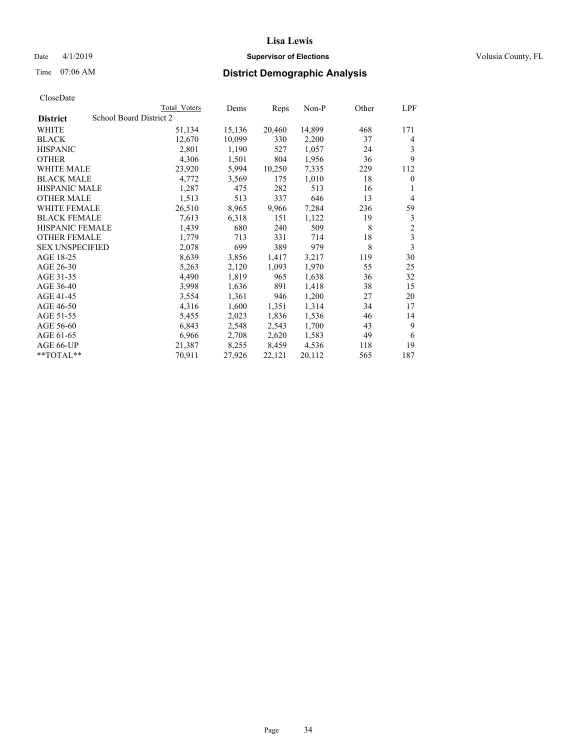# Lisa Lewis

Date 4/1/2019 **Supervisor of Elections** Volusia County, FL

Time 07:06 AM **District Demographic Analysis**

CloseDate

| | Total Voters | Dems | Reps | Non-P | Other | LPF |
|---|---|---|---|---|---|---|
| **District** School Board District 2 | | | | | | |
| WHITE | 51,134 | 15,136 | 20,460 | 14,899 | 468 | 171 |
| BLACK | 12,670 | 10,099 | 330 | 2,200 | 37 | 4 |
| HISPANIC | 2,801 | 1,190 | 527 | 1,057 | 24 | 3 |
| OTHER | 4,306 | 1,501 | 804 | 1,956 | 36 | 9 |
| WHITE MALE | 23,920 | 5,994 | 10,250 | 7,335 | 229 | 112 |
| BLACK MALE | 4,772 | 3,569 | 175 | 1,010 | 18 | 0 |
| HISPANIC MALE | 1,287 | 475 | 282 | 513 | 16 | 1 |
| OTHER MALE | 1,513 | 513 | 337 | 646 | 13 | 4 |
| WHITE FEMALE | 26,510 | 8,965 | 9,966 | 7,284 | 236 | 59 |
| BLACK FEMALE | 7,613 | 6,318 | 151 | 1,122 | 19 | 3 |
| HISPANIC FEMALE | 1,439 | 680 | 240 | 509 | 8 | 2 |
| OTHER FEMALE | 1,779 | 713 | 331 | 714 | 18 | 3 |
| SEX UNSPECIFIED | 2,078 | 699 | 389 | 979 | 8 | 3 |
| AGE 18-25 | 8,639 | 3,856 | 1,417 | 3,217 | 119 | 30 |
| AGE 26-30 | 5,263 | 2,120 | 1,093 | 1,970 | 55 | 25 |
| AGE 31-35 | 4,490 | 1,819 | 965 | 1,638 | 36 | 32 |
| AGE 36-40 | 3,998 | 1,636 | 891 | 1,418 | 38 | 15 |
| AGE 41-45 | 3,554 | 1,361 | 946 | 1,200 | 27 | 20 |
| AGE 46-50 | 4,316 | 1,600 | 1,351 | 1,314 | 34 | 17 |
| AGE 51-55 | 5,455 | 2,023 | 1,836 | 1,536 | 46 | 14 |
| AGE 56-60 | 6,843 | 2,548 | 2,543 | 1,700 | 43 | 9 |
| AGE 61-65 | 6,966 | 2,708 | 2,620 | 1,583 | 49 | 6 |
| AGE 66-UP | 21,387 | 8,255 | 8,459 | 4,536 | 118 | 19 |
| **TOTAL** | 70,911 | 27,926 | 22,121 | 20,112 | 565 | 187 |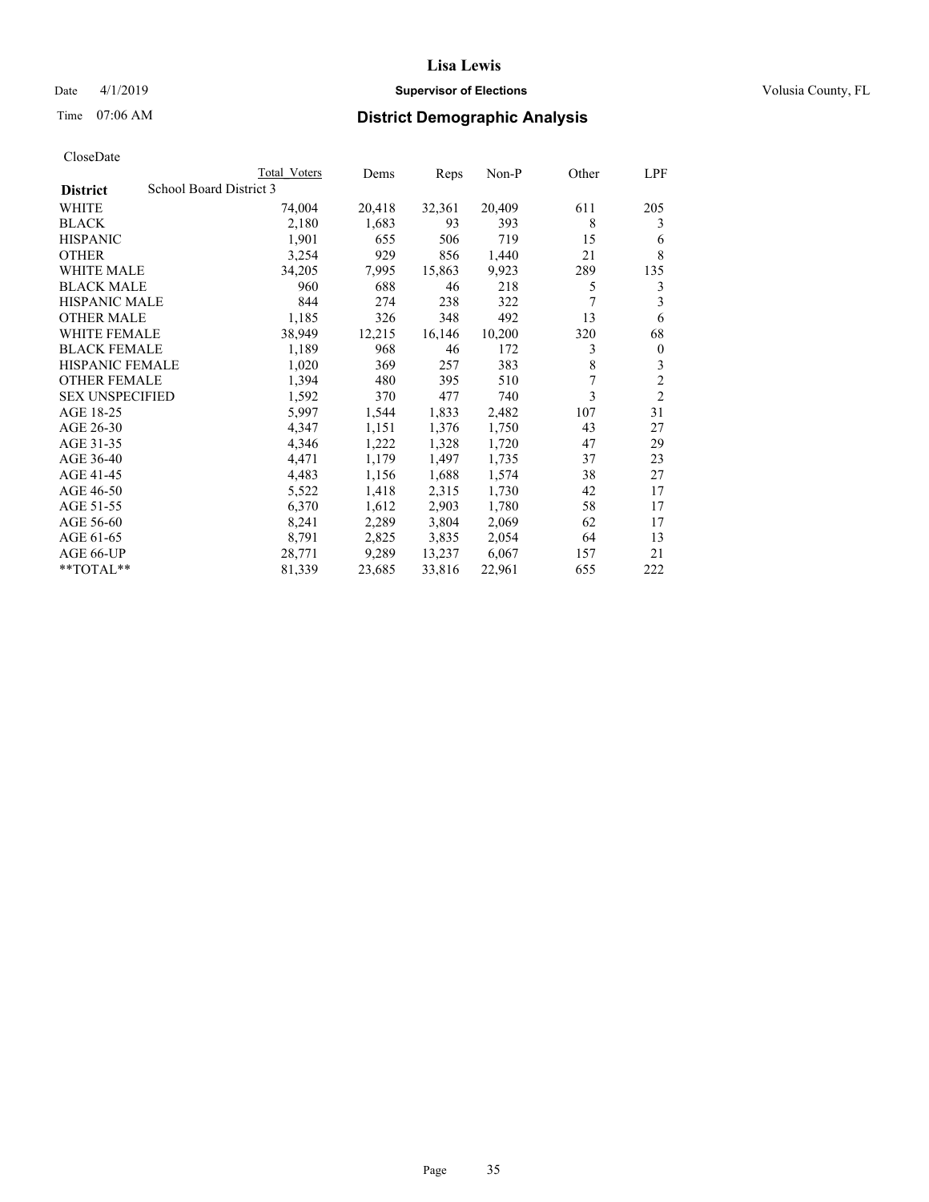# Lisa Lewis

Date 4/1/2019 **Supervisor of Elections** Volusia County, FL

Time 07:06 AM **District Demographic Analysis**

CloseDate

| District | Total Voters | Dems | Reps | Non-P | Other | LPF |
|---|---|---|---|---|---|---|
| School Board District 3 | | | | | | |
| WHITE | 74,004 | 20,418 | 32,361 | 20,409 | 611 | 205 |
| BLACK | 2,180 | 1,683 | 93 | 393 | 8 | 3 |
| HISPANIC | 1,901 | 655 | 506 | 719 | 15 | 6 |
| OTHER | 3,254 | 929 | 856 | 1,440 | 21 | 8 |
| WHITE MALE | 34,205 | 7,995 | 15,863 | 9,923 | 289 | 135 |
| BLACK MALE | 960 | 688 | 46 | 218 | 5 | 3 |
| HISPANIC MALE | 844 | 274 | 238 | 322 | 7 | 3 |
| OTHER MALE | 1,185 | 326 | 348 | 492 | 13 | 6 |
| WHITE FEMALE | 38,949 | 12,215 | 16,146 | 10,200 | 320 | 68 |
| BLACK FEMALE | 1,189 | 968 | 46 | 172 | 3 | 0 |
| HISPANIC FEMALE | 1,020 | 369 | 257 | 383 | 8 | 3 |
| OTHER FEMALE | 1,394 | 480 | 395 | 510 | 7 | 2 |
| SEX UNSPECIFIED | 1,592 | 370 | 477 | 740 | 3 | 2 |
| AGE 18-25 | 5,997 | 1,544 | 1,833 | 2,482 | 107 | 31 |
| AGE 26-30 | 4,347 | 1,151 | 1,376 | 1,750 | 43 | 27 |
| AGE 31-35 | 4,346 | 1,222 | 1,328 | 1,720 | 47 | 29 |
| AGE 36-40 | 4,471 | 1,179 | 1,497 | 1,735 | 37 | 23 |
| AGE 41-45 | 4,483 | 1,156 | 1,688 | 1,574 | 38 | 27 |
| AGE 46-50 | 5,522 | 1,418 | 2,315 | 1,730 | 42 | 17 |
| AGE 51-55 | 6,370 | 1,612 | 2,903 | 1,780 | 58 | 17 |
| AGE 56-60 | 8,241 | 2,289 | 3,804 | 2,069 | 62 | 17 |
| AGE 61-65 | 8,791 | 2,825 | 3,835 | 2,054 | 64 | 13 |
| AGE 66-UP | 28,771 | 9,289 | 13,237 | 6,067 | 157 | 21 |
| **TOTAL** | 81,339 | 23,685 | 33,816 | 22,961 | 655 | 222 |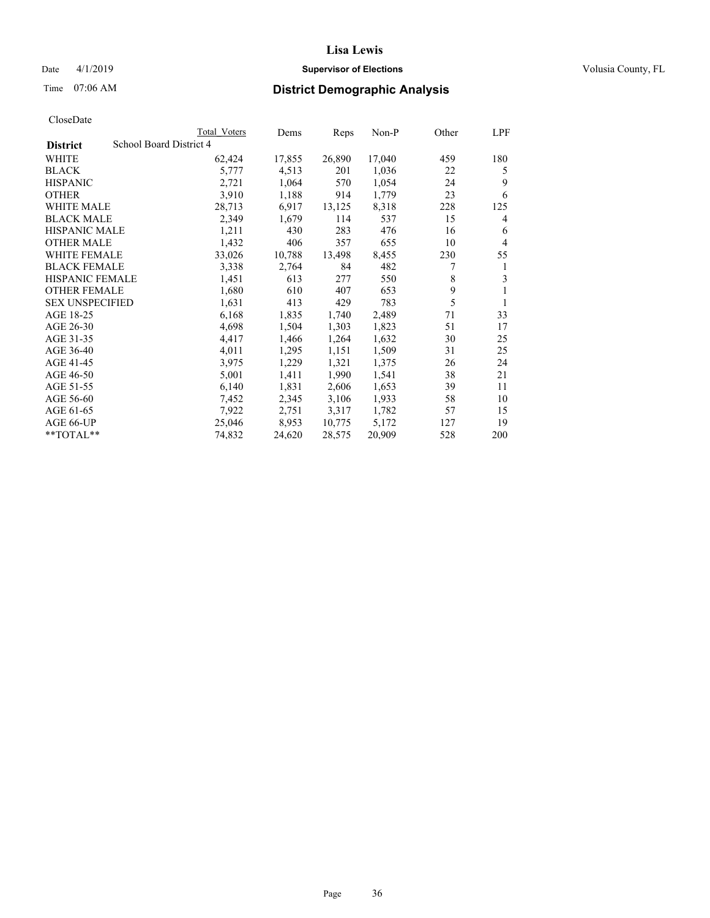# Lisa Lewis

Date 4/1/2019 **Supervisor of Elections** Volusia County, FL

Time 07:06 AM **District Demographic Analysis**

CloseDate

| | Total Voters | Dems | Reps | Non-P | Other | LPF |
|---|---|---|---|---|---|---|
| **District** School Board District 4 | | | | | | |
| WHITE | 62,424 | 17,855 | 26,890 | 17,040 | 459 | 180 |
| BLACK | 5,777 | 4,513 | 201 | 1,036 | 22 | 5 |
| HISPANIC | 2,721 | 1,064 | 570 | 1,054 | 24 | 9 |
| OTHER | 3,910 | 1,188 | 914 | 1,779 | 23 | 6 |
| WHITE MALE | 28,713 | 6,917 | 13,125 | 8,318 | 228 | 125 |
| BLACK MALE | 2,349 | 1,679 | 114 | 537 | 15 | 4 |
| HISPANIC MALE | 1,211 | 430 | 283 | 476 | 16 | 6 |
| OTHER MALE | 1,432 | 406 | 357 | 655 | 10 | 4 |
| WHITE FEMALE | 33,026 | 10,788 | 13,498 | 8,455 | 230 | 55 |
| BLACK FEMALE | 3,338 | 2,764 | 84 | 482 | 7 | 1 |
| HISPANIC FEMALE | 1,451 | 613 | 277 | 550 | 8 | 3 |
| OTHER FEMALE | 1,680 | 610 | 407 | 653 | 9 | 1 |
| SEX UNSPECIFIED | 1,631 | 413 | 429 | 783 | 5 | 1 |
| AGE 18-25 | 6,168 | 1,835 | 1,740 | 2,489 | 71 | 33 |
| AGE 26-30 | 4,698 | 1,504 | 1,303 | 1,823 | 51 | 17 |
| AGE 31-35 | 4,417 | 1,466 | 1,264 | 1,632 | 30 | 25 |
| AGE 36-40 | 4,011 | 1,295 | 1,151 | 1,509 | 31 | 25 |
| AGE 41-45 | 3,975 | 1,229 | 1,321 | 1,375 | 26 | 24 |
| AGE 46-50 | 5,001 | 1,411 | 1,990 | 1,541 | 38 | 21 |
| AGE 51-55 | 6,140 | 1,831 | 2,606 | 1,653 | 39 | 11 |
| AGE 56-60 | 7,452 | 2,345 | 3,106 | 1,933 | 58 | 10 |
| AGE 61-65 | 7,922 | 2,751 | 3,317 | 1,782 | 57 | 15 |
| AGE 66-UP | 25,046 | 8,953 | 10,775 | 5,172 | 127 | 19 |
| **TOTAL** | 74,832 | 24,620 | 28,575 | 20,909 | 528 | 200 |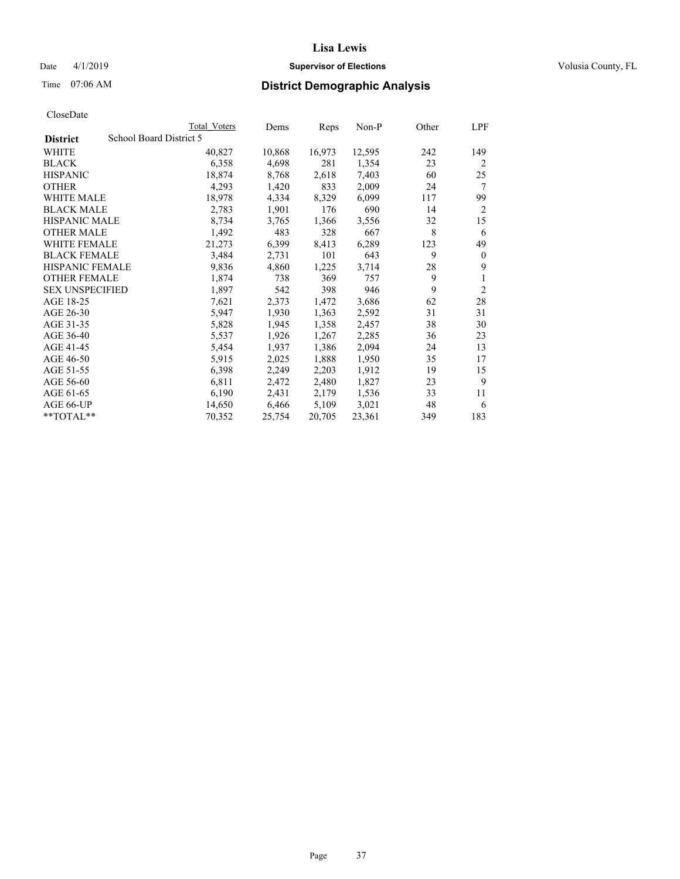# Lisa Lewis

Date 4/1/2019 **Supervisor of Elections** Volusia County, FL

Time 07:06 AM **District Demographic Analysis**

CloseDate

| District | Total Voters | Dems | Reps | Non-P | Other | LPF |
|---|---|---|---|---|---|---|
| School Board District 5 | | | | | | |
| WHITE | 40,827 | 10,868 | 16,973 | 12,595 | 242 | 149 |
| BLACK | 6,358 | 4,698 | 281 | 1,354 | 23 | 2 |
| HISPANIC | 18,874 | 8,768 | 2,618 | 7,403 | 60 | 25 |
| OTHER | 4,293 | 1,420 | 833 | 2,009 | 24 | 7 |
| WHITE MALE | 18,978 | 4,334 | 8,329 | 6,099 | 117 | 99 |
| BLACK MALE | 2,783 | 1,901 | 176 | 690 | 14 | 2 |
| HISPANIC MALE | 8,734 | 3,765 | 1,366 | 3,556 | 32 | 15 |
| OTHER MALE | 1,492 | 483 | 328 | 667 | 8 | 6 |
| WHITE FEMALE | 21,273 | 6,399 | 8,413 | 6,289 | 123 | 49 |
| BLACK FEMALE | 3,484 | 2,731 | 101 | 643 | 9 | 0 |
| HISPANIC FEMALE | 9,836 | 4,860 | 1,225 | 3,714 | 28 | 9 |
| OTHER FEMALE | 1,874 | 738 | 369 | 757 | 9 | 1 |
| SEX UNSPECIFIED | 1,897 | 542 | 398 | 946 | 9 | 2 |
| AGE 18-25 | 7,621 | 2,373 | 1,472 | 3,686 | 62 | 28 |
| AGE 26-30 | 5,947 | 1,930 | 1,363 | 2,592 | 31 | 31 |
| AGE 31-35 | 5,828 | 1,945 | 1,358 | 2,457 | 38 | 30 |
| AGE 36-40 | 5,537 | 1,926 | 1,267 | 2,285 | 36 | 23 |
| AGE 41-45 | 5,454 | 1,937 | 1,386 | 2,094 | 24 | 13 |
| AGE 46-50 | 5,915 | 2,025 | 1,888 | 1,950 | 35 | 17 |
| AGE 51-55 | 6,398 | 2,249 | 2,203 | 1,912 | 19 | 15 |
| AGE 56-60 | 6,811 | 2,472 | 2,480 | 1,827 | 23 | 9 |
| AGE 61-65 | 6,190 | 2,431 | 2,179 | 1,536 | 33 | 11 |
| AGE 66-UP | 14,650 | 6,466 | 5,109 | 3,021 | 48 | 6 |
| **TOTAL** | 70,352 | 25,754 | 20,705 | 23,361 | 349 | 183 |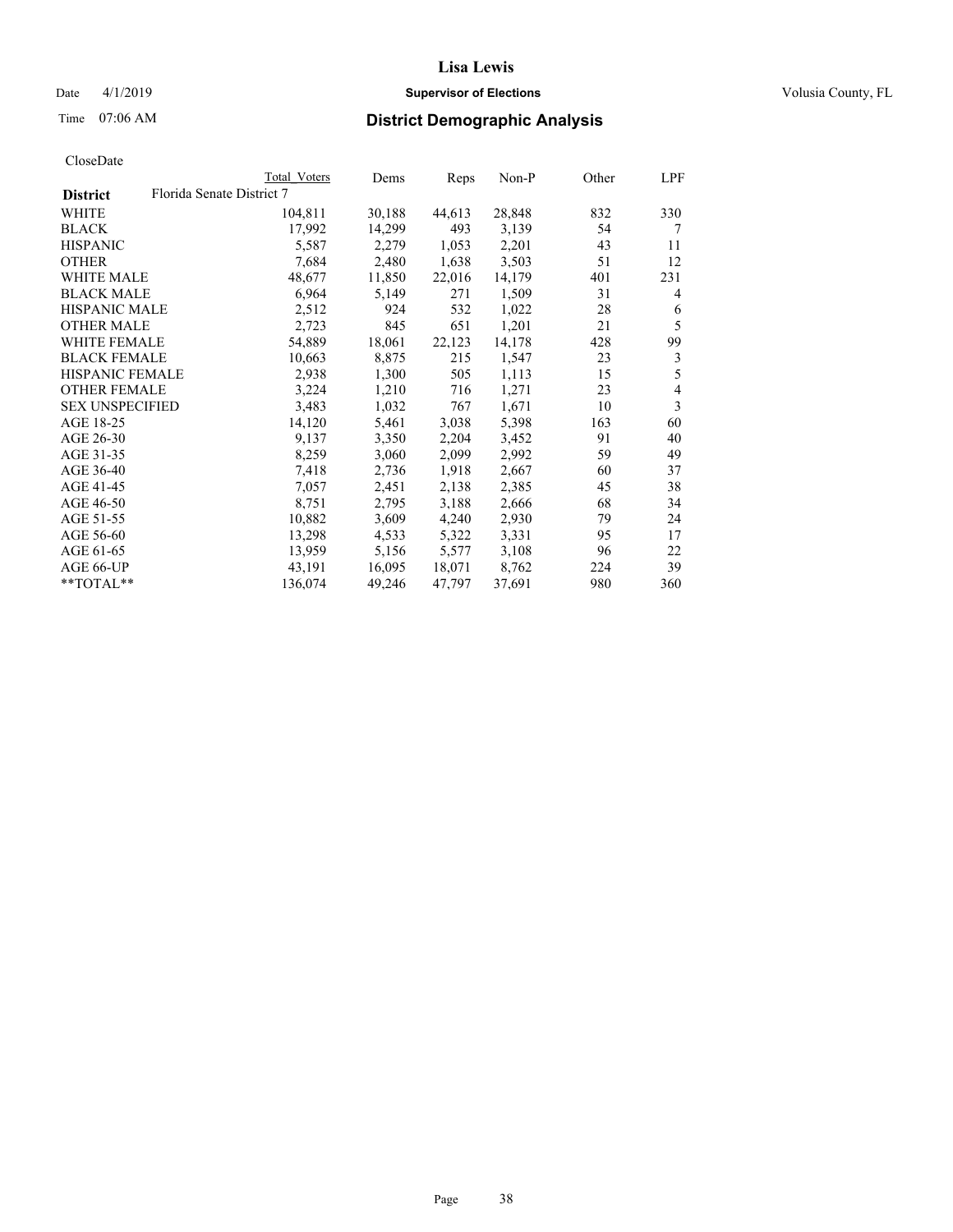# Lisa Lewis

Date 4/1/2019 **Supervisor of Elections** Volusia County, FL

Time 07:06 AM **District Demographic Analysis**

CloseDate

| District | Total Voters | Dems | Reps | Non-P | Other | LPF |
|---|---|---|---|---|---|---|
| **Florida Senate District 7** | | | | | | |
| WHITE | 104,811 | 30,188 | 44,613 | 28,848 | 832 | 330 |
| BLACK | 17,992 | 14,299 | 493 | 3,139 | 54 | 7 |
| HISPANIC | 5,587 | 2,279 | 1,053 | 2,201 | 43 | 11 |
| OTHER | 7,684 | 2,480 | 1,638 | 3,503 | 51 | 12 |
| WHITE MALE | 48,677 | 11,850 | 22,016 | 14,179 | 401 | 231 |
| BLACK MALE | 6,964 | 5,149 | 271 | 1,509 | 31 | 4 |
| HISPANIC MALE | 2,512 | 924 | 532 | 1,022 | 28 | 6 |
| OTHER MALE | 2,723 | 845 | 651 | 1,201 | 21 | 5 |
| WHITE FEMALE | 54,889 | 18,061 | 22,123 | 14,178 | 428 | 99 |
| BLACK FEMALE | 10,663 | 8,875 | 215 | 1,547 | 23 | 3 |
| HISPANIC FEMALE | 2,938 | 1,300 | 505 | 1,113 | 15 | 5 |
| OTHER FEMALE | 3,224 | 1,210 | 716 | 1,271 | 23 | 4 |
| SEX UNSPECIFIED | 3,483 | 1,032 | 767 | 1,671 | 10 | 3 |
| AGE 18-25 | 14,120 | 5,461 | 3,038 | 5,398 | 163 | 60 |
| AGE 26-30 | 9,137 | 3,350 | 2,204 | 3,452 | 91 | 40 |
| AGE 31-35 | 8,259 | 3,060 | 2,099 | 2,992 | 59 | 49 |
| AGE 36-40 | 7,418 | 2,736 | 1,918 | 2,667 | 60 | 37 |
| AGE 41-45 | 7,057 | 2,451 | 2,138 | 2,385 | 45 | 38 |
| AGE 46-50 | 8,751 | 2,795 | 3,188 | 2,666 | 68 | 34 |
| AGE 51-55 | 10,882 | 3,609 | 4,240 | 2,930 | 79 | 24 |
| AGE 56-60 | 13,298 | 4,533 | 5,322 | 3,331 | 95 | 17 |
| AGE 61-65 | 13,959 | 5,156 | 5,577 | 3,108 | 96 | 22 |
| AGE 66-UP | 43,191 | 16,095 | 18,071 | 8,762 | 224 | 39 |
| **TOTAL** | 136,074 | 49,246 | 47,797 | 37,691 | 980 | 360 |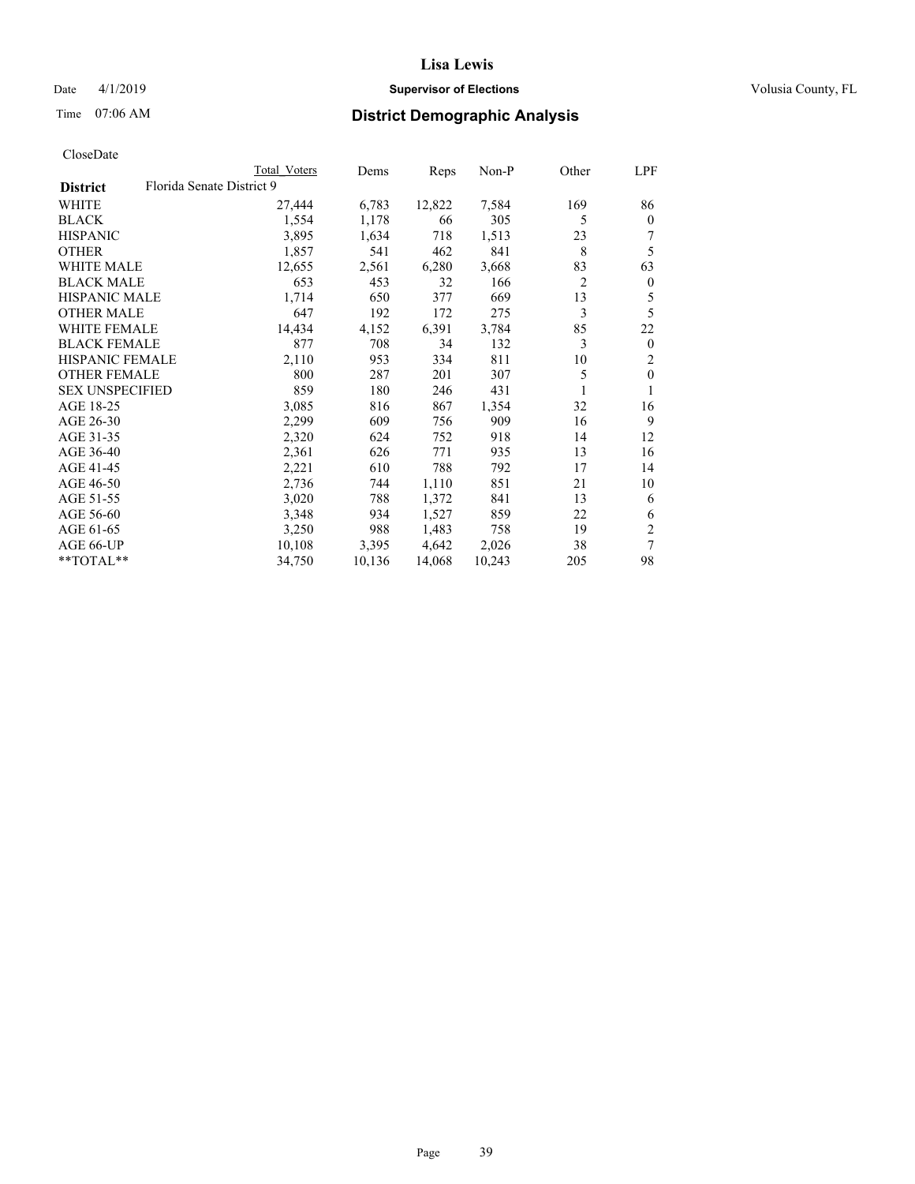# Lisa Lewis

Date 4/1/2019 **Supervisor of Elections** Volusia County, FL

Time 07:06 AM **District Demographic Analysis**

CloseDate

| District | Total Voters | Dems | Reps | Non-P | Other | LPF |
|---|---|---|---|---|---|---|
| **Florida Senate District 9** | | | | | | |
| WHITE | 27,444 | 6,783 | 12,822 | 7,584 | 169 | 86 |
| BLACK | 1,554 | 1,178 | 66 | 305 | 5 | 0 |
| HISPANIC | 3,895 | 1,634 | 718 | 1,513 | 23 | 7 |
| OTHER | 1,857 | 541 | 462 | 841 | 8 | 5 |
| WHITE MALE | 12,655 | 2,561 | 6,280 | 3,668 | 83 | 63 |
| BLACK MALE | 653 | 453 | 32 | 166 | 2 | 0 |
| HISPANIC MALE | 1,714 | 650 | 377 | 669 | 13 | 5 |
| OTHER MALE | 647 | 192 | 172 | 275 | 3 | 5 |
| WHITE FEMALE | 14,434 | 4,152 | 6,391 | 3,784 | 85 | 22 |
| BLACK FEMALE | 877 | 708 | 34 | 132 | 3 | 0 |
| HISPANIC FEMALE | 2,110 | 953 | 334 | 811 | 10 | 2 |
| OTHER FEMALE | 800 | 287 | 201 | 307 | 5 | 0 |
| SEX UNSPECIFIED | 859 | 180 | 246 | 431 | 1 | 1 |
| AGE 18-25 | 3,085 | 816 | 867 | 1,354 | 32 | 16 |
| AGE 26-30 | 2,299 | 609 | 756 | 909 | 16 | 9 |
| AGE 31-35 | 2,320 | 624 | 752 | 918 | 14 | 12 |
| AGE 36-40 | 2,361 | 626 | 771 | 935 | 13 | 16 |
| AGE 41-45 | 2,221 | 610 | 788 | 792 | 17 | 14 |
| AGE 46-50 | 2,736 | 744 | 1,110 | 851 | 21 | 10 |
| AGE 51-55 | 3,020 | 788 | 1,372 | 841 | 13 | 6 |
| AGE 56-60 | 3,348 | 934 | 1,527 | 859 | 22 | 6 |
| AGE 61-65 | 3,250 | 988 | 1,483 | 758 | 19 | 2 |
| AGE 66-UP | 10,108 | 3,395 | 4,642 | 2,026 | 38 | 7 |
| **TOTAL** | 34,750 | 10,136 | 14,068 | 10,243 | 205 | 98 |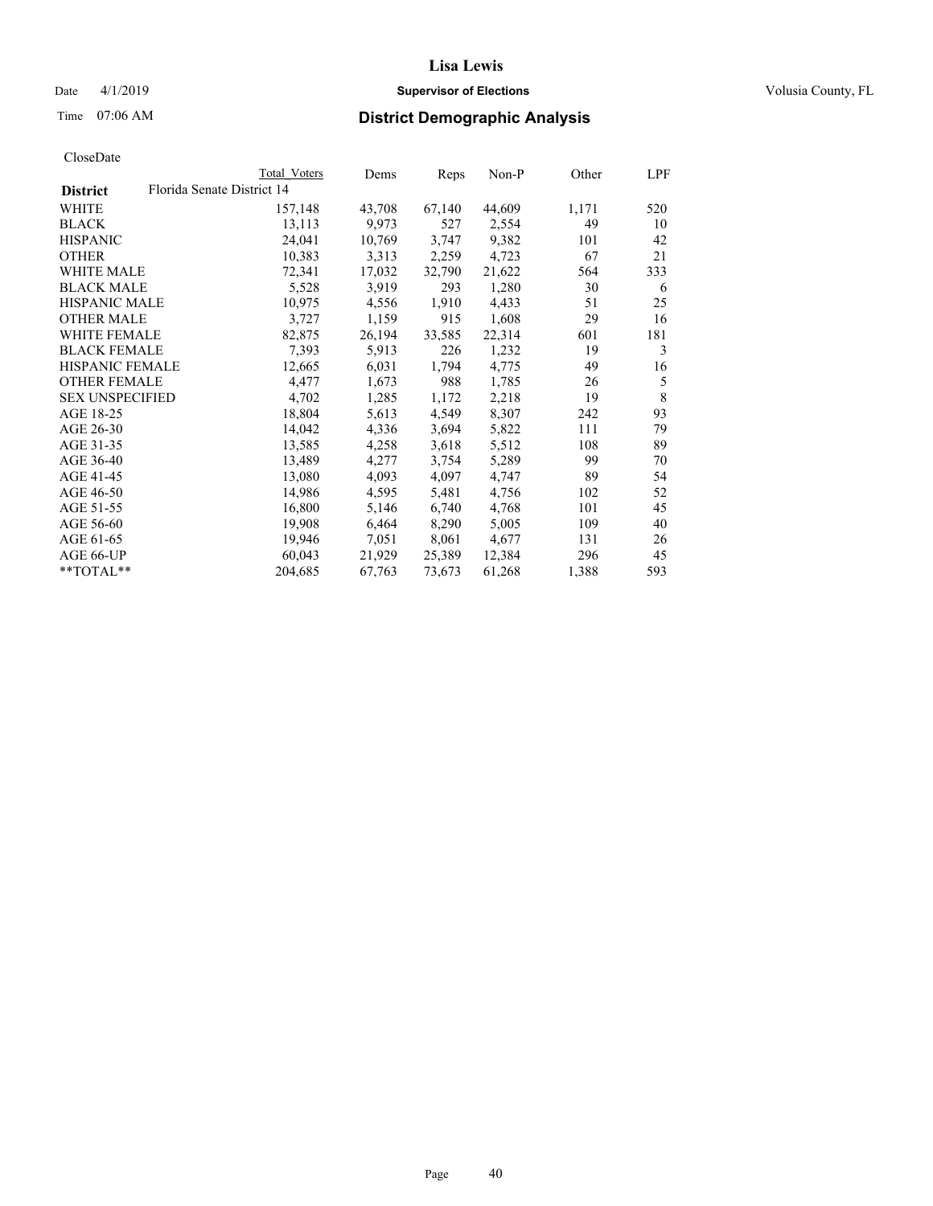# Lisa Lewis

Date 4/1/2019 **Supervisor of Elections** Volusia County, FL

Time 07:06 AM **District Demographic Analysis**

CloseDate

| District | Total Voters | Dems | Reps | Non-P | Other | LPF |
|---|---|---|---|---|---|---|
| **Florida Senate District 14** | | | | | | |
| WHITE | 157,148 | 43,708 | 67,140 | 44,609 | 1,171 | 520 |
| BLACK | 13,113 | 9,973 | 527 | 2,554 | 49 | 10 |
| HISPANIC | 24,041 | 10,769 | 3,747 | 9,382 | 101 | 42 |
| OTHER | 10,383 | 3,313 | 2,259 | 4,723 | 67 | 21 |
| WHITE MALE | 72,341 | 17,032 | 32,790 | 21,622 | 564 | 333 |
| BLACK MALE | 5,528 | 3,919 | 293 | 1,280 | 30 | 6 |
| HISPANIC MALE | 10,975 | 4,556 | 1,910 | 4,433 | 51 | 25 |
| OTHER MALE | 3,727 | 1,159 | 915 | 1,608 | 29 | 16 |
| WHITE FEMALE | 82,875 | 26,194 | 33,585 | 22,314 | 601 | 181 |
| BLACK FEMALE | 7,393 | 5,913 | 226 | 1,232 | 19 | 3 |
| HISPANIC FEMALE | 12,665 | 6,031 | 1,794 | 4,775 | 49 | 16 |
| OTHER FEMALE | 4,477 | 1,673 | 988 | 1,785 | 26 | 5 |
| SEX UNSPECIFIED | 4,702 | 1,285 | 1,172 | 2,218 | 19 | 8 |
| AGE 18-25 | 18,804 | 5,613 | 4,549 | 8,307 | 242 | 93 |
| AGE 26-30 | 14,042 | 4,336 | 3,694 | 5,822 | 111 | 79 |
| AGE 31-35 | 13,585 | 4,258 | 3,618 | 5,512 | 108 | 89 |
| AGE 36-40 | 13,489 | 4,277 | 3,754 | 5,289 | 99 | 70 |
| AGE 41-45 | 13,080 | 4,093 | 4,097 | 4,747 | 89 | 54 |
| AGE 46-50 | 14,986 | 4,595 | 5,481 | 4,756 | 102 | 52 |
| AGE 51-55 | 16,800 | 5,146 | 6,740 | 4,768 | 101 | 45 |
| AGE 56-60 | 19,908 | 6,464 | 8,290 | 5,005 | 109 | 40 |
| AGE 61-65 | 19,946 | 7,051 | 8,061 | 4,677 | 131 | 26 |
| AGE 66-UP | 60,043 | 21,929 | 25,389 | 12,384 | 296 | 45 |
| **TOTAL** | 204,685 | 67,763 | 73,673 | 61,268 | 1,388 | 593 |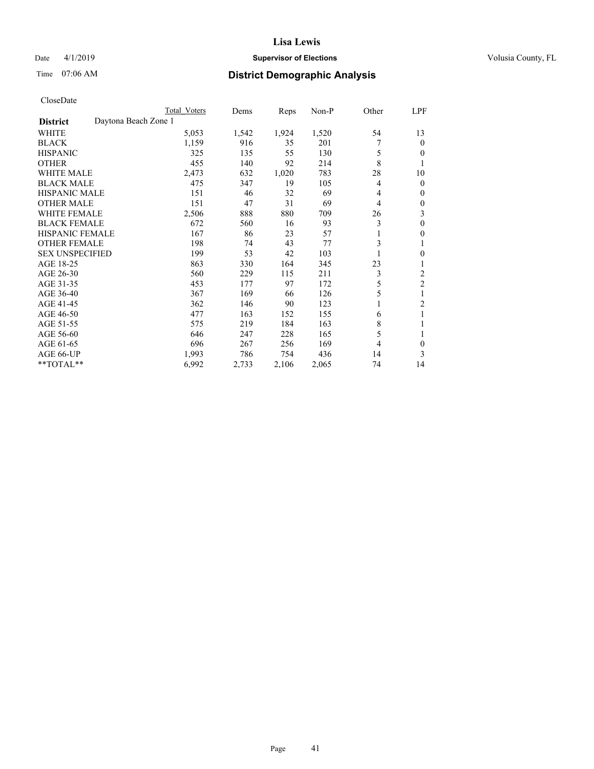# Lisa Lewis

Date 4/1/2019 **Supervisor of Elections** Volusia County, FL

Time 07:06 AM **District Demographic Analysis**

CloseDate

| District | Daytona Beach Zone 1 Total Voters | Dems | Reps | Non-P | Other | LPF |
|---|---|---|---|---|---|---|
| WHITE | 5,053 | 1,542 | 1,924 | 1,520 | 54 | 13 |
| BLACK | 1,159 | 916 | 35 | 201 | 7 | 0 |
| HISPANIC | 325 | 135 | 55 | 130 | 5 | 0 |
| OTHER | 455 | 140 | 92 | 214 | 8 | 1 |
| WHITE MALE | 2,473 | 632 | 1,020 | 783 | 28 | 10 |
| BLACK MALE | 475 | 347 | 19 | 105 | 4 | 0 |
| HISPANIC MALE | 151 | 46 | 32 | 69 | 4 | 0 |
| OTHER MALE | 151 | 47 | 31 | 69 | 4 | 0 |
| WHITE FEMALE | 2,506 | 888 | 880 | 709 | 26 | 3 |
| BLACK FEMALE | 672 | 560 | 16 | 93 | 3 | 0 |
| HISPANIC FEMALE | 167 | 86 | 23 | 57 | 1 | 0 |
| OTHER FEMALE | 198 | 74 | 43 | 77 | 3 | 1 |
| SEX UNSPECIFIED | 199 | 53 | 42 | 103 | 1 | 0 |
| AGE 18-25 | 863 | 330 | 164 | 345 | 23 | 1 |
| AGE 26-30 | 560 | 229 | 115 | 211 | 3 | 2 |
| AGE 31-35 | 453 | 177 | 97 | 172 | 5 | 2 |
| AGE 36-40 | 367 | 169 | 66 | 126 | 5 | 1 |
| AGE 41-45 | 362 | 146 | 90 | 123 | 1 | 2 |
| AGE 46-50 | 477 | 163 | 152 | 155 | 6 | 1 |
| AGE 51-55 | 575 | 219 | 184 | 163 | 8 | 1 |
| AGE 56-60 | 646 | 247 | 228 | 165 | 5 | 1 |
| AGE 61-65 | 696 | 267 | 256 | 169 | 4 | 0 |
| AGE 66-UP | 1,993 | 786 | 754 | 436 | 14 | 3 |
| **TOTAL** | 6,992 | 2,733 | 2,106 | 2,065 | 74 | 14 |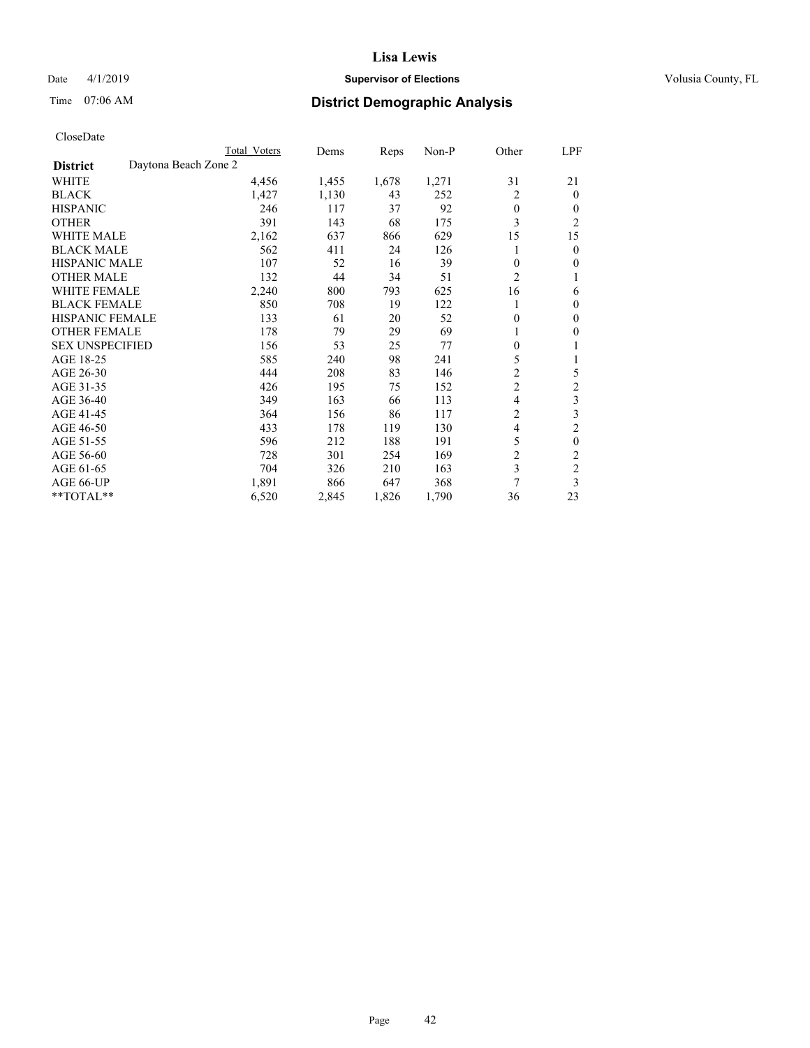**Lisa Lewis**

Date 4/1/2019 **Supervisor of Elections** Volusia County, FL

Time 07:06 AM

## District Demographic Analysis

CloseDate

| | Total Voters | Dems | Reps | Non-P | Other | LPF |
|---|---|---|---|---|---|---|
| **District** Daytona Beach Zone 2 | | | | | | |
| WHITE | 4,456 | 1,455 | 1,678 | 1,271 | 31 | 21 |
| BLACK | 1,427 | 1,130 | 43 | 252 | 2 | 0 |
| HISPANIC | 246 | 117 | 37 | 92 | 0 | 0 |
| OTHER | 391 | 143 | 68 | 175 | 3 | 2 |
| WHITE MALE | 2,162 | 637 | 866 | 629 | 15 | 15 |
| BLACK MALE | 562 | 411 | 24 | 126 | 1 | 0 |
| HISPANIC MALE | 107 | 52 | 16 | 39 | 0 | 0 |
| OTHER MALE | 132 | 44 | 34 | 51 | 2 | 1 |
| WHITE FEMALE | 2,240 | 800 | 793 | 625 | 16 | 6 |
| BLACK FEMALE | 850 | 708 | 19 | 122 | 1 | 0 |
| HISPANIC FEMALE | 133 | 61 | 20 | 52 | 0 | 0 |
| OTHER FEMALE | 178 | 79 | 29 | 69 | 1 | 0 |
| SEX UNSPECIFIED | 156 | 53 | 25 | 77 | 0 | 1 |
| AGE 18-25 | 585 | 240 | 98 | 241 | 5 | 1 |
| AGE 26-30 | 444 | 208 | 83 | 146 | 2 | 5 |
| AGE 31-35 | 426 | 195 | 75 | 152 | 2 | 2 |
| AGE 36-40 | 349 | 163 | 66 | 113 | 4 | 3 |
| AGE 41-45 | 364 | 156 | 86 | 117 | 2 | 3 |
| AGE 46-50 | 433 | 178 | 119 | 130 | 4 | 2 |
| AGE 51-55 | 596 | 212 | 188 | 191 | 5 | 0 |
| AGE 56-60 | 728 | 301 | 254 | 169 | 2 | 2 |
| AGE 61-65 | 704 | 326 | 210 | 163 | 3 | 2 |
| AGE 66-UP | 1,891 | 866 | 647 | 368 | 7 | 3 |
| **TOTAL** | 6,520 | 2,845 | 1,826 | 1,790 | 36 | 23 |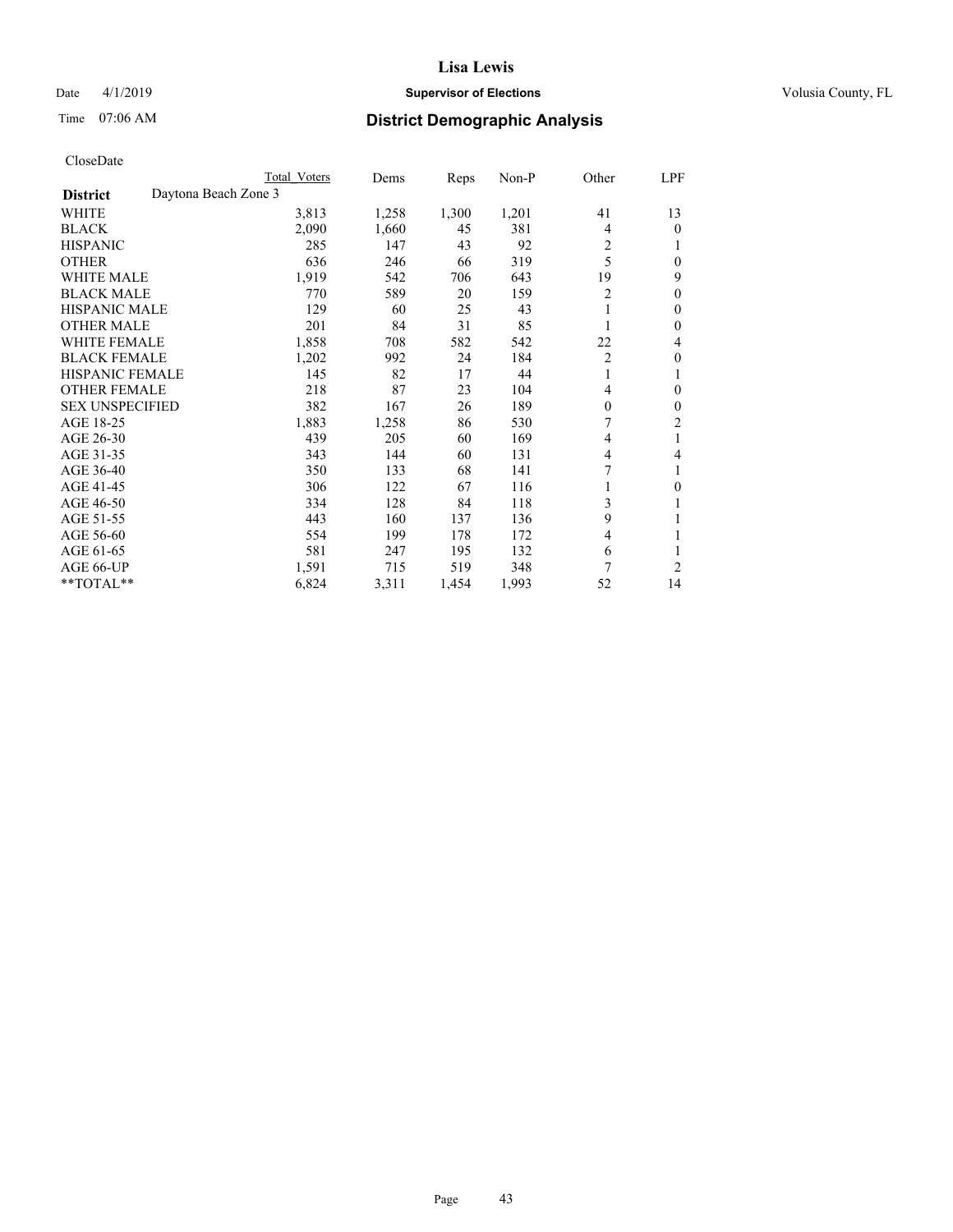# Lisa Lewis

Date 4/1/2019 **Supervisor of Elections** Volusia County, FL

Time 07:06 AM **District Demographic Analysis**

CloseDate

| District | Daytona Beach Zone 3 | Total Voters | Dems | Reps | Non-P | Other | LPF |
|---|---|---|---|---|---|---|---|
| WHITE | | 3,813 | 1,258 | 1,300 | 1,201 | 41 | 13 |
| BLACK | | 2,090 | 1,660 | 45 | 381 | 4 | 0 |
| HISPANIC | | 285 | 147 | 43 | 92 | 2 | 1 |
| OTHER | | 636 | 246 | 66 | 319 | 5 | 0 |
| WHITE MALE | | 1,919 | 542 | 706 | 643 | 19 | 9 |
| BLACK MALE | | 770 | 589 | 20 | 159 | 2 | 0 |
| HISPANIC MALE | | 129 | 60 | 25 | 43 | 1 | 0 |
| OTHER MALE | | 201 | 84 | 31 | 85 | 1 | 0 |
| WHITE FEMALE | | 1,858 | 708 | 582 | 542 | 22 | 4 |
| BLACK FEMALE | | 1,202 | 992 | 24 | 184 | 2 | 0 |
| HISPANIC FEMALE | | 145 | 82 | 17 | 44 | 1 | 1 |
| OTHER FEMALE | | 218 | 87 | 23 | 104 | 4 | 0 |
| SEX UNSPECIFIED | | 382 | 167 | 26 | 189 | 0 | 0 |
| AGE 18-25 | | 1,883 | 1,258 | 86 | 530 | 7 | 2 |
| AGE 26-30 | | 439 | 205 | 60 | 169 | 4 | 1 |
| AGE 31-35 | | 343 | 144 | 60 | 131 | 4 | 4 |
| AGE 36-40 | | 350 | 133 | 68 | 141 | 7 | 1 |
| AGE 41-45 | | 306 | 122 | 67 | 116 | 1 | 0 |
| AGE 46-50 | | 334 | 128 | 84 | 118 | 3 | 1 |
| AGE 51-55 | | 443 | 160 | 137 | 136 | 9 | 1 |
| AGE 56-60 | | 554 | 199 | 178 | 172 | 4 | 1 |
| AGE 61-65 | | 581 | 247 | 195 | 132 | 6 | 1 |
| AGE 66-UP | | 1,591 | 715 | 519 | 348 | 7 | 2 |
| **TOTAL** | | 6,824 | 3,311 | 1,454 | 1,993 | 52 | 14 |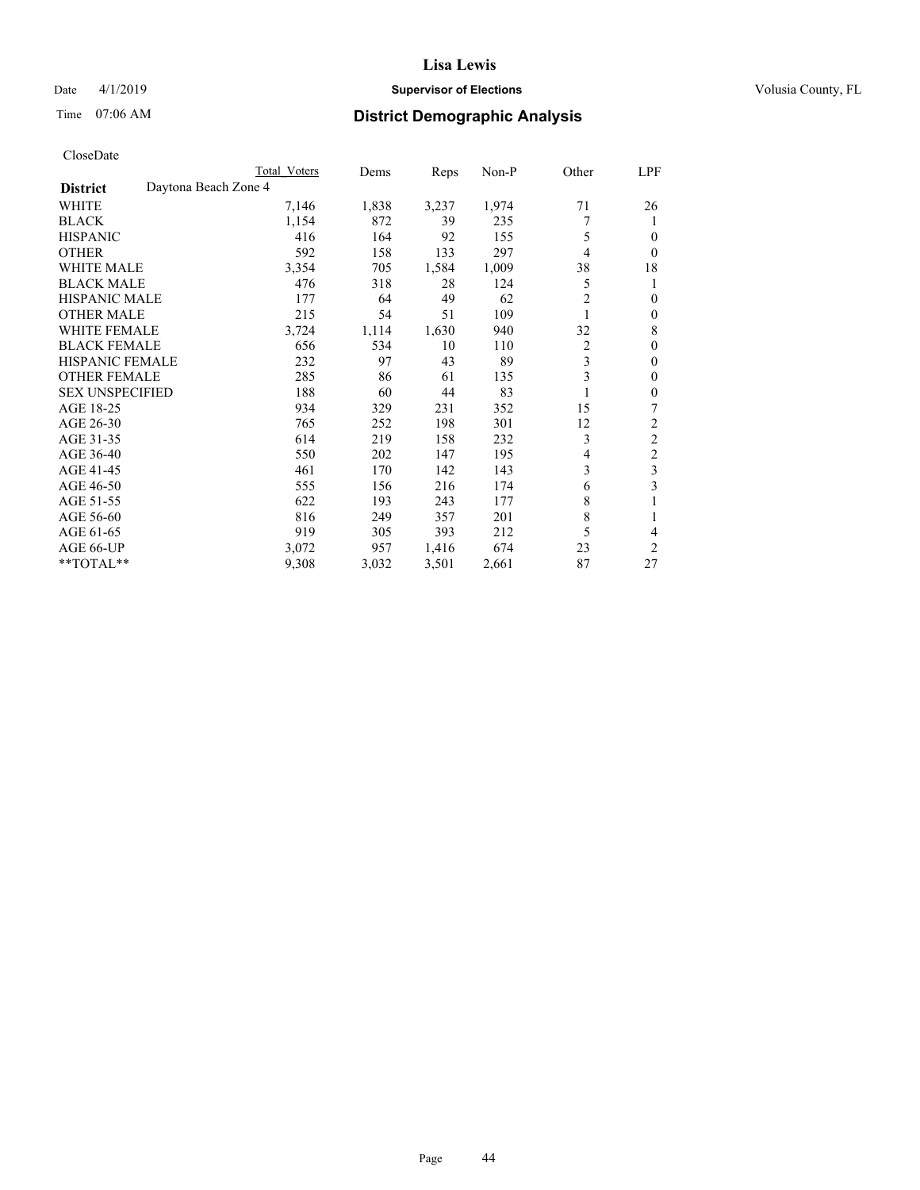# Lisa Lewis

Date 4/1/2019 **Supervisor of Elections** Volusia County, FL

Time 07:06 AM **District Demographic Analysis**

CloseDate

| District | Daytona Beach Zone 4 Total Voters | Dems | Reps | Non-P | Other | LPF |
|---|---|---|---|---|---|---|
| WHITE | 7,146 | 1,838 | 3,237 | 1,974 | 71 | 26 |
| BLACK | 1,154 | 872 | 39 | 235 | 7 | 1 |
| HISPANIC | 416 | 164 | 92 | 155 | 5 | 0 |
| OTHER | 592 | 158 | 133 | 297 | 4 | 0 |
| WHITE MALE | 3,354 | 705 | 1,584 | 1,009 | 38 | 18 |
| BLACK MALE | 476 | 318 | 28 | 124 | 5 | 1 |
| HISPANIC MALE | 177 | 64 | 49 | 62 | 2 | 0 |
| OTHER MALE | 215 | 54 | 51 | 109 | 1 | 0 |
| WHITE FEMALE | 3,724 | 1,114 | 1,630 | 940 | 32 | 8 |
| BLACK FEMALE | 656 | 534 | 10 | 110 | 2 | 0 |
| HISPANIC FEMALE | 232 | 97 | 43 | 89 | 3 | 0 |
| OTHER FEMALE | 285 | 86 | 61 | 135 | 3 | 0 |
| SEX UNSPECIFIED | 188 | 60 | 44 | 83 | 1 | 0 |
| AGE 18-25 | 934 | 329 | 231 | 352 | 15 | 7 |
| AGE 26-30 | 765 | 252 | 198 | 301 | 12 | 2 |
| AGE 31-35 | 614 | 219 | 158 | 232 | 3 | 2 |
| AGE 36-40 | 550 | 202 | 147 | 195 | 4 | 2 |
| AGE 41-45 | 461 | 170 | 142 | 143 | 3 | 3 |
| AGE 46-50 | 555 | 156 | 216 | 174 | 6 | 3 |
| AGE 51-55 | 622 | 193 | 243 | 177 | 8 | 1 |
| AGE 56-60 | 816 | 249 | 357 | 201 | 8 | 1 |
| AGE 61-65 | 919 | 305 | 393 | 212 | 5 | 4 |
| AGE 66-UP | 3,072 | 957 | 1,416 | 674 | 23 | 2 |
| **TOTAL** | 9,308 | 3,032 | 3,501 | 2,661 | 87 | 27 |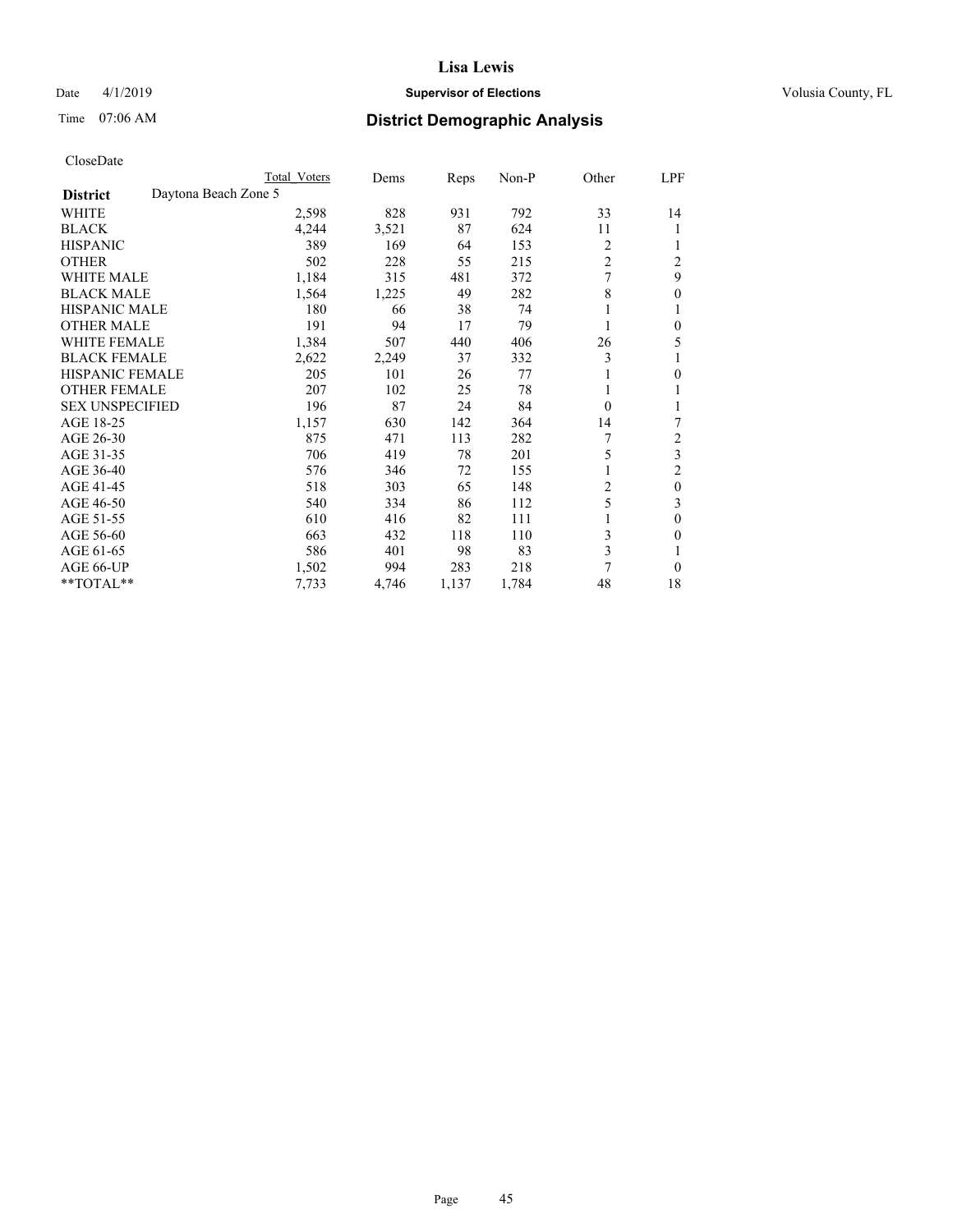**Lisa Lewis**

Date 4/1/2019 **Supervisor of Elections** Volusia County, FL

Time 07:06 AM

## District Demographic Analysis

CloseDate

| | Total Voters | Dems | Reps | Non-P | Other | LPF |
|---|---|---|---|---|---|---|
| **District** Daytona Beach Zone 5 | | | | | | |
| WHITE | 2,598 | 828 | 931 | 792 | 33 | 14 |
| BLACK | 4,244 | 3,521 | 87 | 624 | 11 | 1 |
| HISPANIC | 389 | 169 | 64 | 153 | 2 | 1 |
| OTHER | 502 | 228 | 55 | 215 | 2 | 2 |
| WHITE MALE | 1,184 | 315 | 481 | 372 | 7 | 9 |
| BLACK MALE | 1,564 | 1,225 | 49 | 282 | 8 | 0 |
| HISPANIC MALE | 180 | 66 | 38 | 74 | 1 | 1 |
| OTHER MALE | 191 | 94 | 17 | 79 | 1 | 0 |
| WHITE FEMALE | 1,384 | 507 | 440 | 406 | 26 | 5 |
| BLACK FEMALE | 2,622 | 2,249 | 37 | 332 | 3 | 1 |
| HISPANIC FEMALE | 205 | 101 | 26 | 77 | 1 | 0 |
| OTHER FEMALE | 207 | 102 | 25 | 78 | 1 | 1 |
| SEX UNSPECIFIED | 196 | 87 | 24 | 84 | 0 | 1 |
| AGE 18-25 | 1,157 | 630 | 142 | 364 | 14 | 7 |
| AGE 26-30 | 875 | 471 | 113 | 282 | 7 | 2 |
| AGE 31-35 | 706 | 419 | 78 | 201 | 5 | 3 |
| AGE 36-40 | 576 | 346 | 72 | 155 | 1 | 2 |
| AGE 41-45 | 518 | 303 | 65 | 148 | 2 | 0 |
| AGE 46-50 | 540 | 334 | 86 | 112 | 5 | 3 |
| AGE 51-55 | 610 | 416 | 82 | 111 | 1 | 0 |
| AGE 56-60 | 663 | 432 | 118 | 110 | 3 | 0 |
| AGE 61-65 | 586 | 401 | 98 | 83 | 3 | 1 |
| AGE 66-UP | 1,502 | 994 | 283 | 218 | 7 | 0 |
| **TOTAL** | 7,733 | 4,746 | 1,137 | 1,784 | 48 | 18 |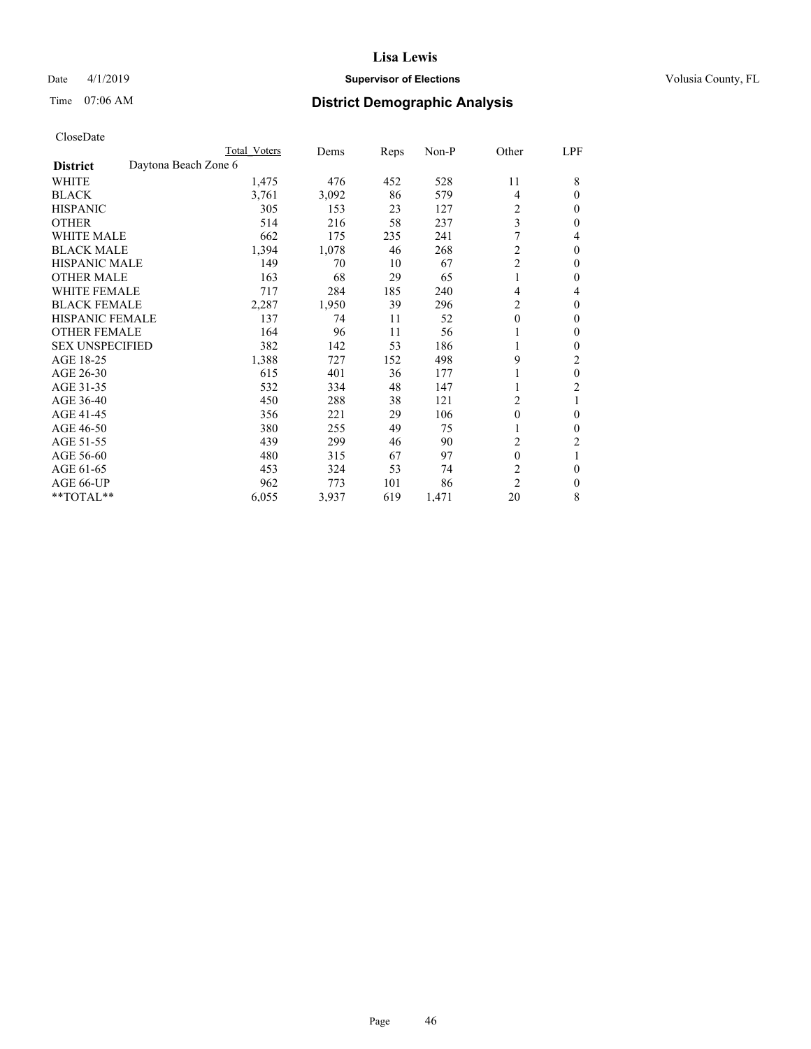# Lisa Lewis

Date 4/1/2019 **Supervisor of Elections** Volusia County, FL

Time 07:06 AM **District Demographic Analysis**

CloseDate

| District | Daytona Beach Zone 6 Total Voters | Dems | Reps | Non-P | Other | LPF |
|---|---|---|---|---|---|---|
| WHITE | 1,475 | 476 | 452 | 528 | 11 | 8 |
| BLACK | 3,761 | 3,092 | 86 | 579 | 4 | 0 |
| HISPANIC | 305 | 153 | 23 | 127 | 2 | 0 |
| OTHER | 514 | 216 | 58 | 237 | 3 | 0 |
| WHITE MALE | 662 | 175 | 235 | 241 | 7 | 4 |
| BLACK MALE | 1,394 | 1,078 | 46 | 268 | 2 | 0 |
| HISPANIC MALE | 149 | 70 | 10 | 67 | 2 | 0 |
| OTHER MALE | 163 | 68 | 29 | 65 | 1 | 0 |
| WHITE FEMALE | 717 | 284 | 185 | 240 | 4 | 4 |
| BLACK FEMALE | 2,287 | 1,950 | 39 | 296 | 2 | 0 |
| HISPANIC FEMALE | 137 | 74 | 11 | 52 | 0 | 0 |
| OTHER FEMALE | 164 | 96 | 11 | 56 | 1 | 0 |
| SEX UNSPECIFIED | 382 | 142 | 53 | 186 | 1 | 0 |
| AGE 18-25 | 1,388 | 727 | 152 | 498 | 9 | 2 |
| AGE 26-30 | 615 | 401 | 36 | 177 | 1 | 0 |
| AGE 31-35 | 532 | 334 | 48 | 147 | 1 | 2 |
| AGE 36-40 | 450 | 288 | 38 | 121 | 2 | 1 |
| AGE 41-45 | 356 | 221 | 29 | 106 | 0 | 0 |
| AGE 46-50 | 380 | 255 | 49 | 75 | 1 | 0 |
| AGE 51-55 | 439 | 299 | 46 | 90 | 2 | 2 |
| AGE 56-60 | 480 | 315 | 67 | 97 | 0 | 1 |
| AGE 61-65 | 453 | 324 | 53 | 74 | 2 | 0 |
| AGE 66-UP | 962 | 773 | 101 | 86 | 2 | 0 |
| **TOTAL** | 6,055 | 3,937 | 619 | 1,471 | 20 | 8 |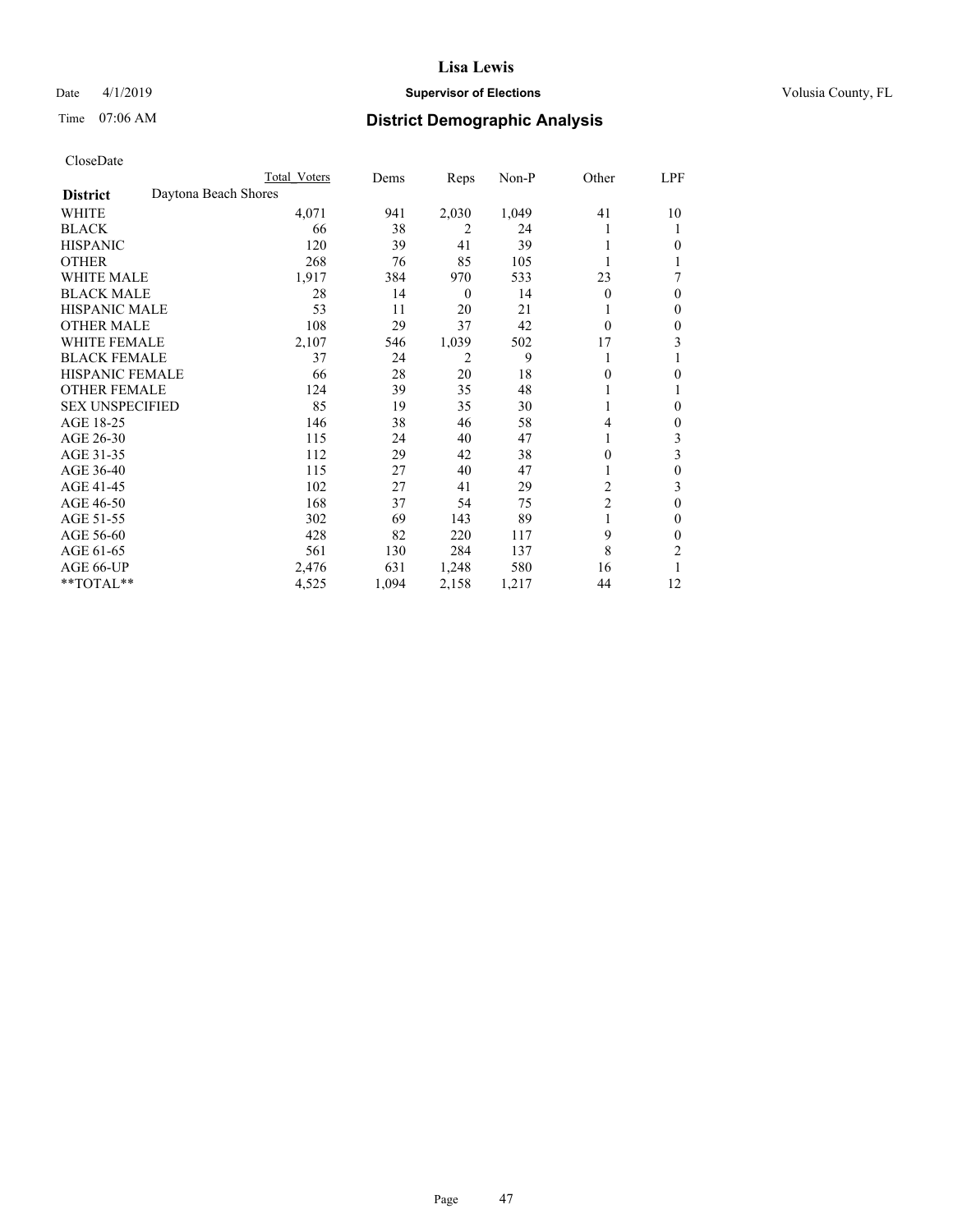**Lisa Lewis**

Date 4/1/2019 **Supervisor of Elections** Volusia County, FL

Time 07:06 AM

## District Demographic Analysis

CloseDate

| | Total Voters | Dems | Reps | Non-P | Other | LPF |
|---|---|---|---|---|---|---|
| **District** Daytona Beach Shores | | | | | | |
| WHITE | 4,071 | 941 | 2,030 | 1,049 | 41 | 10 |
| BLACK | 66 | 38 | 2 | 24 | 1 | 1 |
| HISPANIC | 120 | 39 | 41 | 39 | 1 | 0 |
| OTHER | 268 | 76 | 85 | 105 | 1 | 1 |
| WHITE MALE | 1,917 | 384 | 970 | 533 | 23 | 7 |
| BLACK MALE | 28 | 14 | 0 | 14 | 0 | 0 |
| HISPANIC MALE | 53 | 11 | 20 | 21 | 1 | 0 |
| OTHER MALE | 108 | 29 | 37 | 42 | 0 | 0 |
| WHITE FEMALE | 2,107 | 546 | 1,039 | 502 | 17 | 3 |
| BLACK FEMALE | 37 | 24 | 2 | 9 | 1 | 1 |
| HISPANIC FEMALE | 66 | 28 | 20 | 18 | 0 | 0 |
| OTHER FEMALE | 124 | 39 | 35 | 48 | 1 | 1 |
| SEX UNSPECIFIED | 85 | 19 | 35 | 30 | 1 | 0 |
| AGE 18-25 | 146 | 38 | 46 | 58 | 4 | 0 |
| AGE 26-30 | 115 | 24 | 40 | 47 | 1 | 3 |
| AGE 31-35 | 112 | 29 | 42 | 38 | 0 | 3 |
| AGE 36-40 | 115 | 27 | 40 | 47 | 1 | 0 |
| AGE 41-45 | 102 | 27 | 41 | 29 | 2 | 3 |
| AGE 46-50 | 168 | 37 | 54 | 75 | 2 | 0 |
| AGE 51-55 | 302 | 69 | 143 | 89 | 1 | 0 |
| AGE 56-60 | 428 | 82 | 220 | 117 | 9 | 0 |
| AGE 61-65 | 561 | 130 | 284 | 137 | 8 | 2 |
| AGE 66-UP | 2,476 | 631 | 1,248 | 580 | 16 | 1 |
| **TOTAL** | 4,525 | 1,094 | 2,158 | 1,217 | 44 | 12 |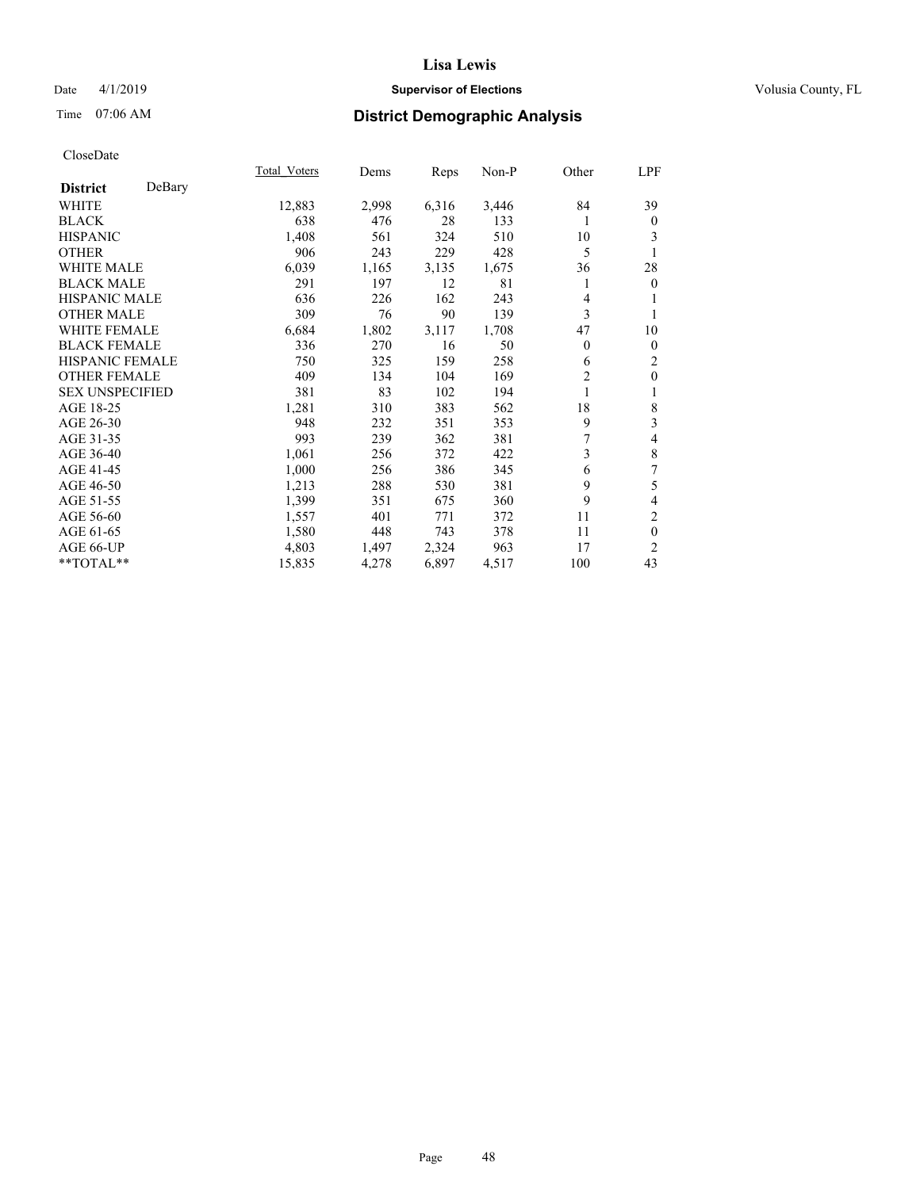# Lisa Lewis

Date 4/1/2019 **Supervisor of Elections** Volusia County, FL

Time 07:06 AM **District Demographic Analysis**

CloseDate

| **District** DeBary | Total_Voters | Dems | Reps | Non-P | Other | LPF |
|---|---|---|---|---|---|---|
| WHITE | 12,883 | 2,998 | 6,316 | 3,446 | 84 | 39 |
| BLACK | 638 | 476 | 28 | 133 | 1 | 0 |
| HISPANIC | 1,408 | 561 | 324 | 510 | 10 | 3 |
| OTHER | 906 | 243 | 229 | 428 | 5 | 1 |
| WHITE MALE | 6,039 | 1,165 | 3,135 | 1,675 | 36 | 28 |
| BLACK MALE | 291 | 197 | 12 | 81 | 1 | 0 |
| HISPANIC MALE | 636 | 226 | 162 | 243 | 4 | 1 |
| OTHER MALE | 309 | 76 | 90 | 139 | 3 | 1 |
| WHITE FEMALE | 6,684 | 1,802 | 3,117 | 1,708 | 47 | 10 |
| BLACK FEMALE | 336 | 270 | 16 | 50 | 0 | 0 |
| HISPANIC FEMALE | 750 | 325 | 159 | 258 | 6 | 2 |
| OTHER FEMALE | 409 | 134 | 104 | 169 | 2 | 0 |
| SEX UNSPECIFIED | 381 | 83 | 102 | 194 | 1 | 1 |
| AGE 18-25 | 1,281 | 310 | 383 | 562 | 18 | 8 |
| AGE 26-30 | 948 | 232 | 351 | 353 | 9 | 3 |
| AGE 31-35 | 993 | 239 | 362 | 381 | 7 | 4 |
| AGE 36-40 | 1,061 | 256 | 372 | 422 | 3 | 8 |
| AGE 41-45 | 1,000 | 256 | 386 | 345 | 6 | 7 |
| AGE 46-50 | 1,213 | 288 | 530 | 381 | 9 | 5 |
| AGE 51-55 | 1,399 | 351 | 675 | 360 | 9 | 4 |
| AGE 56-60 | 1,557 | 401 | 771 | 372 | 11 | 2 |
| AGE 61-65 | 1,580 | 448 | 743 | 378 | 11 | 0 |
| AGE 66-UP | 4,803 | 1,497 | 2,324 | 963 | 17 | 2 |
| **TOTAL** | 15,835 | 4,278 | 6,897 | 4,517 | 100 | 43 |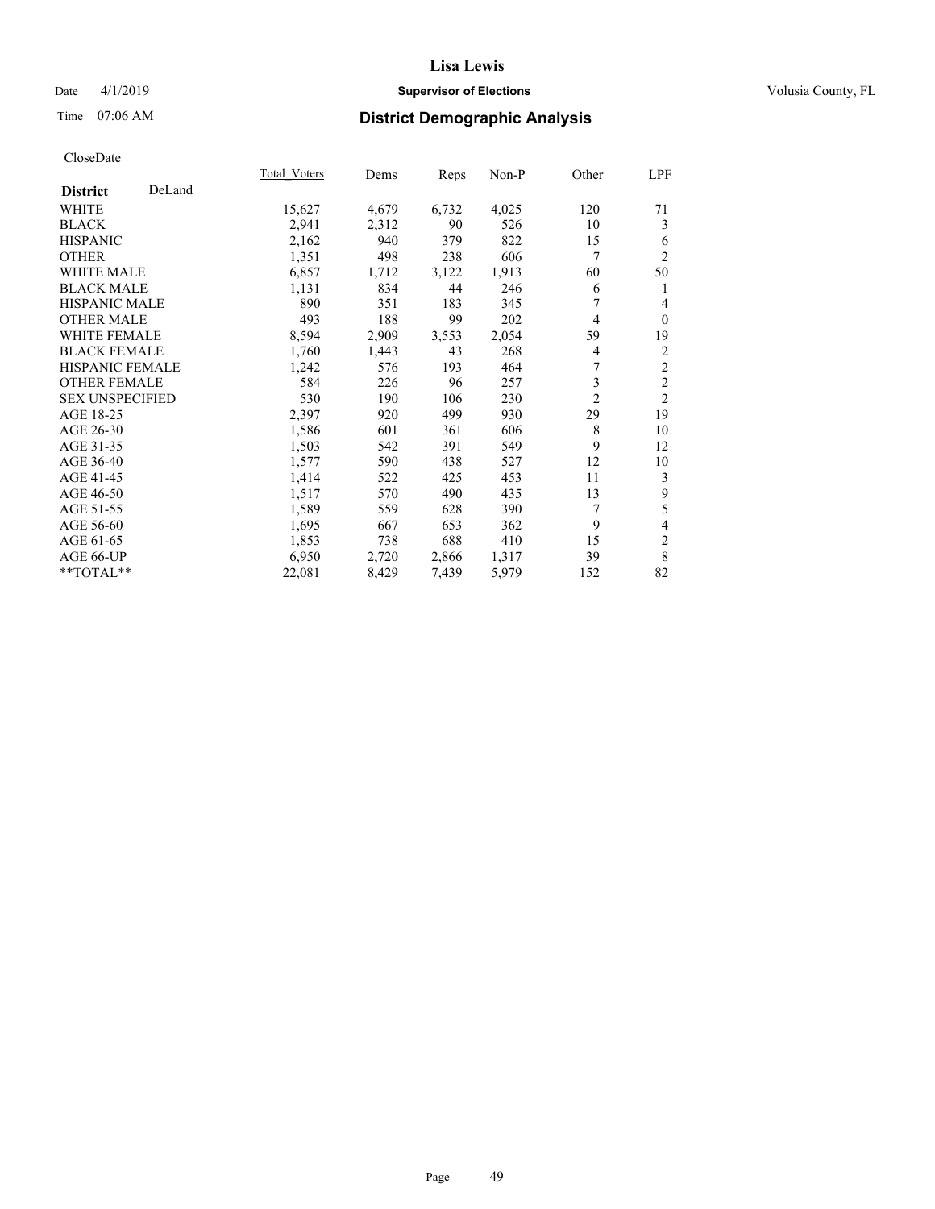# Lisa Lewis

Date 4/1/2019 **Supervisor of Elections** Volusia County, FL

Time 07:06 AM **District Demographic Analysis**

CloseDate

| **District** DeLand | Total_Voters | Dems | Reps | Non-P | Other | LPF |
|---|---|---|---|---|---|---|
| WHITE | 15,627 | 4,679 | 6,732 | 4,025 | 120 | 71 |
| BLACK | 2,941 | 2,312 | 90 | 526 | 10 | 3 |
| HISPANIC | 2,162 | 940 | 379 | 822 | 15 | 6 |
| OTHER | 1,351 | 498 | 238 | 606 | 7 | 2 |
| WHITE MALE | 6,857 | 1,712 | 3,122 | 1,913 | 60 | 50 |
| BLACK MALE | 1,131 | 834 | 44 | 246 | 6 | 1 |
| HISPANIC MALE | 890 | 351 | 183 | 345 | 7 | 4 |
| OTHER MALE | 493 | 188 | 99 | 202 | 4 | 0 |
| WHITE FEMALE | 8,594 | 2,909 | 3,553 | 2,054 | 59 | 19 |
| BLACK FEMALE | 1,760 | 1,443 | 43 | 268 | 4 | 2 |
| HISPANIC FEMALE | 1,242 | 576 | 193 | 464 | 7 | 2 |
| OTHER FEMALE | 584 | 226 | 96 | 257 | 3 | 2 |
| SEX UNSPECIFIED | 530 | 190 | 106 | 230 | 2 | 2 |
| AGE 18-25 | 2,397 | 920 | 499 | 930 | 29 | 19 |
| AGE 26-30 | 1,586 | 601 | 361 | 606 | 8 | 10 |
| AGE 31-35 | 1,503 | 542 | 391 | 549 | 9 | 12 |
| AGE 36-40 | 1,577 | 590 | 438 | 527 | 12 | 10 |
| AGE 41-45 | 1,414 | 522 | 425 | 453 | 11 | 3 |
| AGE 46-50 | 1,517 | 570 | 490 | 435 | 13 | 9 |
| AGE 51-55 | 1,589 | 559 | 628 | 390 | 7 | 5 |
| AGE 56-60 | 1,695 | 667 | 653 | 362 | 9 | 4 |
| AGE 61-65 | 1,853 | 738 | 688 | 410 | 15 | 2 |
| AGE 66-UP | 6,950 | 2,720 | 2,866 | 1,317 | 39 | 8 |
| **TOTAL** | 22,081 | 8,429 | 7,439 | 5,979 | 152 | 82 |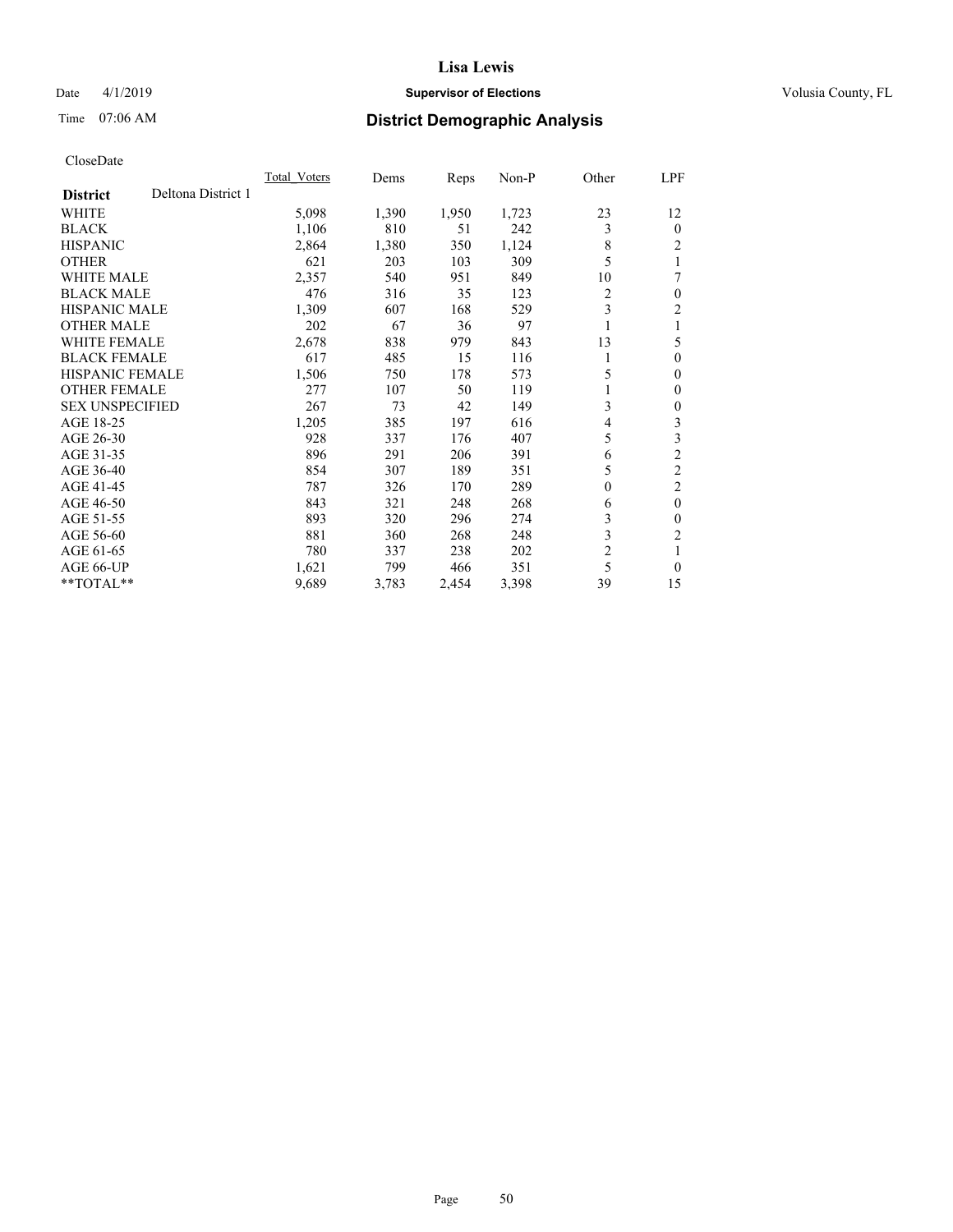# Lisa Lewis

Date 4/1/2019 **Supervisor of Elections** Volusia County, FL

Time 07:06 AM **District Demographic Analysis**

CloseDate

| **District** Deltona District 1 | Total_Voters | Dems | Reps | Non-P | Other | LPF |
|---|---|---|---|---|---|---|
| WHITE | 5,098 | 1,390 | 1,950 | 1,723 | 23 | 12 |
| BLACK | 1,106 | 810 | 51 | 242 | 3 | 0 |
| HISPANIC | 2,864 | 1,380 | 350 | 1,124 | 8 | 2 |
| OTHER | 621 | 203 | 103 | 309 | 5 | 1 |
| WHITE MALE | 2,357 | 540 | 951 | 849 | 10 | 7 |
| BLACK MALE | 476 | 316 | 35 | 123 | 2 | 0 |
| HISPANIC MALE | 1,309 | 607 | 168 | 529 | 3 | 2 |
| OTHER MALE | 202 | 67 | 36 | 97 | 1 | 1 |
| WHITE FEMALE | 2,678 | 838 | 979 | 843 | 13 | 5 |
| BLACK FEMALE | 617 | 485 | 15 | 116 | 1 | 0 |
| HISPANIC FEMALE | 1,506 | 750 | 178 | 573 | 5 | 0 |
| OTHER FEMALE | 277 | 107 | 50 | 119 | 1 | 0 |
| SEX UNSPECIFIED | 267 | 73 | 42 | 149 | 3 | 0 |
| AGE 18-25 | 1,205 | 385 | 197 | 616 | 4 | 3 |
| AGE 26-30 | 928 | 337 | 176 | 407 | 5 | 3 |
| AGE 31-35 | 896 | 291 | 206 | 391 | 6 | 2 |
| AGE 36-40 | 854 | 307 | 189 | 351 | 5 | 2 |
| AGE 41-45 | 787 | 326 | 170 | 289 | 0 | 2 |
| AGE 46-50 | 843 | 321 | 248 | 268 | 6 | 0 |
| AGE 51-55 | 893 | 320 | 296 | 274 | 3 | 0 |
| AGE 56-60 | 881 | 360 | 268 | 248 | 3 | 2 |
| AGE 61-65 | 780 | 337 | 238 | 202 | 2 | 1 |
| AGE 66-UP | 1,621 | 799 | 466 | 351 | 5 | 0 |
| **TOTAL** | 9,689 | 3,783 | 2,454 | 3,398 | 39 | 15 |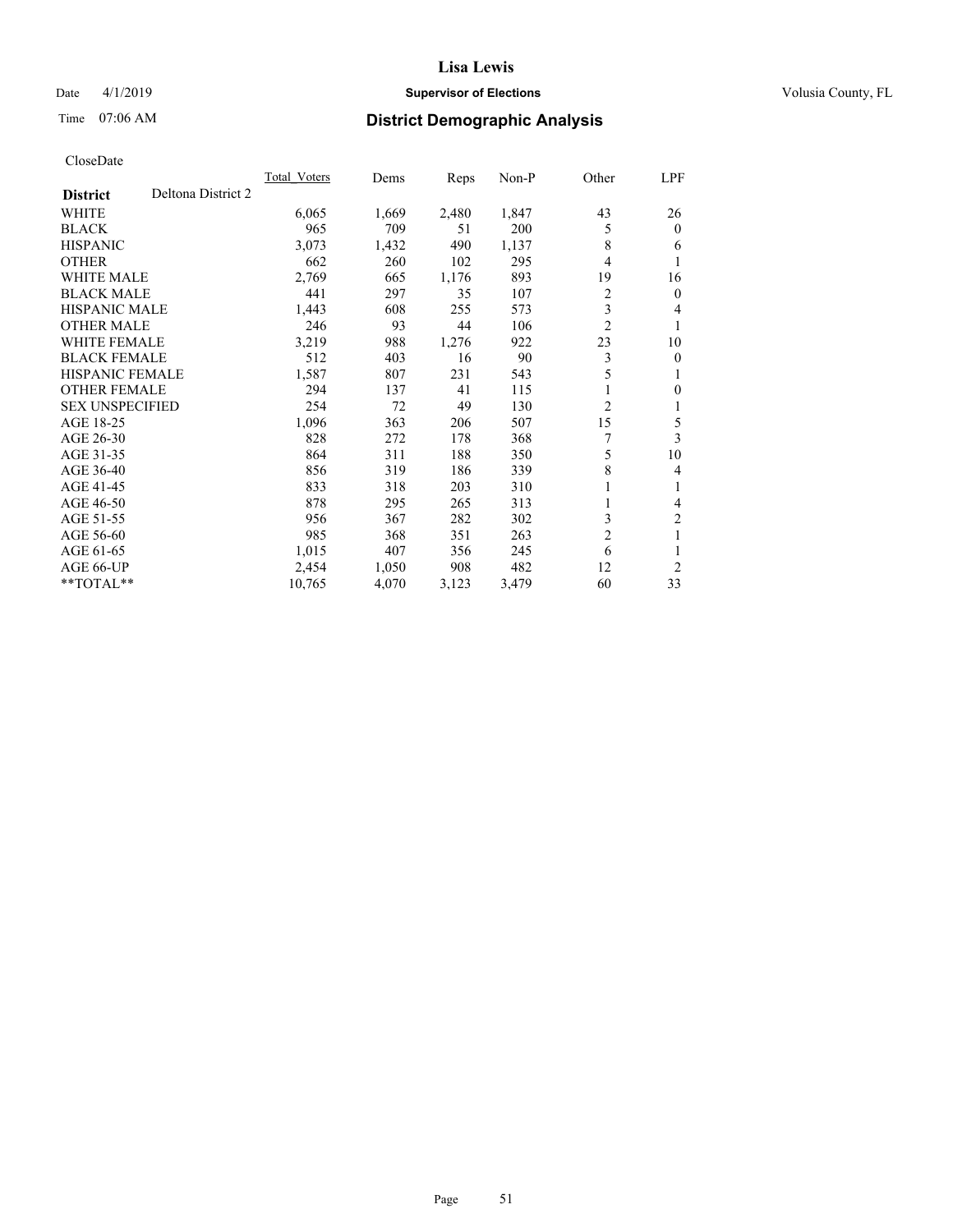# Lisa Lewis

Date 4/1/2019 **Supervisor of Elections** Volusia County, FL

Time 07:06 AM **District Demographic Analysis**

CloseDate

| **District** Deltona District 2 | Total_Voters | Dems | Reps | Non-P | Other | LPF |
|---|---|---|---|---|---|---|
| WHITE | 6,065 | 1,669 | 2,480 | 1,847 | 43 | 26 |
| BLACK | 965 | 709 | 51 | 200 | 5 | 0 |
| HISPANIC | 3,073 | 1,432 | 490 | 1,137 | 8 | 6 |
| OTHER | 662 | 260 | 102 | 295 | 4 | 1 |
| WHITE MALE | 2,769 | 665 | 1,176 | 893 | 19 | 16 |
| BLACK MALE | 441 | 297 | 35 | 107 | 2 | 0 |
| HISPANIC MALE | 1,443 | 608 | 255 | 573 | 3 | 4 |
| OTHER MALE | 246 | 93 | 44 | 106 | 2 | 1 |
| WHITE FEMALE | 3,219 | 988 | 1,276 | 922 | 23 | 10 |
| BLACK FEMALE | 512 | 403 | 16 | 90 | 3 | 0 |
| HISPANIC FEMALE | 1,587 | 807 | 231 | 543 | 5 | 1 |
| OTHER FEMALE | 294 | 137 | 41 | 115 | 1 | 0 |
| SEX UNSPECIFIED | 254 | 72 | 49 | 130 | 2 | 1 |
| AGE 18-25 | 1,096 | 363 | 206 | 507 | 15 | 5 |
| AGE 26-30 | 828 | 272 | 178 | 368 | 7 | 3 |
| AGE 31-35 | 864 | 311 | 188 | 350 | 5 | 10 |
| AGE 36-40 | 856 | 319 | 186 | 339 | 8 | 4 |
| AGE 41-45 | 833 | 318 | 203 | 310 | 1 | 1 |
| AGE 46-50 | 878 | 295 | 265 | 313 | 1 | 4 |
| AGE 51-55 | 956 | 367 | 282 | 302 | 3 | 2 |
| AGE 56-60 | 985 | 368 | 351 | 263 | 2 | 1 |
| AGE 61-65 | 1,015 | 407 | 356 | 245 | 6 | 1 |
| AGE 66-UP | 2,454 | 1,050 | 908 | 482 | 12 | 2 |
| **TOTAL** | 10,765 | 4,070 | 3,123 | 3,479 | 60 | 33 |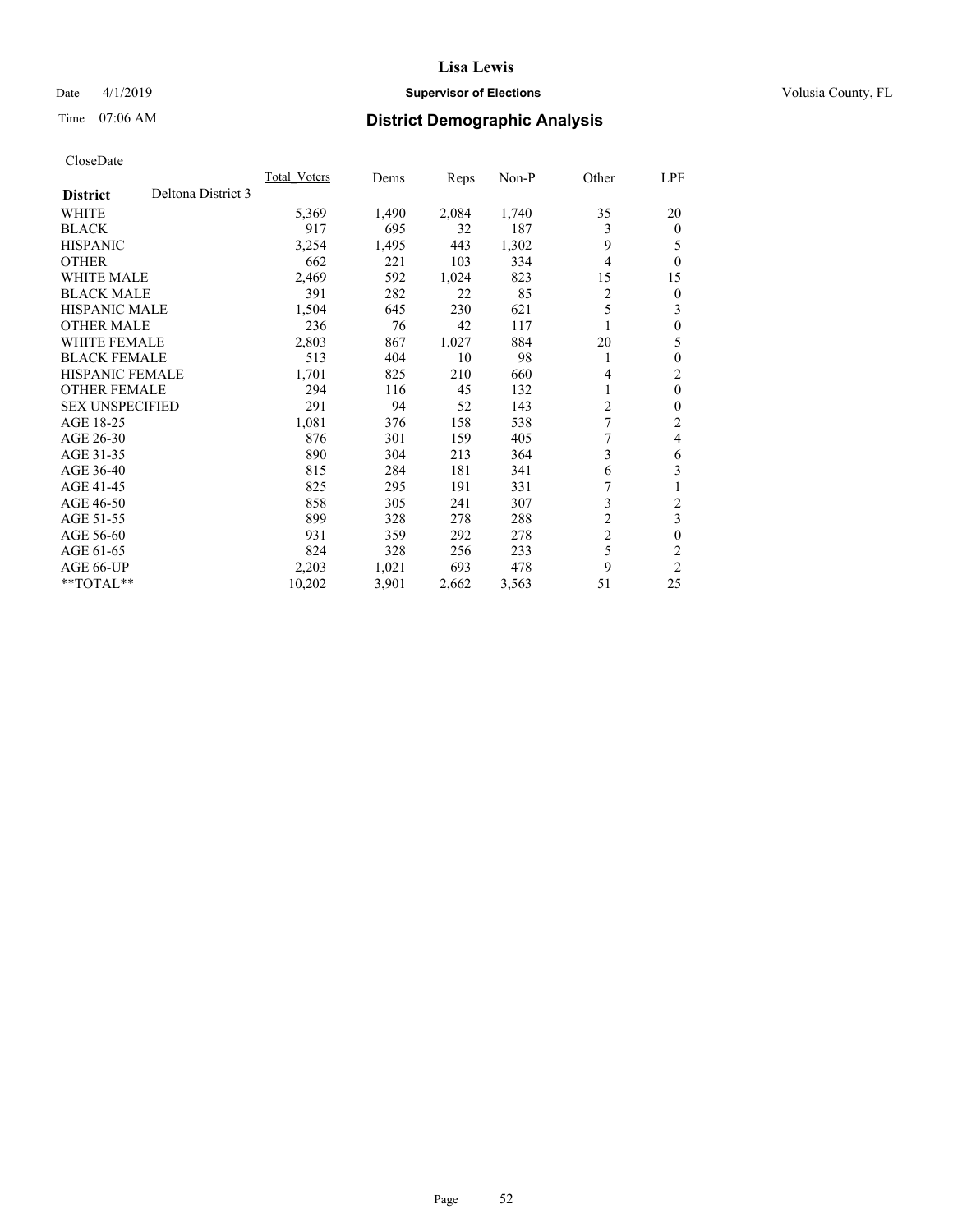# Lisa Lewis

Date 4/1/2019 **Supervisor of Elections** Volusia County, FL

Time 07:06 AM **District Demographic Analysis**

CloseDate

| **District** Deltona District 3 | Total_Voters | Dems | Reps | Non-P | Other | LPF |
|---|---|---|---|---|---|---|
| WHITE | 5,369 | 1,490 | 2,084 | 1,740 | 35 | 20 |
| BLACK | 917 | 695 | 32 | 187 | 3 | 0 |
| HISPANIC | 3,254 | 1,495 | 443 | 1,302 | 9 | 5 |
| OTHER | 662 | 221 | 103 | 334 | 4 | 0 |
| WHITE MALE | 2,469 | 592 | 1,024 | 823 | 15 | 15 |
| BLACK MALE | 391 | 282 | 22 | 85 | 2 | 0 |
| HISPANIC MALE | 1,504 | 645 | 230 | 621 | 5 | 3 |
| OTHER MALE | 236 | 76 | 42 | 117 | 1 | 0 |
| WHITE FEMALE | 2,803 | 867 | 1,027 | 884 | 20 | 5 |
| BLACK FEMALE | 513 | 404 | 10 | 98 | 1 | 0 |
| HISPANIC FEMALE | 1,701 | 825 | 210 | 660 | 4 | 2 |
| OTHER FEMALE | 294 | 116 | 45 | 132 | 1 | 0 |
| SEX UNSPECIFIED | 291 | 94 | 52 | 143 | 2 | 0 |
| AGE 18-25 | 1,081 | 376 | 158 | 538 | 7 | 2 |
| AGE 26-30 | 876 | 301 | 159 | 405 | 7 | 4 |
| AGE 31-35 | 890 | 304 | 213 | 364 | 3 | 6 |
| AGE 36-40 | 815 | 284 | 181 | 341 | 6 | 3 |
| AGE 41-45 | 825 | 295 | 191 | 331 | 7 | 1 |
| AGE 46-50 | 858 | 305 | 241 | 307 | 3 | 2 |
| AGE 51-55 | 899 | 328 | 278 | 288 | 2 | 3 |
| AGE 56-60 | 931 | 359 | 292 | 278 | 2 | 0 |
| AGE 61-65 | 824 | 328 | 256 | 233 | 5 | 2 |
| AGE 66-UP | 2,203 | 1,021 | 693 | 478 | 9 | 2 |
| **TOTAL** | 10,202 | 3,901 | 2,662 | 3,563 | 51 | 25 |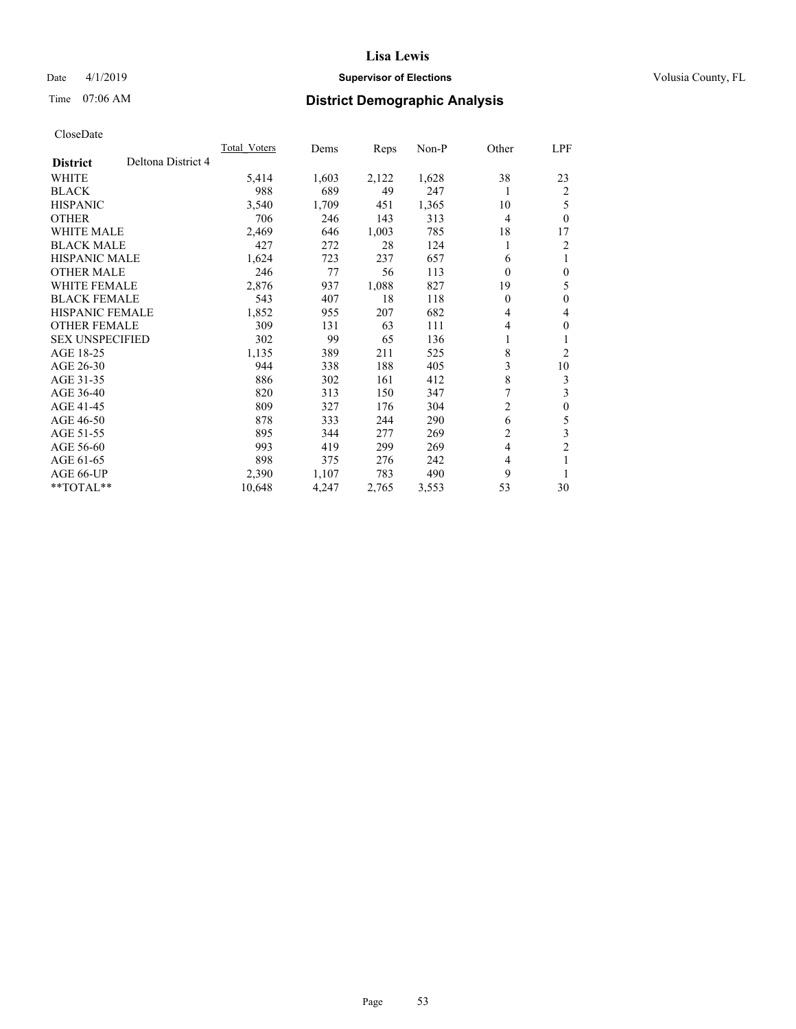**Lisa Lewis**

Date 4/1/2019 **Supervisor of Elections** Volusia County, FL

Time 07:06 AM **District Demographic Analysis**

CloseDate

| **District** Deltona District 4 | Total_Voters | Dems | Reps | Non-P | Other | LPF |
|---|---|---|---|---|---|---|
| WHITE | 5,414 | 1,603 | 2,122 | 1,628 | 38 | 23 |
| BLACK | 988 | 689 | 49 | 247 | 1 | 2 |
| HISPANIC | 3,540 | 1,709 | 451 | 1,365 | 10 | 5 |
| OTHER | 706 | 246 | 143 | 313 | 4 | 0 |
| WHITE MALE | 2,469 | 646 | 1,003 | 785 | 18 | 17 |
| BLACK MALE | 427 | 272 | 28 | 124 | 1 | 2 |
| HISPANIC MALE | 1,624 | 723 | 237 | 657 | 6 | 1 |
| OTHER MALE | 246 | 77 | 56 | 113 | 0 | 0 |
| WHITE FEMALE | 2,876 | 937 | 1,088 | 827 | 19 | 5 |
| BLACK FEMALE | 543 | 407 | 18 | 118 | 0 | 0 |
| HISPANIC FEMALE | 1,852 | 955 | 207 | 682 | 4 | 4 |
| OTHER FEMALE | 309 | 131 | 63 | 111 | 4 | 0 |
| SEX UNSPECIFIED | 302 | 99 | 65 | 136 | 1 | 1 |
| AGE 18-25 | 1,135 | 389 | 211 | 525 | 8 | 2 |
| AGE 26-30 | 944 | 338 | 188 | 405 | 3 | 10 |
| AGE 31-35 | 886 | 302 | 161 | 412 | 8 | 3 |
| AGE 36-40 | 820 | 313 | 150 | 347 | 7 | 3 |
| AGE 41-45 | 809 | 327 | 176 | 304 | 2 | 0 |
| AGE 46-50 | 878 | 333 | 244 | 290 | 6 | 5 |
| AGE 51-55 | 895 | 344 | 277 | 269 | 2 | 3 |
| AGE 56-60 | 993 | 419 | 299 | 269 | 4 | 2 |
| AGE 61-65 | 898 | 375 | 276 | 242 | 4 | 1 |
| AGE 66-UP | 2,390 | 1,107 | 783 | 490 | 9 | 1 |
| **TOTAL** | 10,648 | 4,247 | 2,765 | 3,553 | 53 | 30 |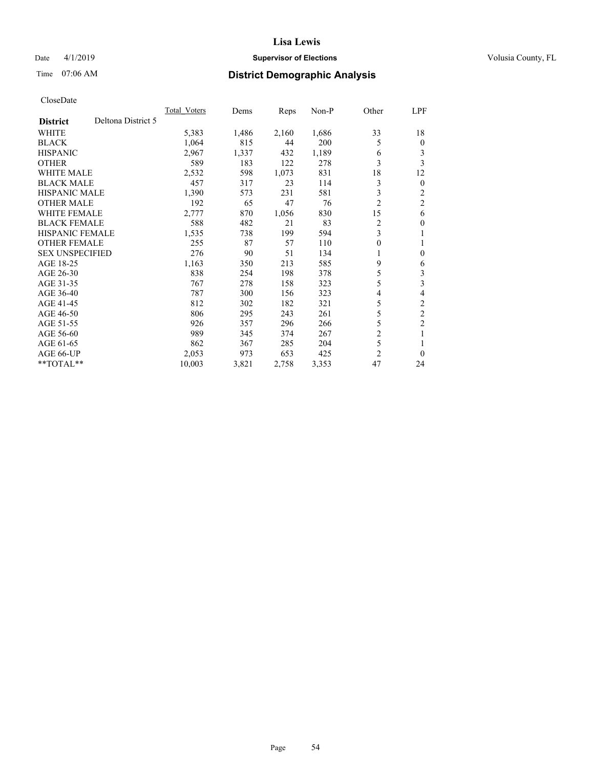**Lisa Lewis**

Date 4/1/2019 **Supervisor of Elections** Volusia County, FL

Time 07:06 AM **District Demographic Analysis**

CloseDate

| District | Deltona District 5 | Total_Voters | Dems | Reps | Non-P | Other | LPF |
|---|---|---|---|---|---|---|---|
| WHITE | | 5,383 | 1,486 | 2,160 | 1,686 | 33 | 18 |
| BLACK | | 1,064 | 815 | 44 | 200 | 5 | 0 |
| HISPANIC | | 2,967 | 1,337 | 432 | 1,189 | 6 | 3 |
| OTHER | | 589 | 183 | 122 | 278 | 3 | 3 |
| WHITE MALE | | 2,532 | 598 | 1,073 | 831 | 18 | 12 |
| BLACK MALE | | 457 | 317 | 23 | 114 | 3 | 0 |
| HISPANIC MALE | | 1,390 | 573 | 231 | 581 | 3 | 2 |
| OTHER MALE | | 192 | 65 | 47 | 76 | 2 | 2 |
| WHITE FEMALE | | 2,777 | 870 | 1,056 | 830 | 15 | 6 |
| BLACK FEMALE | | 588 | 482 | 21 | 83 | 2 | 0 |
| HISPANIC FEMALE | | 1,535 | 738 | 199 | 594 | 3 | 1 |
| OTHER FEMALE | | 255 | 87 | 57 | 110 | 0 | 1 |
| SEX UNSPECIFIED | | 276 | 90 | 51 | 134 | 1 | 0 |
| AGE 18-25 | | 1,163 | 350 | 213 | 585 | 9 | 6 |
| AGE 26-30 | | 838 | 254 | 198 | 378 | 5 | 3 |
| AGE 31-35 | | 767 | 278 | 158 | 323 | 5 | 3 |
| AGE 36-40 | | 787 | 300 | 156 | 323 | 4 | 4 |
| AGE 41-45 | | 812 | 302 | 182 | 321 | 5 | 2 |
| AGE 46-50 | | 806 | 295 | 243 | 261 | 5 | 2 |
| AGE 51-55 | | 926 | 357 | 296 | 266 | 5 | 2 |
| AGE 56-60 | | 989 | 345 | 374 | 267 | 2 | 1 |
| AGE 61-65 | | 862 | 367 | 285 | 204 | 5 | 1 |
| AGE 66-UP | | 2,053 | 973 | 653 | 425 | 2 | 0 |
| **TOTAL** | | 10,003 | 3,821 | 2,758 | 3,353 | 47 | 24 |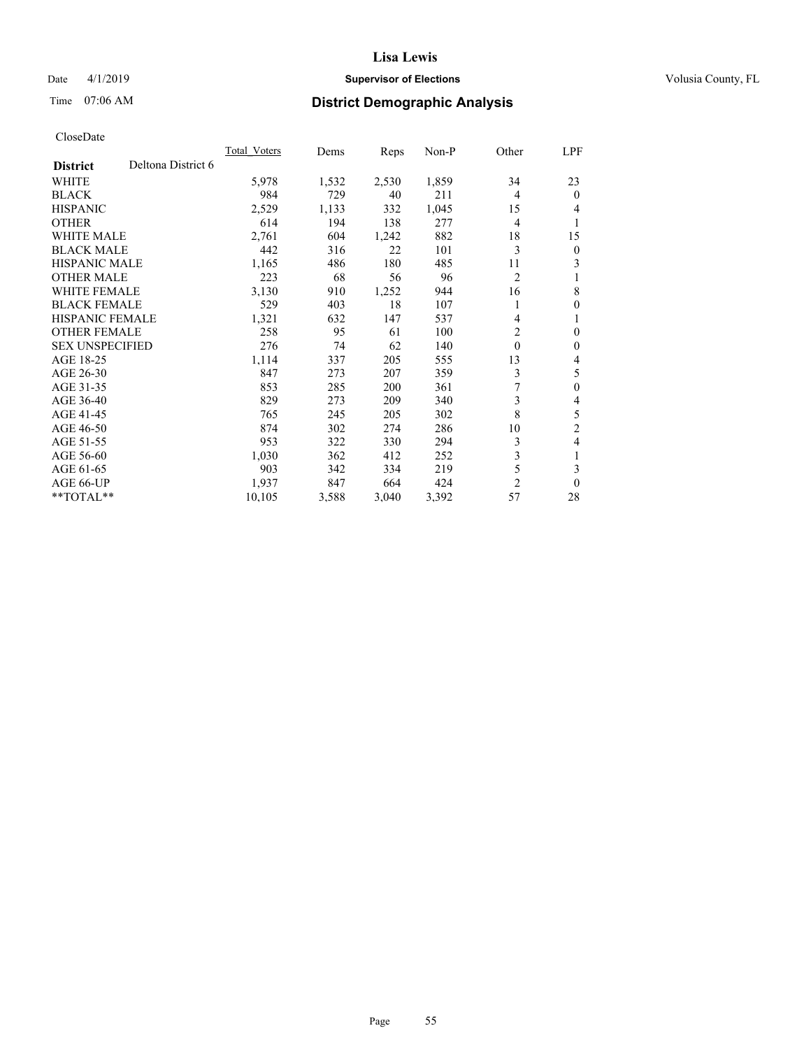**Lisa Lewis**

Date 4/1/2019 **Supervisor of Elections** Volusia County, FL

Time 07:06 AM

## District Demographic Analysis

CloseDate

| District | Deltona District 6 | Total_Voters | Dems | Reps | Non-P | Other | LPF |
|---|---|---|---|---|---|---|---|
| WHITE | | 5,978 | 1,532 | 2,530 | 1,859 | 34 | 23 |
| BLACK | | 984 | 729 | 40 | 211 | 4 | 0 |
| HISPANIC | | 2,529 | 1,133 | 332 | 1,045 | 15 | 4 |
| OTHER | | 614 | 194 | 138 | 277 | 4 | 1 |
| WHITE MALE | | 2,761 | 604 | 1,242 | 882 | 18 | 15 |
| BLACK MALE | | 442 | 316 | 22 | 101 | 3 | 0 |
| HISPANIC MALE | | 1,165 | 486 | 180 | 485 | 11 | 3 |
| OTHER MALE | | 223 | 68 | 56 | 96 | 2 | 1 |
| WHITE FEMALE | | 3,130 | 910 | 1,252 | 944 | 16 | 8 |
| BLACK FEMALE | | 529 | 403 | 18 | 107 | 1 | 0 |
| HISPANIC FEMALE | | 1,321 | 632 | 147 | 537 | 4 | 1 |
| OTHER FEMALE | | 258 | 95 | 61 | 100 | 2 | 0 |
| SEX UNSPECIFIED | | 276 | 74 | 62 | 140 | 0 | 0 |
| AGE 18-25 | | 1,114 | 337 | 205 | 555 | 13 | 4 |
| AGE 26-30 | | 847 | 273 | 207 | 359 | 3 | 5 |
| AGE 31-35 | | 853 | 285 | 200 | 361 | 7 | 0 |
| AGE 36-40 | | 829 | 273 | 209 | 340 | 3 | 4 |
| AGE 41-45 | | 765 | 245 | 205 | 302 | 8 | 5 |
| AGE 46-50 | | 874 | 302 | 274 | 286 | 10 | 2 |
| AGE 51-55 | | 953 | 322 | 330 | 294 | 3 | 4 |
| AGE 56-60 | | 1,030 | 362 | 412 | 252 | 3 | 1 |
| AGE 61-65 | | 903 | 342 | 334 | 219 | 5 | 3 |
| AGE 66-UP | | 1,937 | 847 | 664 | 424 | 2 | 0 |
| **TOTAL** | | 10,105 | 3,588 | 3,040 | 3,392 | 57 | 28 |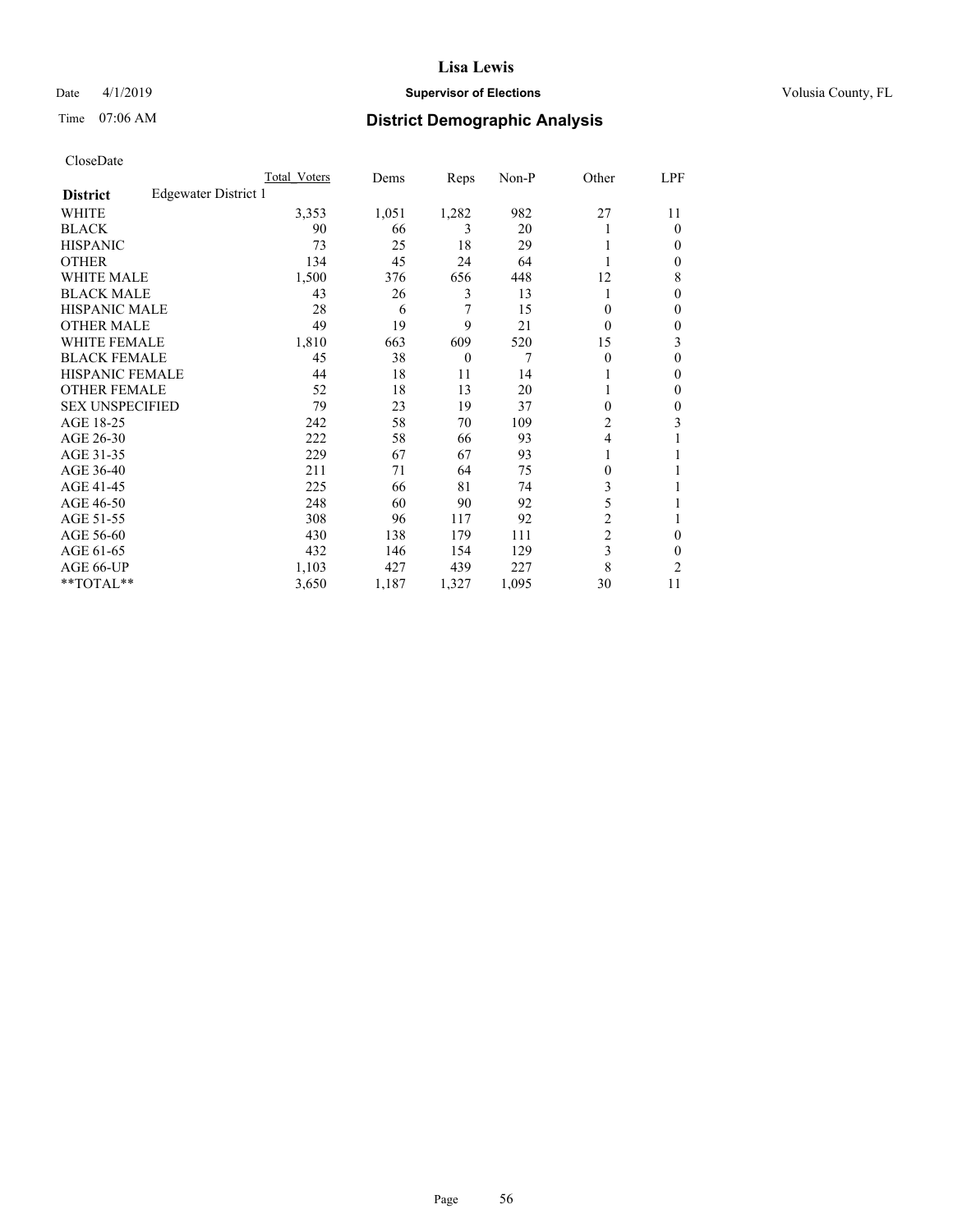**Lisa Lewis**

Date 4/1/2019 **Supervisor of Elections** Volusia County, FL

Time 07:06 AM **District Demographic Analysis**

CloseDate

| | Total_Voters | Dems | Reps | Non-P | Other | LPF |
|---|---|---|---|---|---|---|
| **District** Edgewater District 1 | | | | | | |
| WHITE | 3,353 | 1,051 | 1,282 | 982 | 27 | 11 |
| BLACK | 90 | 66 | 3 | 20 | 1 | 0 |
| HISPANIC | 73 | 25 | 18 | 29 | 1 | 0 |
| OTHER | 134 | 45 | 24 | 64 | 1 | 0 |
| WHITE MALE | 1,500 | 376 | 656 | 448 | 12 | 8 |
| BLACK MALE | 43 | 26 | 3 | 13 | 1 | 0 |
| HISPANIC MALE | 28 | 6 | 7 | 15 | 0 | 0 |
| OTHER MALE | 49 | 19 | 9 | 21 | 0 | 0 |
| WHITE FEMALE | 1,810 | 663 | 609 | 520 | 15 | 3 |
| BLACK FEMALE | 45 | 38 | 0 | 7 | 0 | 0 |
| HISPANIC FEMALE | 44 | 18 | 11 | 14 | 1 | 0 |
| OTHER FEMALE | 52 | 18 | 13 | 20 | 1 | 0 |
| SEX UNSPECIFIED | 79 | 23 | 19 | 37 | 0 | 0 |
| AGE 18-25 | 242 | 58 | 70 | 109 | 2 | 3 |
| AGE 26-30 | 222 | 58 | 66 | 93 | 4 | 1 |
| AGE 31-35 | 229 | 67 | 67 | 93 | 1 | 1 |
| AGE 36-40 | 211 | 71 | 64 | 75 | 0 | 1 |
| AGE 41-45 | 225 | 66 | 81 | 74 | 3 | 1 |
| AGE 46-50 | 248 | 60 | 90 | 92 | 5 | 1 |
| AGE 51-55 | 308 | 96 | 117 | 92 | 2 | 1 |
| AGE 56-60 | 430 | 138 | 179 | 111 | 2 | 0 |
| AGE 61-65 | 432 | 146 | 154 | 129 | 3 | 0 |
| AGE 66-UP | 1,103 | 427 | 439 | 227 | 8 | 2 |
| **TOTAL** | 3,650 | 1,187 | 1,327 | 1,095 | 30 | 11 |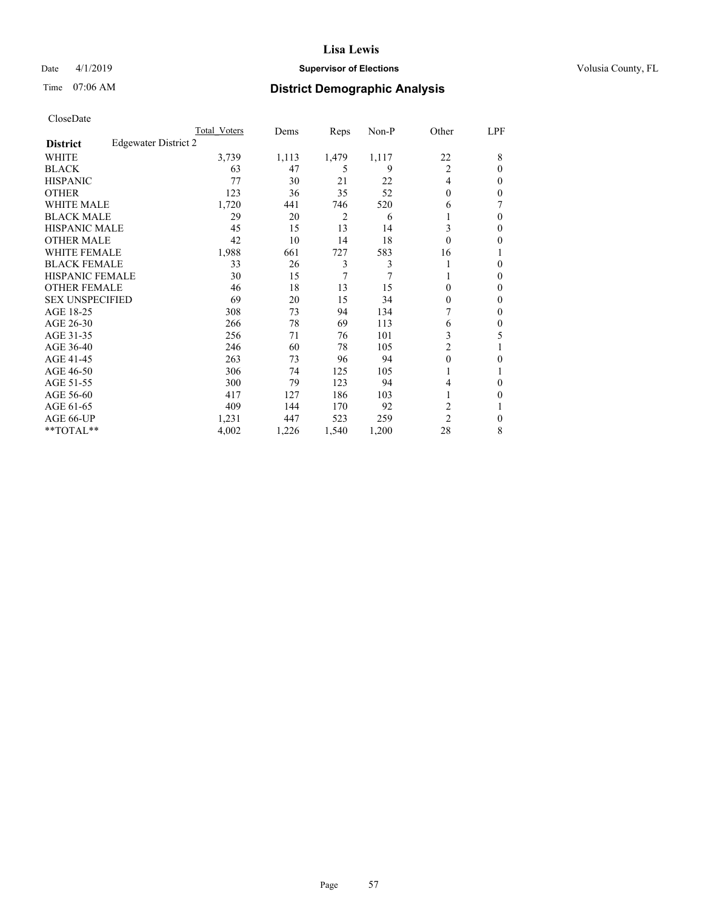# Lisa Lewis

Date 4/1/2019 **Supervisor of Elections** Volusia County, FL

Time 07:06 AM **District Demographic Analysis**

CloseDate

| | Total Voters | Dems | Reps | Non-P | Other | LPF |
|---|---|---|---|---|---|---|
| **District** Edgewater District 2 | | | | | | |
| WHITE | 3,739 | 1,113 | 1,479 | 1,117 | 22 | 8 |
| BLACK | 63 | 47 | 5 | 9 | 2 | 0 |
| HISPANIC | 77 | 30 | 21 | 22 | 4 | 0 |
| OTHER | 123 | 36 | 35 | 52 | 0 | 0 |
| WHITE MALE | 1,720 | 441 | 746 | 520 | 6 | 7 |
| BLACK MALE | 29 | 20 | 2 | 6 | 1 | 0 |
| HISPANIC MALE | 45 | 15 | 13 | 14 | 3 | 0 |
| OTHER MALE | 42 | 10 | 14 | 18 | 0 | 0 |
| WHITE FEMALE | 1,988 | 661 | 727 | 583 | 16 | 1 |
| BLACK FEMALE | 33 | 26 | 3 | 3 | 1 | 0 |
| HISPANIC FEMALE | 30 | 15 | 7 | 7 | 1 | 0 |
| OTHER FEMALE | 46 | 18 | 13 | 15 | 0 | 0 |
| SEX UNSPECIFIED | 69 | 20 | 15 | 34 | 0 | 0 |
| AGE 18-25 | 308 | 73 | 94 | 134 | 7 | 0 |
| AGE 26-30 | 266 | 78 | 69 | 113 | 6 | 0 |
| AGE 31-35 | 256 | 71 | 76 | 101 | 3 | 5 |
| AGE 36-40 | 246 | 60 | 78 | 105 | 2 | 1 |
| AGE 41-45 | 263 | 73 | 96 | 94 | 0 | 0 |
| AGE 46-50 | 306 | 74 | 125 | 105 | 1 | 1 |
| AGE 51-55 | 300 | 79 | 123 | 94 | 4 | 0 |
| AGE 56-60 | 417 | 127 | 186 | 103 | 1 | 0 |
| AGE 61-65 | 409 | 144 | 170 | 92 | 2 | 1 |
| AGE 66-UP | 1,231 | 447 | 523 | 259 | 2 | 0 |
| **TOTAL** | 4,002 | 1,226 | 1,540 | 1,200 | 28 | 8 |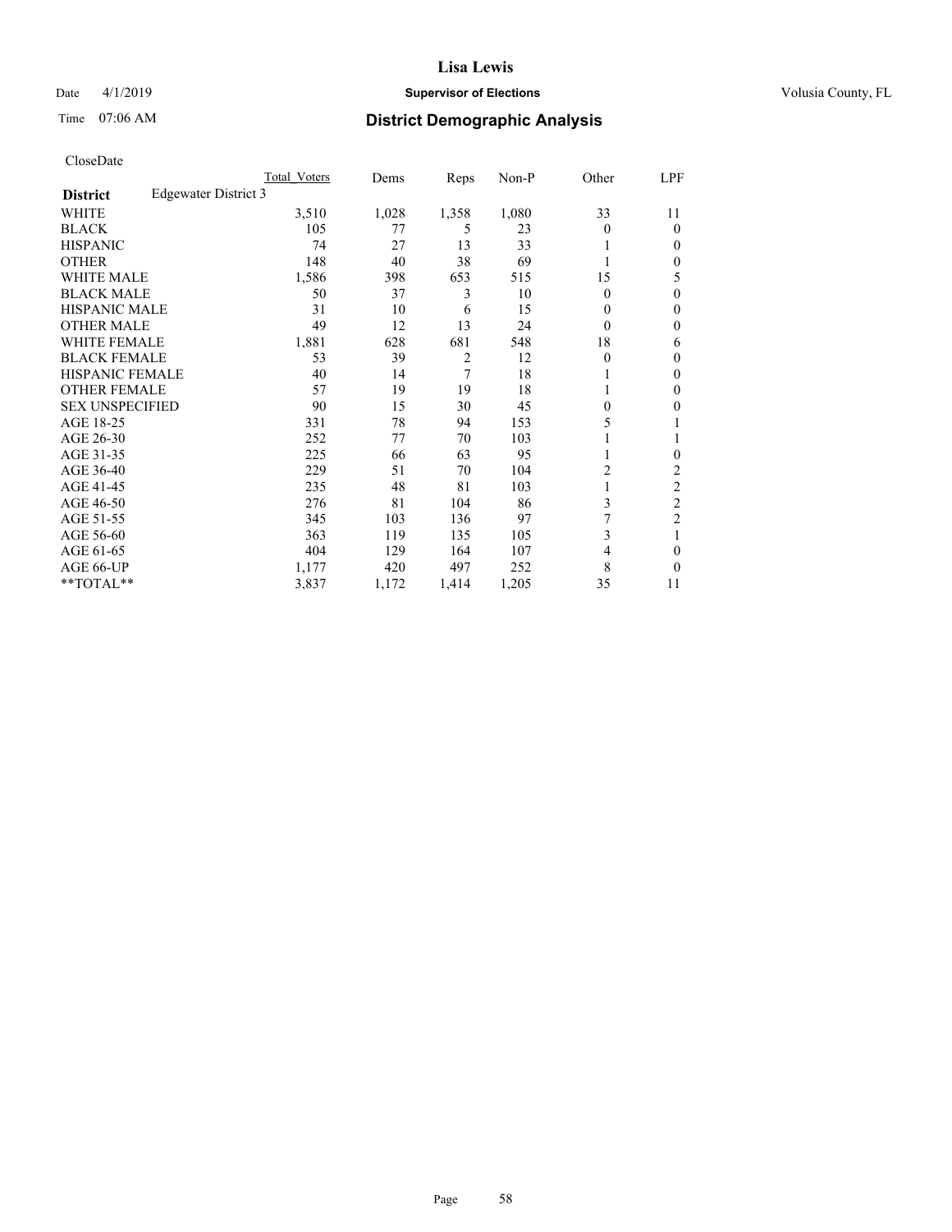Date 4/1/2019

Time 07:06 AM

# Lisa Lewis

## Supervisor of Elections

Volusia County, FL

## District Demographic Analysis

CloseDate

| | Total_Voters | Dems | Reps | Non-P | Other | LPF |
|---|---|---|---|---|---|---|
| **District** Edgewater District 3 | | | | | | |
| WHITE | 3,510 | 1,028 | 1,358 | 1,080 | 33 | 11 |
| BLACK | 105 | 77 | 5 | 23 | 0 | 0 |
| HISPANIC | 74 | 27 | 13 | 33 | 1 | 0 |
| OTHER | 148 | 40 | 38 | 69 | 1 | 0 |
| WHITE MALE | 1,586 | 398 | 653 | 515 | 15 | 5 |
| BLACK MALE | 50 | 37 | 3 | 10 | 0 | 0 |
| HISPANIC MALE | 31 | 10 | 6 | 15 | 0 | 0 |
| OTHER MALE | 49 | 12 | 13 | 24 | 0 | 0 |
| WHITE FEMALE | 1,881 | 628 | 681 | 548 | 18 | 6 |
| BLACK FEMALE | 53 | 39 | 2 | 12 | 0 | 0 |
| HISPANIC FEMALE | 40 | 14 | 7 | 18 | 1 | 0 |
| OTHER FEMALE | 57 | 19 | 19 | 18 | 1 | 0 |
| SEX UNSPECIFIED | 90 | 15 | 30 | 45 | 0 | 0 |
| AGE 18-25 | 331 | 78 | 94 | 153 | 5 | 1 |
| AGE 26-30 | 252 | 77 | 70 | 103 | 1 | 1 |
| AGE 31-35 | 225 | 66 | 63 | 95 | 1 | 0 |
| AGE 36-40 | 229 | 51 | 70 | 104 | 2 | 2 |
| AGE 41-45 | 235 | 48 | 81 | 103 | 1 | 2 |
| AGE 46-50 | 276 | 81 | 104 | 86 | 3 | 2 |
| AGE 51-55 | 345 | 103 | 136 | 97 | 7 | 2 |
| AGE 56-60 | 363 | 119 | 135 | 105 | 3 | 1 |
| AGE 61-65 | 404 | 129 | 164 | 107 | 4 | 0 |
| AGE 66-UP | 1,177 | 420 | 497 | 252 | 8 | 0 |
| **TOTAL** | 3,837 | 1,172 | 1,414 | 1,205 | 35 | 11 |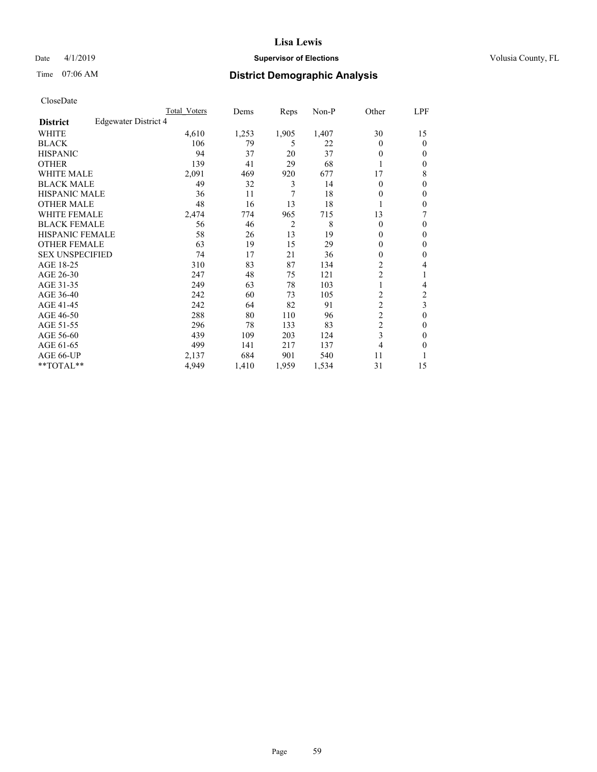**Lisa Lewis**

Date 4/1/2019 **Supervisor of Elections** Volusia County, FL

Time 07:06 AM **District Demographic Analysis**

CloseDate

| **District** Edgewater District 4 | Total Voters | Dems | Reps | Non-P | Other | LPF |
|---|---|---|---|---|---|---|
| WHITE | 4,610 | 1,253 | 1,905 | 1,407 | 30 | 15 |
| BLACK | 106 | 79 | 5 | 22 | 0 | 0 |
| HISPANIC | 94 | 37 | 20 | 37 | 0 | 0 |
| OTHER | 139 | 41 | 29 | 68 | 1 | 0 |
| WHITE MALE | 2,091 | 469 | 920 | 677 | 17 | 8 |
| BLACK MALE | 49 | 32 | 3 | 14 | 0 | 0 |
| HISPANIC MALE | 36 | 11 | 7 | 18 | 0 | 0 |
| OTHER MALE | 48 | 16 | 13 | 18 | 1 | 0 |
| WHITE FEMALE | 2,474 | 774 | 965 | 715 | 13 | 7 |
| BLACK FEMALE | 56 | 46 | 2 | 8 | 0 | 0 |
| HISPANIC FEMALE | 58 | 26 | 13 | 19 | 0 | 0 |
| OTHER FEMALE | 63 | 19 | 15 | 29 | 0 | 0 |
| SEX UNSPECIFIED | 74 | 17 | 21 | 36 | 0 | 0 |
| AGE 18-25 | 310 | 83 | 87 | 134 | 2 | 4 |
| AGE 26-30 | 247 | 48 | 75 | 121 | 2 | 1 |
| AGE 31-35 | 249 | 63 | 78 | 103 | 1 | 4 |
| AGE 36-40 | 242 | 60 | 73 | 105 | 2 | 2 |
| AGE 41-45 | 242 | 64 | 82 | 91 | 2 | 3 |
| AGE 46-50 | 288 | 80 | 110 | 96 | 2 | 0 |
| AGE 51-55 | 296 | 78 | 133 | 83 | 2 | 0 |
| AGE 56-60 | 439 | 109 | 203 | 124 | 3 | 0 |
| AGE 61-65 | 499 | 141 | 217 | 137 | 4 | 0 |
| AGE 66-UP | 2,137 | 684 | 901 | 540 | 11 | 1 |
| **TOTAL** | 4,949 | 1,410 | 1,959 | 1,534 | 31 | 15 |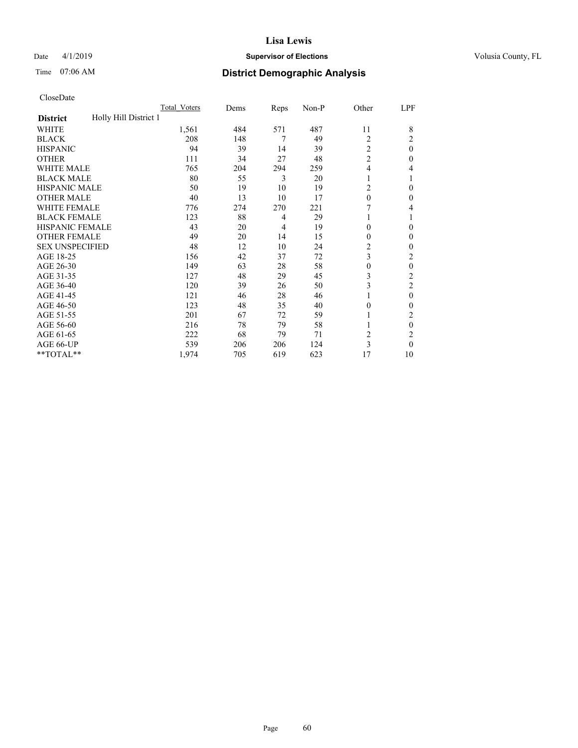# Lisa Lewis

Date 4/1/2019 **Supervisor of Elections** Volusia County, FL

Time 07:06 AM **District Demographic Analysis**

CloseDate

| District: Holly Hill District 1 | Total_Voters | Dems | Reps | Non-P | Other | LPF |
|---|---|---|---|---|---|---|
| WHITE | 1,561 | 484 | 571 | 487 | 11 | 8 |
| BLACK | 208 | 148 | 7 | 49 | 2 | 2 |
| HISPANIC | 94 | 39 | 14 | 39 | 2 | 0 |
| OTHER | 111 | 34 | 27 | 48 | 2 | 0 |
| WHITE MALE | 765 | 204 | 294 | 259 | 4 | 4 |
| BLACK MALE | 80 | 55 | 3 | 20 | 1 | 1 |
| HISPANIC MALE | 50 | 19 | 10 | 19 | 2 | 0 |
| OTHER MALE | 40 | 13 | 10 | 17 | 0 | 0 |
| WHITE FEMALE | 776 | 274 | 270 | 221 | 7 | 4 |
| BLACK FEMALE | 123 | 88 | 4 | 29 | 1 | 1 |
| HISPANIC FEMALE | 43 | 20 | 4 | 19 | 0 | 0 |
| OTHER FEMALE | 49 | 20 | 14 | 15 | 0 | 0 |
| SEX UNSPECIFIED | 48 | 12 | 10 | 24 | 2 | 0 |
| AGE 18-25 | 156 | 42 | 37 | 72 | 3 | 2 |
| AGE 26-30 | 149 | 63 | 28 | 58 | 0 | 0 |
| AGE 31-35 | 127 | 48 | 29 | 45 | 3 | 2 |
| AGE 36-40 | 120 | 39 | 26 | 50 | 3 | 2 |
| AGE 41-45 | 121 | 46 | 28 | 46 | 1 | 0 |
| AGE 46-50 | 123 | 48 | 35 | 40 | 0 | 0 |
| AGE 51-55 | 201 | 67 | 72 | 59 | 1 | 2 |
| AGE 56-60 | 216 | 78 | 79 | 58 | 1 | 0 |
| AGE 61-65 | 222 | 68 | 79 | 71 | 2 | 2 |
| AGE 66-UP | 539 | 206 | 206 | 124 | 3 | 0 |
| **TOTAL** | 1,974 | 705 | 619 | 623 | 17 | 10 |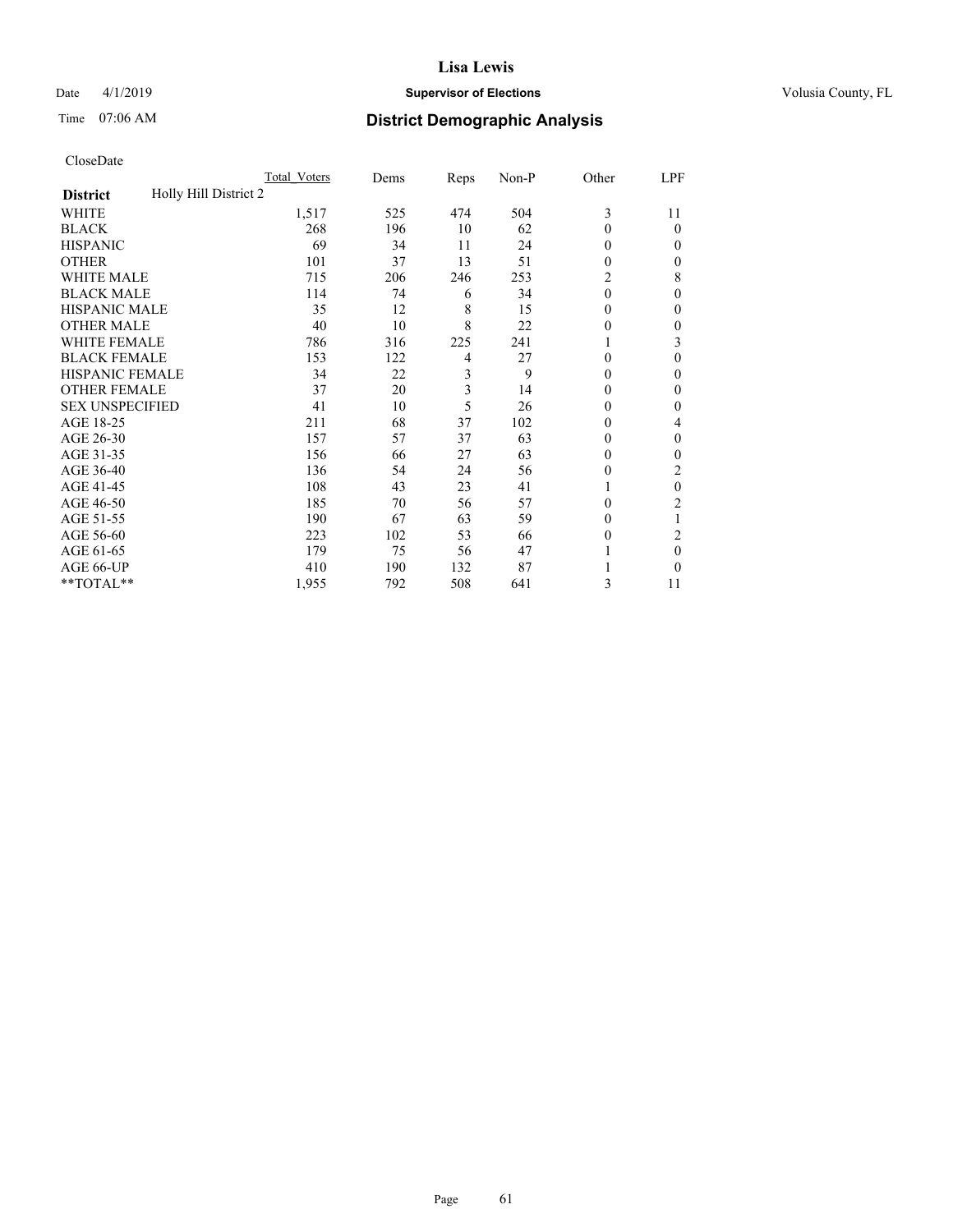# District Demographic Analysis

Lisa Lewis
Supervisor of Elections
Volusia County, FL

Date 4/1/2019
Time 07:06 AM

CloseDate

| District | Holly Hill District 2 | Total_Voters | Dems | Reps | Non-P | Other | LPF |
|---|---|---|---|---|---|---|---|
| WHITE | | 1,517 | 525 | 474 | 504 | 3 | 11 |
| BLACK | | 268 | 196 | 10 | 62 | 0 | 0 |
| HISPANIC | | 69 | 34 | 11 | 24 | 0 | 0 |
| OTHER | | 101 | 37 | 13 | 51 | 0 | 0 |
| WHITE MALE | | 715 | 206 | 246 | 253 | 2 | 8 |
| BLACK MALE | | 114 | 74 | 6 | 34 | 0 | 0 |
| HISPANIC MALE | | 35 | 12 | 8 | 15 | 0 | 0 |
| OTHER MALE | | 40 | 10 | 8 | 22 | 0 | 0 |
| WHITE FEMALE | | 786 | 316 | 225 | 241 | 1 | 3 |
| BLACK FEMALE | | 153 | 122 | 4 | 27 | 0 | 0 |
| HISPANIC FEMALE | | 34 | 22 | 3 | 9 | 0 | 0 |
| OTHER FEMALE | | 37 | 20 | 3 | 14 | 0 | 0 |
| SEX UNSPECIFIED | | 41 | 10 | 5 | 26 | 0 | 0 |
| AGE 18-25 | | 211 | 68 | 37 | 102 | 0 | 4 |
| AGE 26-30 | | 157 | 57 | 37 | 63 | 0 | 0 |
| AGE 31-35 | | 156 | 66 | 27 | 63 | 0 | 0 |
| AGE 36-40 | | 136 | 54 | 24 | 56 | 0 | 2 |
| AGE 41-45 | | 108 | 43 | 23 | 41 | 1 | 0 |
| AGE 46-50 | | 185 | 70 | 56 | 57 | 0 | 2 |
| AGE 51-55 | | 190 | 67 | 63 | 59 | 0 | 1 |
| AGE 56-60 | | 223 | 102 | 53 | 66 | 0 | 2 |
| AGE 61-65 | | 179 | 75 | 56 | 47 | 1 | 0 |
| AGE 66-UP | | 410 | 190 | 132 | 87 | 1 | 0 |
| **TOTAL** | | 1,955 | 792 | 508 | 641 | 3 | 11 |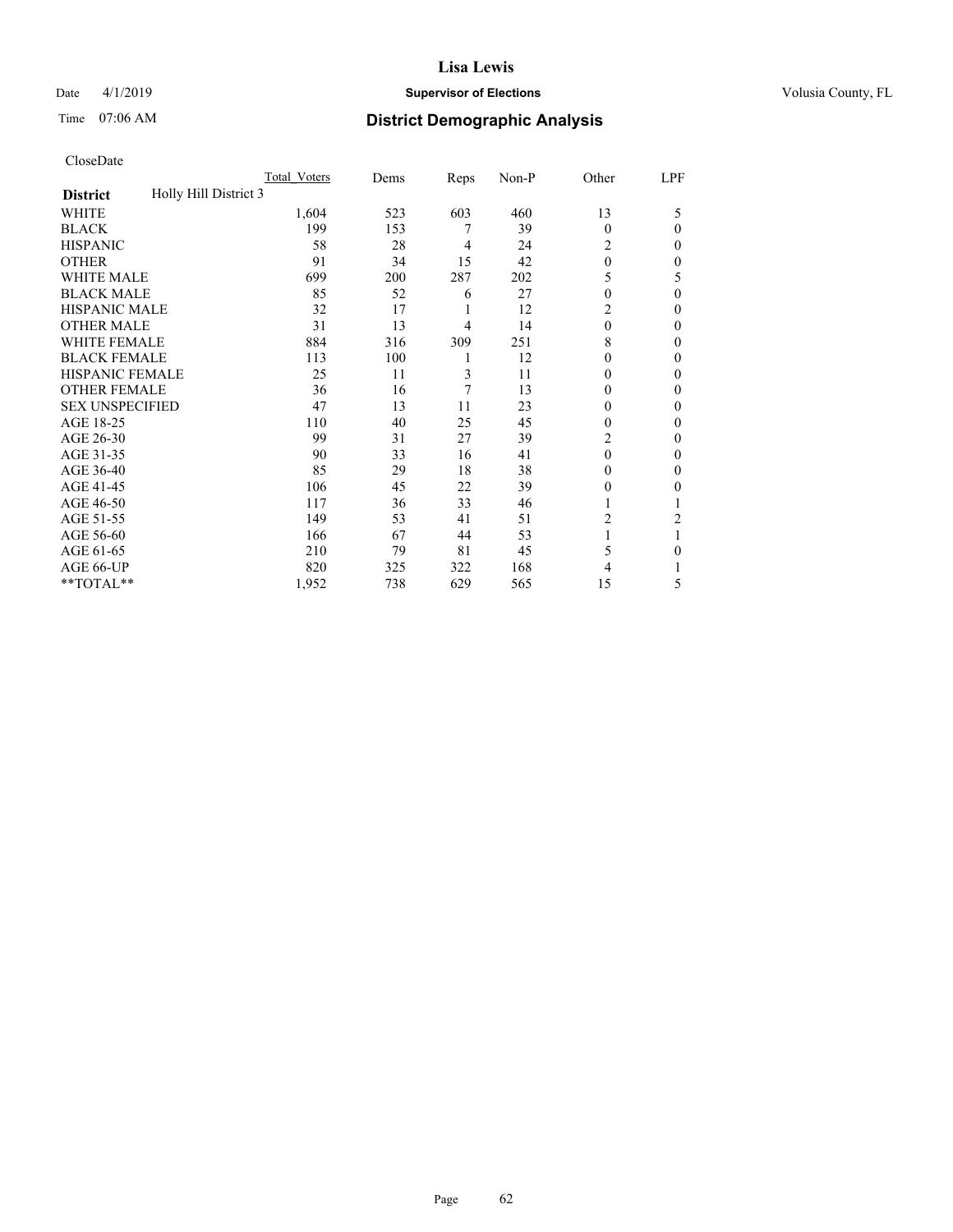# Lisa Lewis

Date 4/1/2019 **Supervisor of Elections** Volusia County, FL

Time 07:06 AM **District Demographic Analysis**

CloseDate

| | Total Voters | Dems | Reps | Non-P | Other | LPF |
|---|---|---|---|---|---|---|
| **District** Holly Hill District 3 | | | | | | |
| WHITE | 1,604 | 523 | 603 | 460 | 13 | 5 |
| BLACK | 199 | 153 | 7 | 39 | 0 | 0 |
| HISPANIC | 58 | 28 | 4 | 24 | 2 | 0 |
| OTHER | 91 | 34 | 15 | 42 | 0 | 0 |
| WHITE MALE | 699 | 200 | 287 | 202 | 5 | 5 |
| BLACK MALE | 85 | 52 | 6 | 27 | 0 | 0 |
| HISPANIC MALE | 32 | 17 | 1 | 12 | 2 | 0 |
| OTHER MALE | 31 | 13 | 4 | 14 | 0 | 0 |
| WHITE FEMALE | 884 | 316 | 309 | 251 | 8 | 0 |
| BLACK FEMALE | 113 | 100 | 1 | 12 | 0 | 0 |
| HISPANIC FEMALE | 25 | 11 | 3 | 11 | 0 | 0 |
| OTHER FEMALE | 36 | 16 | 7 | 13 | 0 | 0 |
| SEX UNSPECIFIED | 47 | 13 | 11 | 23 | 0 | 0 |
| AGE 18-25 | 110 | 40 | 25 | 45 | 0 | 0 |
| AGE 26-30 | 99 | 31 | 27 | 39 | 2 | 0 |
| AGE 31-35 | 90 | 33 | 16 | 41 | 0 | 0 |
| AGE 36-40 | 85 | 29 | 18 | 38 | 0 | 0 |
| AGE 41-45 | 106 | 45 | 22 | 39 | 0 | 0 |
| AGE 46-50 | 117 | 36 | 33 | 46 | 1 | 1 |
| AGE 51-55 | 149 | 53 | 41 | 51 | 2 | 2 |
| AGE 56-60 | 166 | 67 | 44 | 53 | 1 | 1 |
| AGE 61-65 | 210 | 79 | 81 | 45 | 5 | 0 |
| AGE 66-UP | 820 | 325 | 322 | 168 | 4 | 1 |
| **TOTAL** | 1,952 | 738 | 629 | 565 | 15 | 5 |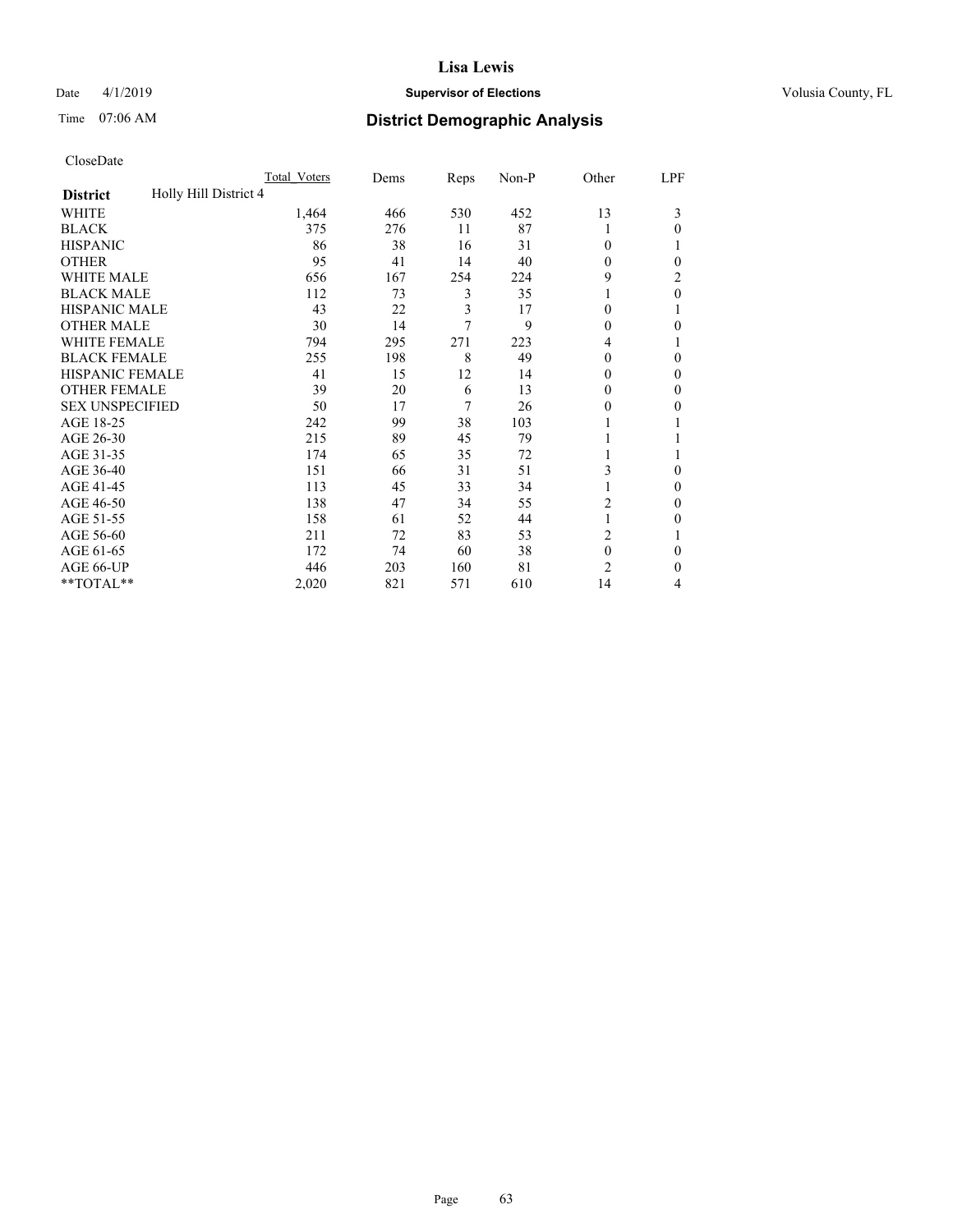# Lisa Lewis

Date 4/1/2019 **Supervisor of Elections** Volusia County, FL

Time 07:06 AM **District Demographic Analysis**

CloseDate

| **District** Holly Hill District 4 | Total Voters | Dems | Reps | Non-P | Other | LPF |
|---|---|---|---|---|---|---|
| WHITE | 1,464 | 466 | 530 | 452 | 13 | 3 |
| BLACK | 375 | 276 | 11 | 87 | 1 | 0 |
| HISPANIC | 86 | 38 | 16 | 31 | 0 | 1 |
| OTHER | 95 | 41 | 14 | 40 | 0 | 0 |
| WHITE MALE | 656 | 167 | 254 | 224 | 9 | 2 |
| BLACK MALE | 112 | 73 | 3 | 35 | 1 | 0 |
| HISPANIC MALE | 43 | 22 | 3 | 17 | 0 | 1 |
| OTHER MALE | 30 | 14 | 7 | 9 | 0 | 0 |
| WHITE FEMALE | 794 | 295 | 271 | 223 | 4 | 1 |
| BLACK FEMALE | 255 | 198 | 8 | 49 | 0 | 0 |
| HISPANIC FEMALE | 41 | 15 | 12 | 14 | 0 | 0 |
| OTHER FEMALE | 39 | 20 | 6 | 13 | 0 | 0 |
| SEX UNSPECIFIED | 50 | 17 | 7 | 26 | 0 | 0 |
| AGE 18-25 | 242 | 99 | 38 | 103 | 1 | 1 |
| AGE 26-30 | 215 | 89 | 45 | 79 | 1 | 1 |
| AGE 31-35 | 174 | 65 | 35 | 72 | 1 | 1 |
| AGE 36-40 | 151 | 66 | 31 | 51 | 3 | 0 |
| AGE 41-45 | 113 | 45 | 33 | 34 | 1 | 0 |
| AGE 46-50 | 138 | 47 | 34 | 55 | 2 | 0 |
| AGE 51-55 | 158 | 61 | 52 | 44 | 1 | 0 |
| AGE 56-60 | 211 | 72 | 83 | 53 | 2 | 1 |
| AGE 61-65 | 172 | 74 | 60 | 38 | 0 | 0 |
| AGE 66-UP | 446 | 203 | 160 | 81 | 2 | 0 |
| **TOTAL** | 2,020 | 821 | 571 | 610 | 14 | 4 |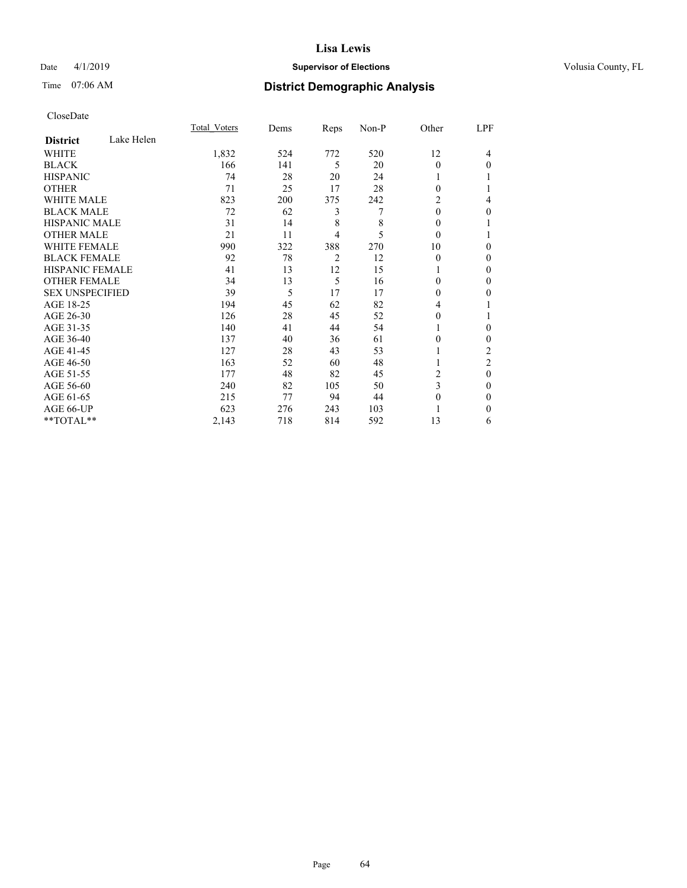**Lisa Lewis**

Date 4/1/2019 **Supervisor of Elections** Volusia County, FL

Time 07:06 AM **District Demographic Analysis**

CloseDate

| District: Lake Helen | Total_Voters | Dems | Reps | Non-P | Other | LPF |
|---|---|---|---|---|---|---|
| WHITE | 1,832 | 524 | 772 | 520 | 12 | 4 |
| BLACK | 166 | 141 | 5 | 20 | 0 | 0 |
| HISPANIC | 74 | 28 | 20 | 24 | 1 | 1 |
| OTHER | 71 | 25 | 17 | 28 | 0 | 1 |
| WHITE MALE | 823 | 200 | 375 | 242 | 2 | 4 |
| BLACK MALE | 72 | 62 | 3 | 7 | 0 | 0 |
| HISPANIC MALE | 31 | 14 | 8 | 8 | 0 | 1 |
| OTHER MALE | 21 | 11 | 4 | 5 | 0 | 1 |
| WHITE FEMALE | 990 | 322 | 388 | 270 | 10 | 0 |
| BLACK FEMALE | 92 | 78 | 2 | 12 | 0 | 0 |
| HISPANIC FEMALE | 41 | 13 | 12 | 15 | 1 | 0 |
| OTHER FEMALE | 34 | 13 | 5 | 16 | 0 | 0 |
| SEX UNSPECIFIED | 39 | 5 | 17 | 17 | 0 | 0 |
| AGE 18-25 | 194 | 45 | 62 | 82 | 4 | 1 |
| AGE 26-30 | 126 | 28 | 45 | 52 | 0 | 1 |
| AGE 31-35 | 140 | 41 | 44 | 54 | 1 | 0 |
| AGE 36-40 | 137 | 40 | 36 | 61 | 0 | 0 |
| AGE 41-45 | 127 | 28 | 43 | 53 | 1 | 2 |
| AGE 46-50 | 163 | 52 | 60 | 48 | 1 | 2 |
| AGE 51-55 | 177 | 48 | 82 | 45 | 2 | 0 |
| AGE 56-60 | 240 | 82 | 105 | 50 | 3 | 0 |
| AGE 61-65 | 215 | 77 | 94 | 44 | 0 | 0 |
| AGE 66-UP | 623 | 276 | 243 | 103 | 1 | 0 |
| **TOTAL** | 2,143 | 718 | 814 | 592 | 13 | 6 |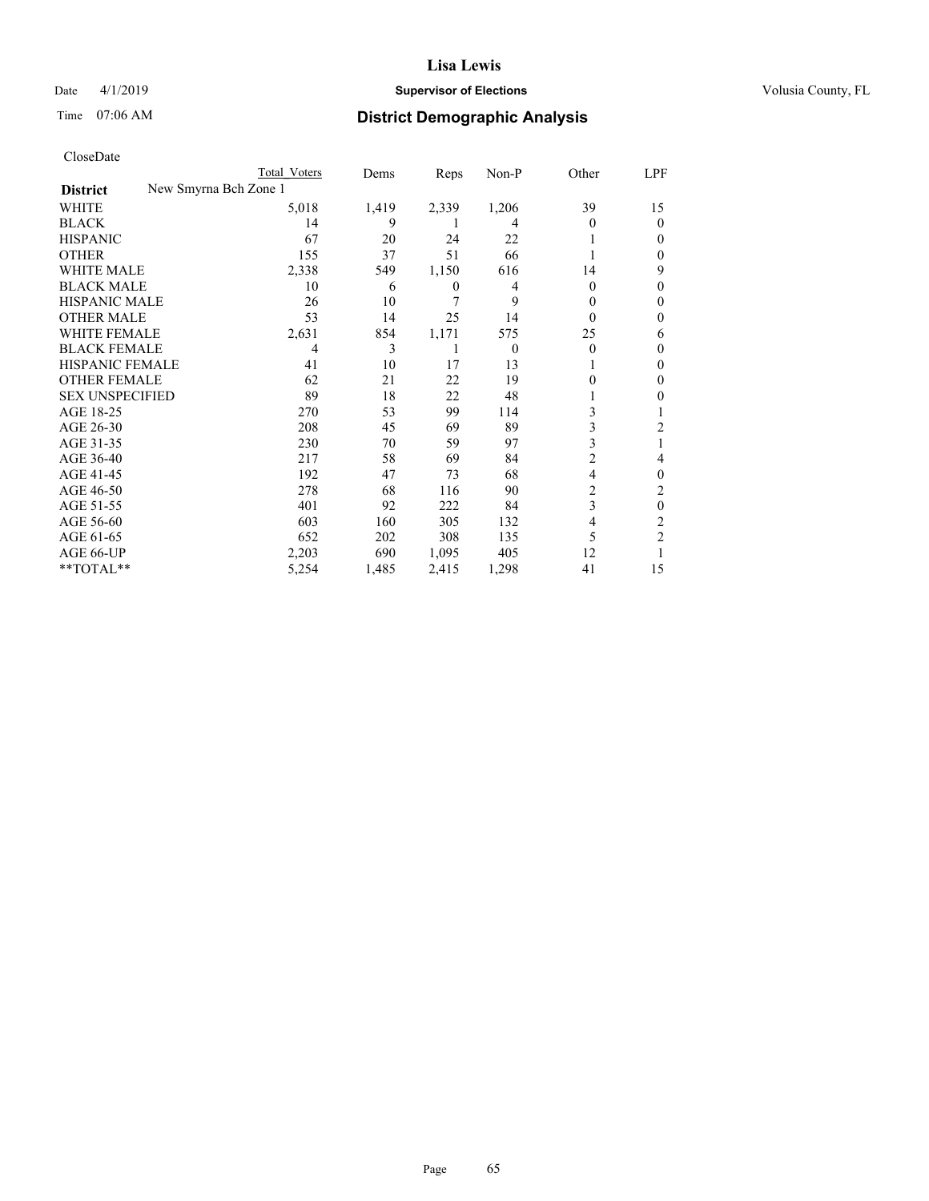**Lisa Lewis**

Date 4/1/2019 **Supervisor of Elections** Volusia County, FL

Time 07:06 AM **District Demographic Analysis**

CloseDate

| **District** New Smyrna Bch Zone 1 | Total Voters | Dems | Reps | Non-P | Other | LPF |
|---|---|---|---|---|---|---|
| WHITE | 5,018 | 1,419 | 2,339 | 1,206 | 39 | 15 |
| BLACK | 14 | 9 | 1 | 4 | 0 | 0 |
| HISPANIC | 67 | 20 | 24 | 22 | 1 | 0 |
| OTHER | 155 | 37 | 51 | 66 | 1 | 0 |
| WHITE MALE | 2,338 | 549 | 1,150 | 616 | 14 | 9 |
| BLACK MALE | 10 | 6 | 0 | 4 | 0 | 0 |
| HISPANIC MALE | 26 | 10 | 7 | 9 | 0 | 0 |
| OTHER MALE | 53 | 14 | 25 | 14 | 0 | 0 |
| WHITE FEMALE | 2,631 | 854 | 1,171 | 575 | 25 | 6 |
| BLACK FEMALE | 4 | 3 | 1 | 0 | 0 | 0 |
| HISPANIC FEMALE | 41 | 10 | 17 | 13 | 1 | 0 |
| OTHER FEMALE | 62 | 21 | 22 | 19 | 0 | 0 |
| SEX UNSPECIFIED | 89 | 18 | 22 | 48 | 1 | 0 |
| AGE 18-25 | 270 | 53 | 99 | 114 | 3 | 1 |
| AGE 26-30 | 208 | 45 | 69 | 89 | 3 | 2 |
| AGE 31-35 | 230 | 70 | 59 | 97 | 3 | 1 |
| AGE 36-40 | 217 | 58 | 69 | 84 | 2 | 4 |
| AGE 41-45 | 192 | 47 | 73 | 68 | 4 | 0 |
| AGE 46-50 | 278 | 68 | 116 | 90 | 2 | 2 |
| AGE 51-55 | 401 | 92 | 222 | 84 | 3 | 0 |
| AGE 56-60 | 603 | 160 | 305 | 132 | 4 | 2 |
| AGE 61-65 | 652 | 202 | 308 | 135 | 5 | 2 |
| AGE 66-UP | 2,203 | 690 | 1,095 | 405 | 12 | 1 |
| **TOTAL** | 5,254 | 1,485 | 2,415 | 1,298 | 41 | 15 |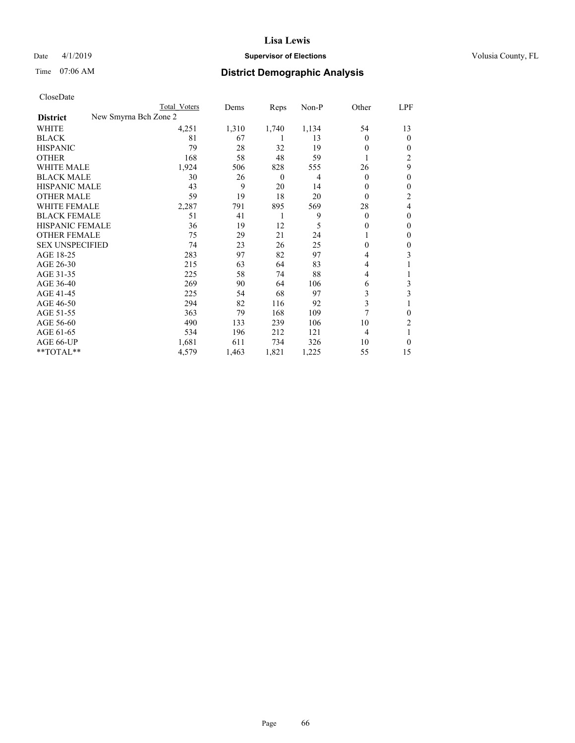# Lisa Lewis

Date 4/1/2019 **Supervisor of Elections** Volusia County, FL

Time 07:06 AM **District Demographic Analysis**

CloseDate

| **District** New Smyrna Bch Zone 2 | Total Voters | Dems | Reps | Non-P | Other | LPF |
|---|---|---|---|---|---|---|
| WHITE | 4,251 | 1,310 | 1,740 | 1,134 | 54 | 13 |
| BLACK | 81 | 67 | 1 | 13 | 0 | 0 |
| HISPANIC | 79 | 28 | 32 | 19 | 0 | 0 |
| OTHER | 168 | 58 | 48 | 59 | 1 | 2 |
| WHITE MALE | 1,924 | 506 | 828 | 555 | 26 | 9 |
| BLACK MALE | 30 | 26 | 0 | 4 | 0 | 0 |
| HISPANIC MALE | 43 | 9 | 20 | 14 | 0 | 0 |
| OTHER MALE | 59 | 19 | 18 | 20 | 0 | 2 |
| WHITE FEMALE | 2,287 | 791 | 895 | 569 | 28 | 4 |
| BLACK FEMALE | 51 | 41 | 1 | 9 | 0 | 0 |
| HISPANIC FEMALE | 36 | 19 | 12 | 5 | 0 | 0 |
| OTHER FEMALE | 75 | 29 | 21 | 24 | 1 | 0 |
| SEX UNSPECIFIED | 74 | 23 | 26 | 25 | 0 | 0 |
| AGE 18-25 | 283 | 97 | 82 | 97 | 4 | 3 |
| AGE 26-30 | 215 | 63 | 64 | 83 | 4 | 1 |
| AGE 31-35 | 225 | 58 | 74 | 88 | 4 | 1 |
| AGE 36-40 | 269 | 90 | 64 | 106 | 6 | 3 |
| AGE 41-45 | 225 | 54 | 68 | 97 | 3 | 3 |
| AGE 46-50 | 294 | 82 | 116 | 92 | 3 | 1 |
| AGE 51-55 | 363 | 79 | 168 | 109 | 7 | 0 |
| AGE 56-60 | 490 | 133 | 239 | 106 | 10 | 2 |
| AGE 61-65 | 534 | 196 | 212 | 121 | 4 | 1 |
| AGE 66-UP | 1,681 | 611 | 734 | 326 | 10 | 0 |
| **TOTAL** | 4,579 | 1,463 | 1,821 | 1,225 | 55 | 15 |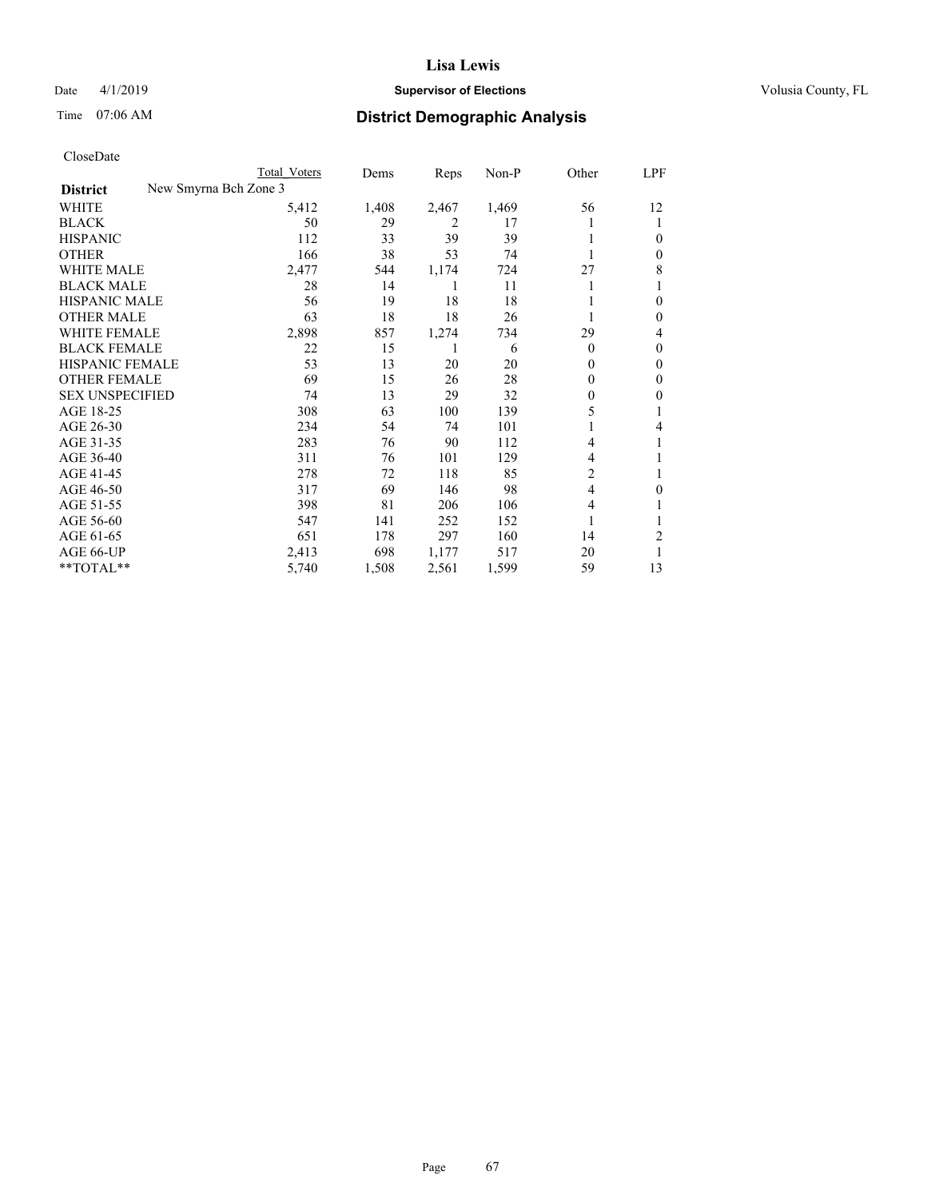# Lisa Lewis

Date 4/1/2019 **Supervisor of Elections** Volusia County, FL

Time 07:06 AM **District Demographic Analysis**

CloseDate

| District | New Smyrna Bch Zone 3 | Total Voters | Dems | Reps | Non-P | Other | LPF |
|---|---|---|---|---|---|---|---|
| WHITE | | 5,412 | 1,408 | 2,467 | 1,469 | 56 | 12 |
| BLACK | | 50 | 29 | 2 | 17 | 1 | 1 |
| HISPANIC | | 112 | 33 | 39 | 39 | 1 | 0 |
| OTHER | | 166 | 38 | 53 | 74 | 1 | 0 |
| WHITE MALE | | 2,477 | 544 | 1,174 | 724 | 27 | 8 |
| BLACK MALE | | 28 | 14 | 1 | 11 | 1 | 1 |
| HISPANIC MALE | | 56 | 19 | 18 | 18 | 1 | 0 |
| OTHER MALE | | 63 | 18 | 18 | 26 | 1 | 0 |
| WHITE FEMALE | | 2,898 | 857 | 1,274 | 734 | 29 | 4 |
| BLACK FEMALE | | 22 | 15 | 1 | 6 | 0 | 0 |
| HISPANIC FEMALE | | 53 | 13 | 20 | 20 | 0 | 0 |
| OTHER FEMALE | | 69 | 15 | 26 | 28 | 0 | 0 |
| SEX UNSPECIFIED | | 74 | 13 | 29 | 32 | 0 | 0 |
| AGE 18-25 | | 308 | 63 | 100 | 139 | 5 | 1 |
| AGE 26-30 | | 234 | 54 | 74 | 101 | 1 | 4 |
| AGE 31-35 | | 283 | 76 | 90 | 112 | 4 | 1 |
| AGE 36-40 | | 311 | 76 | 101 | 129 | 4 | 1 |
| AGE 41-45 | | 278 | 72 | 118 | 85 | 2 | 1 |
| AGE 46-50 | | 317 | 69 | 146 | 98 | 4 | 0 |
| AGE 51-55 | | 398 | 81 | 206 | 106 | 4 | 1 |
| AGE 56-60 | | 547 | 141 | 252 | 152 | 1 | 1 |
| AGE 61-65 | | 651 | 178 | 297 | 160 | 14 | 2 |
| AGE 66-UP | | 2,413 | 698 | 1,177 | 517 | 20 | 1 |
| **TOTAL** | | 5,740 | 1,508 | 2,561 | 1,599 | 59 | 13 |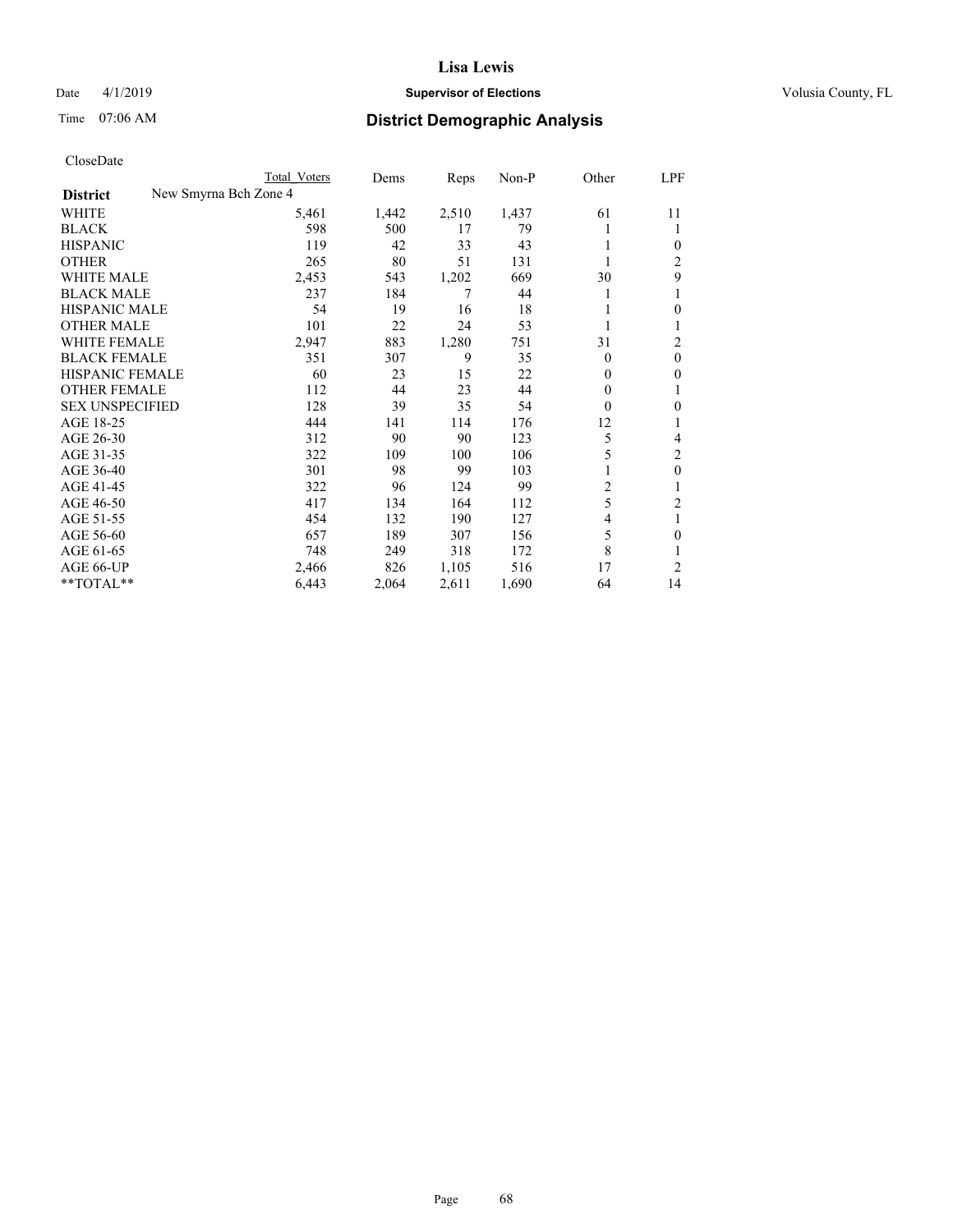CloseDate

| District | Total Voters | Dems | Reps | Non-P | Other | LPF |
|---|---|---|---|---|---|---|
| New Smyrna Bch Zone 4 | | | | | | |
| WHITE | 5,461 | 1,442 | 2,510 | 1,437 | 61 | 11 |
| BLACK | 598 | 500 | 17 | 79 | 1 | 1 |
| HISPANIC | 119 | 42 | 33 | 43 | 1 | 0 |
| OTHER | 265 | 80 | 51 | 131 | 1 | 2 |
| WHITE MALE | 2,453 | 543 | 1,202 | 669 | 30 | 9 |
| BLACK MALE | 237 | 184 | 7 | 44 | 1 | 1 |
| HISPANIC MALE | 54 | 19 | 16 | 18 | 1 | 0 |
| OTHER MALE | 101 | 22 | 24 | 53 | 1 | 1 |
| WHITE FEMALE | 2,947 | 883 | 1,280 | 751 | 31 | 2 |
| BLACK FEMALE | 351 | 307 | 9 | 35 | 0 | 0 |
| HISPANIC FEMALE | 60 | 23 | 15 | 22 | 0 | 0 |
| OTHER FEMALE | 112 | 44 | 23 | 44 | 0 | 1 |
| SEX UNSPECIFIED | 128 | 39 | 35 | 54 | 0 | 0 |
| AGE 18-25 | 444 | 141 | 114 | 176 | 12 | 1 |
| AGE 26-30 | 312 | 90 | 90 | 123 | 5 | 4 |
| AGE 31-35 | 322 | 109 | 100 | 106 | 5 | 2 |
| AGE 36-40 | 301 | 98 | 99 | 103 | 1 | 0 |
| AGE 41-45 | 322 | 96 | 124 | 99 | 2 | 1 |
| AGE 46-50 | 417 | 134 | 164 | 112 | 5 | 2 |
| AGE 51-55 | 454 | 132 | 190 | 127 | 4 | 1 |
| AGE 56-60 | 657 | 189 | 307 | 156 | 5 | 0 |
| AGE 61-65 | 748 | 249 | 318 | 172 | 8 | 1 |
| AGE 66-UP | 2,466 | 826 | 1,105 | 516 | 17 | 2 |
| **TOTAL** | 6,443 | 2,064 | 2,611 | 1,690 | 64 | 14 |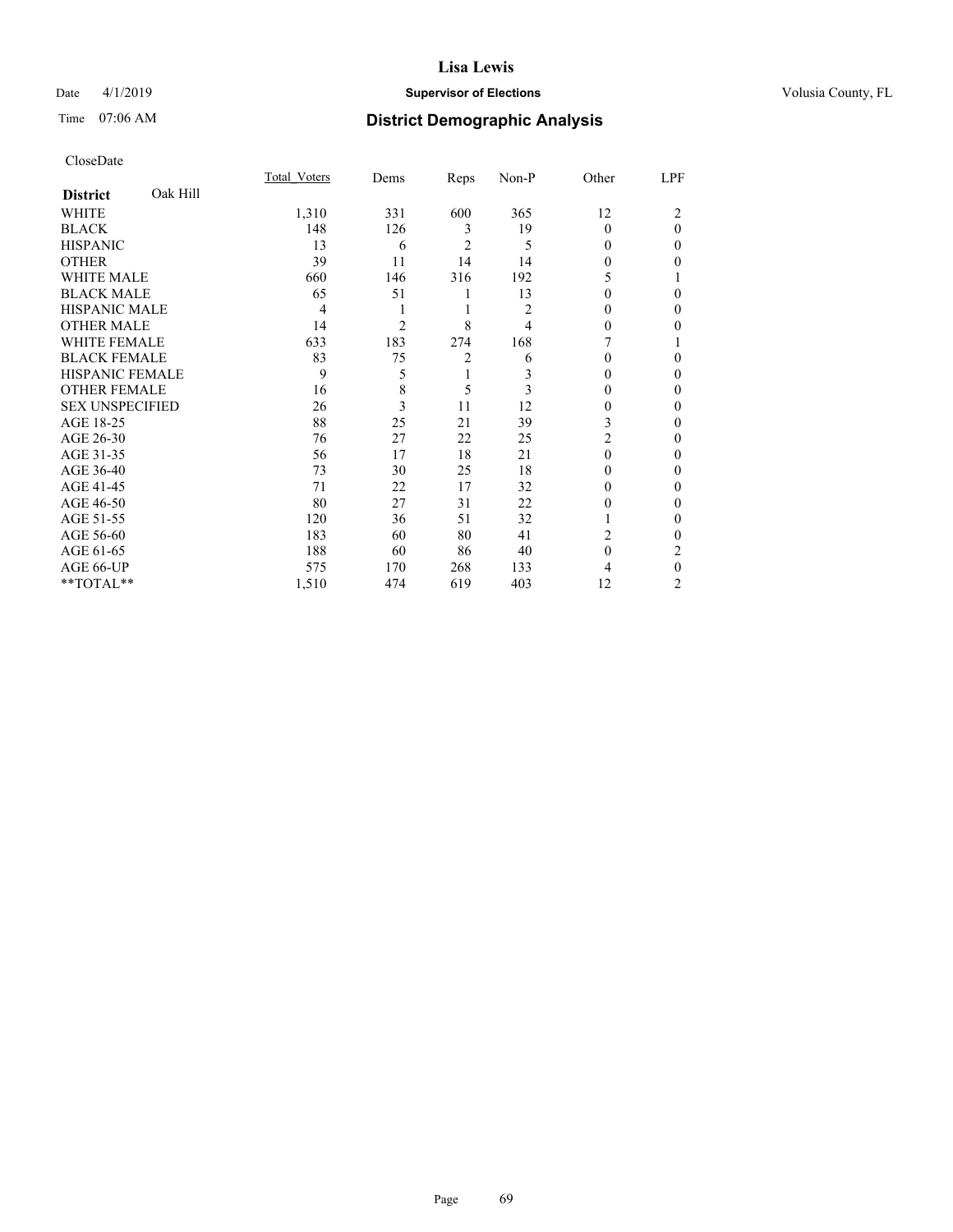**Lisa Lewis**

Date 4/1/2019 **Supervisor of Elections** Volusia County, FL

Time 07:06 AM

## District Demographic Analysis

CloseDate

| District: Oak Hill | Total_Voters | Dems | Reps | Non-P | Other | LPF |
|---|---|---|---|---|---|---|
| WHITE | 1,310 | 331 | 600 | 365 | 12 | 2 |
| BLACK | 148 | 126 | 3 | 19 | 0 | 0 |
| HISPANIC | 13 | 6 | 2 | 5 | 0 | 0 |
| OTHER | 39 | 11 | 14 | 14 | 0 | 0 |
| WHITE MALE | 660 | 146 | 316 | 192 | 5 | 1 |
| BLACK MALE | 65 | 51 | 1 | 13 | 0 | 0 |
| HISPANIC MALE | 4 | 1 | 1 | 2 | 0 | 0 |
| OTHER MALE | 14 | 2 | 8 | 4 | 0 | 0 |
| WHITE FEMALE | 633 | 183 | 274 | 168 | 7 | 1 |
| BLACK FEMALE | 83 | 75 | 2 | 6 | 0 | 0 |
| HISPANIC FEMALE | 9 | 5 | 1 | 3 | 0 | 0 |
| OTHER FEMALE | 16 | 8 | 5 | 3 | 0 | 0 |
| SEX UNSPECIFIED | 26 | 3 | 11 | 12 | 0 | 0 |
| AGE 18-25 | 88 | 25 | 21 | 39 | 3 | 0 |
| AGE 26-30 | 76 | 27 | 22 | 25 | 2 | 0 |
| AGE 31-35 | 56 | 17 | 18 | 21 | 0 | 0 |
| AGE 36-40 | 73 | 30 | 25 | 18 | 0 | 0 |
| AGE 41-45 | 71 | 22 | 17 | 32 | 0 | 0 |
| AGE 46-50 | 80 | 27 | 31 | 22 | 0 | 0 |
| AGE 51-55 | 120 | 36 | 51 | 32 | 1 | 0 |
| AGE 56-60 | 183 | 60 | 80 | 41 | 2 | 0 |
| AGE 61-65 | 188 | 60 | 86 | 40 | 0 | 2 |
| AGE 66-UP | 575 | 170 | 268 | 133 | 4 | 0 |
| **TOTAL** | 1,510 | 474 | 619 | 403 | 12 | 2 |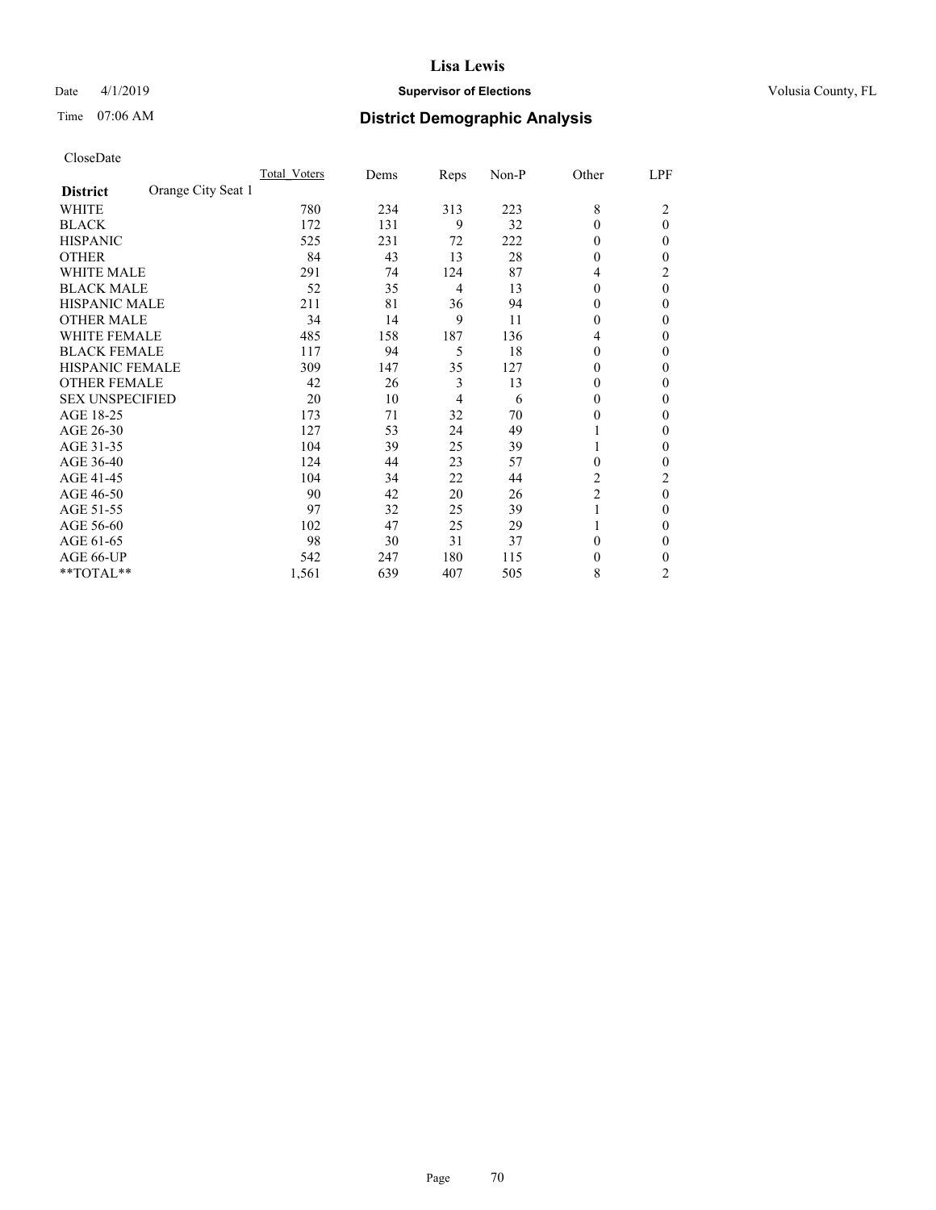# Lisa Lewis

Date 4/1/2019 **Supervisor of Elections** Volusia County, FL

Time 07:06 AM **District Demographic Analysis**

CloseDate

| **District** Orange City Seat 1 | Total Voters | Dems | Reps | Non-P | Other | LPF |
|---|---|---|---|---|---|---|
| WHITE | 780 | 234 | 313 | 223 | 8 | 2 |
| BLACK | 172 | 131 | 9 | 32 | 0 | 0 |
| HISPANIC | 525 | 231 | 72 | 222 | 0 | 0 |
| OTHER | 84 | 43 | 13 | 28 | 0 | 0 |
| WHITE MALE | 291 | 74 | 124 | 87 | 4 | 2 |
| BLACK MALE | 52 | 35 | 4 | 13 | 0 | 0 |
| HISPANIC MALE | 211 | 81 | 36 | 94 | 0 | 0 |
| OTHER MALE | 34 | 14 | 9 | 11 | 0 | 0 |
| WHITE FEMALE | 485 | 158 | 187 | 136 | 4 | 0 |
| BLACK FEMALE | 117 | 94 | 5 | 18 | 0 | 0 |
| HISPANIC FEMALE | 309 | 147 | 35 | 127 | 0 | 0 |
| OTHER FEMALE | 42 | 26 | 3 | 13 | 0 | 0 |
| SEX UNSPECIFIED | 20 | 10 | 4 | 6 | 0 | 0 |
| AGE 18-25 | 173 | 71 | 32 | 70 | 0 | 0 |
| AGE 26-30 | 127 | 53 | 24 | 49 | 1 | 0 |
| AGE 31-35 | 104 | 39 | 25 | 39 | 1 | 0 |
| AGE 36-40 | 124 | 44 | 23 | 57 | 0 | 0 |
| AGE 41-45 | 104 | 34 | 22 | 44 | 2 | 2 |
| AGE 46-50 | 90 | 42 | 20 | 26 | 2 | 0 |
| AGE 51-55 | 97 | 32 | 25 | 39 | 1 | 0 |
| AGE 56-60 | 102 | 47 | 25 | 29 | 1 | 0 |
| AGE 61-65 | 98 | 30 | 31 | 37 | 0 | 0 |
| AGE 66-UP | 542 | 247 | 180 | 115 | 0 | 0 |
| **TOTAL** | 1,561 | 639 | 407 | 505 | 8 | 2 |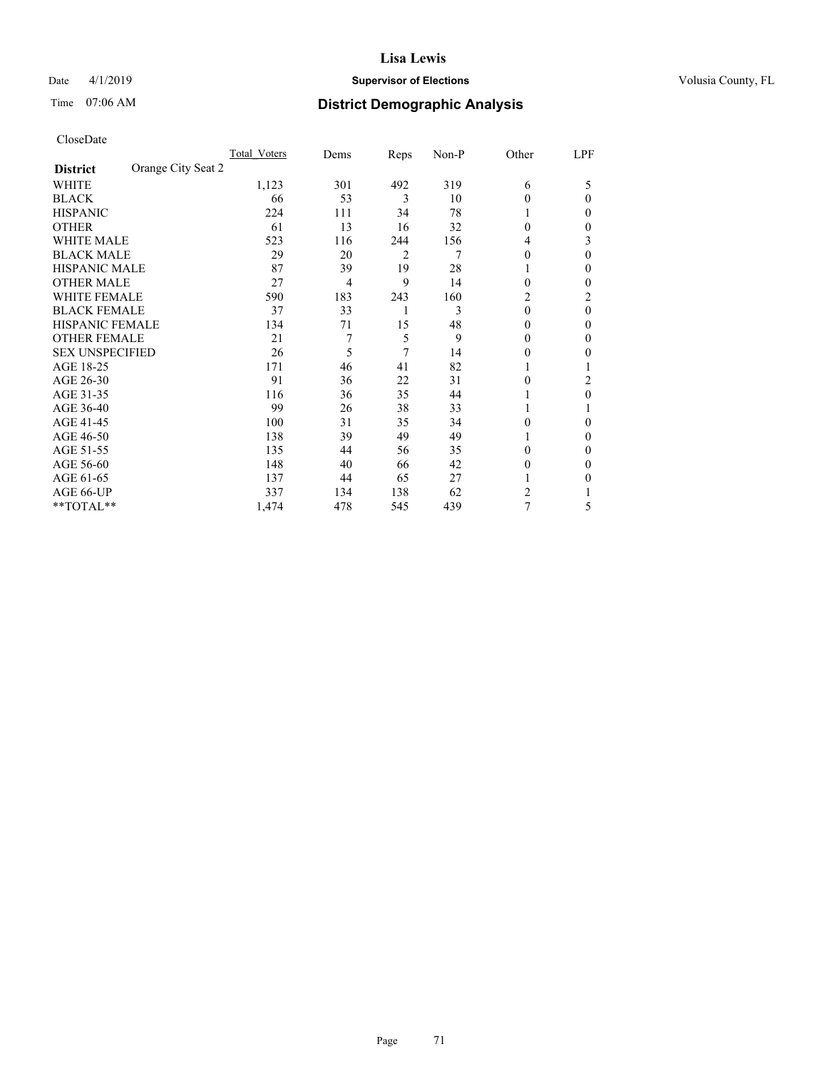Date 4/1/2019

Time 07:06 AM

**Supervisor of Elections**

**District Demographic Analysis**

Volusia County, FL

CloseDate

| District | Orange City Seat 2 | Total_Voters | Dems | Reps | Non-P | Other | LPF |
|---|---|---|---|---|---|---|---|
| WHITE | | 1,123 | 301 | 492 | 319 | 6 | 5 |
| BLACK | | 66 | 53 | 3 | 10 | 0 | 0 |
| HISPANIC | | 224 | 111 | 34 | 78 | 1 | 0 |
| OTHER | | 61 | 13 | 16 | 32 | 0 | 0 |
| WHITE MALE | | 523 | 116 | 244 | 156 | 4 | 3 |
| BLACK MALE | | 29 | 20 | 2 | 7 | 0 | 0 |
| HISPANIC MALE | | 87 | 39 | 19 | 28 | 1 | 0 |
| OTHER MALE | | 27 | 4 | 9 | 14 | 0 | 0 |
| WHITE FEMALE | | 590 | 183 | 243 | 160 | 2 | 2 |
| BLACK FEMALE | | 37 | 33 | 1 | 3 | 0 | 0 |
| HISPANIC FEMALE | | 134 | 71 | 15 | 48 | 0 | 0 |
| OTHER FEMALE | | 21 | 7 | 5 | 9 | 0 | 0 |
| SEX UNSPECIFIED | | 26 | 5 | 7 | 14 | 0 | 0 |
| AGE 18-25 | | 171 | 46 | 41 | 82 | 1 | 1 |
| AGE 26-30 | | 91 | 36 | 22 | 31 | 0 | 2 |
| AGE 31-35 | | 116 | 36 | 35 | 44 | 1 | 0 |
| AGE 36-40 | | 99 | 26 | 38 | 33 | 1 | 1 |
| AGE 41-45 | | 100 | 31 | 35 | 34 | 0 | 0 |
| AGE 46-50 | | 138 | 39 | 49 | 49 | 1 | 0 |
| AGE 51-55 | | 135 | 44 | 56 | 35 | 0 | 0 |
| AGE 56-60 | | 148 | 40 | 66 | 42 | 0 | 0 |
| AGE 61-65 | | 137 | 44 | 65 | 27 | 1 | 0 |
| AGE 66-UP | | 337 | 134 | 138 | 62 | 2 | 1 |
| **TOTAL** | | 1,474 | 478 | 545 | 439 | 7 | 5 |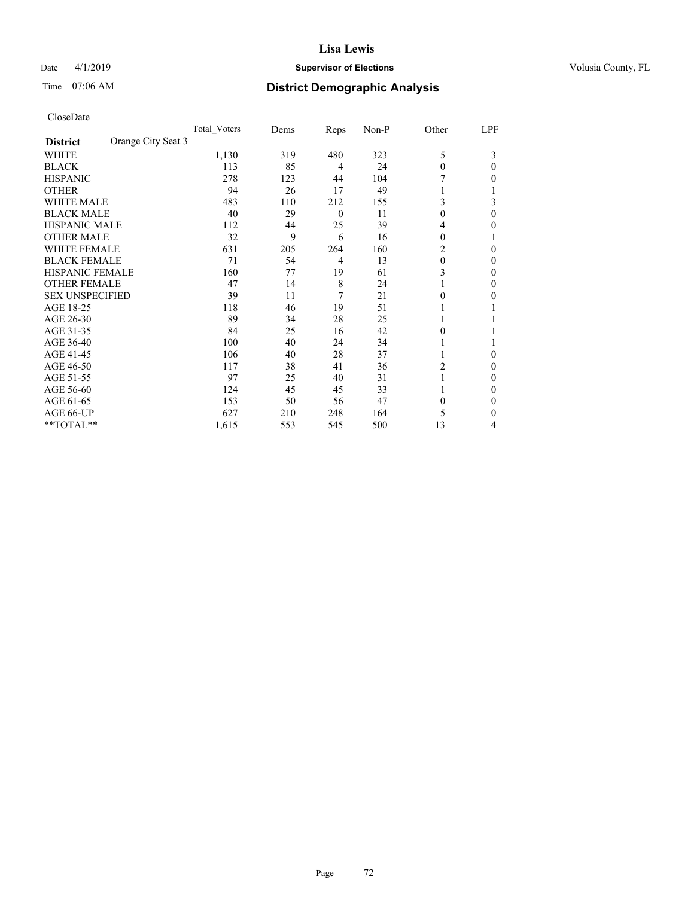**Lisa Lewis**

Date 4/1/2019 **Supervisor of Elections** Volusia County, FL

Time 07:06 AM **District Demographic Analysis**

CloseDate

| **District** Orange City Seat 3 | Total_Voters | Dems | Reps | Non-P | Other | LPF |
|---|---|---|---|---|---|---|
| WHITE | 1,130 | 319 | 480 | 323 | 5 | 3 |
| BLACK | 113 | 85 | 4 | 24 | 0 | 0 |
| HISPANIC | 278 | 123 | 44 | 104 | 7 | 0 |
| OTHER | 94 | 26 | 17 | 49 | 1 | 1 |
| WHITE MALE | 483 | 110 | 212 | 155 | 3 | 3 |
| BLACK MALE | 40 | 29 | 0 | 11 | 0 | 0 |
| HISPANIC MALE | 112 | 44 | 25 | 39 | 4 | 0 |
| OTHER MALE | 32 | 9 | 6 | 16 | 0 | 1 |
| WHITE FEMALE | 631 | 205 | 264 | 160 | 2 | 0 |
| BLACK FEMALE | 71 | 54 | 4 | 13 | 0 | 0 |
| HISPANIC FEMALE | 160 | 77 | 19 | 61 | 3 | 0 |
| OTHER FEMALE | 47 | 14 | 8 | 24 | 1 | 0 |
| SEX UNSPECIFIED | 39 | 11 | 7 | 21 | 0 | 0 |
| AGE 18-25 | 118 | 46 | 19 | 51 | 1 | 1 |
| AGE 26-30 | 89 | 34 | 28 | 25 | 1 | 1 |
| AGE 31-35 | 84 | 25 | 16 | 42 | 0 | 1 |
| AGE 36-40 | 100 | 40 | 24 | 34 | 1 | 1 |
| AGE 41-45 | 106 | 40 | 28 | 37 | 1 | 0 |
| AGE 46-50 | 117 | 38 | 41 | 36 | 2 | 0 |
| AGE 51-55 | 97 | 25 | 40 | 31 | 1 | 0 |
| AGE 56-60 | 124 | 45 | 45 | 33 | 1 | 0 |
| AGE 61-65 | 153 | 50 | 56 | 47 | 0 | 0 |
| AGE 66-UP | 627 | 210 | 248 | 164 | 5 | 0 |
| **TOTAL** | 1,615 | 553 | 545 | 500 | 13 | 4 |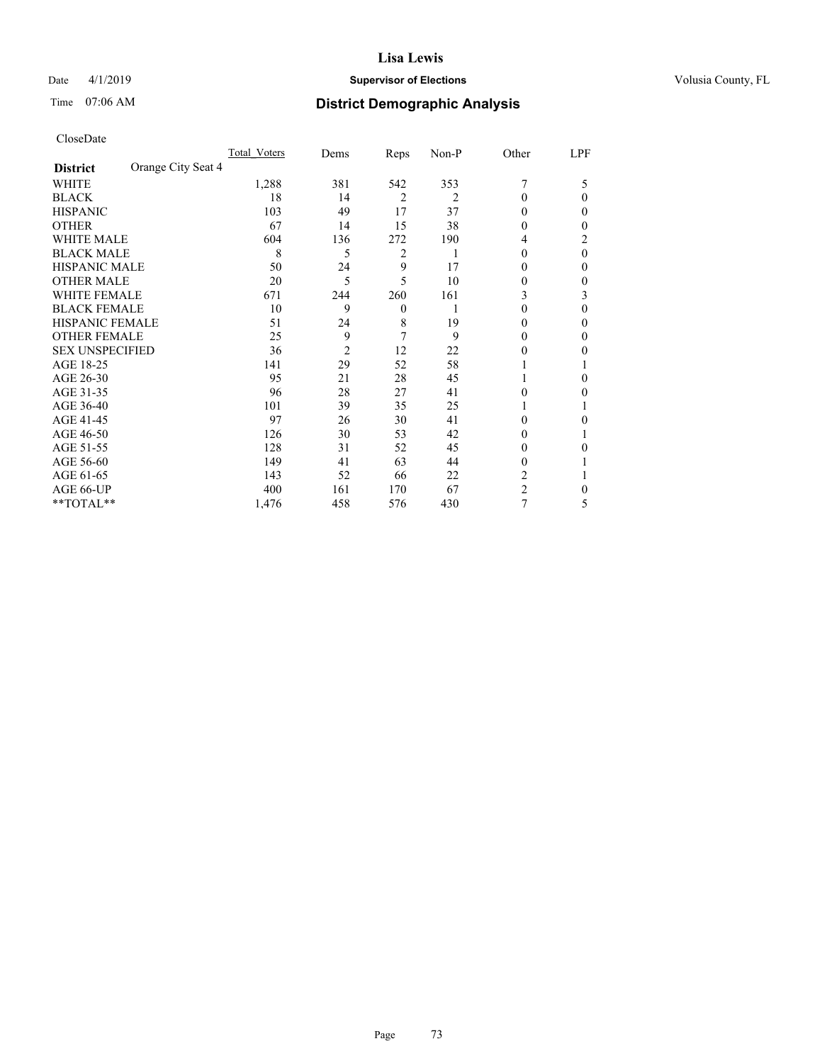# Lisa Lewis

Date 4/1/2019 **Supervisor of Elections** Volusia County, FL

Time 07:06 AM **District Demographic Analysis**

CloseDate

| **District** Orange City Seat 4 | Total_Voters | Dems | Reps | Non-P | Other | LPF |
|---|---|---|---|---|---|---|
| WHITE | 1,288 | 381 | 542 | 353 | 7 | 5 |
| BLACK | 18 | 14 | 2 | 2 | 0 | 0 |
| HISPANIC | 103 | 49 | 17 | 37 | 0 | 0 |
| OTHER | 67 | 14 | 15 | 38 | 0 | 0 |
| WHITE MALE | 604 | 136 | 272 | 190 | 4 | 2 |
| BLACK MALE | 8 | 5 | 2 | 1 | 0 | 0 |
| HISPANIC MALE | 50 | 24 | 9 | 17 | 0 | 0 |
| OTHER MALE | 20 | 5 | 5 | 10 | 0 | 0 |
| WHITE FEMALE | 671 | 244 | 260 | 161 | 3 | 3 |
| BLACK FEMALE | 10 | 9 | 0 | 1 | 0 | 0 |
| HISPANIC FEMALE | 51 | 24 | 8 | 19 | 0 | 0 |
| OTHER FEMALE | 25 | 9 | 7 | 9 | 0 | 0 |
| SEX UNSPECIFIED | 36 | 2 | 12 | 22 | 0 | 0 |
| AGE 18-25 | 141 | 29 | 52 | 58 | 1 | 1 |
| AGE 26-30 | 95 | 21 | 28 | 45 | 1 | 0 |
| AGE 31-35 | 96 | 28 | 27 | 41 | 0 | 0 |
| AGE 36-40 | 101 | 39 | 35 | 25 | 1 | 1 |
| AGE 41-45 | 97 | 26 | 30 | 41 | 0 | 0 |
| AGE 46-50 | 126 | 30 | 53 | 42 | 0 | 1 |
| AGE 51-55 | 128 | 31 | 52 | 45 | 0 | 0 |
| AGE 56-60 | 149 | 41 | 63 | 44 | 0 | 1 |
| AGE 61-65 | 143 | 52 | 66 | 22 | 2 | 1 |
| AGE 66-UP | 400 | 161 | 170 | 67 | 2 | 0 |
| **TOTAL** | 1,476 | 458 | 576 | 430 | 7 | 5 |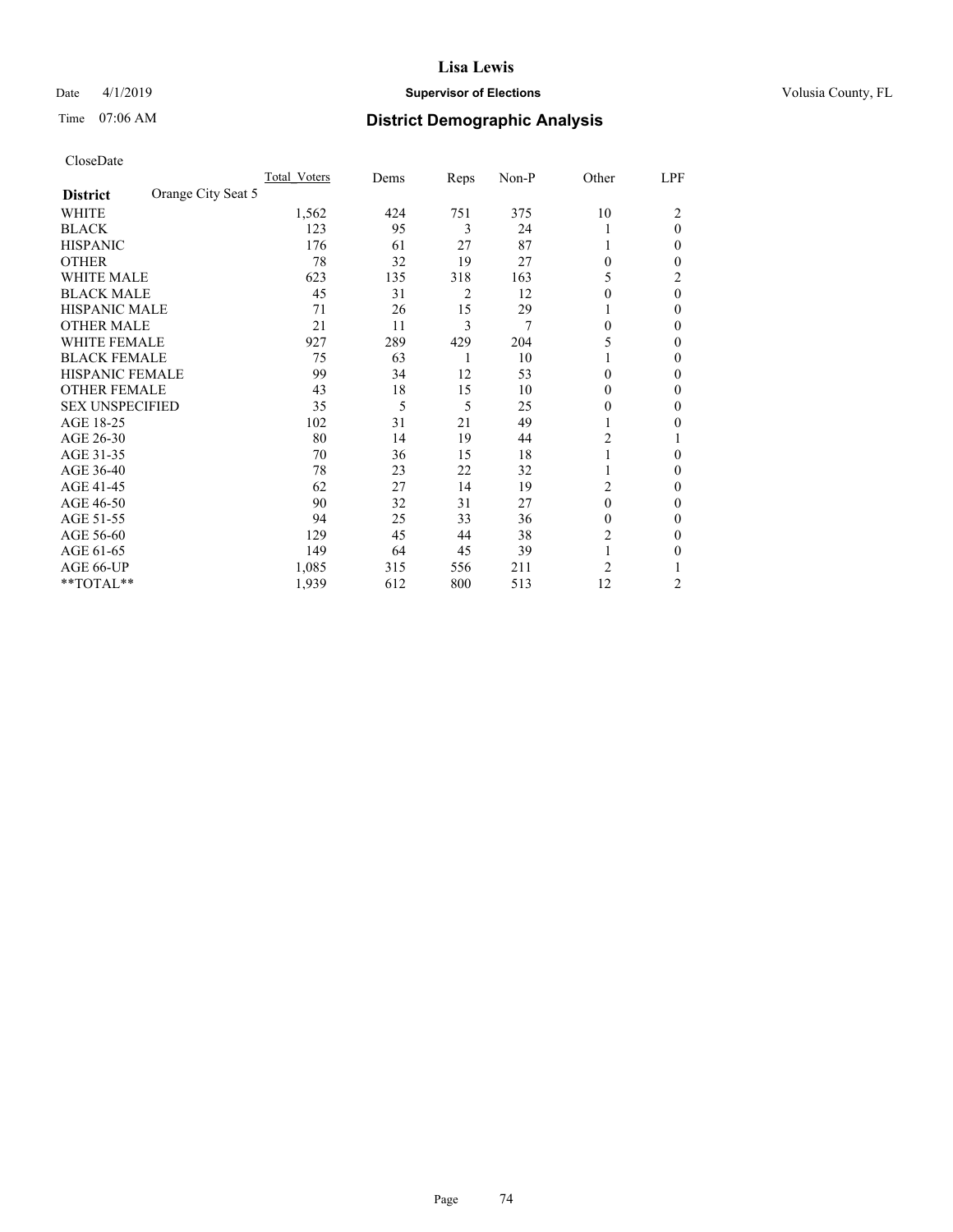# Lisa Lewis

Date 4/1/2019 **Supervisor of Elections** Volusia County, FL

Time 07:06 AM **District Demographic Analysis**

CloseDate

| District: Orange City Seat 5 | Total_Voters | Dems | Reps | Non-P | Other | LPF |
|---|---|---|---|---|---|---|
| WHITE | 1,562 | 424 | 751 | 375 | 10 | 2 |
| BLACK | 123 | 95 | 3 | 24 | 1 | 0 |
| HISPANIC | 176 | 61 | 27 | 87 | 1 | 0 |
| OTHER | 78 | 32 | 19 | 27 | 0 | 0 |
| WHITE MALE | 623 | 135 | 318 | 163 | 5 | 2 |
| BLACK MALE | 45 | 31 | 2 | 12 | 0 | 0 |
| HISPANIC MALE | 71 | 26 | 15 | 29 | 1 | 0 |
| OTHER MALE | 21 | 11 | 3 | 7 | 0 | 0 |
| WHITE FEMALE | 927 | 289 | 429 | 204 | 5 | 0 |
| BLACK FEMALE | 75 | 63 | 1 | 10 | 1 | 0 |
| HISPANIC FEMALE | 99 | 34 | 12 | 53 | 0 | 0 |
| OTHER FEMALE | 43 | 18 | 15 | 10 | 0 | 0 |
| SEX UNSPECIFIED | 35 | 5 | 5 | 25 | 0 | 0 |
| AGE 18-25 | 102 | 31 | 21 | 49 | 1 | 0 |
| AGE 26-30 | 80 | 14 | 19 | 44 | 2 | 1 |
| AGE 31-35 | 70 | 36 | 15 | 18 | 1 | 0 |
| AGE 36-40 | 78 | 23 | 22 | 32 | 1 | 0 |
| AGE 41-45 | 62 | 27 | 14 | 19 | 2 | 0 |
| AGE 46-50 | 90 | 32 | 31 | 27 | 0 | 0 |
| AGE 51-55 | 94 | 25 | 33 | 36 | 0 | 0 |
| AGE 56-60 | 129 | 45 | 44 | 38 | 2 | 0 |
| AGE 61-65 | 149 | 64 | 45 | 39 | 1 | 0 |
| AGE 66-UP | 1,085 | 315 | 556 | 211 | 2 | 1 |
| **TOTAL** | 1,939 | 612 | 800 | 513 | 12 | 2 |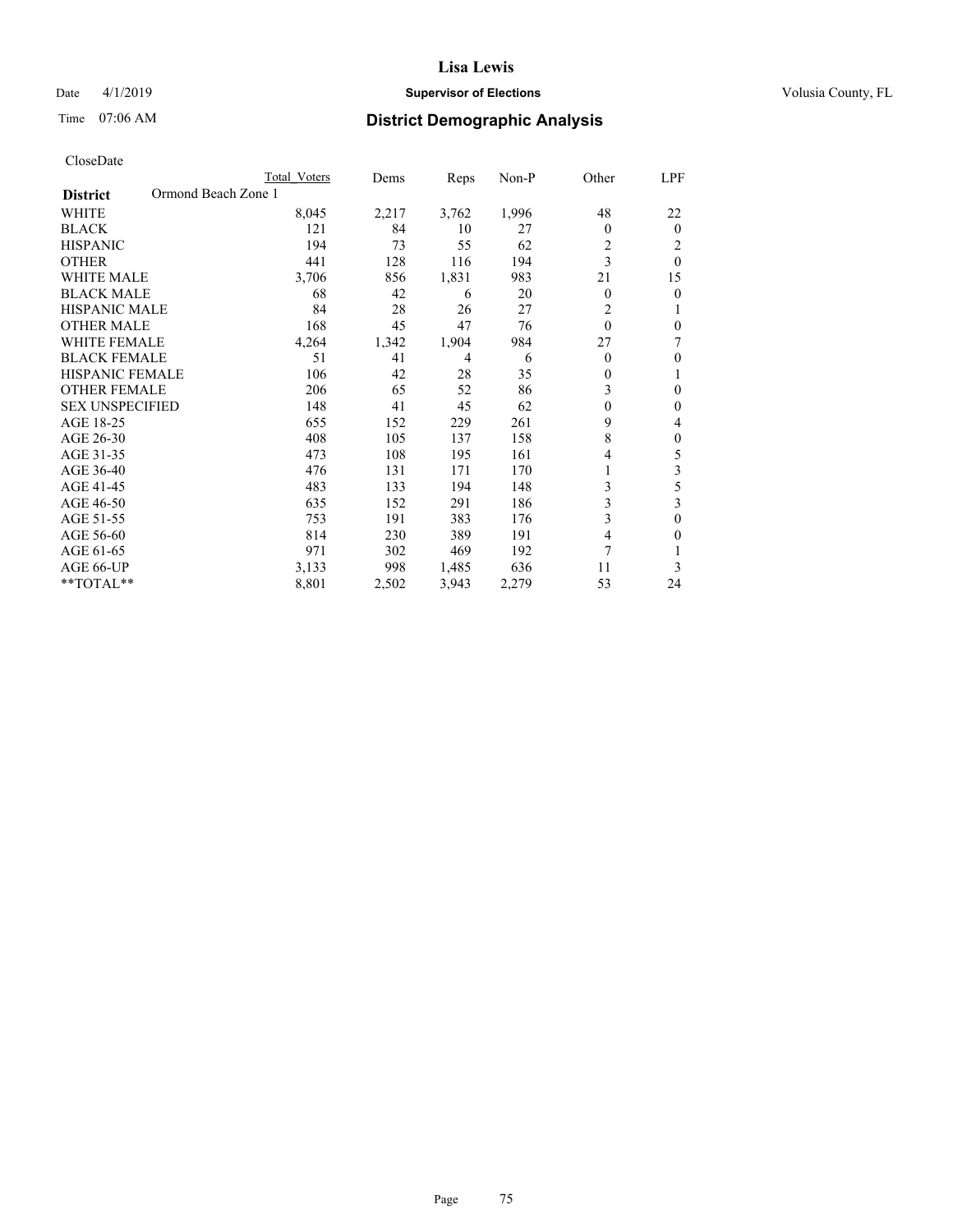# Lisa Lewis

Date 4/1/2019 **Supervisor of Elections** Volusia County, FL

Time 07:06 AM **District Demographic Analysis**

CloseDate

| | Total Voters | Dems | Reps | Non-P | Other | LPF |
|---|---|---|---|---|---|---|
| **District** Ormond Beach Zone 1 | | | | | | |
| WHITE | 8,045 | 2,217 | 3,762 | 1,996 | 48 | 22 |
| BLACK | 121 | 84 | 10 | 27 | 0 | 0 |
| HISPANIC | 194 | 73 | 55 | 62 | 2 | 2 |
| OTHER | 441 | 128 | 116 | 194 | 3 | 0 |
| WHITE MALE | 3,706 | 856 | 1,831 | 983 | 21 | 15 |
| BLACK MALE | 68 | 42 | 6 | 20 | 0 | 0 |
| HISPANIC MALE | 84 | 28 | 26 | 27 | 2 | 1 |
| OTHER MALE | 168 | 45 | 47 | 76 | 0 | 0 |
| WHITE FEMALE | 4,264 | 1,342 | 1,904 | 984 | 27 | 7 |
| BLACK FEMALE | 51 | 41 | 4 | 6 | 0 | 0 |
| HISPANIC FEMALE | 106 | 42 | 28 | 35 | 0 | 1 |
| OTHER FEMALE | 206 | 65 | 52 | 86 | 3 | 0 |
| SEX UNSPECIFIED | 148 | 41 | 45 | 62 | 0 | 0 |
| AGE 18-25 | 655 | 152 | 229 | 261 | 9 | 4 |
| AGE 26-30 | 408 | 105 | 137 | 158 | 8 | 0 |
| AGE 31-35 | 473 | 108 | 195 | 161 | 4 | 5 |
| AGE 36-40 | 476 | 131 | 171 | 170 | 1 | 3 |
| AGE 41-45 | 483 | 133 | 194 | 148 | 3 | 5 |
| AGE 46-50 | 635 | 152 | 291 | 186 | 3 | 3 |
| AGE 51-55 | 753 | 191 | 383 | 176 | 3 | 0 |
| AGE 56-60 | 814 | 230 | 389 | 191 | 4 | 0 |
| AGE 61-65 | 971 | 302 | 469 | 192 | 7 | 1 |
| AGE 66-UP | 3,133 | 998 | 1,485 | 636 | 11 | 3 |
| **TOTAL** | 8,801 | 2,502 | 3,943 | 2,279 | 53 | 24 |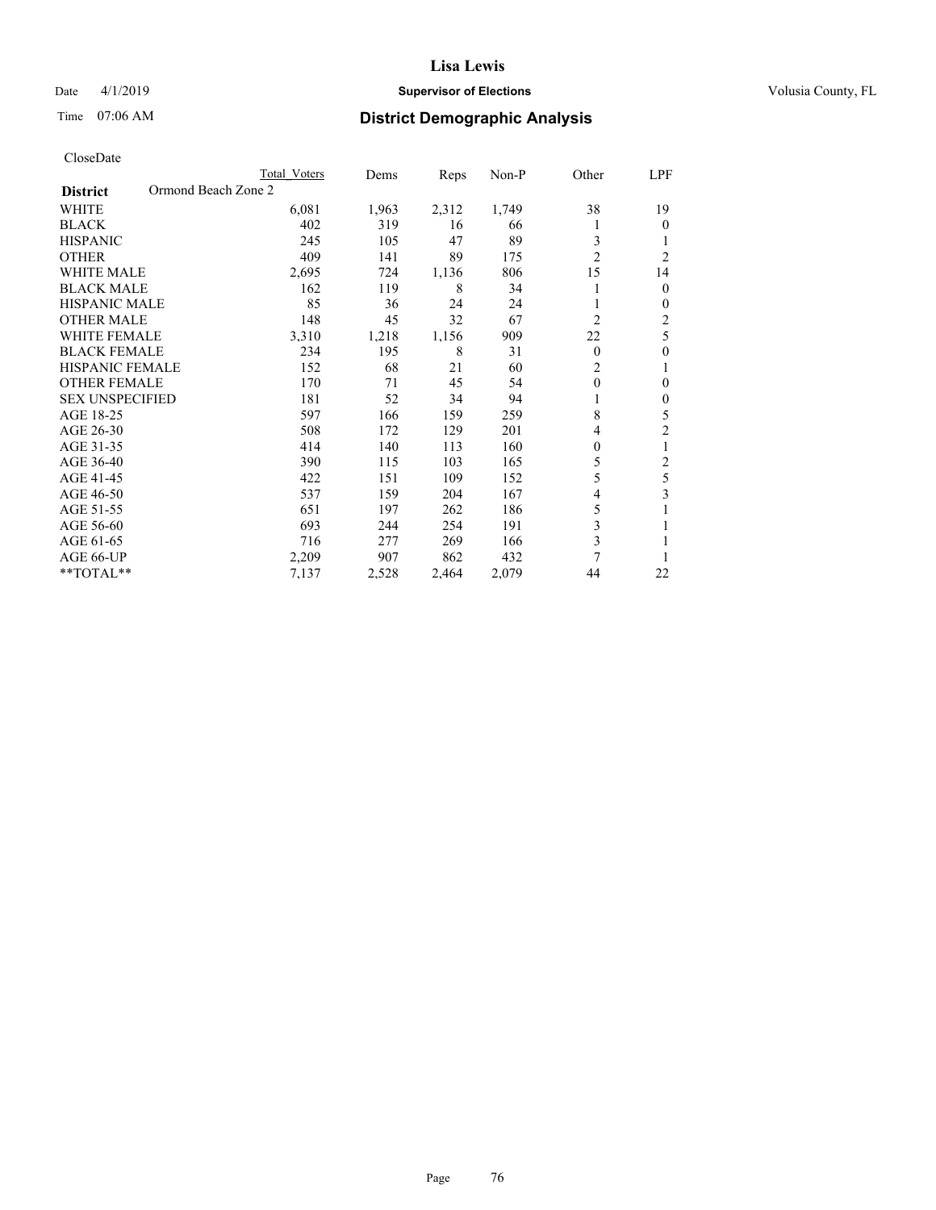Lisa Lewis

Date 4/1/2019 **Supervisor of Elections** Volusia County, FL

Time 07:06 AM **District Demographic Analysis**

CloseDate

| **District** Ormond Beach Zone 2 | Total Voters | Dems | Reps | Non-P | Other | LPF |
|---|---|---|---|---|---|---|
| WHITE | 6,081 | 1,963 | 2,312 | 1,749 | 38 | 19 |
| BLACK | 402 | 319 | 16 | 66 | 1 | 0 |
| HISPANIC | 245 | 105 | 47 | 89 | 3 | 1 |
| OTHER | 409 | 141 | 89 | 175 | 2 | 2 |
| WHITE MALE | 2,695 | 724 | 1,136 | 806 | 15 | 14 |
| BLACK MALE | 162 | 119 | 8 | 34 | 1 | 0 |
| HISPANIC MALE | 85 | 36 | 24 | 24 | 1 | 0 |
| OTHER MALE | 148 | 45 | 32 | 67 | 2 | 2 |
| WHITE FEMALE | 3,310 | 1,218 | 1,156 | 909 | 22 | 5 |
| BLACK FEMALE | 234 | 195 | 8 | 31 | 0 | 0 |
| HISPANIC FEMALE | 152 | 68 | 21 | 60 | 2 | 1 |
| OTHER FEMALE | 170 | 71 | 45 | 54 | 0 | 0 |
| SEX UNSPECIFIED | 181 | 52 | 34 | 94 | 1 | 0 |
| AGE 18-25 | 597 | 166 | 159 | 259 | 8 | 5 |
| AGE 26-30 | 508 | 172 | 129 | 201 | 4 | 2 |
| AGE 31-35 | 414 | 140 | 113 | 160 | 0 | 1 |
| AGE 36-40 | 390 | 115 | 103 | 165 | 5 | 2 |
| AGE 41-45 | 422 | 151 | 109 | 152 | 5 | 5 |
| AGE 46-50 | 537 | 159 | 204 | 167 | 4 | 3 |
| AGE 51-55 | 651 | 197 | 262 | 186 | 5 | 1 |
| AGE 56-60 | 693 | 244 | 254 | 191 | 3 | 1 |
| AGE 61-65 | 716 | 277 | 269 | 166 | 3 | 1 |
| AGE 66-UP | 2,209 | 907 | 862 | 432 | 7 | 1 |
| **TOTAL** | 7,137 | 2,528 | 2,464 | 2,079 | 44 | 22 |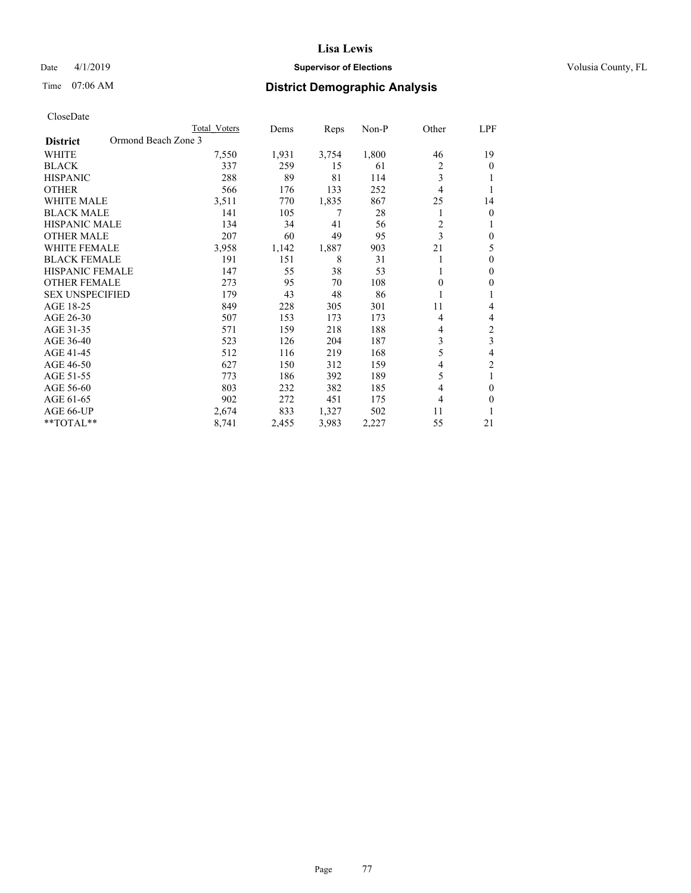Date 4/1/2019

Time 07:06 AM

# Lisa Lewis

## Supervisor of Elections

Volusia County, FL

## District Demographic Analysis

CloseDate

| District: Ormond Beach Zone 3 | Total Voters | Dems | Reps | Non-P | Other | LPF |
|---|---|---|---|---|---|---|
| WHITE | 7,550 | 1,931 | 3,754 | 1,800 | 46 | 19 |
| BLACK | 337 | 259 | 15 | 61 | 2 | 0 |
| HISPANIC | 288 | 89 | 81 | 114 | 3 | 1 |
| OTHER | 566 | 176 | 133 | 252 | 4 | 1 |
| WHITE MALE | 3,511 | 770 | 1,835 | 867 | 25 | 14 |
| BLACK MALE | 141 | 105 | 7 | 28 | 1 | 0 |
| HISPANIC MALE | 134 | 34 | 41 | 56 | 2 | 1 |
| OTHER MALE | 207 | 60 | 49 | 95 | 3 | 0 |
| WHITE FEMALE | 3,958 | 1,142 | 1,887 | 903 | 21 | 5 |
| BLACK FEMALE | 191 | 151 | 8 | 31 | 1 | 0 |
| HISPANIC FEMALE | 147 | 55 | 38 | 53 | 1 | 0 |
| OTHER FEMALE | 273 | 95 | 70 | 108 | 0 | 0 |
| SEX UNSPECIFIED | 179 | 43 | 48 | 86 | 1 | 1 |
| AGE 18-25 | 849 | 228 | 305 | 301 | 11 | 4 |
| AGE 26-30 | 507 | 153 | 173 | 173 | 4 | 4 |
| AGE 31-35 | 571 | 159 | 218 | 188 | 4 | 2 |
| AGE 36-40 | 523 | 126 | 204 | 187 | 3 | 3 |
| AGE 41-45 | 512 | 116 | 219 | 168 | 5 | 4 |
| AGE 46-50 | 627 | 150 | 312 | 159 | 4 | 2 |
| AGE 51-55 | 773 | 186 | 392 | 189 | 5 | 1 |
| AGE 56-60 | 803 | 232 | 382 | 185 | 4 | 0 |
| AGE 61-65 | 902 | 272 | 451 | 175 | 4 | 0 |
| AGE 66-UP | 2,674 | 833 | 1,327 | 502 | 11 | 1 |
| **TOTAL** | 8,741 | 2,455 | 3,983 | 2,227 | 55 | 21 |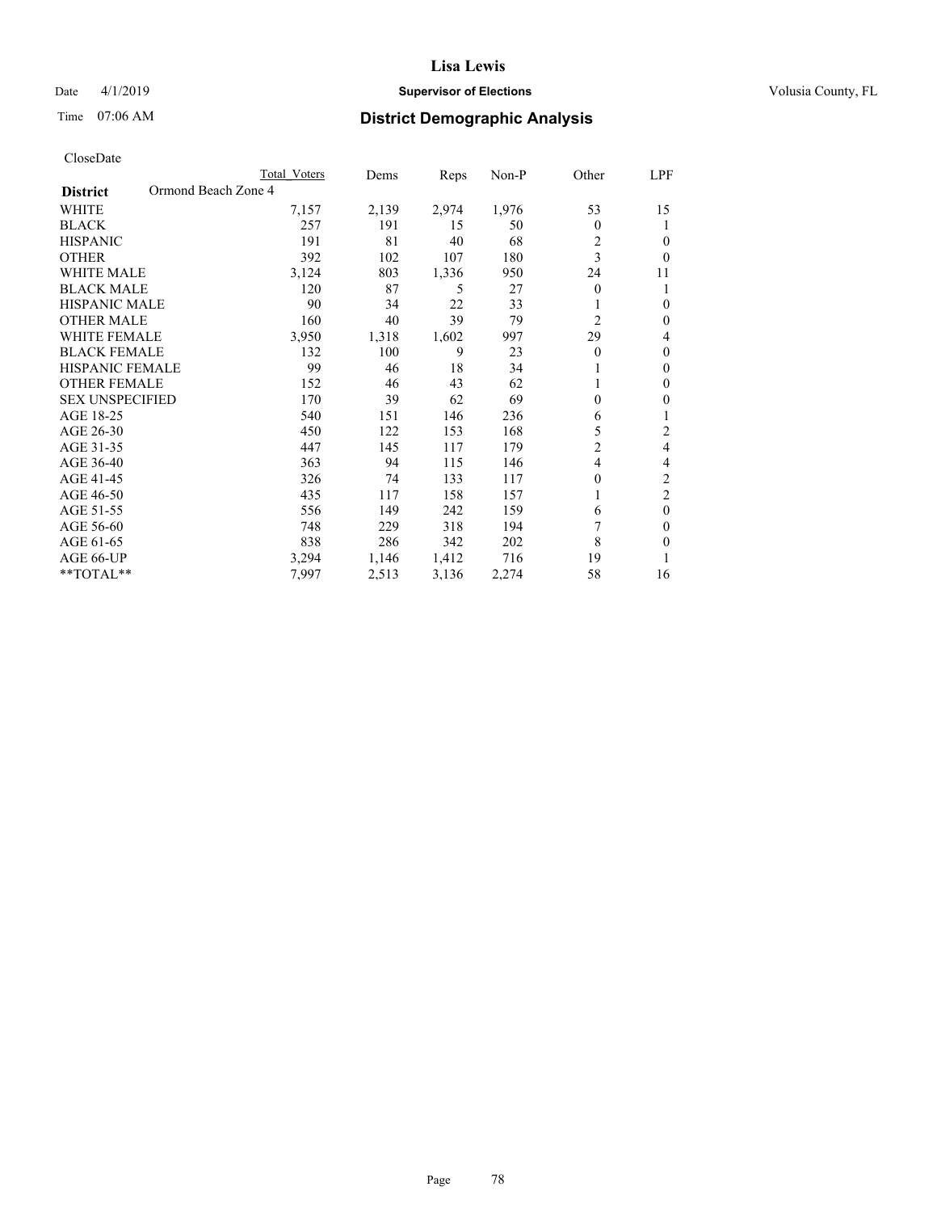**Lisa Lewis**

Date 4/1/2019 **Supervisor of Elections** Volusia County, FL

Time 07:06 AM

## District Demographic Analysis

CloseDate

| District | Ormond Beach Zone 4 | Total Voters | Dems | Reps | Non-P | Other | LPF |
|---|---|---|---|---|---|---|---|
| WHITE | | 7,157 | 2,139 | 2,974 | 1,976 | 53 | 15 |
| BLACK | | 257 | 191 | 15 | 50 | 0 | 1 |
| HISPANIC | | 191 | 81 | 40 | 68 | 2 | 0 |
| OTHER | | 392 | 102 | 107 | 180 | 3 | 0 |
| WHITE MALE | | 3,124 | 803 | 1,336 | 950 | 24 | 11 |
| BLACK MALE | | 120 | 87 | 5 | 27 | 0 | 1 |
| HISPANIC MALE | | 90 | 34 | 22 | 33 | 1 | 0 |
| OTHER MALE | | 160 | 40 | 39 | 79 | 2 | 0 |
| WHITE FEMALE | | 3,950 | 1,318 | 1,602 | 997 | 29 | 4 |
| BLACK FEMALE | | 132 | 100 | 9 | 23 | 0 | 0 |
| HISPANIC FEMALE | | 99 | 46 | 18 | 34 | 1 | 0 |
| OTHER FEMALE | | 152 | 46 | 43 | 62 | 1 | 0 |
| SEX UNSPECIFIED | | 170 | 39 | 62 | 69 | 0 | 0 |
| AGE 18-25 | | 540 | 151 | 146 | 236 | 6 | 1 |
| AGE 26-30 | | 450 | 122 | 153 | 168 | 5 | 2 |
| AGE 31-35 | | 447 | 145 | 117 | 179 | 2 | 4 |
| AGE 36-40 | | 363 | 94 | 115 | 146 | 4 | 4 |
| AGE 41-45 | | 326 | 74 | 133 | 117 | 0 | 2 |
| AGE 46-50 | | 435 | 117 | 158 | 157 | 1 | 2 |
| AGE 51-55 | | 556 | 149 | 242 | 159 | 6 | 0 |
| AGE 56-60 | | 748 | 229 | 318 | 194 | 7 | 0 |
| AGE 61-65 | | 838 | 286 | 342 | 202 | 8 | 0 |
| AGE 66-UP | | 3,294 | 1,146 | 1,412 | 716 | 19 | 1 |
| **TOTAL** | | 7,997 | 2,513 | 3,136 | 2,274 | 58 | 16 |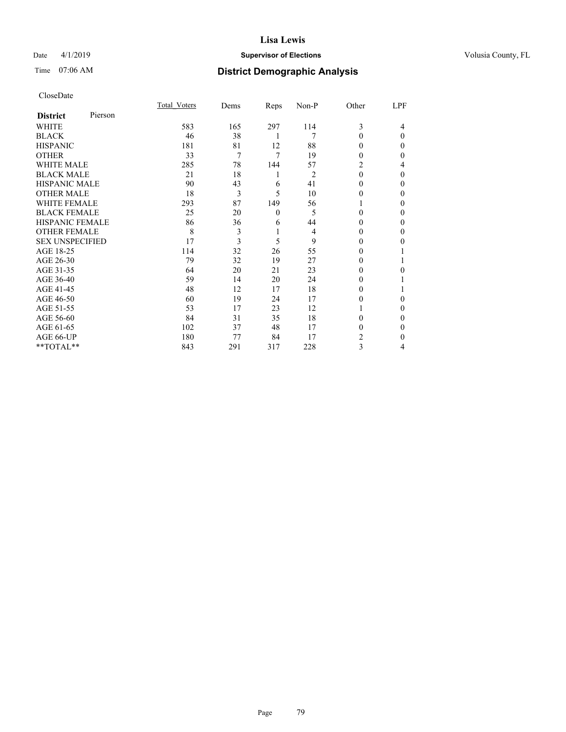# Lisa Lewis

Date 4/1/2019 **Supervisor of Elections** Volusia County, FL

Time 07:06 AM **District Demographic Analysis**

CloseDate

| **District** Pierson | Total_Voters | Dems | Reps | Non-P | Other | LPF |
|---|---|---|---|---|---|---|
| WHITE | 583 | 165 | 297 | 114 | 3 | 4 |
| BLACK | 46 | 38 | 1 | 7 | 0 | 0 |
| HISPANIC | 181 | 81 | 12 | 88 | 0 | 0 |
| OTHER | 33 | 7 | 7 | 19 | 0 | 0 |
| WHITE MALE | 285 | 78 | 144 | 57 | 2 | 4 |
| BLACK MALE | 21 | 18 | 1 | 2 | 0 | 0 |
| HISPANIC MALE | 90 | 43 | 6 | 41 | 0 | 0 |
| OTHER MALE | 18 | 3 | 5 | 10 | 0 | 0 |
| WHITE FEMALE | 293 | 87 | 149 | 56 | 1 | 0 |
| BLACK FEMALE | 25 | 20 | 0 | 5 | 0 | 0 |
| HISPANIC FEMALE | 86 | 36 | 6 | 44 | 0 | 0 |
| OTHER FEMALE | 8 | 3 | 1 | 4 | 0 | 0 |
| SEX UNSPECIFIED | 17 | 3 | 5 | 9 | 0 | 0 |
| AGE 18-25 | 114 | 32 | 26 | 55 | 0 | 1 |
| AGE 26-30 | 79 | 32 | 19 | 27 | 0 | 1 |
| AGE 31-35 | 64 | 20 | 21 | 23 | 0 | 0 |
| AGE 36-40 | 59 | 14 | 20 | 24 | 0 | 1 |
| AGE 41-45 | 48 | 12 | 17 | 18 | 0 | 1 |
| AGE 46-50 | 60 | 19 | 24 | 17 | 0 | 0 |
| AGE 51-55 | 53 | 17 | 23 | 12 | 1 | 0 |
| AGE 56-60 | 84 | 31 | 35 | 18 | 0 | 0 |
| AGE 61-65 | 102 | 37 | 48 | 17 | 0 | 0 |
| AGE 66-UP | 180 | 77 | 84 | 17 | 2 | 0 |
| **TOTAL** | 843 | 291 | 317 | 228 | 3 | 4 |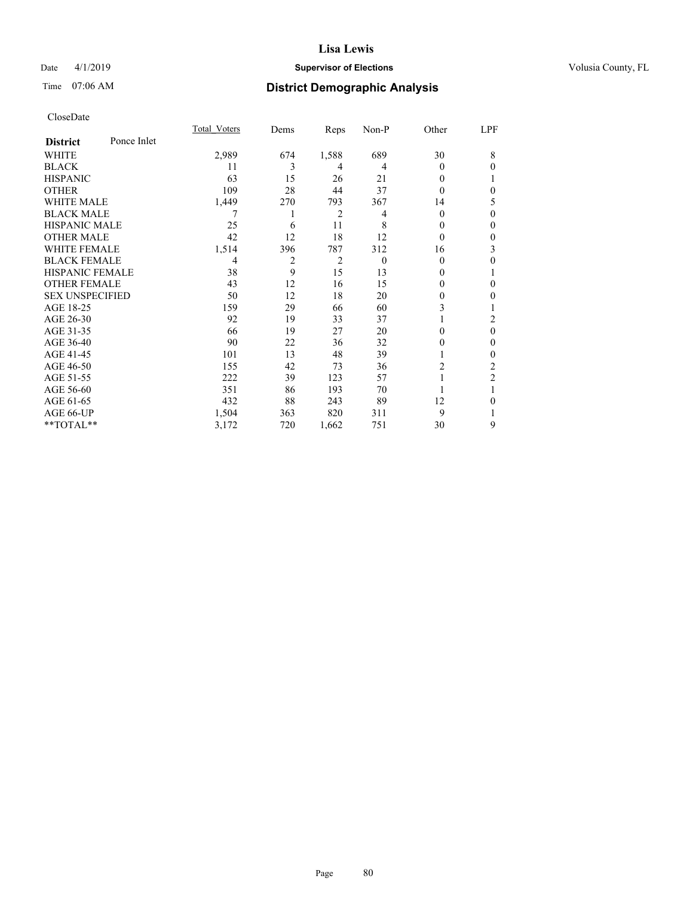**Lisa Lewis**

Date 4/1/2019 **Supervisor of Elections** Volusia County, FL

Time 07:06 AM

## District Demographic Analysis

CloseDate

| District: Ponce Inlet | Total_Voters | Dems | Reps | Non-P | Other | LPF |
|---|---|---|---|---|---|---|
| WHITE | 2,989 | 674 | 1,588 | 689 | 30 | 8 |
| BLACK | 11 | 3 | 4 | 4 | 0 | 0 |
| HISPANIC | 63 | 15 | 26 | 21 | 0 | 1 |
| OTHER | 109 | 28 | 44 | 37 | 0 | 0 |
| WHITE MALE | 1,449 | 270 | 793 | 367 | 14 | 5 |
| BLACK MALE | 7 | 1 | 2 | 4 | 0 | 0 |
| HISPANIC MALE | 25 | 6 | 11 | 8 | 0 | 0 |
| OTHER MALE | 42 | 12 | 18 | 12 | 0 | 0 |
| WHITE FEMALE | 1,514 | 396 | 787 | 312 | 16 | 3 |
| BLACK FEMALE | 4 | 2 | 2 | 0 | 0 | 0 |
| HISPANIC FEMALE | 38 | 9 | 15 | 13 | 0 | 1 |
| OTHER FEMALE | 43 | 12 | 16 | 15 | 0 | 0 |
| SEX UNSPECIFIED | 50 | 12 | 18 | 20 | 0 | 0 |
| AGE 18-25 | 159 | 29 | 66 | 60 | 3 | 1 |
| AGE 26-30 | 92 | 19 | 33 | 37 | 1 | 2 |
| AGE 31-35 | 66 | 19 | 27 | 20 | 0 | 0 |
| AGE 36-40 | 90 | 22 | 36 | 32 | 0 | 0 |
| AGE 41-45 | 101 | 13 | 48 | 39 | 1 | 0 |
| AGE 46-50 | 155 | 42 | 73 | 36 | 2 | 2 |
| AGE 51-55 | 222 | 39 | 123 | 57 | 1 | 2 |
| AGE 56-60 | 351 | 86 | 193 | 70 | 1 | 1 |
| AGE 61-65 | 432 | 88 | 243 | 89 | 12 | 0 |
| AGE 66-UP | 1,504 | 363 | 820 | 311 | 9 | 1 |
| **TOTAL** | 3,172 | 720 | 1,662 | 751 | 30 | 9 |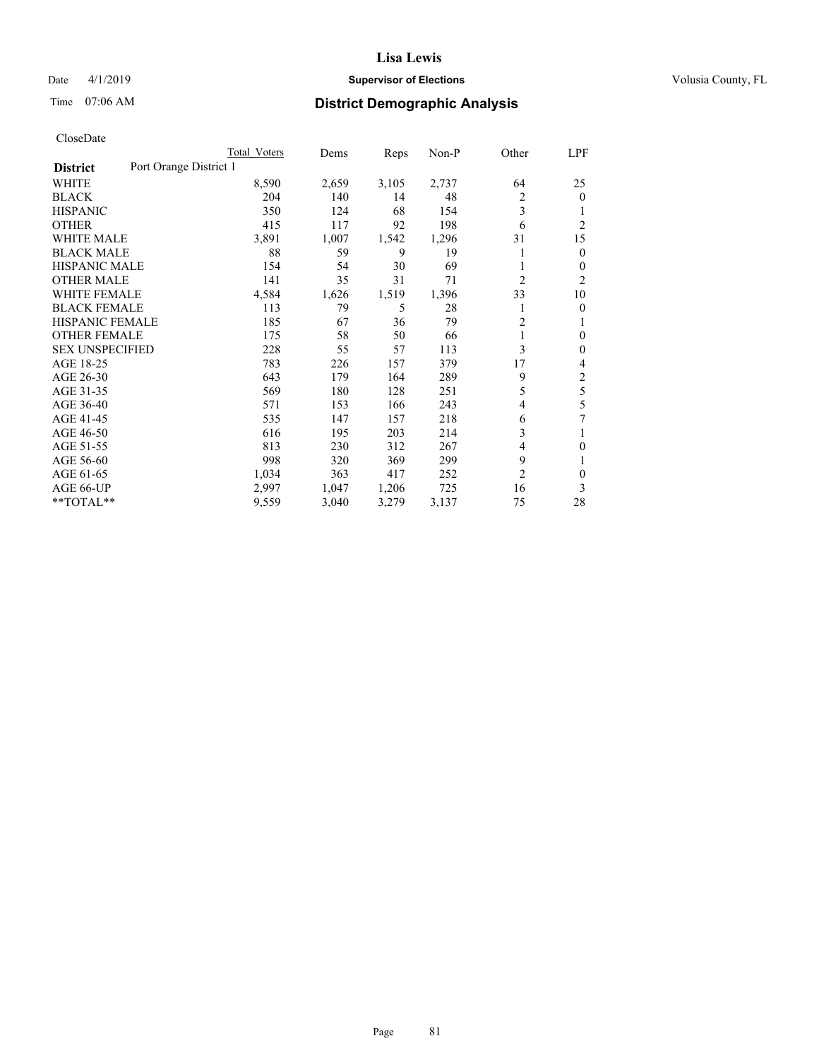# Lisa Lewis

**Supervisor of Elections**

Date 4/1/2019

Time 07:06 AM

Volusia County, FL

## District Demographic Analysis

CloseDate

| | Total Voters | Dems | Reps | Non-P | Other | LPF |
|---|---|---|---|---|---|---|
| **District** Port Orange District 1 | | | | | | |
| WHITE | 8,590 | 2,659 | 3,105 | 2,737 | 64 | 25 |
| BLACK | 204 | 140 | 14 | 48 | 2 | 0 |
| HISPANIC | 350 | 124 | 68 | 154 | 3 | 1 |
| OTHER | 415 | 117 | 92 | 198 | 6 | 2 |
| WHITE MALE | 3,891 | 1,007 | 1,542 | 1,296 | 31 | 15 |
| BLACK MALE | 88 | 59 | 9 | 19 | 1 | 0 |
| HISPANIC MALE | 154 | 54 | 30 | 69 | 1 | 0 |
| OTHER MALE | 141 | 35 | 31 | 71 | 2 | 2 |
| WHITE FEMALE | 4,584 | 1,626 | 1,519 | 1,396 | 33 | 10 |
| BLACK FEMALE | 113 | 79 | 5 | 28 | 1 | 0 |
| HISPANIC FEMALE | 185 | 67 | 36 | 79 | 2 | 1 |
| OTHER FEMALE | 175 | 58 | 50 | 66 | 1 | 0 |
| SEX UNSPECIFIED | 228 | 55 | 57 | 113 | 3 | 0 |
| AGE 18-25 | 783 | 226 | 157 | 379 | 17 | 4 |
| AGE 26-30 | 643 | 179 | 164 | 289 | 9 | 2 |
| AGE 31-35 | 569 | 180 | 128 | 251 | 5 | 5 |
| AGE 36-40 | 571 | 153 | 166 | 243 | 4 | 5 |
| AGE 41-45 | 535 | 147 | 157 | 218 | 6 | 7 |
| AGE 46-50 | 616 | 195 | 203 | 214 | 3 | 1 |
| AGE 51-55 | 813 | 230 | 312 | 267 | 4 | 0 |
| AGE 56-60 | 998 | 320 | 369 | 299 | 9 | 1 |
| AGE 61-65 | 1,034 | 363 | 417 | 252 | 2 | 0 |
| AGE 66-UP | 2,997 | 1,047 | 1,206 | 725 | 16 | 3 |
| **TOTAL** | 9,559 | 3,040 | 3,279 | 3,137 | 75 | 28 |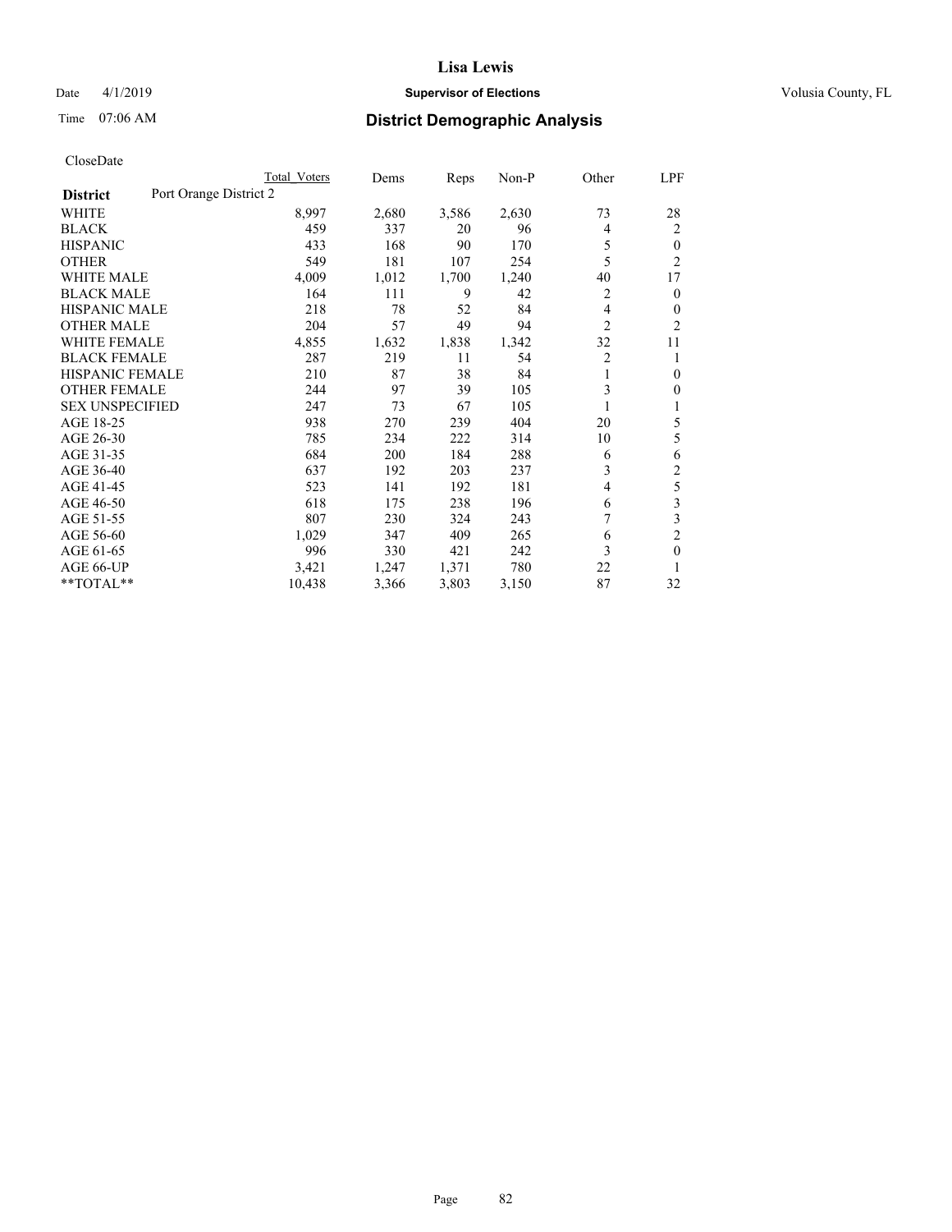# Lisa Lewis

Date 4/1/2019 **Supervisor of Elections** Volusia County, FL

Time 07:06 AM **District Demographic Analysis**

CloseDate

| | Total Voters | Dems | Reps | Non-P | Other | LPF |
|---|---|---|---|---|---|---|
| **District** Port Orange District 2 | | | | | | |
| WHITE | 8,997 | 2,680 | 3,586 | 2,630 | 73 | 28 |
| BLACK | 459 | 337 | 20 | 96 | 4 | 2 |
| HISPANIC | 433 | 168 | 90 | 170 | 5 | 0 |
| OTHER | 549 | 181 | 107 | 254 | 5 | 2 |
| WHITE MALE | 4,009 | 1,012 | 1,700 | 1,240 | 40 | 17 |
| BLACK MALE | 164 | 111 | 9 | 42 | 2 | 0 |
| HISPANIC MALE | 218 | 78 | 52 | 84 | 4 | 0 |
| OTHER MALE | 204 | 57 | 49 | 94 | 2 | 2 |
| WHITE FEMALE | 4,855 | 1,632 | 1,838 | 1,342 | 32 | 11 |
| BLACK FEMALE | 287 | 219 | 11 | 54 | 2 | 1 |
| HISPANIC FEMALE | 210 | 87 | 38 | 84 | 1 | 0 |
| OTHER FEMALE | 244 | 97 | 39 | 105 | 3 | 0 |
| SEX UNSPECIFIED | 247 | 73 | 67 | 105 | 1 | 1 |
| AGE 18-25 | 938 | 270 | 239 | 404 | 20 | 5 |
| AGE 26-30 | 785 | 234 | 222 | 314 | 10 | 5 |
| AGE 31-35 | 684 | 200 | 184 | 288 | 6 | 6 |
| AGE 36-40 | 637 | 192 | 203 | 237 | 3 | 2 |
| AGE 41-45 | 523 | 141 | 192 | 181 | 4 | 5 |
| AGE 46-50 | 618 | 175 | 238 | 196 | 6 | 3 |
| AGE 51-55 | 807 | 230 | 324 | 243 | 7 | 3 |
| AGE 56-60 | 1,029 | 347 | 409 | 265 | 6 | 2 |
| AGE 61-65 | 996 | 330 | 421 | 242 | 3 | 0 |
| AGE 66-UP | 3,421 | 1,247 | 1,371 | 780 | 22 | 1 |
| **TOTAL** | 10,438 | 3,366 | 3,803 | 3,150 | 87 | 32 |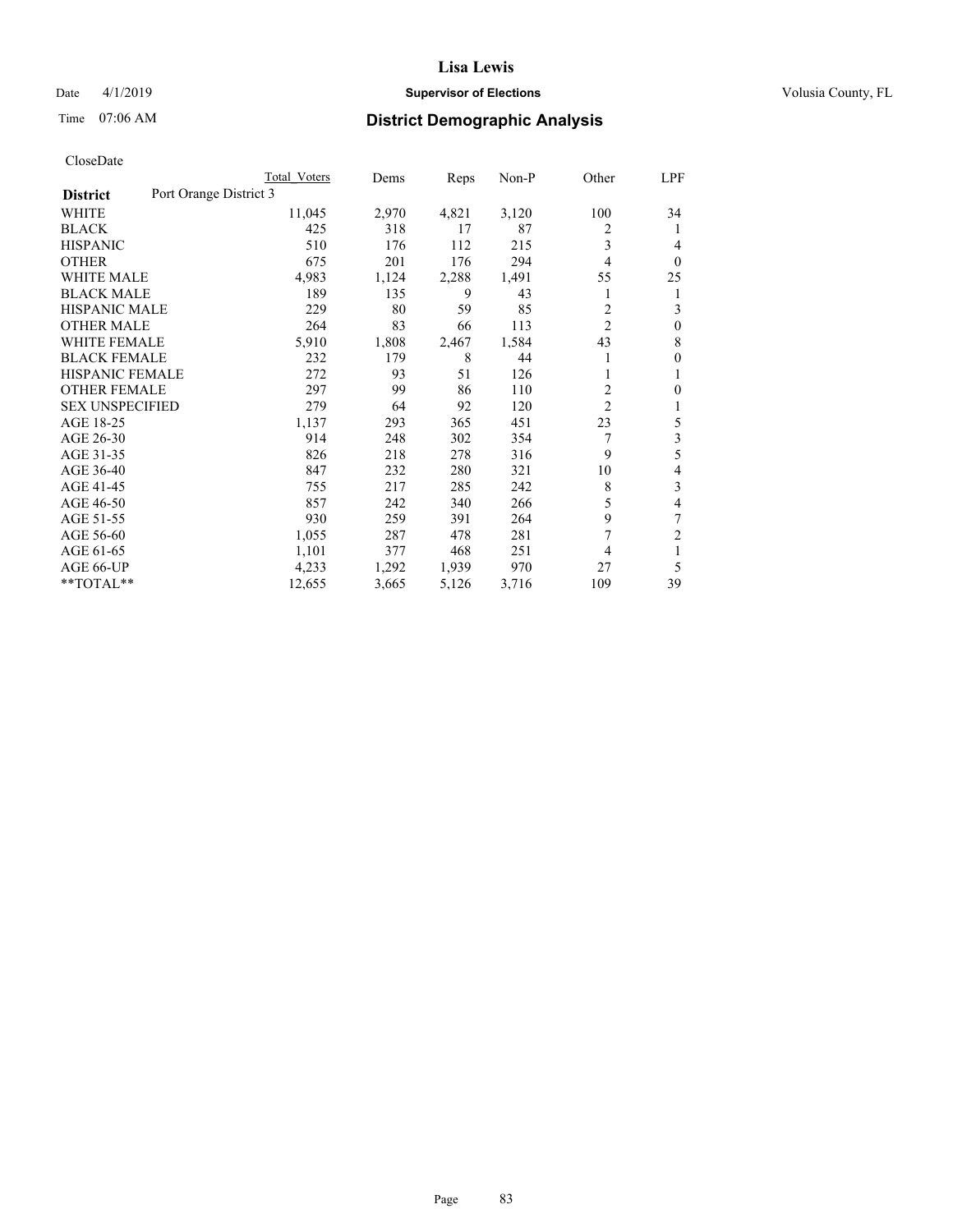Lisa Lewis

Date 4/1/2019 **Supervisor of Elections** Volusia County, FL

Time 07:06 AM

## District Demographic Analysis

CloseDate

| | Total Voters | Dems | Reps | Non-P | Other | LPF |
|---|---|---|---|---|---|---|
| **District** Port Orange District 3 | | | | | | |
| WHITE | 11,045 | 2,970 | 4,821 | 3,120 | 100 | 34 |
| BLACK | 425 | 318 | 17 | 87 | 2 | 1 |
| HISPANIC | 510 | 176 | 112 | 215 | 3 | 4 |
| OTHER | 675 | 201 | 176 | 294 | 4 | 0 |
| WHITE MALE | 4,983 | 1,124 | 2,288 | 1,491 | 55 | 25 |
| BLACK MALE | 189 | 135 | 9 | 43 | 1 | 1 |
| HISPANIC MALE | 229 | 80 | 59 | 85 | 2 | 3 |
| OTHER MALE | 264 | 83 | 66 | 113 | 2 | 0 |
| WHITE FEMALE | 5,910 | 1,808 | 2,467 | 1,584 | 43 | 8 |
| BLACK FEMALE | 232 | 179 | 8 | 44 | 1 | 0 |
| HISPANIC FEMALE | 272 | 93 | 51 | 126 | 1 | 1 |
| OTHER FEMALE | 297 | 99 | 86 | 110 | 2 | 0 |
| SEX UNSPECIFIED | 279 | 64 | 92 | 120 | 2 | 1 |
| AGE 18-25 | 1,137 | 293 | 365 | 451 | 23 | 5 |
| AGE 26-30 | 914 | 248 | 302 | 354 | 7 | 3 |
| AGE 31-35 | 826 | 218 | 278 | 316 | 9 | 5 |
| AGE 36-40 | 847 | 232 | 280 | 321 | 10 | 4 |
| AGE 41-45 | 755 | 217 | 285 | 242 | 8 | 3 |
| AGE 46-50 | 857 | 242 | 340 | 266 | 5 | 4 |
| AGE 51-55 | 930 | 259 | 391 | 264 | 9 | 7 |
| AGE 56-60 | 1,055 | 287 | 478 | 281 | 7 | 2 |
| AGE 61-65 | 1,101 | 377 | 468 | 251 | 4 | 1 |
| AGE 66-UP | 4,233 | 1,292 | 1,939 | 970 | 27 | 5 |
| **TOTAL** | 12,655 | 3,665 | 5,126 | 3,716 | 109 | 39 |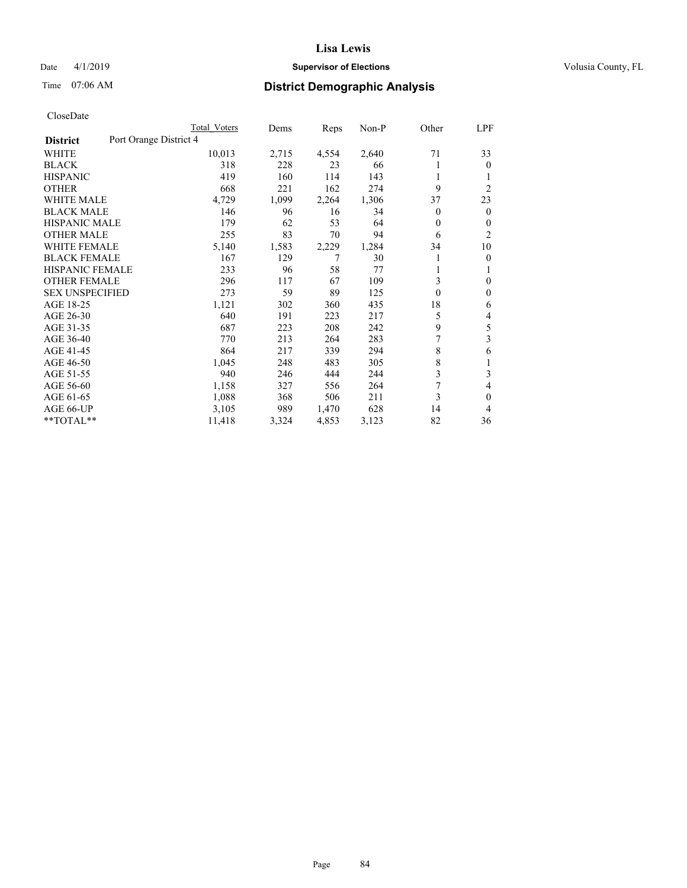**Lisa Lewis**

Date 4/1/2019 **Supervisor of Elections** Volusia County, FL

Time 07:06 AM **District Demographic Analysis**

CloseDate

| **District** Port Orange District 4 | Total Voters | Dems | Reps | Non-P | Other | LPF |
|---|---|---|---|---|---|---|
| WHITE | 10,013 | 2,715 | 4,554 | 2,640 | 71 | 33 |
| BLACK | 318 | 228 | 23 | 66 | 1 | 0 |
| HISPANIC | 419 | 160 | 114 | 143 | 1 | 1 |
| OTHER | 668 | 221 | 162 | 274 | 9 | 2 |
| WHITE MALE | 4,729 | 1,099 | 2,264 | 1,306 | 37 | 23 |
| BLACK MALE | 146 | 96 | 16 | 34 | 0 | 0 |
| HISPANIC MALE | 179 | 62 | 53 | 64 | 0 | 0 |
| OTHER MALE | 255 | 83 | 70 | 94 | 6 | 2 |
| WHITE FEMALE | 5,140 | 1,583 | 2,229 | 1,284 | 34 | 10 |
| BLACK FEMALE | 167 | 129 | 7 | 30 | 1 | 0 |
| HISPANIC FEMALE | 233 | 96 | 58 | 77 | 1 | 1 |
| OTHER FEMALE | 296 | 117 | 67 | 109 | 3 | 0 |
| SEX UNSPECIFIED | 273 | 59 | 89 | 125 | 0 | 0 |
| AGE 18-25 | 1,121 | 302 | 360 | 435 | 18 | 6 |
| AGE 26-30 | 640 | 191 | 223 | 217 | 5 | 4 |
| AGE 31-35 | 687 | 223 | 208 | 242 | 9 | 5 |
| AGE 36-40 | 770 | 213 | 264 | 283 | 7 | 3 |
| AGE 41-45 | 864 | 217 | 339 | 294 | 8 | 6 |
| AGE 46-50 | 1,045 | 248 | 483 | 305 | 8 | 1 |
| AGE 51-55 | 940 | 246 | 444 | 244 | 3 | 3 |
| AGE 56-60 | 1,158 | 327 | 556 | 264 | 7 | 4 |
| AGE 61-65 | 1,088 | 368 | 506 | 211 | 3 | 0 |
| AGE 66-UP | 3,105 | 989 | 1,470 | 628 | 14 | 4 |
| **TOTAL** | 11,418 | 3,324 | 4,853 | 3,123 | 82 | 36 |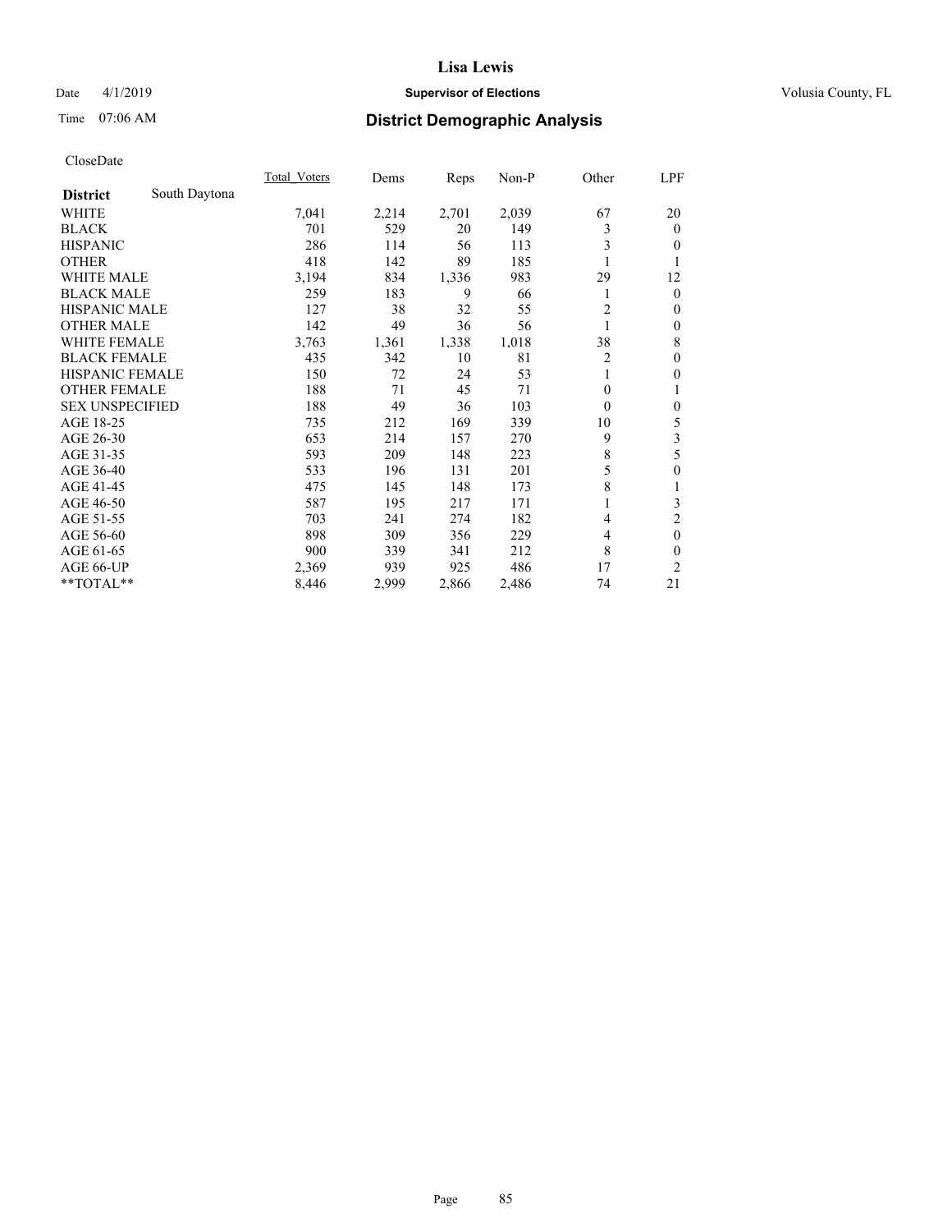**Lisa Lewis**

Date 4/1/2019 **Supervisor of Elections** Volusia County, FL

Time 07:06 AM **District Demographic Analysis**

CloseDate

| District | South Daytona | Total_Voters | Dems | Reps | Non-P | Other | LPF |
|---|---|---|---|---|---|---|---|
| WHITE | | 7,041 | 2,214 | 2,701 | 2,039 | 67 | 20 |
| BLACK | | 701 | 529 | 20 | 149 | 3 | 0 |
| HISPANIC | | 286 | 114 | 56 | 113 | 3 | 0 |
| OTHER | | 418 | 142 | 89 | 185 | 1 | 1 |
| WHITE MALE | | 3,194 | 834 | 1,336 | 983 | 29 | 12 |
| BLACK MALE | | 259 | 183 | 9 | 66 | 1 | 0 |
| HISPANIC MALE | | 127 | 38 | 32 | 55 | 2 | 0 |
| OTHER MALE | | 142 | 49 | 36 | 56 | 1 | 0 |
| WHITE FEMALE | | 3,763 | 1,361 | 1,338 | 1,018 | 38 | 8 |
| BLACK FEMALE | | 435 | 342 | 10 | 81 | 2 | 0 |
| HISPANIC FEMALE | | 150 | 72 | 24 | 53 | 1 | 0 |
| OTHER FEMALE | | 188 | 71 | 45 | 71 | 0 | 1 |
| SEX UNSPECIFIED | | 188 | 49 | 36 | 103 | 0 | 0 |
| AGE 18-25 | | 735 | 212 | 169 | 339 | 10 | 5 |
| AGE 26-30 | | 653 | 214 | 157 | 270 | 9 | 3 |
| AGE 31-35 | | 593 | 209 | 148 | 223 | 8 | 5 |
| AGE 36-40 | | 533 | 196 | 131 | 201 | 5 | 0 |
| AGE 41-45 | | 475 | 145 | 148 | 173 | 8 | 1 |
| AGE 46-50 | | 587 | 195 | 217 | 171 | 1 | 3 |
| AGE 51-55 | | 703 | 241 | 274 | 182 | 4 | 2 |
| AGE 56-60 | | 898 | 309 | 356 | 229 | 4 | 0 |
| AGE 61-65 | | 900 | 339 | 341 | 212 | 8 | 0 |
| AGE 66-UP | | 2,369 | 939 | 925 | 486 | 17 | 2 |
| **TOTAL** | | 8,446 | 2,999 | 2,866 | 2,486 | 74 | 21 |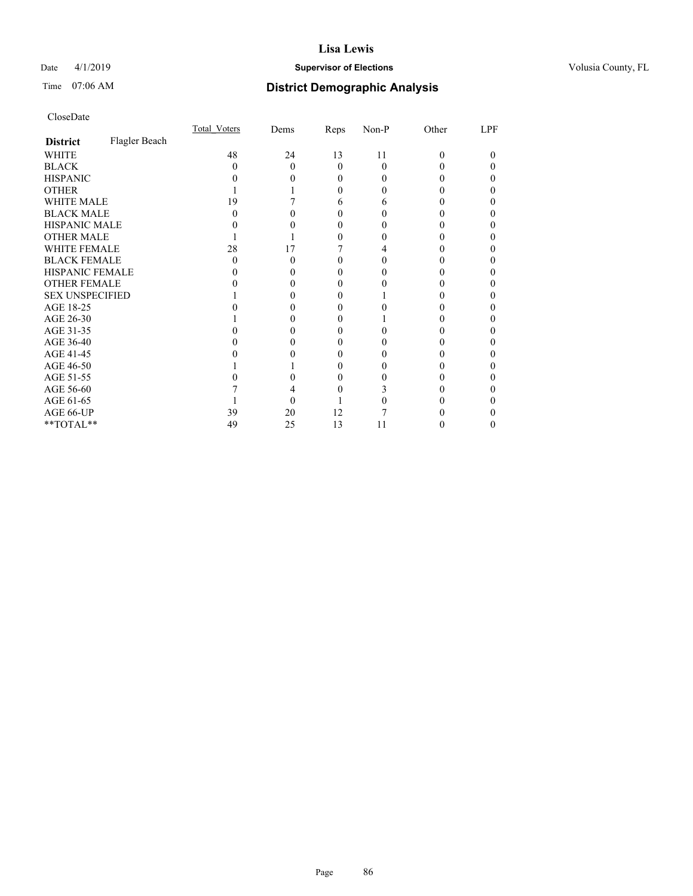Date 4/1/2019

Time 07:06 AM

# Lisa Lewis

**Supervisor of Elections**

Volusia County, FL

## District Demographic Analysis

CloseDate

| **District** Flagler Beach | Total_Voters | Dems | Reps | Non-P | Other | LPF |
|---|---|---|---|---|---|---|
| WHITE | 48 | 24 | 13 | 11 | 0 | 0 |
| BLACK | 0 | 0 | 0 | 0 | 0 | 0 |
| HISPANIC | 0 | 0 | 0 | 0 | 0 | 0 |
| OTHER | 1 | 1 | 0 | 0 | 0 | 0 |
| WHITE MALE | 19 | 7 | 6 | 6 | 0 | 0 |
| BLACK MALE | 0 | 0 | 0 | 0 | 0 | 0 |
| HISPANIC MALE | 0 | 0 | 0 | 0 | 0 | 0 |
| OTHER MALE | 1 | 1 | 0 | 0 | 0 | 0 |
| WHITE FEMALE | 28 | 17 | 7 | 4 | 0 | 0 |
| BLACK FEMALE | 0 | 0 | 0 | 0 | 0 | 0 |
| HISPANIC FEMALE | 0 | 0 | 0 | 0 | 0 | 0 |
| OTHER FEMALE | 0 | 0 | 0 | 0 | 0 | 0 |
| SEX UNSPECIFIED | 1 | 0 | 0 | 1 | 0 | 0 |
| AGE 18-25 | 0 | 0 | 0 | 0 | 0 | 0 |
| AGE 26-30 | 1 | 0 | 0 | 1 | 0 | 0 |
| AGE 31-35 | 0 | 0 | 0 | 0 | 0 | 0 |
| AGE 36-40 | 0 | 0 | 0 | 0 | 0 | 0 |
| AGE 41-45 | 0 | 0 | 0 | 0 | 0 | 0 |
| AGE 46-50 | 1 | 1 | 0 | 0 | 0 | 0 |
| AGE 51-55 | 0 | 0 | 0 | 0 | 0 | 0 |
| AGE 56-60 | 7 | 4 | 0 | 3 | 0 | 0 |
| AGE 61-65 | 1 | 0 | 1 | 0 | 0 | 0 |
| AGE 66-UP | 39 | 20 | 12 | 7 | 0 | 0 |
| **TOTAL** | 49 | 25 | 13 | 11 | 0 | 0 |